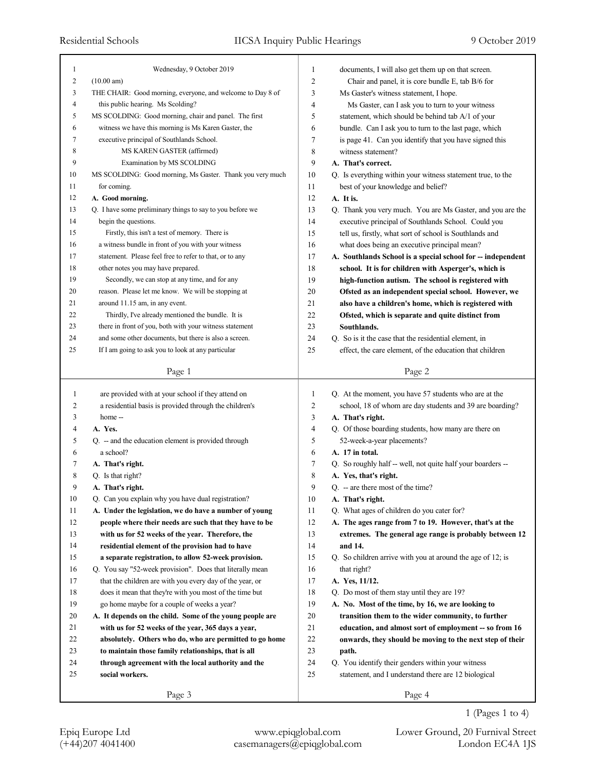Wednesday, 9 October 2019

(10.00 am)

THE CHAIR: Good morning, everyone, and welcome to Day 8 of this public hearing. Ms Scolding?

MS SCOLDING: Good morning, chair and panel. The first witness we have this morning is Ms Karen Gaster, the executive principal of Southlands School.

MS KAREN GASTER (affirmed)

Examination by MS SCOLDING

MS SCOLDING: Good morning, Ms Gaster. Thank you very much for coming.

**A. Good morning.**

Q. I have some preliminary things to say to you before we begin the questions.

Firstly, this isn't a test of memory. There is a witness bundle in front of you with your witness statement. Please feel free to refer to that, or to any other notes you may have prepared.

Secondly, we can stop at any time, and for any reason. Please let me know. We will be stopping at around 11.15 am, in any event.

Thirdly, I've already mentioned the bundle. It is there in front of you, both with your witness statement and some other documents, but there is also a screen. If I am going to ask you to look at any particular documents, I will also get them up on that screen.

Chair and panel, it is core bundle E, tab B/6 for Ms Gaster's witness statement, I hope.

Ms Gaster, can I ask you to turn to your witness statement, which should be behind tab A/1 of your bundle. Can I ask you to turn to the last page, which is page 41. Can you identify that you have signed this witness statement?

**A. That's correct.**

Q. Is everything within your witness statement true, to the best of your knowledge and belief?

**A. It is.**

Q. Thank you very much. You are Ms Gaster, and you are the executive principal of Southlands School. Could you tell us, firstly, what sort of school is Southlands and what does being an executive principal mean?

**A. Southlands School is a special school for -- independent school. It is for children with Asperger's, which is high-function autism. The school is registered with Ofsted as an independent special school. However, we also have a children's home, which is registered with Ofsted, which is separate and quite distinct from Southlands.**

Q. So is it the case that the residential element, in effect, the care element, of the education that children are provided with at your school if they attend on a residential basis is provided through the children's home --

**A. Yes.**

Q. -- and the education element is provided through a school?

**A. That's right.**

Q. Is that right?

**A. That's right.**

Q. Can you explain why you have dual registration?

**A. Under the legislation, we do have a number of young people where their needs are such that they have to be with us for 52 weeks of the year. Therefore, the residential element of the provision had to have a separate registration, to allow 52-week provision.**

Q. You say "52-week provision". Does that literally mean that the children are with you every day of the year, or does it mean that they're with you most of the time but go home maybe for a couple of weeks a year?

**A. It depends on the child. Some of the young people are with us for 52 weeks of the year, 365 days a year, absolutely. Others who do, who are permitted to go home to maintain those family relationships, that is all through agreement with the local authority and the social workers.**

Q. At the moment, you have 57 students who are at the school, 18 of whom are day students and 39 are boarding?

**A. That's right.**

Q. Of those boarding students, how many are there on 52-week-a-year placements?

**A. 17 in total.**

Q. So roughly half -- well, not quite half your boarders --

**A. Yes, that's right.**

Q. -- are there most of the time?

**A. That's right.**

Q. What ages of children do you cater for?

**A. The ages range from 7 to 19. However, that's at the extremes. The general age range is probably between 12 and 14.**

Q. So children arrive with you at around the age of 12; is that right?

**A. Yes, 11/12.**

Q. Do most of them stay until they are 19?

**A. No. Most of the time, by 16, we are looking to transition them to the wider community, to further education, and almost sort of employment -- so from 16 onwards, they should be moving to the next step of their path.**

Q. You identify their genders within your witness statement, and I understand there are 12 biological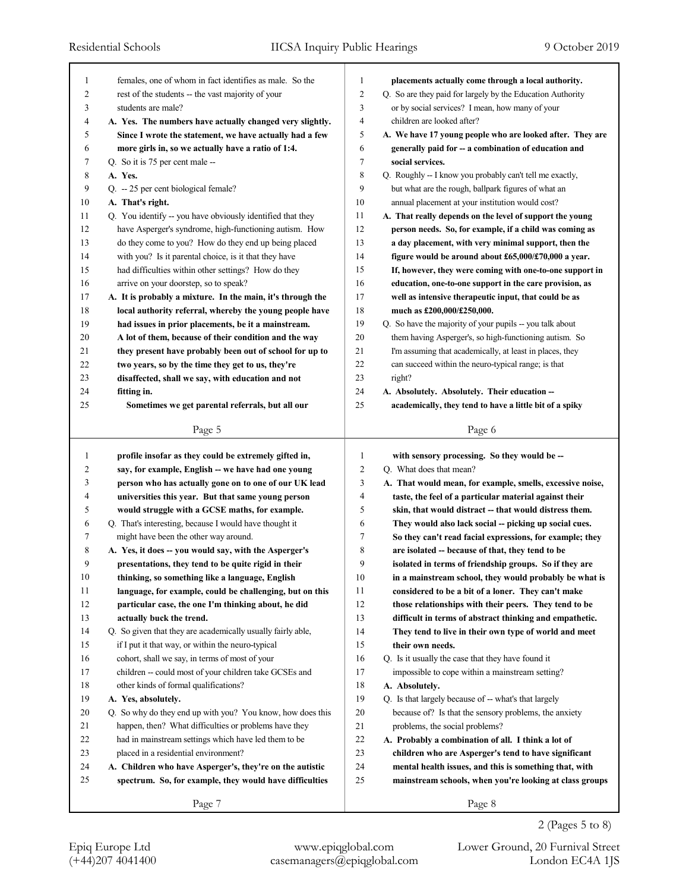females, one of whom in fact identifies as male. So the rest of the students -- the vast majority of your students are male?

**A. Yes. The numbers have actually changed very slightly. Since I wrote the statement, we have actually had a few more girls in, so we actually have a ratio of 1:4.**

Q. So it is 75 per cent male --

**A. Yes.**

Q. -- 25 per cent biological female?

**A. That's right.**

Q. You identify -- you have obviously identified that they have Asperger's syndrome, high-functioning autism. How do they come to you? How do they end up being placed with you? Is it parental choice, is it that they have had difficulties within other settings? How do they arrive on your doorstep, so to speak?

**A. It is probably a mixture. In the main, it's through the local authority referral, whereby the young people have had issues in prior placements, be it a mainstream. A lot of them, because of their condition and the way they present have probably been out of school for up to two years, so by the time they get to us, they're disaffected, shall we say, with education and not fitting in.**

**Sometimes we get parental referrals, but all our placements actually come through a local authority.**

Q. So are they paid for largely by the Education Authority or by social services? I mean, how many of your children are looked after?

**A. We have 17 young people who are looked after. They are generally paid for -- a combination of education and social services.**

Q. Roughly -- I know you probably can't tell me exactly, but what are the rough, ballpark figures of what an annual placement at your institution would cost?

**A. That really depends on the level of support the young person needs. So, for example, if a child was coming as a day placement, with very minimal support, then the figure would be around about £65,000/£70,000 a year. If, however, they were coming with one-to-one support in education, one-to-one support in the care provision, as well as intensive therapeutic input, that could be as much as £200,000/£250,000.**

Q. So have the majority of your pupils -- you talk about them having Asperger's, so high-functioning autism. So I'm assuming that academically, at least in places, they can succeed within the neuro-typical range; is that right?

**A. Absolutely. Absolutely. Their education -- academically, they tend to have a little bit of a spiky profile insofar as they could be extremely gifted in, say, for example, English -- we have had one young person who has actually gone on to one of our UK lead universities this year. But that same young person would struggle with a GCSE maths, for example.**

Q. That's interesting, because I would have thought it might have been the other way around.

**A. Yes, it does -- you would say, with the Asperger's presentations, they tend to be quite rigid in their thinking, so something like a language, English language, for example, could be challenging, but on this particular case, the one I'm thinking about, he did actually buck the trend.**

Q. So given that they are academically usually fairly able, if I put it that way, or within the neuro-typical cohort, shall we say, in terms of most of your children -- could most of your children take GCSEs and other kinds of formal qualifications?

**A. Yes, absolutely.**

Q. So why do they end up with you? You know, how does this happen, then? What difficulties or problems have they had in mainstream settings which have led them to be placed in a residential environment?

**A. Children who have Asperger's, they're on the autistic spectrum. So, for example, they would have difficulties with sensory processing. So they would be --**

Q. What does that mean?

**A. That would mean, for example, smells, excessive noise, taste, the feel of a particular material against their skin, that would distract -- that would distress them. They would also lack social -- picking up social cues. So they can't read facial expressions, for example; they are isolated -- because of that, they tend to be isolated in terms of friendship groups. So if they are in a mainstream school, they would probably be what is considered to be a bit of a loner. They can't make those relationships with their peers. They tend to be difficult in terms of abstract thinking and empathetic. They tend to live in their own type of world and meet their own needs.**

Q. Is it usually the case that they have found it impossible to cope within a mainstream setting?

**A. Absolutely.**

Q. Is that largely because of -- what's that largely because of? Is that the sensory problems, the anxiety problems, the social problems?

**A. Probably a combination of all. I think a lot of children who are Asperger's tend to have significant mental health issues, and this is something that, with mainstream schools, when you're looking at class groups**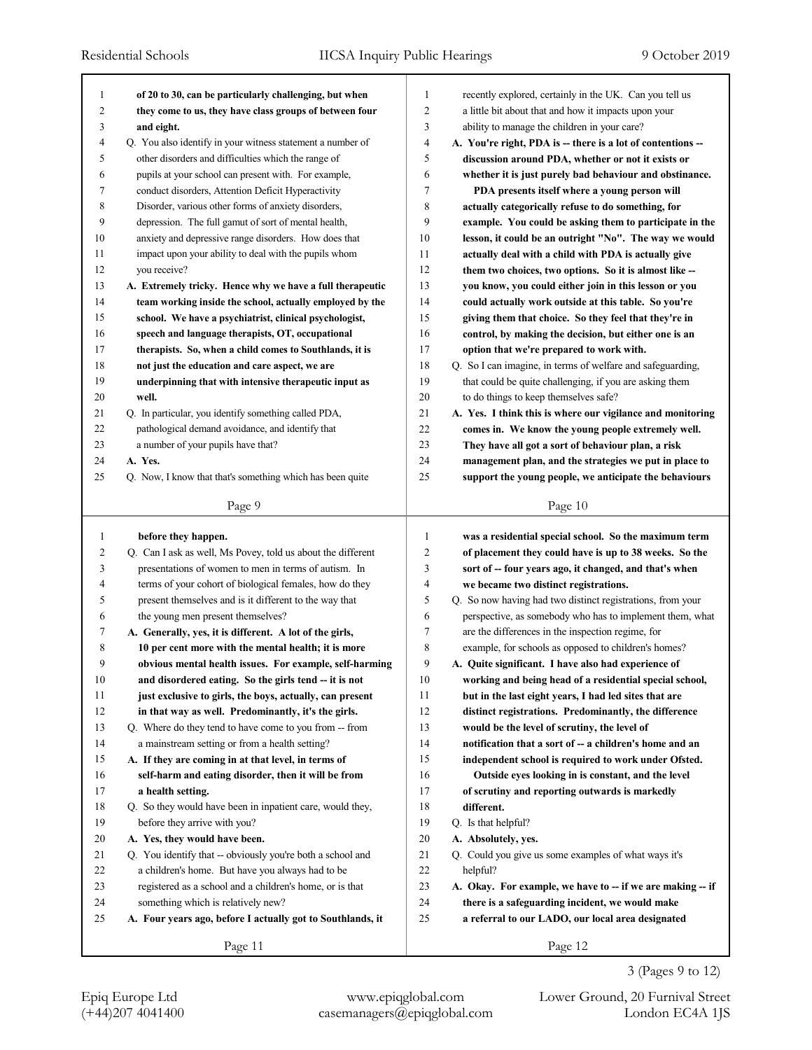**of 20 to 30, can be particularly challenging, but when they come to us, they have class groups of between four and eight.**

Q. You also identify in your witness statement a number of other disorders and difficulties which the range of pupils at your school can present with. For example, conduct disorders, Attention Deficit Hyperactivity Disorder, various other forms of anxiety disorders, depression. The full gamut of sort of mental health, anxiety and depressive range disorders. How does that impact upon your ability to deal with the pupils whom you receive?

**A. Extremely tricky. Hence why we have a full therapeutic team working inside the school, actually employed by the school. We have a psychiatrist, clinical psychologist, speech and language therapists, OT, occupational therapists. So, when a child comes to Southlands, it is not just the education and care aspect, we are underpinning that with intensive therapeutic input as well.**

Q. In particular, you identify something called PDA, pathological demand avoidance, and identify that a number of your pupils have that?

**A. Yes.**

Q. Now, I know that that's something which has been quite recently explored, certainly in the UK. Can you tell us a little bit about that and how it impacts upon your ability to manage the children in your care?

**A. You're right, PDA is -- there is a lot of contentions -- discussion around PDA, whether or not it exists or whether it is just purely bad behaviour and obstinance.**

**PDA presents itself where a young person will actually categorically refuse to do something, for example. You could be asking them to participate in the lesson, it could be an outright "No". The way we would actually deal with a child with PDA is actually give them two choices, two options. So it is almost like -- you know, you could either join in this lesson or you could actually work outside at this table. So you're giving them that choice. So they feel that they're in control, by making the decision, but either one is an option that we're prepared to work with.**

Q. So I can imagine, in terms of welfare and safeguarding, that could be quite challenging, if you are asking them to do things to keep themselves safe?

**A. Yes. I think this is where our vigilance and monitoring comes in. We know the young people extremely well. They have all got a sort of behaviour plan, a risk management plan, and the strategies we put in place to support the young people, we anticipate the behaviours before they happen.**

Q. Can I ask as well, Ms Povey, told us about the different presentations of women to men in terms of autism. In terms of your cohort of biological females, how do they present themselves and is it different to the way that the young men present themselves?

**A. Generally, yes, it is different. A lot of the girls, 10 per cent more with the mental health; it is more obvious mental health issues. For example, self-harming and disordered eating. So the girls tend -- it is not just exclusive to girls, the boys, actually, can present in that way as well. Predominantly, it's the girls.**

Q. Where do they tend to have come to you from -- from a mainstream setting or from a health setting?

**A. If they are coming in at that level, in terms of self-harm and eating disorder, then it will be from a health setting.**

Q. So they would have been in inpatient care, would they, before they arrive with you?

**A. Yes, they would have been.**

Q. You identify that -- obviously you're both a school and a children's home. But have you always had to be registered as a school and a children's home, or is that something which is relatively new?

**A. Four years ago, before I actually got to Southlands, it was a residential special school. So the maximum term of placement they could have is up to 38 weeks. So the sort of -- four years ago, it changed, and that's when we became two distinct registrations.**

Q. So now having had two distinct registrations, from your perspective, as somebody who has to implement them, what are the differences in the inspection regime, for example, for schools as opposed to children's homes?

**A. Quite significant. I have also had experience of working and being head of a residential special school, but in the last eight years, I had led sites that are distinct registrations. Predominantly, the difference would be the level of scrutiny, the level of notification that a sort of -- a children's home and an independent school is required to work under Ofsted.**

**Outside eyes looking in is constant, and the level of scrutiny and reporting outwards is markedly different.**

Q. Is that helpful?

**A. Absolutely, yes.**

Q. Could you give us some examples of what ways it's helpful?

**A. Okay. For example, we have to -- if we are making -- if there is a safeguarding incident, we would make a referral to our LADO, our local area designated**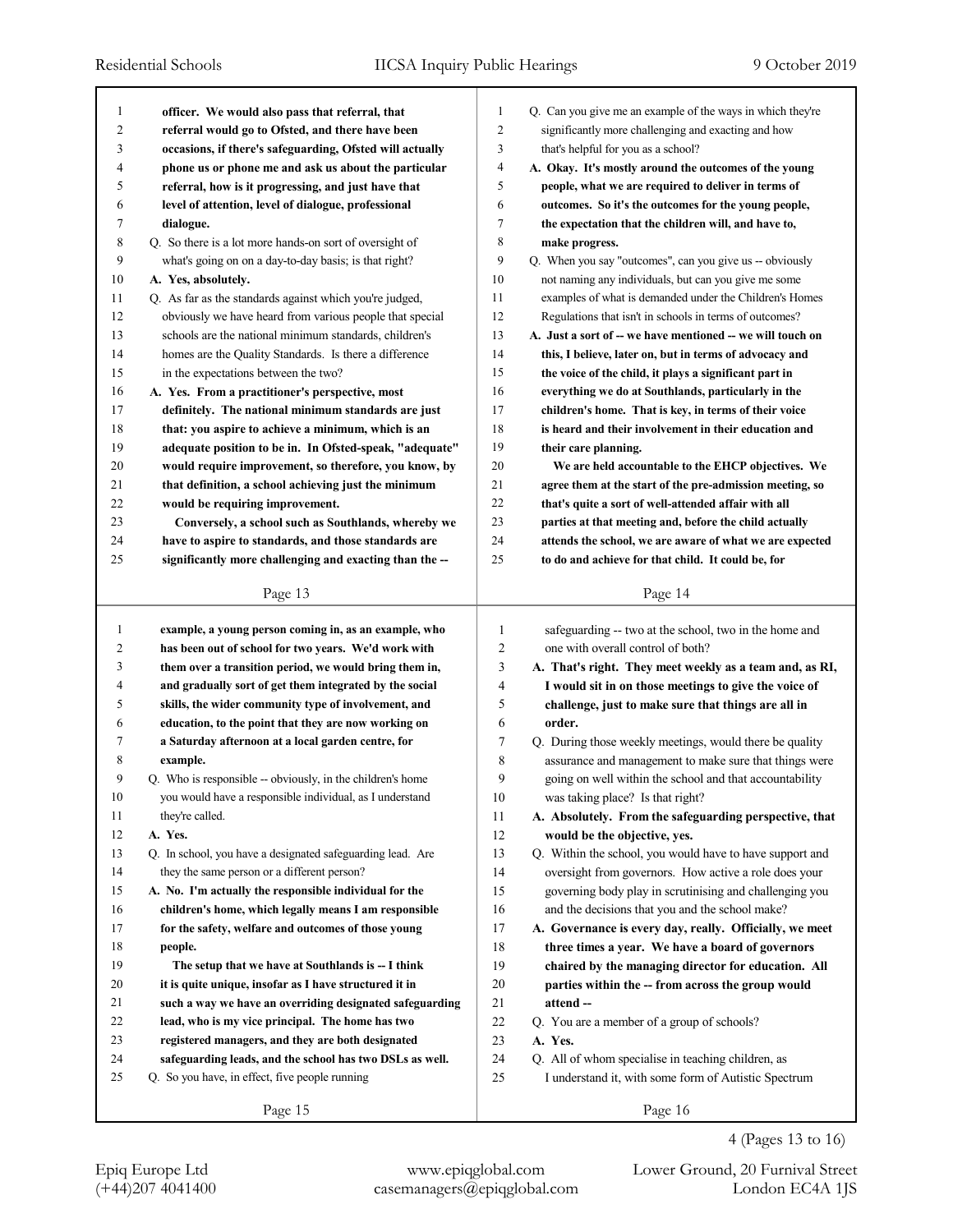officer. We would also pass that referral, that referral would go to Ofsted, and there have been occasions, if there's safeguarding, Ofsted will actually phone us or phone me and ask us about the particular referral, how is it progressing, and just have that level of attention, level of dialogue, professional dialogue.

Q. So there is a lot more hands-on sort of oversight of what's going on on a day-to-day basis; is that right?

**A. Yes, absolutely.**

Q. As far as the standards against which you're judged, obviously we have heard from various people that special schools are the national minimum standards, children's homes are the Quality Standards. Is there a difference in the expectations between the two?

**A. Yes. From a practitioner's perspective, most definitely. The national minimum standards are just that: you aspire to achieve a minimum, which is an adequate position to be in. In Ofsted-speak, "adequate" would require improvement, so therefore, you know, by that definition, a school achieving just the minimum would be requiring improvement.**

**Conversely, a school such as Southlands, whereby we have to aspire to standards, and those standards are significantly more challenging and exacting than the --**

Q. Can you give me an example of the ways in which they're significantly more challenging and exacting and how that's helpful for you as a school?

**A. Okay. It's mostly around the outcomes of the young people, what we are required to deliver in terms of outcomes. So it's the outcomes for the young people, the expectation that the children will, and have to, make progress.**

Q. When you say "outcomes", can you give us -- obviously not naming any individuals, but can you give me some examples of what is demanded under the Children's Homes Regulations that isn't in schools in terms of outcomes?

**A. Just a sort of -- we have mentioned -- we will touch on this, I believe, later on, but in terms of advocacy and the voice of the child, it plays a significant part in everything we do at Southlands, particularly in the children's home. That is key, in terms of their voice is heard and their involvement in their education and their care planning.**

**We are held accountable to the EHCP objectives. We agree them at the start of the pre-admission meeting, so that's quite a sort of well-attended affair with all parties at that meeting and, before the child actually attends the school, we are aware of what we are expected to do and achieve for that child. It could be, for example, a young person coming in, as an example, who has been out of school for two years. We'd work with them over a transition period, we would bring them in, and gradually sort of get them integrated by the social skills, the wider community type of involvement, and education, to the point that they are now working on a Saturday afternoon at a local garden centre, for example.**

Q. Who is responsible -- obviously, in the children's home you would have a responsible individual, as I understand they're called.

**A. Yes.**

Q. In school, you have a designated safeguarding lead. Are they the same person or a different person?

**A. No. I'm actually the responsible individual for the children's home, which legally means I am responsible for the safety, welfare and outcomes of those young people.**

**The setup that we have at Southlands is -- I think it is quite unique, insofar as I have structured it in such a way we have an overriding designated safeguarding lead, who is my vice principal. The home has two registered managers, and they are both designated safeguarding leads, and the school has two DSLs as well.**

Q. So you have, in effect, five people running safeguarding -- two at the school, two in the home and one with overall control of both?

**A. That's right. They meet weekly as a team and, as RI, I would sit in on those meetings to give the voice of challenge, just to make sure that things are all in order.**

Q. During those weekly meetings, would there be quality assurance and management to make sure that things were going on well within the school and that accountability was taking place? Is that right?

**A. Absolutely. From the safeguarding perspective, that would be the objective, yes.**

Q. Within the school, you would have to have support and oversight from governors. How active a role does your governing body play in scrutinising and challenging you and the decisions that you and the school make?

**A. Governance is every day, really. Officially, we meet three times a year. We have a board of governors chaired by the managing director for education. All parties within the -- from across the group would attend --**

Q. You are a member of a group of schools?

**A. Yes.**

Q. All of whom specialise in teaching children, as I understand it, with some form of Autistic Spectrum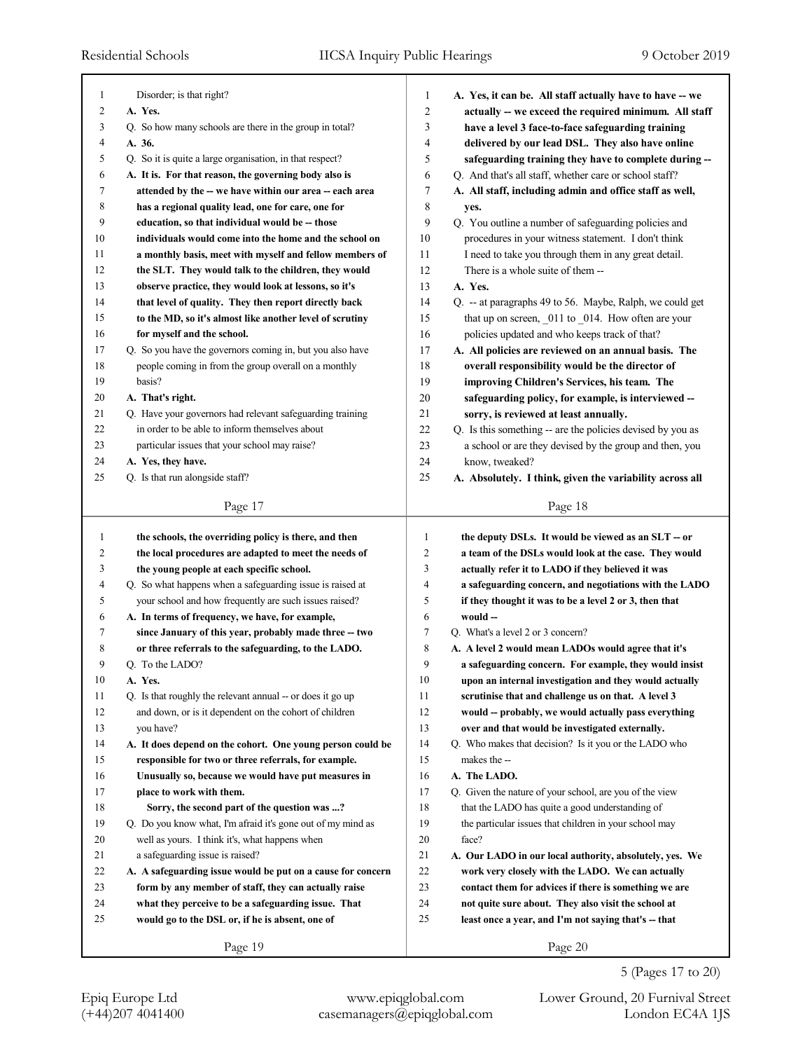Disorder; is that right?

**A. Yes.**

Q. So how many schools are there in the group in total?

**A. 36.**

Q. So it is quite a large organisation, in that respect?

**A. It is. For that reason, the governing body also is attended by the -- we have within our area -- each area has a regional quality lead, one for care, one for education, so that individual would be -- those individuals would come into the home and the school on a monthly basis, meet with myself and fellow members of the SLT. They would talk to the children, they would observe practice, they would look at lessons, so it's that level of quality. They then report directly back to the MD, so it's almost like another level of scrutiny for myself and the school.**

Q. So you have the governors coming in, but you also have people coming in from the group overall on a monthly basis?

**A. That's right.**

Q. Have your governors had relevant safeguarding training in order to be able to inform themselves about particular issues that your school may raise?

**A. Yes, they have.**

Q. Is that run alongside staff?

**A. Yes, it can be. All staff actually have to have -- we actually -- we exceed the required minimum. All staff have a level 3 face-to-face safeguarding training delivered by our lead DSL. They also have online safeguarding training they have to complete during --**

Q. And that's all staff, whether care or school staff?

**A. All staff, including admin and office staff as well, yes.**

Q. You outline a number of safeguarding policies and procedures in your witness statement. I don't think I need to take you through them in any great detail. There is a whole suite of them --

**A. Yes.**

Q. -- at paragraphs 49 to 56. Maybe, Ralph, we could get that up on screen, _011 to _014. How often are your policies updated and who keeps track of that?

**A. All policies are reviewed on an annual basis. The overall responsibility would be the director of improving Children's Services, his team. The safeguarding policy, for example, is interviewed -- sorry, is reviewed at least annually.**

Q. Is this something -- are the policies devised by you as a school or are they devised by the group and then, you know, tweaked?

**A. Absolutely. I think, given the variability across all the schools, the overriding policy is there, and then the local procedures are adapted to meet the needs of the young people at each specific school.**

Q. So what happens when a safeguarding issue is raised at your school and how frequently are such issues raised?

**A. In terms of frequency, we have, for example, since January of this year, probably made three -- two or three referrals to the safeguarding, to the LADO.**

Q. To the LADO?

**A. Yes.**

Q. Is that roughly the relevant annual -- or does it go up and down, or is it dependent on the cohort of children you have?

**A. It does depend on the cohort. One young person could be responsible for two or three referrals, for example. Unusually so, because we would have put measures in place to work with them.**

**Sorry, the second part of the question was ...?**

Q. Do you know what, I'm afraid it's gone out of my mind as well as yours. I think it's, what happens when a safeguarding issue is raised?

**A. A safeguarding issue would be put on a cause for concern form by any member of staff, they can actually raise what they perceive to be a safeguarding issue. That would go to the DSL or, if he is absent, one of the deputy DSLs. It would be viewed as an SLT -- or a team of the DSLs would look at the case. They would actually refer it to LADO if they believed it was a safeguarding concern, and negotiations with the LADO if they thought it was to be a level 2 or 3, then that would --**

Q. What's a level 2 or 3 concern?

**A. A level 2 would mean LADOs would agree that it's a safeguarding concern. For example, they would insist upon an internal investigation and they would actually scrutinise that and challenge us on that. A level 3 would -- probably, we would actually pass everything over and that would be investigated externally.**

Q. Who makes that decision? Is it you or the LADO who makes the --

**A. The LADO.**

Q. Given the nature of your school, are you of the view that the LADO has quite a good understanding of the particular issues that children in your school may face?

**A. Our LADO in our local authority, absolutely, yes. We work very closely with the LADO. We can actually contact them for advices if there is something we are not quite sure about. They also visit the school at least once a year, and I'm not saying that's -- that**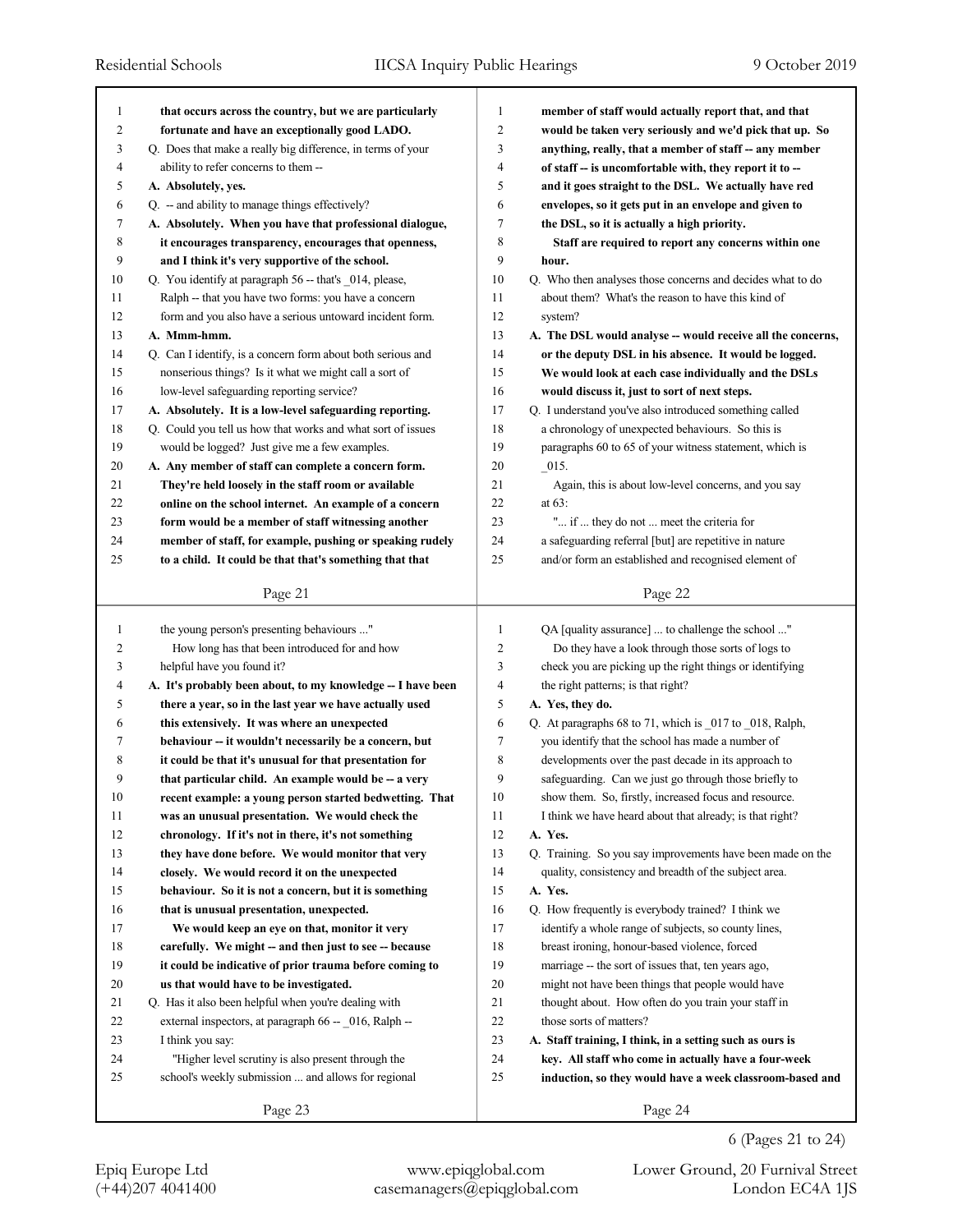that occurs across the country, but we are particularly fortunate and have an exceptionally good LADO.

Q. Does that make a really big difference, in terms of your ability to refer concerns to them --

**A. Absolutely, yes.**

Q. -- and ability to manage things effectively?

**A. Absolutely. When you have that professional dialogue, it encourages transparency, encourages that openness, and I think it's very supportive of the school.**

Q. You identify at paragraph 56 -- that's _014, please, Ralph -- that you have two forms: you have a concern form and you also have a serious untoward incident form.

**A. Mmm-hmm.**

Q. Can I identify, is a concern form about both serious and nonserious things? Is it what we might call a sort of low-level safeguarding reporting service?

**A. Absolutely. It is a low-level safeguarding reporting.**

Q. Could you tell us how that works and what sort of issues would be logged? Just give me a few examples.

**A. Any member of staff can complete a concern form. They're held loosely in the staff room or available online on the school internet. An example of a concern form would be a member of staff witnessing another member of staff, for example, pushing or speaking rudely to a child. It could be that that's something that that member of staff would actually report that, and that would be taken very seriously and we'd pick that up. So anything, really, that a member of staff -- any member of staff -- is uncomfortable with, they report it to -- and it goes straight to the DSL. We actually have red envelopes, so it gets put in an envelope and given to the DSL, so it is actually a high priority.**

**Staff are required to report any concerns within one hour.**

Q. Who then analyses those concerns and decides what to do about them? What's the reason to have this kind of system?

**A. The DSL would analyse -- would receive all the concerns, or the deputy DSL in his absence. It would be logged. We would look at each case individually and the DSLs would discuss it, just to sort of next steps.**

Q. I understand you've also introduced something called a chronology of unexpected behaviours. So this is paragraphs 60 to 65 of your witness statement, which is _015.

Again, this is about low-level concerns, and you say at 63:

"... if ... they do not ... meet the criteria for a safeguarding referral [but] are repetitive in nature and/or form an established and recognised element of the young person's presenting behaviours ..."

How long has that been introduced for and how helpful have you found it?

**A. It's probably been about, to my knowledge -- I have been there a year, so in the last year we have actually used this extensively. It was where an unexpected behaviour -- it wouldn't necessarily be a concern, but it could be that it's unusual for that presentation for that particular child. An example would be -- a very recent example: a young person started bedwetting. That was an unusual presentation. We would check the chronology. If it's not in there, it's not something they have done before. We would monitor that very closely. We would record it on the unexpected behaviour. So it is not a concern, but it is something that is unusual presentation, unexpected.**

**We would keep an eye on that, monitor it very carefully. We might -- and then just to see -- because it could be indicative of prior trauma before coming to us that would have to be investigated.**

Q. Has it also been helpful when you're dealing with external inspectors, at paragraph 66 -- _016, Ralph -- I think you say:

"Higher level scrutiny is also present through the school's weekly submission ... and allows for regional QA [quality assurance] ... to challenge the school ..."

Do they have a look through those sorts of logs to check you are picking up the right things or identifying the right patterns; is that right?

**A. Yes, they do.**

Q. At paragraphs 68 to 71, which is _017 to _018, Ralph, you identify that the school has made a number of developments over the past decade in its approach to safeguarding. Can we just go through those briefly to show them. So, firstly, increased focus and resource. I think we have heard about that already; is that right?

**A. Yes.**

Q. Training. So you say improvements have been made on the quality, consistency and breadth of the subject area.

**A. Yes.**

Q. How frequently is everybody trained? I think we identify a whole range of subjects, so county lines, breast ironing, honour-based violence, forced marriage -- the sort of issues that, ten years ago, might not have been things that people would have thought about. How often do you train your staff in those sorts of matters?

**A. Staff training, I think, in a setting such as ours is key. All staff who come in actually have a four-week induction, so they would have a week classroom-based and**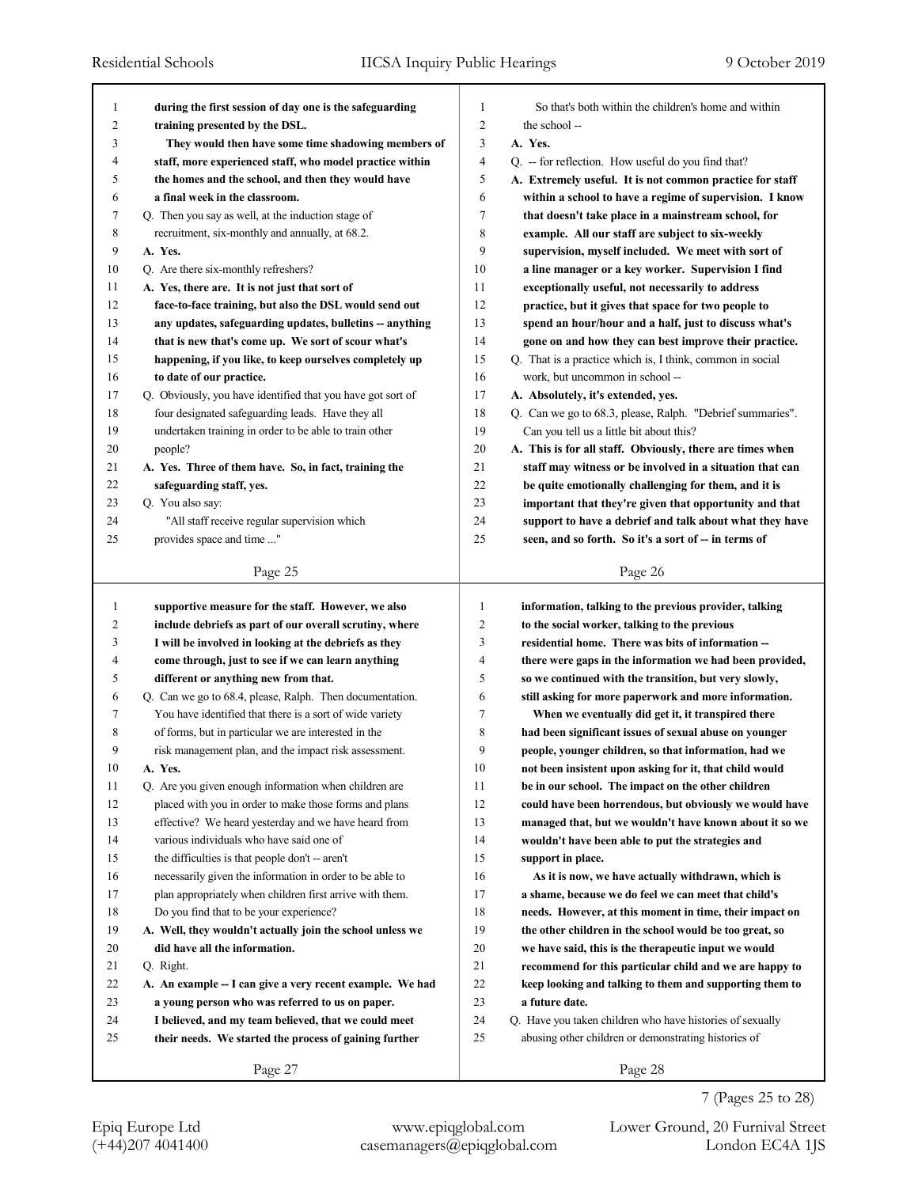**during the first session of day one is the safeguarding training presented by the DSL.**

**They would then have some time shadowing members of staff, more experienced staff, who model practice within the homes and the school, and then they would have a final week in the classroom.**

Q. Then you say as well, at the induction stage of recruitment, six-monthly and annually, at 68.2.

**A. Yes.**

Q. Are there six-monthly refreshers?

**A. Yes, there are. It is not just that sort of face-to-face training, but also the DSL would send out any updates, safeguarding updates, bulletins -- anything that is new that's come up. We sort of scour what's happening, if you like, to keep ourselves completely up to date of our practice.**

Q. Obviously, you have identified that you have got sort of four designated safeguarding leads. Have they all undertaken training in order to be able to train other people?

**A. Yes. Three of them have. So, in fact, training the safeguarding staff, yes.**

Q. You also say:

"All staff receive regular supervision which provides space and time ..."

So that's both within the children's home and within the school --

**A. Yes.**

Q. -- for reflection. How useful do you find that?

**A. Extremely useful. It is not common practice for staff within a school to have a regime of supervision. I know that doesn't take place in a mainstream school, for example. All our staff are subject to six-weekly supervision, myself included. We meet with sort of a line manager or a key worker. Supervision I find exceptionally useful, not necessarily to address practice, but it gives that space for two people to spend an hour/hour and a half, just to discuss what's gone on and how they can best improve their practice.**

Q. That is a practice which is, I think, common in social work, but uncommon in school --

**A. Absolutely, it's extended, yes.**

Q. Can we go to 68.3, please, Ralph. "Debrief summaries". Can you tell us a little bit about this?

**A. This is for all staff. Obviously, there are times when staff may witness or be involved in a situation that can be quite emotionally challenging for them, and it is important that they're given that opportunity and that support to have a debrief and talk about what they have seen, and so forth. So it's a sort of -- in terms of supportive measure for the staff. However, we also include debriefs as part of our overall scrutiny, where I will be involved in looking at the debriefs as they come through, just to see if we can learn anything different or anything new from that.**

Q. Can we go to 68.4, please, Ralph. Then documentation. You have identified that there is a sort of wide variety of forms, but in particular we are interested in the risk management plan, and the impact risk assessment.

**A. Yes.**

Q. Are you given enough information when children are placed with you in order to make those forms and plans effective? We heard yesterday and we have heard from various individuals who have said one of the difficulties is that people don't -- aren't necessarily given the information in order to be able to plan appropriately when children first arrive with them. Do you find that to be your experience?

**A. Well, they wouldn't actually join the school unless we did have all the information.**

Q. Right.

**A. An example -- I can give a very recent example. We had a young person who was referred to us on paper. I believed, and my team believed, that we could meet their needs. We started the process of gaining further information, talking to the previous provider, talking to the social worker, talking to the previous residential home. There was bits of information -- there were gaps in the information we had been provided, so we continued with the transition, but very slowly, still asking for more paperwork and more information.**

**When we eventually did get it, it transpired there had been significant issues of sexual abuse on younger people, younger children, so that information, had we not been insistent upon asking for it, that child would be in our school. The impact on the other children could have been horrendous, but obviously we would have managed that, but we wouldn't have known about it so we wouldn't have been able to put the strategies and support in place.**

**As it is now, we have actually withdrawn, which is a shame, because we do feel we can meet that child's needs. However, at this moment in time, their impact on the other children in the school would be too great, so we have said, this is the therapeutic input we would recommend for this particular child and we are happy to keep looking and talking to them and supporting them to a future date.**

Q. Have you taken children who have histories of sexually abusing other children or demonstrating histories of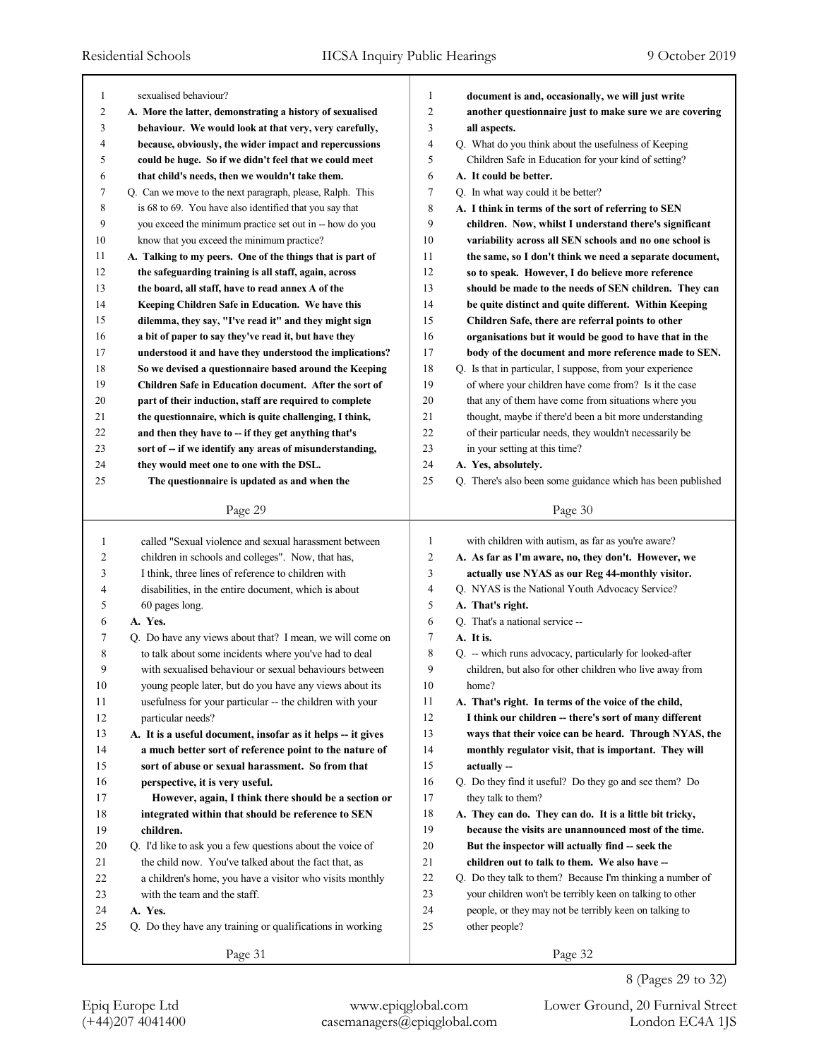sexualised behaviour?

**A. More the latter, demonstrating a history of sexualised behaviour. We would look at that very, very carefully, because, obviously, the wider impact and repercussions could be huge. So if we didn't feel that we could meet that child's needs, then we wouldn't take them.**

Q. Can we move to the next paragraph, please, Ralph. This is 68 to 69. You have also identified that you say that you exceed the minimum practice set out in -- how do you know that you exceed the minimum practice?

**A. Talking to my peers. One of the things that is part of the safeguarding training is all staff, again, across the board, all staff, have to read annex A of the Keeping Children Safe in Education. We have this dilemma, they say, "I've read it" and they might sign a bit of paper to say they've read it, but have they understood it and have they understood the implications? So we devised a questionnaire based around the Keeping Children Safe in Education document. After the sort of part of their induction, staff are required to complete the questionnaire, which is quite challenging, I think, and then they have to -- if they get anything that's sort of -- if we identify any areas of misunderstanding, they would meet one to one with the DSL.**

**The questionnaire is updated as and when the document is and, occasionally, we will just write another questionnaire just to make sure we are covering all aspects.**

Q. What do you think about the usefulness of Keeping Children Safe in Education for your kind of setting?

**A. It could be better.**

Q. In what way could it be better?

**A. I think in terms of the sort of referring to SEN children. Now, whilst I understand there's significant variability across all SEN schools and no one school is the same, so I don't think we need a separate document, so to speak. However, I do believe more reference should be made to the needs of SEN children. They can be quite distinct and quite different. Within Keeping Children Safe, there are referral points to other organisations but it would be good to have that in the body of the document and more reference made to SEN.**

Q. Is that in particular, I suppose, from your experience of where your children have come from? Is it the case that any of them have come from situations where you thought, maybe if there'd been a bit more understanding of their particular needs, they wouldn't necessarily be in your setting at this time?

**A. Yes, absolutely.**

Q. There's also been some guidance which has been published called "Sexual violence and sexual harassment between children in schools and colleges". Now, that has, I think, three lines of reference to children with disabilities, in the entire document, which is about 60 pages long.

**A. Yes.**

Q. Do have any views about that? I mean, we will come on to talk about some incidents where you've had to deal with sexualised behaviour or sexual behaviours between young people later, but do you have any views about its usefulness for your particular -- the children with your particular needs?

**A. It is a useful document, insofar as it helps -- it gives a much better sort of reference point to the nature of sort of abuse or sexual harassment. So from that perspective, it is very useful.**

**However, again, I think there should be a section or integrated within that should be reference to SEN children.**

Q. I'd like to ask you a few questions about the voice of the child now. You've talked about the fact that, as a children's home, you have a visitor who visits monthly with the team and the staff.

**A. Yes.**

Q. Do they have any training or qualifications in working with children with autism, as far as you're aware?

**A. As far as I'm aware, no, they don't. However, we actually use NYAS as our Reg 44-monthly visitor.**

Q. NYAS is the National Youth Advocacy Service?

**A. That's right.**

Q. That's a national service --

**A. It is.**

Q. -- which runs advocacy, particularly for looked-after children, but also for other children who live away from home?

**A. That's right. In terms of the voice of the child, I think our children -- there's sort of many different ways that their voice can be heard. Through NYAS, the monthly regulator visit, that is important. They will actually --**

Q. Do they find it useful? Do they go and see them? Do they talk to them?

**A. They can do. They can do. It is a little bit tricky, because the visits are unannounced most of the time. But the inspector will actually find -- seek the children out to talk to them. We also have --**

Q. Do they talk to them? Because I'm thinking a number of your children won't be terribly keen on talking to other people, or they may not be terribly keen on talking to other people?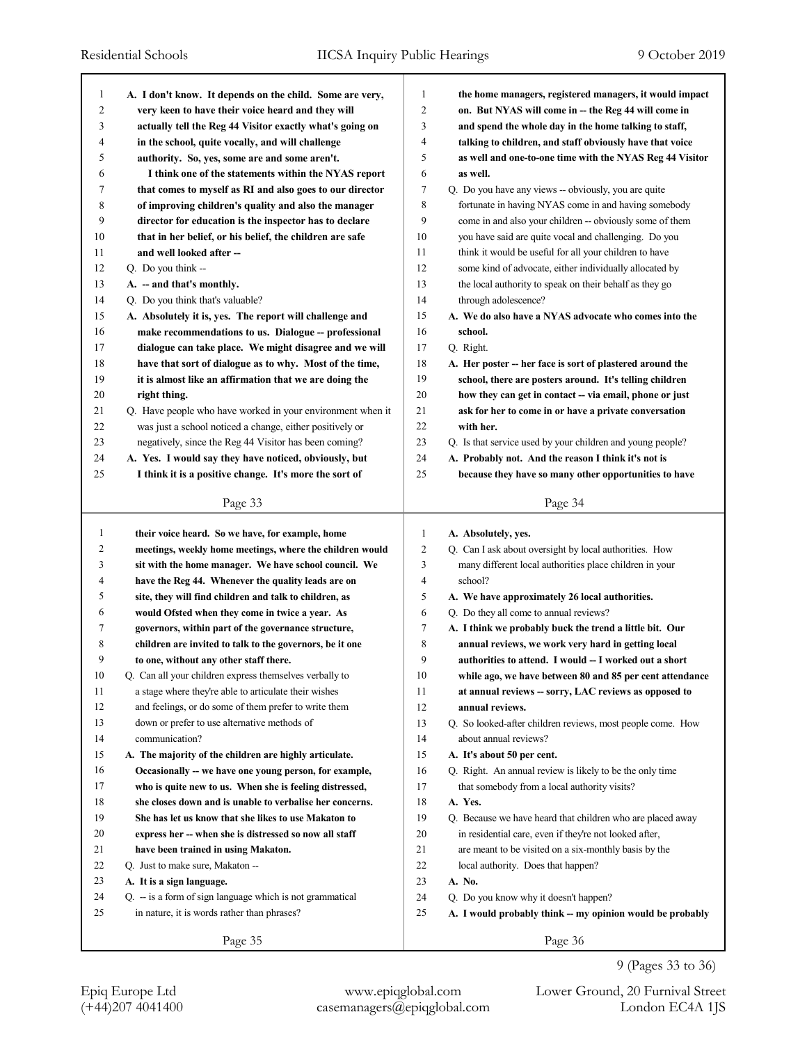A. I don't know. It depends on the child. Some are very, very keen to have their voice heard and they will actually tell the Reg 44 Visitor exactly what's going on in the school, quite vocally, and will challenge authority. So, yes, some are and some aren't.

I think one of the statements within the NYAS report that comes to myself as RI and also goes to our director of improving children's quality and also the manager director for education is the inspector has to declare that in her belief, or his belief, the children are safe and well looked after --

Q. Do you think --

A. -- and that's monthly.

Q. Do you think that's valuable?

A. Absolutely it is, yes. The report will challenge and make recommendations to us. Dialogue -- professional dialogue can take place. We might disagree and we will have that sort of dialogue as to why. Most of the time, it is almost like an affirmation that we are doing the right thing.

Q. Have people who have worked in your environment when it was just a school noticed a change, either positively or negatively, since the Reg 44 Visitor has been coming?

A. Yes. I would say they have noticed, obviously, but I think it is a positive change. It's more the sort of the home managers, registered managers, it would impact on. But NYAS will come in -- the Reg 44 will come in and spend the whole day in the home talking to staff, talking to children, and staff obviously have that voice as well and one-to-one time with the NYAS Reg 44 Visitor as well.

Q. Do you have any views -- obviously, you are quite fortunate in having NYAS come in and having somebody come in and also your children -- obviously some of them you have said are quite vocal and challenging. Do you think it would be useful for all your children to have some kind of advocate, either individually allocated by the local authority to speak on their behalf as they go through adolescence?

A. We do also have a NYAS advocate who comes into the school.

Q. Right.

A. Her poster -- her face is sort of plastered around the school, there are posters around. It's telling children how they can get in contact -- via email, phone or just ask for her to come in or have a private conversation with her.

Q. Is that service used by your children and young people?

A. Probably not. And the reason I think it's not is because they have so many other opportunities to have their voice heard. So we have, for example, home meetings, weekly home meetings, where the children would sit with the home manager. We have school council. We have the Reg 44. Whenever the quality leads are on site, they will find children and talk to children, as would Ofsted when they come in twice a year. As governors, within part of the governance structure, children are invited to talk to the governors, be it one to one, without any other staff there.

Q. Can all your children express themselves verbally to a stage where they're able to articulate their wishes and feelings, or do some of them prefer to write them down or prefer to use alternative methods of communication?

A. The majority of the children are highly articulate. Occasionally -- we have one young person, for example, who is quite new to us. When she is feeling distressed, she closes down and is unable to verbalise her concerns. She has let us know that she likes to use Makaton to express her -- when she is distressed so now all staff have been trained in using Makaton.

Q. Just to make sure, Makaton --

A. It is a sign language.

Q. -- is a form of sign language which is not grammatical in nature, it is words rather than phrases?

A. Absolutely, yes.

Q. Can I ask about oversight by local authorities. How many different local authorities place children in your school?

A. We have approximately 26 local authorities.

Q. Do they all come to annual reviews?

A. I think we probably buck the trend a little bit. Our annual reviews, we work very hard in getting local authorities to attend. I would -- I worked out a short while ago, we have between 80 and 85 per cent attendance at annual reviews -- sorry, LAC reviews as opposed to annual reviews.

Q. So looked-after children reviews, most people come. How about annual reviews?

A. It's about 50 per cent.

Q. Right. An annual review is likely to be the only time that somebody from a local authority visits?

A. Yes.

Q. Because we have heard that children who are placed away in residential care, even if they're not looked after, are meant to be visited on a six-monthly basis by the local authority. Does that happen?

A. No.

Q. Do you know why it doesn't happen?

A. I would probably think -- my opinion would be probably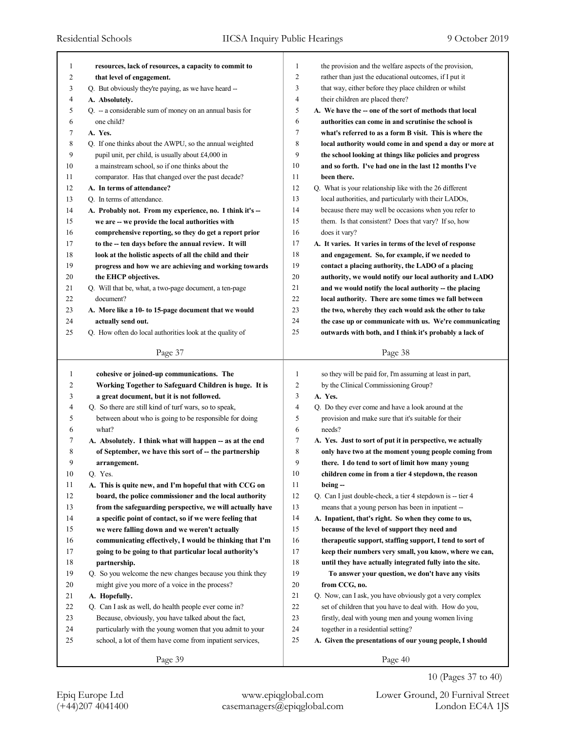resources, lack of resources, a capacity to commit to that level of engagement.

Q. But obviously they're paying, as we have heard --

**A. Absolutely.**

Q. -- a considerable sum of money on an annual basis for one child?

**A. Yes.**

Q. If one thinks about the AWPU, so the annual weighted pupil unit, per child, is usually about £4,000 in a mainstream school, so if one thinks about the comparator. Has that changed over the past decade?

**A. In terms of attendance?**

Q. In terms of attendance.

**A. Probably not. From my experience, no. I think it's -- we are -- we provide the local authorities with comprehensive reporting, so they do get a report prior to the -- ten days before the annual review. It will look at the holistic aspects of all the child and their progress and how we are achieving and working towards the EHCP objectives.**

Q. Will that be, what, a two-page document, a ten-page document?

**A. More like a 10- to 15-page document that we would actually send out.**

Q. How often do local authorities look at the quality of the provision and the welfare aspects of the provision, rather than just the educational outcomes, if I put it that way, either before they place children or whilst their children are placed there?

**A. We have the -- one of the sort of methods that local authorities can come in and scrutinise the school is what's referred to as a form B visit. This is where the local authority would come in and spend a day or more at the school looking at things like policies and progress and so forth. I've had one in the last 12 months I've been there.**

Q. What is your relationship like with the 26 different local authorities, and particularly with their LADOs, because there may well be occasions when you refer to them. Is that consistent? Does that vary? If so, how does it vary?

**A. It varies. It varies in terms of the level of response and engagement. So, for example, if we needed to contact a placing authority, the LADO of a placing authority, we would notify our local authority and LADO and we would notify the local authority -- the placing local authority. There are some times we fall between the two, whereby they each would ask the other to take the case up or communicate with us. We're communicating outwards with both, and I think it's probably a lack of cohesive or joined-up communications. The Working Together to Safeguard Children is huge. It is a great document, but it is not followed.**

Q. So there are still kind of turf wars, so to speak, between about who is going to be responsible for doing what?

**A. Absolutely. I think what will happen -- as at the end of September, we have this sort of -- the partnership arrangement.**

Q. Yes.

**A. This is quite new, and I'm hopeful that with CCG on board, the police commissioner and the local authority from the safeguarding perspective, we will actually have a specific point of contact, so if we were feeling that we were falling down and we weren't actually communicating effectively, I would be thinking that I'm going to be going to that particular local authority's partnership.**

Q. So you welcome the new changes because you think they might give you more of a voice in the process?

**A. Hopefully.**

Q. Can I ask as well, do health people ever come in? Because, obviously, you have talked about the fact, particularly with the young women that you admit to your school, a lot of them have come from inpatient services, so they will be paid for, I'm assuming at least in part, by the Clinical Commissioning Group?

**A. Yes.**

Q. Do they ever come and have a look around at the provision and make sure that it's suitable for their needs?

**A. Yes. Just to sort of put it in perspective, we actually only have two at the moment young people coming from there. I do tend to sort of limit how many young children come in from a tier 4 stepdown, the reason being --**

Q. Can I just double-check, a tier 4 stepdown is -- tier 4 means that a young person has been in inpatient --

**A. Inpatient, that's right. So when they come to us, because of the level of support they need and therapeutic support, staffing support, I tend to sort of keep their numbers very small, you know, where we can, until they have actually integrated fully into the site.**

**To answer your question, we don't have any visits from CCG, no.**

Q. Now, can I ask, you have obviously got a very complex set of children that you have to deal with. How do you, firstly, deal with young men and young women living together in a residential setting?

**A. Given the presentations of our young people, I should**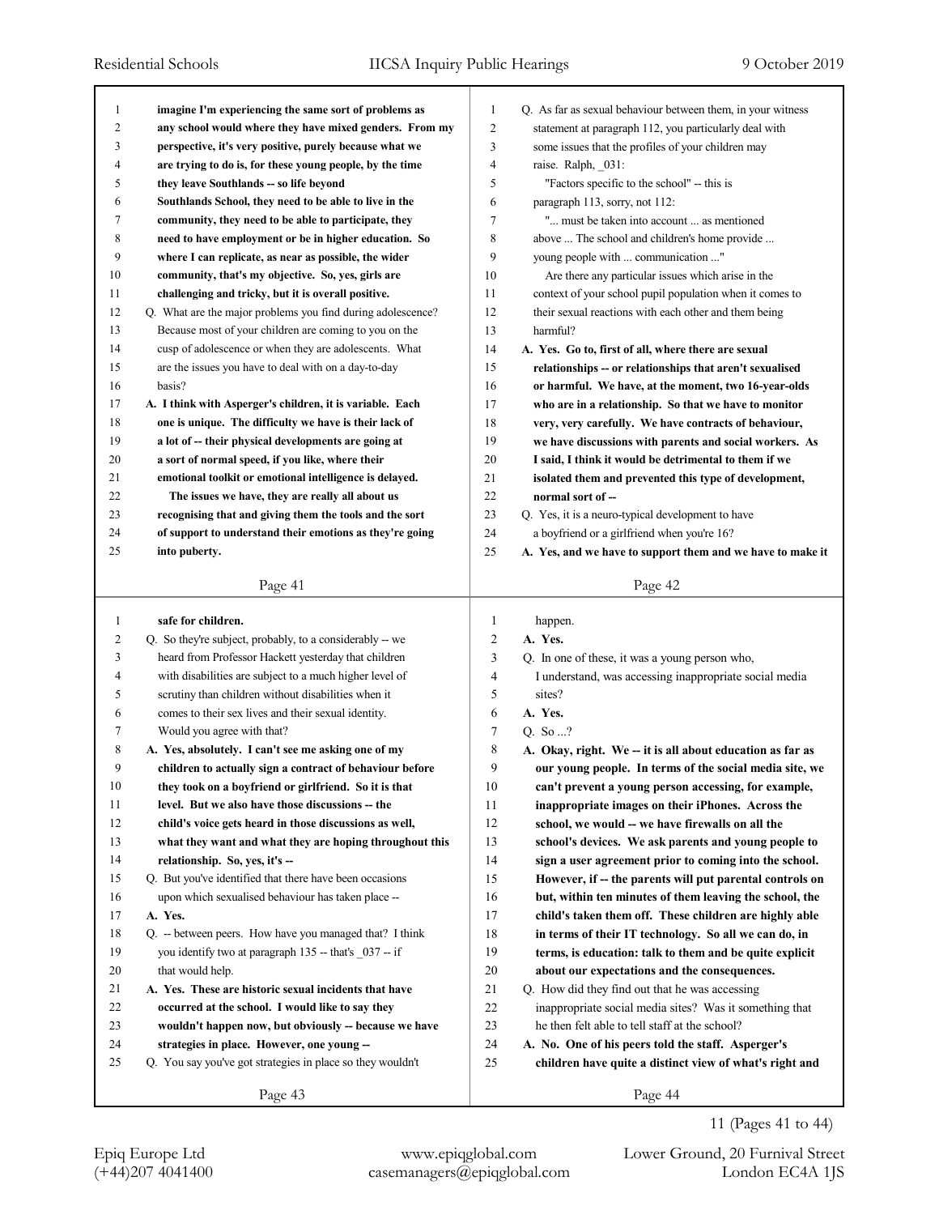imagine I'm experiencing the same sort of problems as any school would where they have mixed genders. From my perspective, it's very positive, purely because what we are trying to do is, for these young people, by the time they leave Southlands -- so life beyond Southlands School, they need to be able to live in the community, they need to be able to participate, they need to have employment or be in higher education. So where I can replicate, as near as possible, the wider community, that's my objective. So, yes, girls are challenging and tricky, but it is overall positive.**

Q. What are the major problems you find during adolescence? Because most of your children are coming to you on the cusp of adolescence or when they are adolescents. What are the issues you have to deal with on a day-to-day basis?

**A. I think with Asperger's children, it is variable. Each one is unique. The difficulty we have is their lack of a lot of -- their physical developments are going at a sort of normal speed, if you like, where their emotional toolkit or emotional intelligence is delayed.**

**The issues we have, they are really all about us recognising that and giving them the tools and the sort of support to understand their emotions as they're going into puberty.**

Q. As far as sexual behaviour between them, in your witness statement at paragraph 112, you particularly deal with some issues that the profiles of your children may raise. Ralph, _031:

"Factors specific to the school" -- this is paragraph 113, sorry, not 112:

"... must be taken into account ... as mentioned above ... The school and children's home provide ... young people with ... communication ..."

Are there any particular issues which arise in the context of your school pupil population when it comes to their sexual reactions with each other and them being harmful?

**A. Yes. Go to, first of all, where there are sexual relationships -- or relationships that aren't sexualised or harmful. We have, at the moment, two 16-year-olds who are in a relationship. So that we have to monitor very, very carefully. We have contracts of behaviour, we have discussions with parents and social workers. As I said, I think it would be detrimental to them if we isolated them and prevented this type of development, normal sort of --**

Q. Yes, it is a neuro-typical development to have a boyfriend or a girlfriend when you're 16?

**A. Yes, and we have to support them and we have to make it safe for children.**

Q. So they're subject, probably, to a considerably -- we heard from Professor Hackett yesterday that children with disabilities are subject to a much higher level of scrutiny than children without disabilities when it comes to their sex lives and their sexual identity. Would you agree with that?

**A. Yes, absolutely. I can't see me asking one of my children to actually sign a contract of behaviour before they took on a boyfriend or girlfriend. So it is that level. But we also have those discussions -- the child's voice gets heard in those discussions as well, what they want and what they are hoping throughout this relationship. So, yes, it's --**

Q. But you've identified that there have been occasions upon which sexualised behaviour has taken place --

**A. Yes.**

Q. -- between peers. How have you managed that? I think you identify two at paragraph 135 -- that's _037 -- if that would help.

**A. Yes. These are historic sexual incidents that have occurred at the school. I would like to say they wouldn't happen now, but obviously -- because we have strategies in place. However, one young --**

Q. You say you've got strategies in place so they wouldn't happen.

**A. Yes.**

Q. In one of these, it was a young person who, I understand, was accessing inappropriate social media sites?

**A. Yes.**

Q. So ...?

**A. Okay, right. We -- it is all about education as far as our young people. In terms of the social media site, we can't prevent a young person accessing, for example, inappropriate images on their iPhones. Across the school, we would -- we have firewalls on all the school's devices. We ask parents and young people to sign a user agreement prior to coming into the school. However, if -- the parents will put parental controls on but, within ten minutes of them leaving the school, the child's taken them off. These children are highly able in terms of their IT technology. So all we can do, in terms, is education: talk to them and be quite explicit about our expectations and the consequences.**

Q. How did they find out that he was accessing inappropriate social media sites? Was it something that he then felt able to tell staff at the school?

**A. No. One of his peers told the staff. Asperger's children have quite a distinct view of what's right and**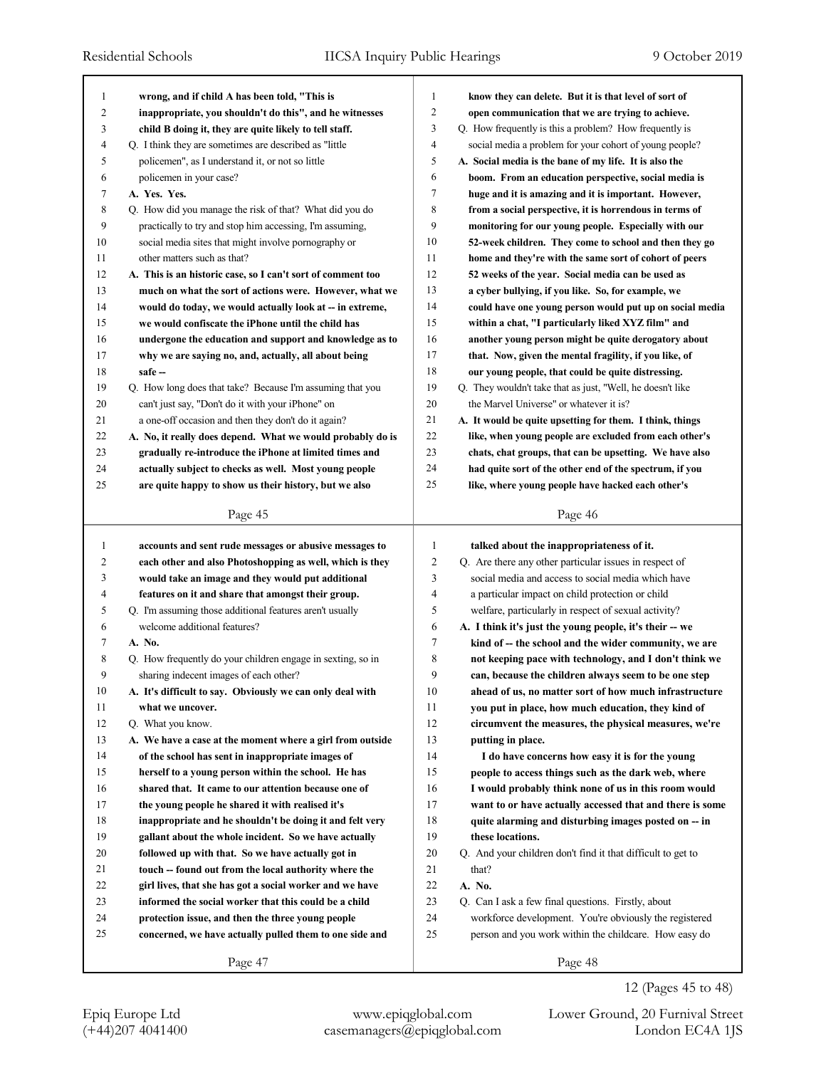wrong, and if child A has been told, "This is inappropriate, you shouldn't do this", and he witnesses child B doing it, they are quite likely to tell staff.

Q. I think they are sometimes are described as "little policemen", as I understand it, or not so little policemen in your case?

**A. Yes. Yes.**

Q. How did you manage the risk of that? What did you do practically to try and stop him accessing, I'm assuming, social media sites that might involve pornography or other matters such as that?

**A. This is an historic case, so I can't sort of comment too much on what the sort of actions were. However, what we would do today, we would actually look at -- in extreme, we would confiscate the iPhone until the child has undergone the education and support and knowledge as to why we are saying no, and, actually, all about being safe --**

Q. How long does that take? Because I'm assuming that you can't just say, "Don't do it with your iPhone" on a one-off occasion and then they don't do it again?

**A. No, it really does depend. What we would probably do is gradually re-introduce the iPhone at limited times and actually subject to checks as well. Most young people are quite happy to show us their history, but we also know they can delete. But it is that level of sort of open communication that we are trying to achieve.**

Q. How frequently is this a problem? How frequently is social media a problem for your cohort of young people?

**A. Social media is the bane of my life. It is also the boom. From an education perspective, social media is huge and it is amazing and it is important. However, from a social perspective, it is horrendous in terms of monitoring for our young people. Especially with our 52-week children. They come to school and then they go home and they're with the same sort of cohort of peers 52 weeks of the year. Social media can be used as a cyber bullying, if you like. So, for example, we could have one young person would put up on social media within a chat, "I particularly liked XYZ film" and another young person might be quite derogatory about that. Now, given the mental fragility, if you like, of our young people, that could be quite distressing.**

Q. They wouldn't take that as just, "Well, he doesn't like the Marvel Universe" or whatever it is?

**A. It would be quite upsetting for them. I think, things like, when young people are excluded from each other's chats, chat groups, that can be upsetting. We have also had quite sort of the other end of the spectrum, if you like, where young people have hacked each other's accounts and sent rude messages or abusive messages to each other and also Photoshopping as well, which is they would take an image and they would put additional features on it and share that amongst their group.**

Q. I'm assuming those additional features aren't usually welcome additional features?

**A. No.**

Q. How frequently do your children engage in sexting, so in sharing indecent images of each other?

**A. It's difficult to say. Obviously we can only deal with what we uncover.**

Q. What you know.

**A. We have a case at the moment where a girl from outside of the school has sent in inappropriate images of herself to a young person within the school. He has shared that. It came to our attention because one of the young people he shared it with realised it's inappropriate and he shouldn't be doing it and felt very gallant about the whole incident. So we have actually followed up with that. So we have actually got in touch -- found out from the local authority where the girl lives, that she has got a social worker and we have informed the social worker that this could be a child protection issue, and then the three young people concerned, we have actually pulled them to one side and talked about the inappropriateness of it.**

Q. Are there any other particular issues in respect of social media and access to social media which have a particular impact on child protection or child welfare, particularly in respect of sexual activity?

**A. I think it's just the young people, it's their -- we kind of -- the school and the wider community, we are not keeping pace with technology, and I don't think we can, because the children always seem to be one step ahead of us, no matter sort of how much infrastructure you put in place, how much education, they kind of circumvent the measures, the physical measures, we're putting in place.**

**I do have concerns how easy it is for the young people to access things such as the dark web, where I would probably think none of us in this room would want to or have actually accessed that and there is some quite alarming and disturbing images posted on -- in these locations.**

Q. And your children don't find it that difficult to get to that?

**A. No.**

Q. Can I ask a few final questions. Firstly, about workforce development. You're obviously the registered person and you work within the childcare. How easy do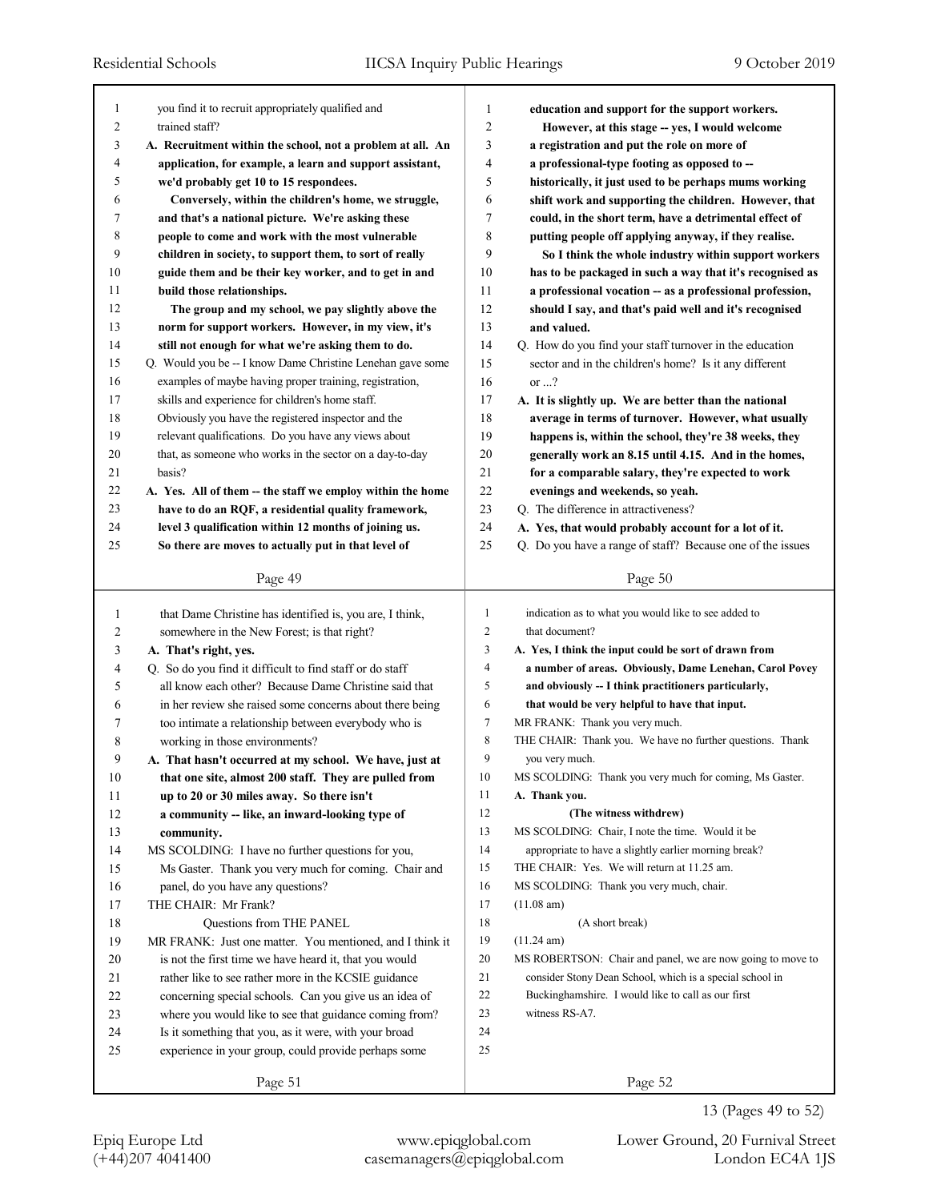you find it to recruit appropriately qualified and trained staff?

**A. Recruitment within the school, not a problem at all. An application, for example, a learn and support assistant, we'd probably get 10 to 15 respondees.**

**Conversely, within the children's home, we struggle, and that's a national picture. We're asking these people to come and work with the most vulnerable children in society, to support them, to sort of really guide them and be their key worker, and to get in and build those relationships.**

**The group and my school, we pay slightly above the norm for support workers. However, in my view, it's still not enough for what we're asking them to do.**

Q. Would you be -- I know Dame Christine Lenehan gave some examples of maybe having proper training, registration, skills and experience for children's home staff. Obviously you have the registered inspector and the relevant qualifications. Do you have any views about that, as someone who works in the sector on a day-to-day basis?

**A. Yes. All of them -- the staff we employ within the home have to do an RQF, a residential quality framework, level 3 qualification within 12 months of joining us. So there are moves to actually put in that level of education and support for the support workers.**

**However, at this stage -- yes, I would welcome a registration and put the role on more of a professional-type footing as opposed to -- historically, it just used to be perhaps mums working shift work and supporting the children. However, that could, in the short term, have a detrimental effect of putting people off applying anyway, if they realise.**

**So I think the whole industry within support workers has to be packaged in such a way that it's recognised as a professional vocation -- as a professional profession, should I say, and that's paid well and it's recognised and valued.**

Q. How do you find your staff turnover in the education sector and in the children's home? Is it any different or ...?

**A. It is slightly up. We are better than the national average in terms of turnover. However, what usually happens is, within the school, they're 38 weeks, they generally work an 8.15 until 4.15. And in the homes, for a comparable salary, they're expected to work evenings and weekends, so yeah.**

Q. The difference in attractiveness?

**A. Yes, that would probably account for a lot of it.**

Q. Do you have a range of staff? Because one of the issues that Dame Christine has identified is, you are, I think, somewhere in the New Forest; is that right?

**A. That's right, yes.**

Q. So do you find it difficult to find staff or do staff all know each other? Because Dame Christine said that in her review she raised some concerns about there being too intimate a relationship between everybody who is working in those environments?

**A. That hasn't occurred at my school. We have, just at that one site, almost 200 staff. They are pulled from up to 20 or 30 miles away. So there isn't a community -- like, an inward-looking type of community.**

MS SCOLDING: I have no further questions for you, Ms Gaster. Thank you very much for coming. Chair and panel, do you have any questions?

THE CHAIR: Mr Frank?

Questions from THE PANEL

MR FRANK: Just one matter. You mentioned, and I think it is not the first time we have heard it, that you would rather like to see rather more in the KCSIE guidance concerning special schools. Can you give us an idea of where you would like to see that guidance coming from? Is it something that you, as it were, with your broad experience in your group, could provide perhaps some indication as to what you would like to see added to that document?

**A. Yes, I think the input could be sort of drawn from a number of areas. Obviously, Dame Lenehan, Carol Povey and obviously -- I think practitioners particularly, that would be very helpful to have that input.**

MR FRANK: Thank you very much.

THE CHAIR: Thank you. We have no further questions. Thank you very much.

MS SCOLDING: Thank you very much for coming, Ms Gaster.

**A. Thank you.**

**(The witness withdrew)**

MS SCOLDING: Chair, I note the time. Would it be appropriate to have a slightly earlier morning break?

THE CHAIR: Yes. We will return at 11.25 am.

MS SCOLDING: Thank you very much, chair.

(11.08 am)

(A short break)

(11.24 am)

MS ROBERTSON: Chair and panel, we are now going to move to consider Stony Dean School, which is a special school in Buckinghamshire. I would like to call as our first witness RS-A7.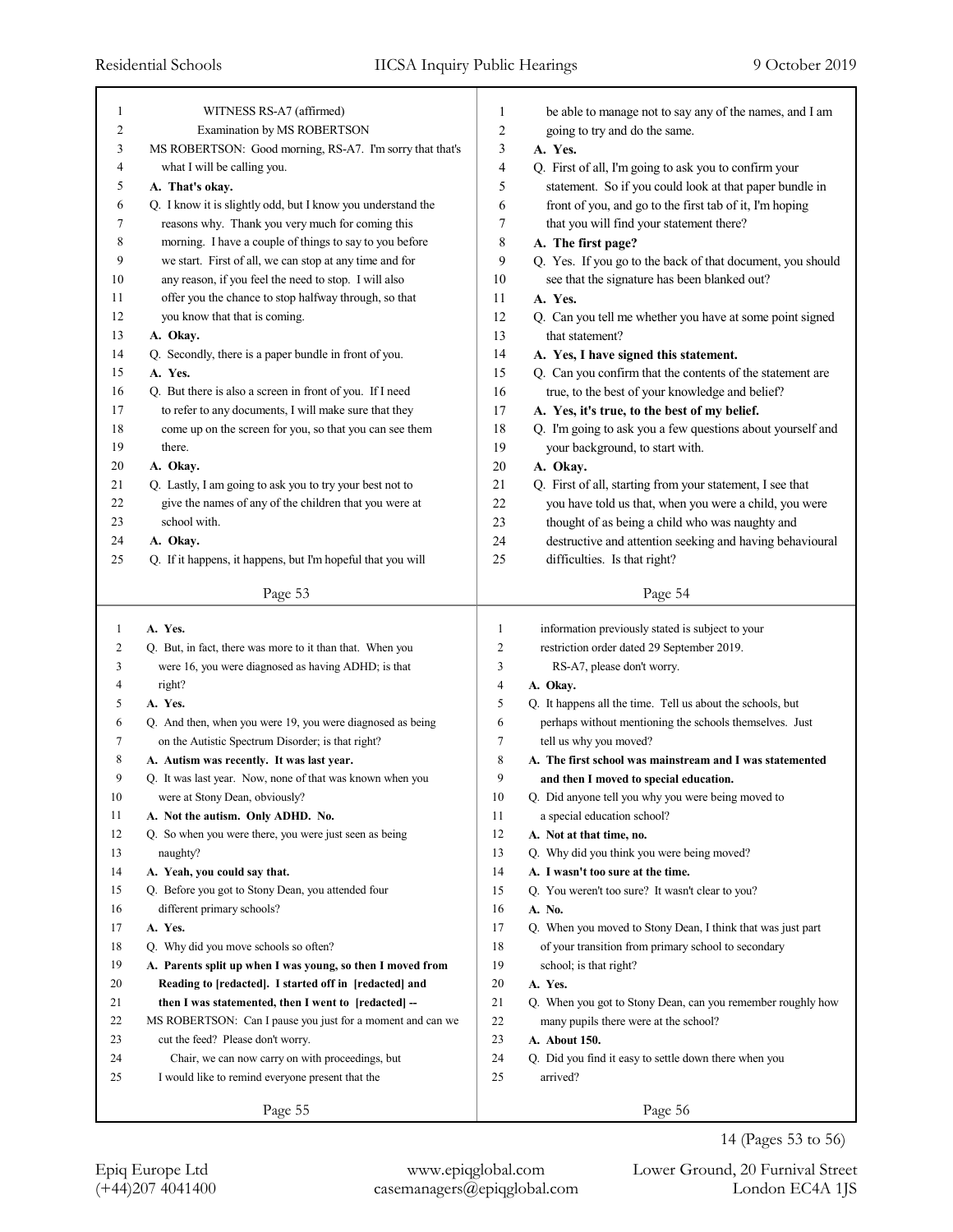WITNESS RS-A7 (affirmed)

Examination by MS ROBERTSON

MS ROBERTSON: Good morning, RS-A7. I'm sorry that that's what I will be calling you.

**A. That's okay.**

Q. I know it is slightly odd, but I know you understand the reasons why. Thank you very much for coming this morning. I have a couple of things to say to you before we start. First of all, we can stop at any time and for any reason, if you feel the need to stop. I will also offer you the chance to stop halfway through, so that you know that that is coming.

**A. Okay.**

Q. Secondly, there is a paper bundle in front of you.

**A. Yes.**

Q. But there is also a screen in front of you. If I need to refer to any documents, I will make sure that they come up on the screen for you, so that you can see them there.

**A. Okay.**

Q. Lastly, I am going to ask you to try your best not to give the names of any of the children that you were at school with.

**A. Okay.**

Q. If it happens, it happens, but I'm hopeful that you will be able to manage not to say any of the names, and I am going to try and do the same.

**A. Yes.**

Q. First of all, I'm going to ask you to confirm your statement. So if you could look at that paper bundle in front of you, and go to the first tab of it, I'm hoping that you will find your statement there?

**A. The first page?**

Q. Yes. If you go to the back of that document, you should see that the signature has been blanked out?

**A. Yes.**

Q. Can you tell me whether you have at some point signed that statement?

**A. Yes, I have signed this statement.**

Q. Can you confirm that the contents of the statement are true, to the best of your knowledge and belief?

**A. Yes, it's true, to the best of my belief.**

Q. I'm going to ask you a few questions about yourself and your background, to start with.

**A. Okay.**

Q. First of all, starting from your statement, I see that you have told us that, when you were a child, you were thought of as being a child who was naughty and destructive and attention seeking and having behavioural difficulties. Is that right?

**A. Yes.**

Q. But, in fact, there was more to it than that. When you were 16, you were diagnosed as having ADHD; is that right?

**A. Yes.**

Q. And then, when you were 19, you were diagnosed as being on the Autistic Spectrum Disorder; is that right?

**A. Autism was recently. It was last year.**

Q. It was last year. Now, none of that was known when you were at Stony Dean, obviously?

**A. Not the autism. Only ADHD. No.**

Q. So when you were there, you were just seen as being naughty?

**A. Yeah, you could say that.**

Q. Before you got to Stony Dean, you attended four different primary schools?

**A. Yes.**

Q. Why did you move schools so often?

**A. Parents split up when I was young, so then I moved from Reading to [redacted]. I started off in [redacted] and then I was statemented, then I went to [redacted] --**

MS ROBERTSON: Can I pause you just for a moment and can we cut the feed? Please don't worry.

Chair, we can now carry on with proceedings, but I would like to remind everyone present that the information previously stated is subject to your restriction order dated 29 September 2019.

RS-A7, please don't worry.

**A. Okay.**

Q. It happens all the time. Tell us about the schools, but perhaps without mentioning the schools themselves. Just tell us why you moved?

**A. The first school was mainstream and I was statemented and then I moved to special education.**

Q. Did anyone tell you why you were being moved to a special education school?

**A. Not at that time, no.**

Q. Why did you think you were being moved?

**A. I wasn't too sure at the time.**

Q. You weren't too sure? It wasn't clear to you?

**A. No.**

Q. When you moved to Stony Dean, I think that was just part of your transition from primary school to secondary school; is that right?

**A. Yes.**

Q. When you got to Stony Dean, can you remember roughly how many pupils there were at the school?

**A. About 150.**

Q. Did you find it easy to settle down there when you arrived?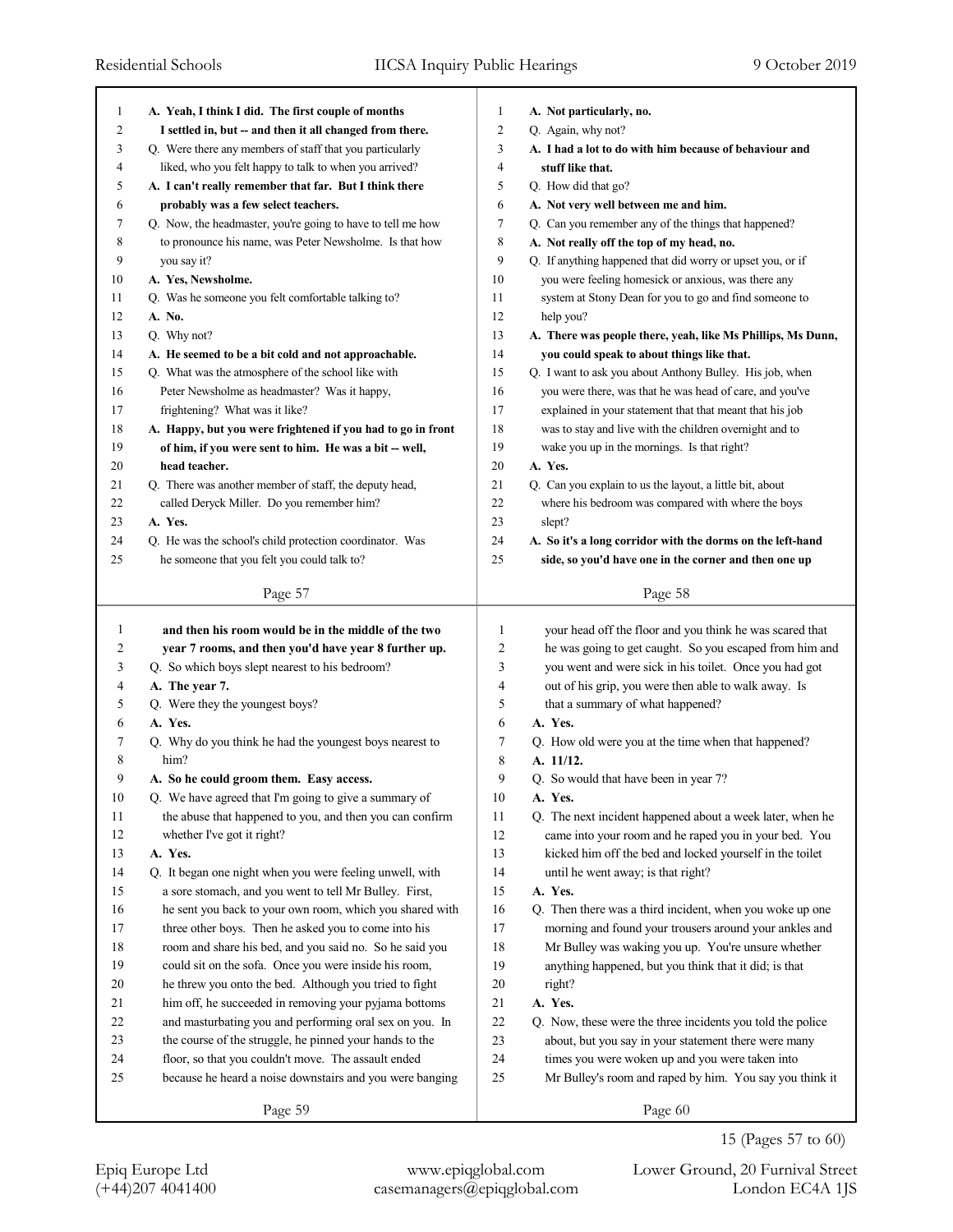**A. Yeah, I think I did. The first couple of months I settled in, but -- and then it all changed from there.**

Q. Were there any members of staff that you particularly liked, who you felt happy to talk to when you arrived?

**A. I can't really remember that far. But I think there probably was a few select teachers.**

Q. Now, the headmaster, you're going to have to tell me how to pronounce his name, was Peter Newsholme. Is that how you say it?

**A. Yes, Newsholme.**

Q. Was he someone you felt comfortable talking to?

**A. No.**

Q. Why not?

**A. He seemed to be a bit cold and not approachable.**

Q. What was the atmosphere of the school like with Peter Newsholme as headmaster? Was it happy, frightening? What was it like?

**A. Happy, but you were frightened if you had to go in front of him, if you were sent to him. He was a bit -- well, head teacher.**

Q. There was another member of staff, the deputy head, called Deryck Miller. Do you remember him?

**A. Yes.**

Q. He was the school's child protection coordinator. Was he someone that you felt you could talk to?

**A. Not particularly, no.**

Q. Again, why not?

**A. I had a lot to do with him because of behaviour and stuff like that.**

Q. How did that go?

**A. Not very well between me and him.**

Q. Can you remember any of the things that happened?

**A. Not really off the top of my head, no.**

Q. If anything happened that did worry or upset you, or if you were feeling homesick or anxious, was there any system at Stony Dean for you to go and find someone to help you?

**A. There was people there, yeah, like Ms Phillips, Ms Dunn, you could speak to about things like that.**

Q. I want to ask you about Anthony Bulley. His job, when you were there, was that he was head of care, and you've explained in your statement that that meant that his job was to stay and live with the children overnight and to wake you up in the mornings. Is that right?

**A. Yes.**

Q. Can you explain to us the layout, a little bit, about where his bedroom was compared with where the boys slept?

**A. So it's a long corridor with the dorms on the left-hand side, so you'd have one in the corner and then one up and then his room would be in the middle of the two year 7 rooms, and then you'd have year 8 further up.**

Q. So which boys slept nearest to his bedroom?

**A. The year 7.**

Q. Were they the youngest boys?

**A. Yes.**

Q. Why do you think he had the youngest boys nearest to him?

**A. So he could groom them. Easy access.**

Q. We have agreed that I'm going to give a summary of the abuse that happened to you, and then you can confirm whether I've got it right?

**A. Yes.**

Q. It began one night when you were feeling unwell, with a sore stomach, and you went to tell Mr Bulley. First, he sent you back to your own room, which you shared with three other boys. Then he asked you to come into his room and share his bed, and you said no. So he said you could sit on the sofa. Once you were inside his room, he threw you onto the bed. Although you tried to fight him off, he succeeded in removing your pyjama bottoms and masturbating you and performing oral sex on you. In the course of the struggle, he pinned your hands to the floor, so that you couldn't move. The assault ended because he heard a noise downstairs and you were banging your head off the floor and you think he was scared that he was going to get caught. So you escaped from him and you went and were sick in his toilet. Once you had got out of his grip, you were then able to walk away. Is that a summary of what happened?

**A. Yes.**

Q. How old were you at the time when that happened?

**A. 11/12.**

Q. So would that have been in year 7?

**A. Yes.**

Q. The next incident happened about a week later, when he came into your room and he raped you in your bed. You kicked him off the bed and locked yourself in the toilet until he went away; is that right?

**A. Yes.**

Q. Then there was a third incident, when you woke up one morning and found your trousers around your ankles and Mr Bulley was waking you up. You're unsure whether anything happened, but you think that it did; is that right?

**A. Yes.**

Q. Now, these were the three incidents you told the police about, but you say in your statement there were many times you were woken up and you were taken into Mr Bulley's room and raped by him. You say you think it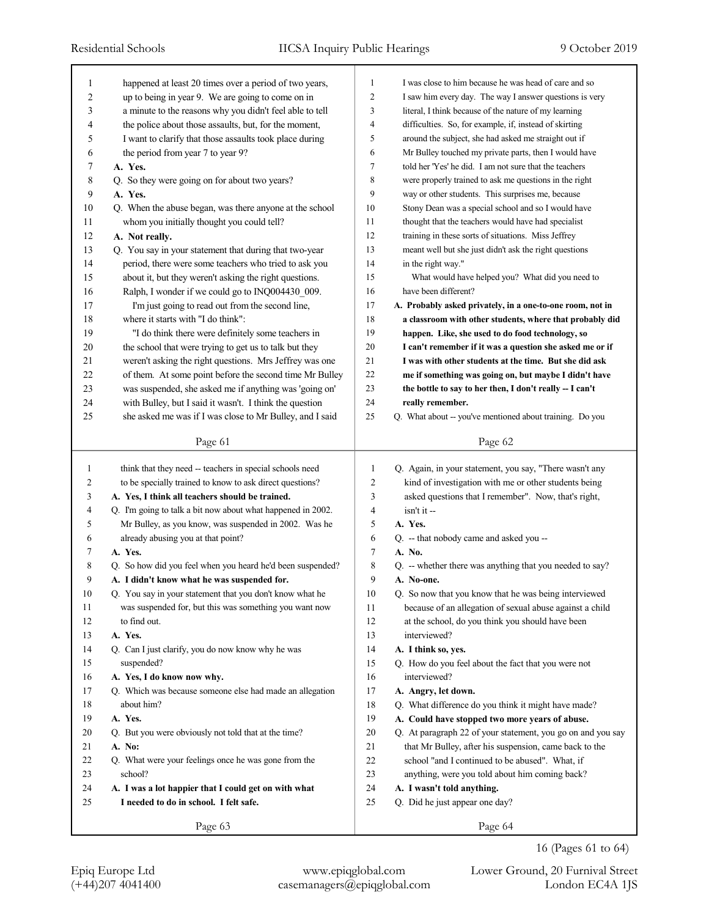happened at least 20 times over a period of two years, up to being in year 9. We are going to come on in a minute to the reasons why you didn't feel able to tell the police about those assaults, but, for the moment, I want to clarify that those assaults took place during the period from year 7 to year 9?

**A. Yes.**

Q. So they were going on for about two years?

**A. Yes.**

Q. When the abuse began, was there anyone at the school whom you initially thought you could tell?

**A. Not really.**

Q. You say in your statement that during that two-year period, there were some teachers who tried to ask you about it, but they weren't asking the right questions. Ralph, I wonder if we could go to INQ004430_009.

I'm just going to read out from the second line, where it starts with "I do think":

"I do think there were definitely some teachers in the school that were trying to get us to talk but they weren't asking the right questions. Mrs Jeffrey was one of them. At some point before the second time Mr Bulley was suspended, she asked me if anything was 'going on' with Bulley, but I said it wasn't. I think the question she asked me was if I was close to Mr Bulley, and I said I was close to him because he was head of care and so I saw him every day. The way I answer questions is very literal, I think because of the nature of my learning difficulties. So, for example, if, instead of skirting around the subject, she had asked me straight out if Mr Bulley touched my private parts, then I would have told her 'Yes' he did. I am not sure that the teachers were properly trained to ask me questions in the right way or other students. This surprises me, because Stony Dean was a special school and so I would have thought that the teachers would have had specialist training in these sorts of situations. Miss Jeffrey meant well but she just didn't ask the right questions in the right way."

What would have helped you? What did you need to have been different?

**A. Probably asked privately, in a one-to-one room, not in a classroom with other students, where that probably did happen. Like, she used to do food technology, so I can't remember if it was a question she asked me or if I was with other students at the time. But she did ask me if something was going on, but maybe I didn't have the bottle to say to her then, I don't really -- I can't really remember.**

Q. What about -- you've mentioned about training. Do you think that they need -- teachers in special schools need to be specially trained to know to ask direct questions?

**A. Yes, I think all teachers should be trained.**

Q. I'm going to talk a bit now about what happened in 2002. Mr Bulley, as you know, was suspended in 2002. Was he already abusing you at that point?

**A. Yes.**

Q. So how did you feel when you heard he'd been suspended?

**A. I didn't know what he was suspended for.**

Q. You say in your statement that you don't know what he was suspended for, but this was something you want now to find out.

**A. Yes.**

Q. Can I just clarify, you do now know why he was suspended?

**A. Yes, I do know now why.**

Q. Which was because someone else had made an allegation about him?

**A. Yes.**

Q. But you were obviously not told that at the time?

**A. No:**

Q. What were your feelings once he was gone from the school?

**A. I was a lot happier that I could get on with what I needed to do in school. I felt safe.**

Q. Again, in your statement, you say, "There wasn't any kind of investigation with me or other students being asked questions that I remember". Now, that's right, isn't it --

**A. Yes.**

Q. -- that nobody came and asked you --

**A. No.**

Q. -- whether there was anything that you needed to say?

**A. No-one.**

Q. So now that you know that he was being interviewed because of an allegation of sexual abuse against a child at the school, do you think you should have been interviewed?

**A. I think so, yes.**

Q. How do you feel about the fact that you were not interviewed?

**A. Angry, let down.**

Q. What difference do you think it might have made?

**A. Could have stopped two more years of abuse.**

Q. At paragraph 22 of your statement, you go on and you say that Mr Bulley, after his suspension, came back to the school "and I continued to be abused". What, if anything, were you told about him coming back?

**A. I wasn't told anything.**

Q. Did he just appear one day?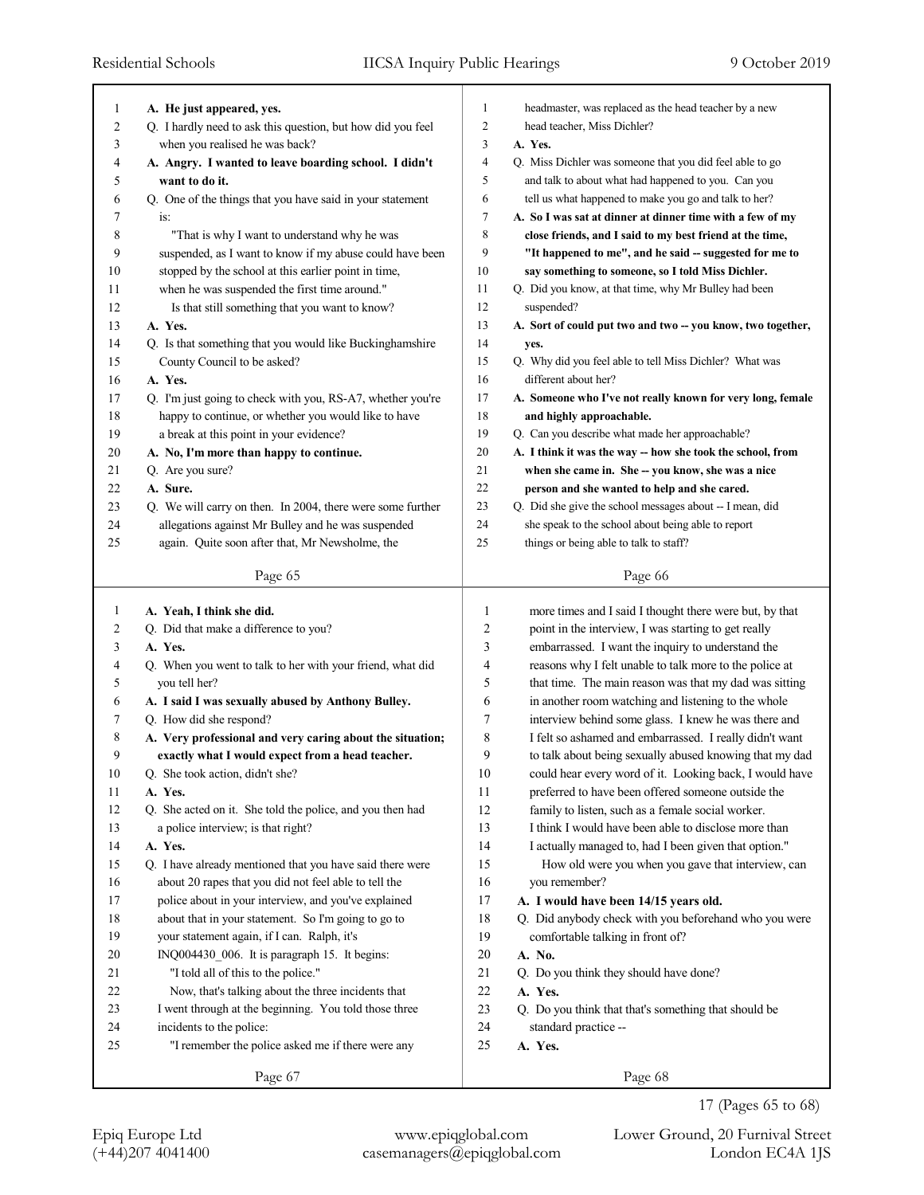A. He just appeared, yes.

Q. I hardly need to ask this question, but how did you feel when you realised he was back?

**A. Angry. I wanted to leave boarding school. I didn't want to do it.**

Q. One of the things that you have said in your statement is:

"That is why I want to understand why he was suspended, as I want to know if my abuse could have been stopped by the school at this earlier point in time, when he was suspended the first time around."

Is that still something that you want to know?

**A. Yes.**

Q. Is that something that you would like Buckinghamshire County Council to be asked?

**A. Yes.**

Q. I'm just going to check with you, RS-A7, whether you're happy to continue, or whether you would like to have a break at this point in your evidence?

**A. No, I'm more than happy to continue.**

Q. Are you sure?

**A. Sure.**

Q. We will carry on then. In 2004, there were some further allegations against Mr Bulley and he was suspended again. Quite soon after that, Mr Newsholme, the headmaster, was replaced as the head teacher by a new head teacher, Miss Dichler?

**A. Yes.**

Q. Miss Dichler was someone that you did feel able to go and talk to about what had happened to you. Can you tell us what happened to make you go and talk to her?

**A. So I was sat at dinner at dinner time with a few of my close friends, and I said to my best friend at the time, "It happened to me", and he said -- suggested for me to say something to someone, so I told Miss Dichler.**

Q. Did you know, at that time, why Mr Bulley had been suspended?

**A. Sort of could put two and two -- you know, two together, yes.**

Q. Why did you feel able to tell Miss Dichler? What was different about her?

**A. Someone who I've not really known for very long, female and highly approachable.**

Q. Can you describe what made her approachable?

**A. I think it was the way -- how she took the school, from when she came in. She -- you know, she was a nice person and she wanted to help and she cared.**

Q. Did she give the school messages about -- I mean, did she speak to the school about being able to report things or being able to talk to staff?

**A. Yeah, I think she did.**

Q. Did that make a difference to you?

**A. Yes.**

Q. When you went to talk to her with your friend, what did you tell her?

**A. I said I was sexually abused by Anthony Bulley.**

Q. How did she respond?

**A. Very professional and very caring about the situation; exactly what I would expect from a head teacher.**

Q. She took action, didn't she?

**A. Yes.**

Q. She acted on it. She told the police, and you then had a police interview; is that right?

**A. Yes.**

Q. I have already mentioned that you have said there were about 20 rapes that you did not feel able to tell the police about in your interview, and you've explained about that in your statement. So I'm going to go to your statement again, if I can. Ralph, it's INQ004430_006. It is paragraph 15. It begins:

"I told all of this to the police."

Now, that's talking about the three incidents that I went through at the beginning. You told those three incidents to the police:

"I remember the police asked me if there were any more times and I said I thought there were but, by that point in the interview, I was starting to get really embarrassed. I want the inquiry to understand the reasons why I felt unable to talk more to the police at that time. The main reason was that my dad was sitting in another room watching and listening to the whole interview behind some glass. I knew he was there and I felt so ashamed and embarrassed. I really didn't want to talk about being sexually abused knowing that my dad could hear every word of it. Looking back, I would have preferred to have been offered someone outside the family to listen, such as a female social worker. I think I would have been able to disclose more than I actually managed to, had I been given that option."

How old were you when you gave that interview, can you remember?

**A. I would have been 14/15 years old.**

Q. Did anybody check with you beforehand who you were comfortable talking in front of?

**A. No.**

Q. Do you think they should have done?

**A. Yes.**

Q. Do you think that that's something that should be standard practice --

**A. Yes.**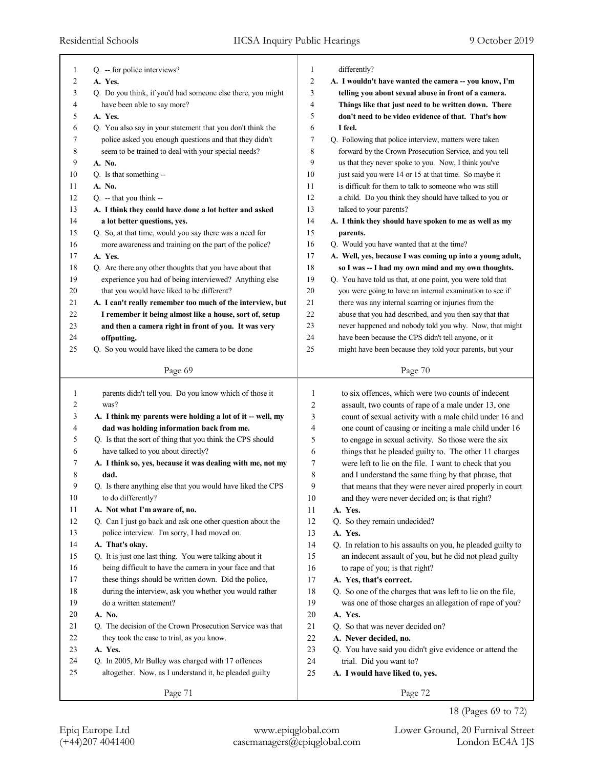Q. -- for police interviews?

**A. Yes.**

Q. Do you think, if you'd had someone else there, you might have been able to say more?

**A. Yes.**

Q. You also say in your statement that you don't think the police asked you enough questions and that they didn't seem to be trained to deal with your special needs?

**A. No.**

Q. Is that something --

**A. No.**

Q. -- that you think --

**A. I think they could have done a lot better and asked a lot better questions, yes.**

Q. So, at that time, would you say there was a need for more awareness and training on the part of the police?

**A. Yes.**

Q. Are there any other thoughts that you have about that experience you had of being interviewed? Anything else that you would have liked to be different?

**A. I can't really remember too much of the interview, but I remember it being almost like a house, sort of, setup and then a camera right in front of you. It was very offputting.**

Q. So you would have liked the camera to be done differently?

**A. I wouldn't have wanted the camera -- you know, I'm telling you about sexual abuse in front of a camera. Things like that just need to be written down. There don't need to be video evidence of that. That's how I feel.**

Q. Following that police interview, matters were taken forward by the Crown Prosecution Service, and you tell us that they never spoke to you. Now, I think you've just said you were 14 or 15 at that time. So maybe it is difficult for them to talk to someone who was still a child. Do you think they should have talked to you or talked to your parents?

**A. I think they should have spoken to me as well as my parents.**

Q. Would you have wanted that at the time?

**A. Well, yes, because I was coming up into a young adult, so I was -- I had my own mind and my own thoughts.**

Q. You have told us that, at one point, you were told that you were going to have an internal examination to see if there was any internal scarring or injuries from the abuse that you had described, and you then say that that never happened and nobody told you why. Now, that might have been because the CPS didn't tell anyone, or it might have been because they told your parents, but your parents didn't tell you. Do you know which of those it was?

**A. I think my parents were holding a lot of it -- well, my dad was holding information back from me.**

Q. Is that the sort of thing that you think the CPS should have talked to you about directly?

**A. I think so, yes, because it was dealing with me, not my dad.**

Q. Is there anything else that you would have liked the CPS to do differently?

**A. Not what I'm aware of, no.**

Q. Can I just go back and ask one other question about the police interview. I'm sorry, I had moved on.

**A. That's okay.**

Q. It is just one last thing. You were talking about it being difficult to have the camera in your face and that these things should be written down. Did the police, during the interview, ask you whether you would rather do a written statement?

**A. No.**

Q. The decision of the Crown Prosecution Service was that they took the case to trial, as you know.

**A. Yes.**

Q. In 2005, Mr Bulley was charged with 17 offences altogether. Now, as I understand it, he pleaded guilty to six offences, which were two counts of indecent assault, two counts of rape of a male under 13, one count of sexual activity with a male child under 16 and one count of causing or inciting a male child under 16 to engage in sexual activity. So those were the six things that he pleaded guilty to. The other 11 charges were left to lie on the file. I want to check that you and I understand the same thing by that phrase, that that means that they were never aired properly in court and they were never decided on; is that right?

**A. Yes.**

Q. So they remain undecided?

**A. Yes.**

Q. In relation to his assaults on you, he pleaded guilty to an indecent assault of you, but he did not plead guilty to rape of you; is that right?

**A. Yes, that's correct.**

Q. So one of the charges that was left to lie on the file, was one of those charges an allegation of rape of you?

**A. Yes.**

Q. So that was never decided on?

**A. Never decided, no.**

Q. You have said you didn't give evidence or attend the trial. Did you want to?

**A. I would have liked to, yes.**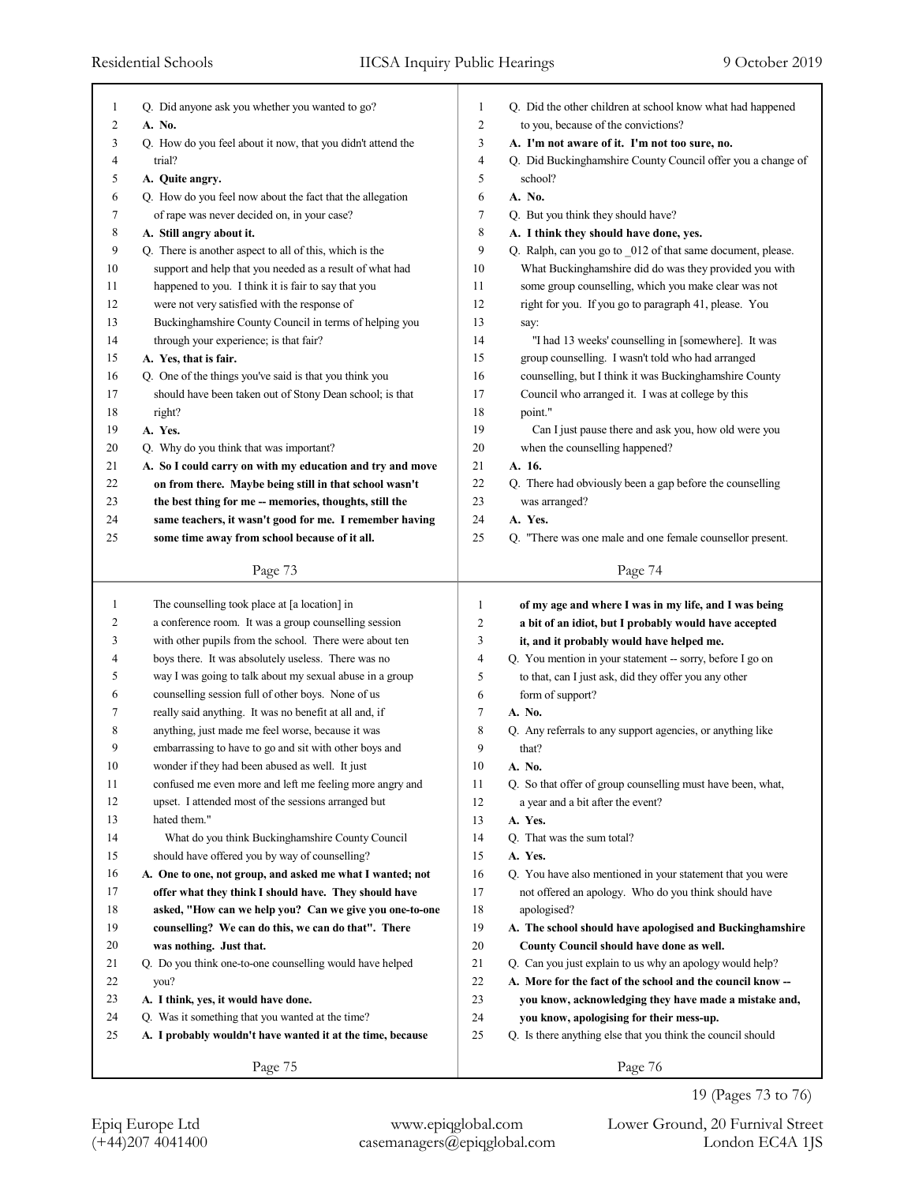Page 73

Q. Did anyone ask you whether you wanted to go?

**A. No.**

Q. How do you feel about it now, that you didn't attend the trial?

**A. Quite angry.**

Q. How do you feel now about the fact that the allegation of rape was never decided on, in your case?

**A. Still angry about it.**

Q. There is another aspect to all of this, which is the support and help that you needed as a result of what had happened to you. I think it is fair to say that you were not very satisfied with the response of Buckinghamshire County Council in terms of helping you through your experience; is that fair?

**A. Yes, that is fair.**

Q. One of the things you've said is that you think you should have been taken out of Stony Dean school; is that right?

**A. Yes.**

Q. Why do you think that was important?

**A. So I could carry on with my education and try and move on from there. Maybe being still in that school wasn't the best thing for me -- memories, thoughts, still the same teachers, it wasn't good for me. I remember having some time away from school because of it all.**

Page 74

Q. Did the other children at school know what had happened to you, because of the convictions?

**A. I'm not aware of it. I'm not too sure, no.**

Q. Did Buckinghamshire County Council offer you a change of school?

**A. No.**

Q. But you think they should have?

**A. I think they should have done, yes.**

Q. Ralph, can you go to _012 of that same document, please. What Buckinghamshire did do was they provided you with some group counselling, which you make clear was not right for you. If you go to paragraph 41, please. You say:

"I had 13 weeks' counselling in [somewhere]. It was group counselling. I wasn't told who had arranged counselling, but I think it was Buckinghamshire County Council who arranged it. I was at college by this point."

Can I just pause there and ask you, how old were you when the counselling happened?

**A. 16.**

Q. There had obviously been a gap before the counselling was arranged?

**A. Yes.**

Q. "There was one male and one female counsellor present.

Page 75

The counselling took place at [a location] in a conference room. It was a group counselling session with other pupils from the school. There were about ten boys there. It was absolutely useless. There was no way I was going to talk about my sexual abuse in a group counselling session full of other boys. None of us really said anything. It was no benefit at all and, if anything, just made me feel worse, because it was embarrassing to have to go and sit with other boys and wonder if they had been abused as well. It just confused me even more and left me feeling more angry and upset. I attended most of the sessions arranged but hated them."

What do you think Buckinghamshire County Council should have offered you by way of counselling?

**A. One to one, not group, and asked me what I wanted; not offer what they think I should have. They should have asked, "How can we help you? Can we give you one-to-one counselling? We can do this, we can do that". There was nothing. Just that.**

Q. Do you think one-to-one counselling would have helped you?

**A. I think, yes, it would have done.**

Q. Was it something that you wanted at the time?

**A. I probably wouldn't have wanted it at the time, because of my age and where I was in my life, and I was being a bit of an idiot, but I probably would have accepted it, and it probably would have helped me.**

Page 76

Q. You mention in your statement -- sorry, before I go on to that, can I just ask, did they offer you any other form of support?

**A. No.**

Q. Any referrals to any support agencies, or anything like that?

**A. No.**

Q. So that offer of group counselling must have been, what, a year and a bit after the event?

**A. Yes.**

Q. That was the sum total?

**A. Yes.**

Q. You have also mentioned in your statement that you were not offered an apology. Who do you think should have apologised?

**A. The school should have apologised and Buckinghamshire County Council should have done as well.**

Q. Can you just explain to us why an apology would help?

**A. More for the fact of the school and the council know -- you know, acknowledging they have made a mistake and, you know, apologising for their mess-up.**

Q. Is there anything else that you think the council should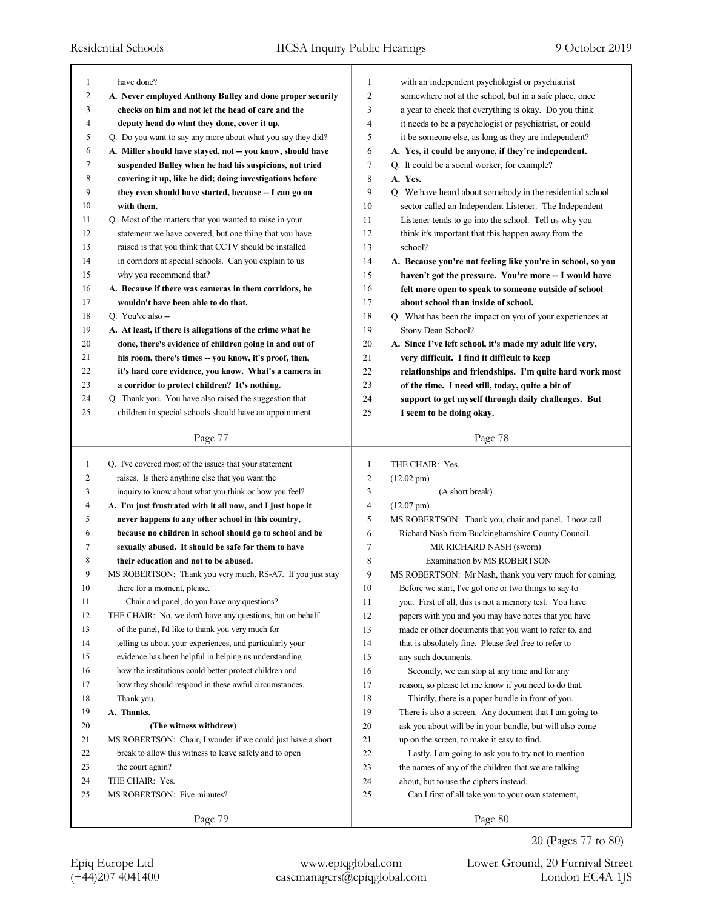have done?

**A. Never employed Anthony Bulley and done proper security checks on him and not let the head of care and the deputy head do what they done, cover it up.**

Q. Do you want to say any more about what you say they did?

**A. Miller should have stayed, not -- you know, should have suspended Bulley when he had his suspicions, not tried covering it up, like he did; doing investigations before they even should have started, because -- I can go on with them.**

Q. Most of the matters that you wanted to raise in your statement we have covered, but one thing that you have raised is that you think that CCTV should be installed in corridors at special schools. Can you explain to us why you recommend that?

**A. Because if there was cameras in them corridors, he wouldn't have been able to do that.**

Q. You've also --

**A. At least, if there is allegations of the crime what he done, there's evidence of children going in and out of his room, there's times -- you know, it's proof, then, it's hard core evidence, you know. What's a camera in a corridor to protect children? It's nothing.**

Q. Thank you. You have also raised the suggestion that children in special schools should have an appointment with an independent psychologist or psychiatrist somewhere not at the school, but in a safe place, once a year to check that everything is okay. Do you think it needs to be a psychologist or psychiatrist, or could it be someone else, as long as they are independent?

**A. Yes, it could be anyone, if they're independent.**

Q. It could be a social worker, for example?

**A. Yes.**

Q. We have heard about somebody in the residential school sector called an Independent Listener. The Independent Listener tends to go into the school. Tell us why you think it's important that this happen away from the school?

**A. Because you're not feeling like you're in school, so you haven't got the pressure. You're more -- I would have felt more open to speak to someone outside of school about school than inside of school.**

Q. What has been the impact on you of your experiences at Stony Dean School?

**A. Since I've left school, it's made my adult life very, very difficult. I find it difficult to keep relationships and friendships. I'm quite hard work most of the time. I need still, today, quite a bit of support to get myself through daily challenges. But I seem to be doing okay.**

Q. I've covered most of the issues that your statement raises. Is there anything else that you want the inquiry to know about what you think or how you feel?

**A. I'm just frustrated with it all now, and I just hope it never happens to any other school in this country, because no children in school should go to school and be sexually abused. It should be safe for them to have their education and not to be abused.**

MS ROBERTSON: Thank you very much, RS-A7. If you just stay there for a moment, please.

Chair and panel, do you have any questions?

THE CHAIR: No, we don't have any questions, but on behalf of the panel, I'd like to thank you very much for telling us about your experiences, and particularly your evidence has been helpful in helping us understanding how the institutions could better protect children and how they should respond in these awful circumstances. Thank you.

**A. Thanks.**

**(The witness withdrew)**

MS ROBERTSON: Chair, I wonder if we could just have a short break to allow this witness to leave safely and to open the court again?

THE CHAIR: Yes.

MS ROBERTSON: Five minutes?

THE CHAIR: Yes.

(12.02 pm)

(A short break)

(12.07 pm)

MS ROBERTSON: Thank you, chair and panel. I now call Richard Nash from Buckinghamshire County Council.

MR RICHARD NASH (sworn)

Examination by MS ROBERTSON

MS ROBERTSON: Mr Nash, thank you very much for coming. Before we start, I've got one or two things to say to you. First of all, this is not a memory test. You have papers with you and you may have notes that you have made or other documents that you want to refer to, and that is absolutely fine. Please feel free to refer to any such documents.

Secondly, we can stop at any time and for any reason, so please let me know if you need to do that.

Thirdly, there is a paper bundle in front of you. There is also a screen. Any document that I am going to ask you about will be in your bundle, but will also come up on the screen, to make it easy to find.

Lastly, I am going to ask you to try not to mention the names of any of the children that we are talking about, but to use the ciphers instead.

Can I first of all take you to your own statement,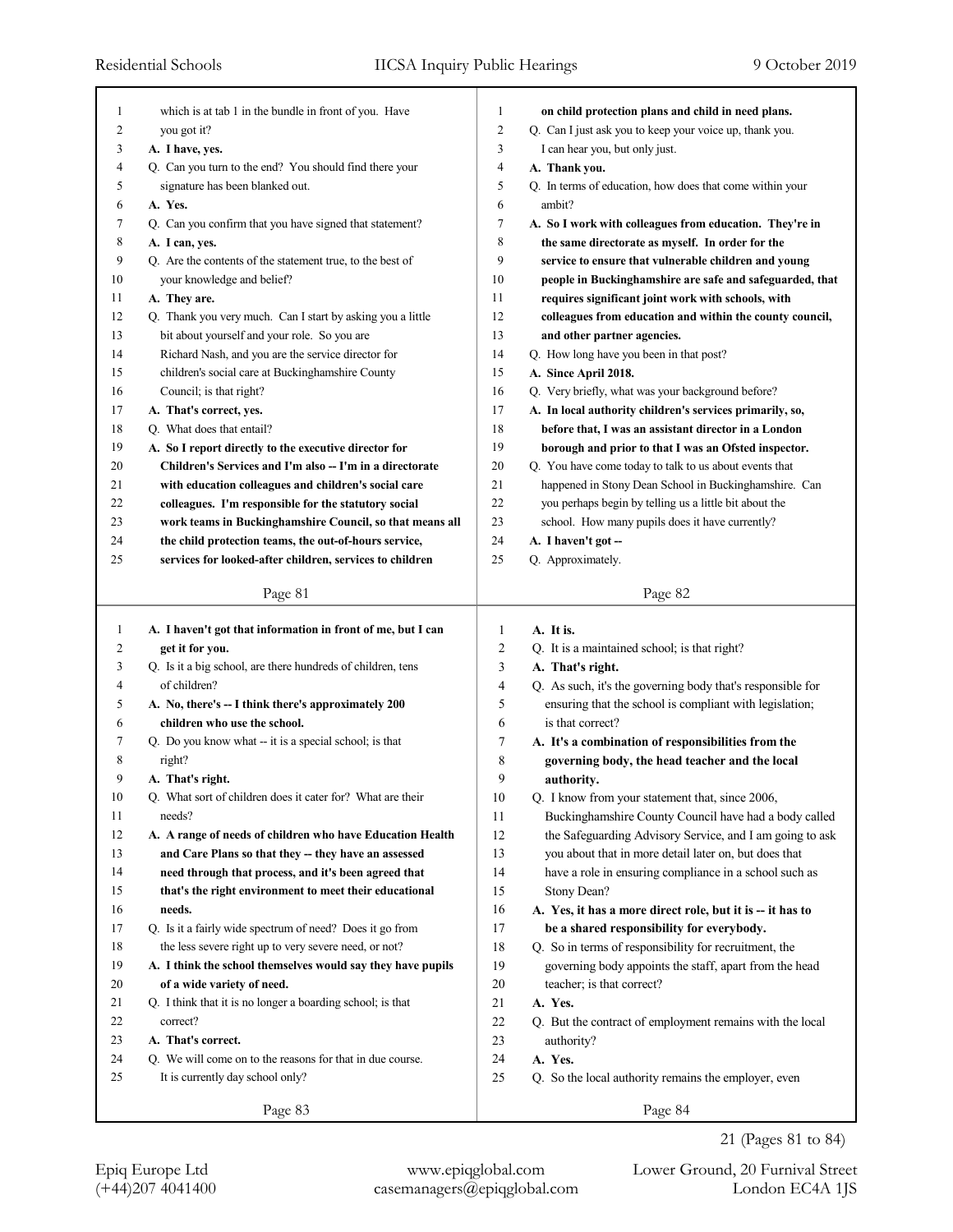which is at tab 1 in the bundle in front of you. Have you got it?

**A. I have, yes.**

Q. Can you turn to the end? You should find there your signature has been blanked out.

**A. Yes.**

Q. Can you confirm that you have signed that statement?

**A. I can, yes.**

Q. Are the contents of the statement true, to the best of your knowledge and belief?

**A. They are.**

Q. Thank you very much. Can I start by asking you a little bit about yourself and your role. So you are Richard Nash, and you are the service director for children's social care at Buckinghamshire County Council; is that right?

**A. That's correct, yes.**

Q. What does that entail?

**A. So I report directly to the executive director for Children's Services and I'm also -- I'm in a directorate with education colleagues and children's social care colleagues. I'm responsible for the statutory social work teams in Buckinghamshire Council, so that means all the child protection teams, the out-of-hours service, services for looked-after children, services to children on child protection plans and child in need plans.**

Q. Can I just ask you to keep your voice up, thank you. I can hear you, but only just.

**A. Thank you.**

Q. In terms of education, how does that come within your ambit?

**A. So I work with colleagues from education. They're in the same directorate as myself. In order for the service to ensure that vulnerable children and young people in Buckinghamshire are safe and safeguarded, that requires significant joint work with schools, with colleagues from education and within the county council, and other partner agencies.**

Q. How long have you been in that post?

**A. Since April 2018.**

Q. Very briefly, what was your background before?

**A. In local authority children's services primarily, so, before that, I was an assistant director in a London borough and prior to that I was an Ofsted inspector.**

Q. You have come today to talk to us about events that happened in Stony Dean School in Buckinghamshire. Can you perhaps begin by telling us a little bit about the school. How many pupils does it have currently?

**A. I haven't got --**

Q. Approximately.

**A. I haven't got that information in front of me, but I can get it for you.**

Q. Is it a big school, are there hundreds of children, tens of children?

**A. No, there's -- I think there's approximately 200 children who use the school.**

Q. Do you know what -- it is a special school; is that right?

**A. That's right.**

Q. What sort of children does it cater for? What are their needs?

**A. A range of needs of children who have Education Health and Care Plans so that they -- they have an assessed need through that process, and it's been agreed that that's the right environment to meet their educational needs.**

Q. Is it a fairly wide spectrum of need? Does it go from the less severe right up to very severe need, or not?

**A. I think the school themselves would say they have pupils of a wide variety of need.**

Q. I think that it is no longer a boarding school; is that correct?

**A. That's correct.**

Q. We will come on to the reasons for that in due course. It is currently day school only?

**A. It is.**

Q. It is a maintained school; is that right?

**A. That's right.**

Q. As such, it's the governing body that's responsible for ensuring that the school is compliant with legislation; is that correct?

**A. It's a combination of responsibilities from the governing body, the head teacher and the local authority.**

Q. I know from your statement that, since 2006, Buckinghamshire County Council have had a body called the Safeguarding Advisory Service, and I am going to ask you about that in more detail later on, but does that have a role in ensuring compliance in a school such as Stony Dean?

**A. Yes, it has a more direct role, but it is -- it has to be a shared responsibility for everybody.**

Q. So in terms of responsibility for recruitment, the governing body appoints the staff, apart from the head teacher; is that correct?

**A. Yes.**

Q. But the contract of employment remains with the local authority?

**A. Yes.**

Q. So the local authority remains the employer, even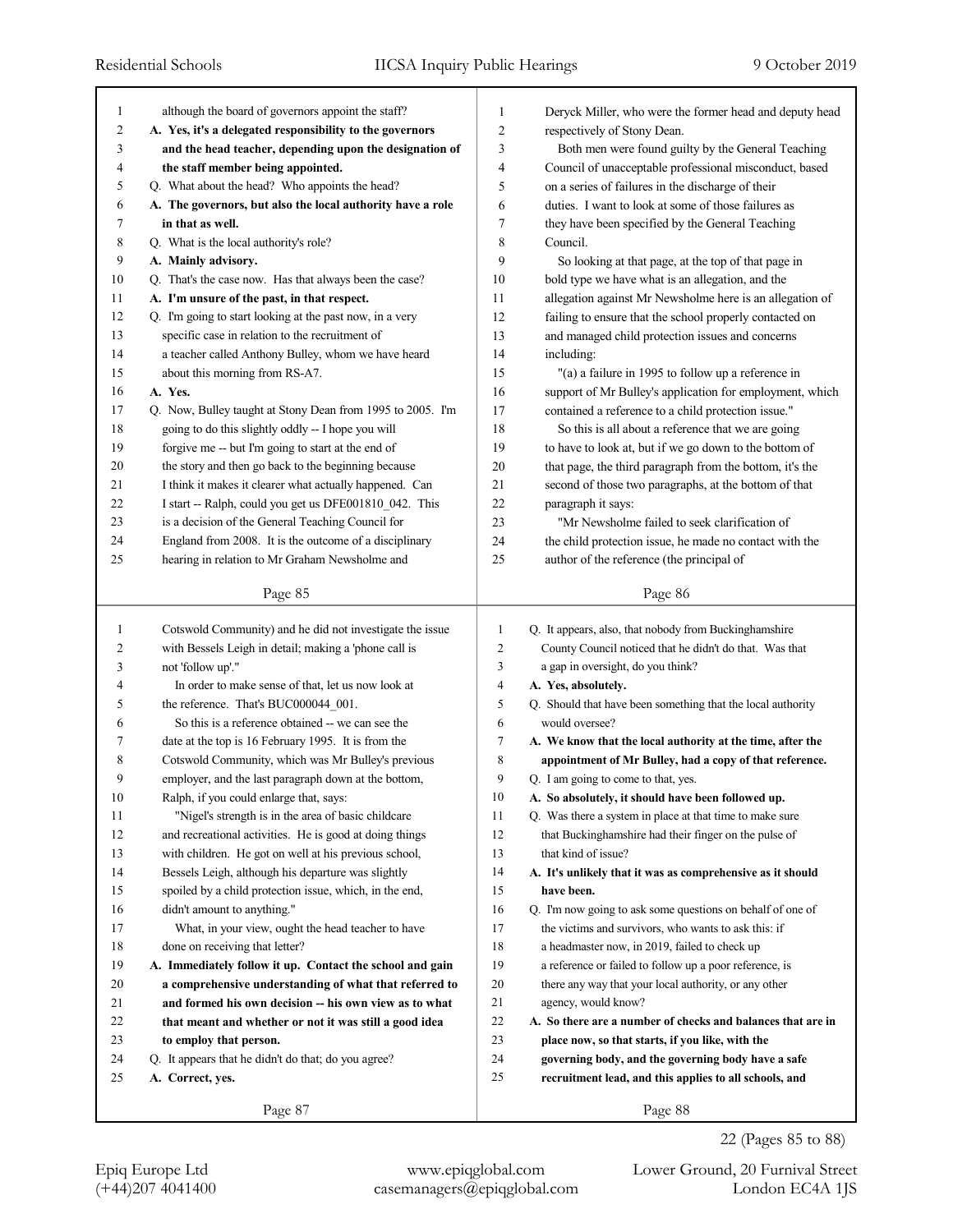although the board of governors appoint the staff?

**A. Yes, it's a delegated responsibility to the governors and the head teacher, depending upon the designation of the staff member being appointed.**

Q. What about the head? Who appoints the head?

**A. The governors, but also the local authority have a role in that as well.**

Q. What is the local authority's role?

**A. Mainly advisory.**

Q. That's the case now. Has that always been the case?

**A. I'm unsure of the past, in that respect.**

Q. I'm going to start looking at the past now, in a very specific case in relation to the recruitment of a teacher called Anthony Bulley, whom we have heard about this morning from RS-A7.

**A. Yes.**

Q. Now, Bulley taught at Stony Dean from 1995 to 2005. I'm going to do this slightly oddly -- I hope you will forgive me -- but I'm going to start at the end of the story and then go back to the beginning because I think it makes it clearer what actually happened. Can I start -- Ralph, could you get us DFE001810_042. This is a decision of the General Teaching Council for England from 2008. It is the outcome of a disciplinary hearing in relation to Mr Graham Newsholme and Deryck Miller, who were the former head and deputy head respectively of Stony Dean.

Both men were found guilty by the General Teaching Council of unacceptable professional misconduct, based on a series of failures in the discharge of their duties. I want to look at some of those failures as they have been specified by the General Teaching Council.

So looking at that page, at the top of that page in bold type we have what is an allegation, and the allegation against Mr Newsholme here is an allegation of failing to ensure that the school properly contacted on and managed child protection issues and concerns including:

"(a) a failure in 1995 to follow up a reference in support of Mr Bulley's application for employment, which contained a reference to a child protection issue."

So this is all about a reference that we are going to have to look at, but if we go down to the bottom of that page, the third paragraph from the bottom, it's the second of those two paragraphs, at the bottom of that paragraph it says:

"Mr Newsholme failed to seek clarification of the child protection issue, he made no contact with the author of the reference (the principal of Cotswold Community) and he did not investigate the issue with Bessels Leigh in detail; making a 'phone call is not 'follow up'."

In order to make sense of that, let us now look at the reference. That's BUC000044_001.

So this is a reference obtained -- we can see the date at the top is 16 February 1995. It is from the Cotswold Community, which was Mr Bulley's previous employer, and the last paragraph down at the bottom, Ralph, if you could enlarge that, says:

"Nigel's strength is in the area of basic childcare and recreational activities. He is good at doing things with children. He got on well at his previous school, Bessels Leigh, although his departure was slightly spoiled by a child protection issue, which, in the end, didn't amount to anything."

What, in your view, ought the head teacher to have done on receiving that letter?

**A. Immediately follow it up. Contact the school and gain a comprehensive understanding of what that referred to and formed his own decision -- his own view as to what that meant and whether or not it was still a good idea to employ that person.**

Q. It appears that he didn't do that; do you agree?

**A. Correct, yes.**

Q. It appears, also, that nobody from Buckinghamshire County Council noticed that he didn't do that. Was that a gap in oversight, do you think?

**A. Yes, absolutely.**

Q. Should that have been something that the local authority would oversee?

**A. We know that the local authority at the time, after the appointment of Mr Bulley, had a copy of that reference.**

Q. I am going to come to that, yes.

**A. So absolutely, it should have been followed up.**

Q. Was there a system in place at that time to make sure that Buckinghamshire had their finger on the pulse of that kind of issue?

**A. It's unlikely that it was as comprehensive as it should have been.**

Q. I'm now going to ask some questions on behalf of one of the victims and survivors, who wants to ask this: if a headmaster now, in 2019, failed to check up a reference or failed to follow up a poor reference, is there any way that your local authority, or any other agency, would know?

**A. So there are a number of checks and balances that are in place now, so that starts, if you like, with the governing body, and the governing body have a safe recruitment lead, and this applies to all schools, and**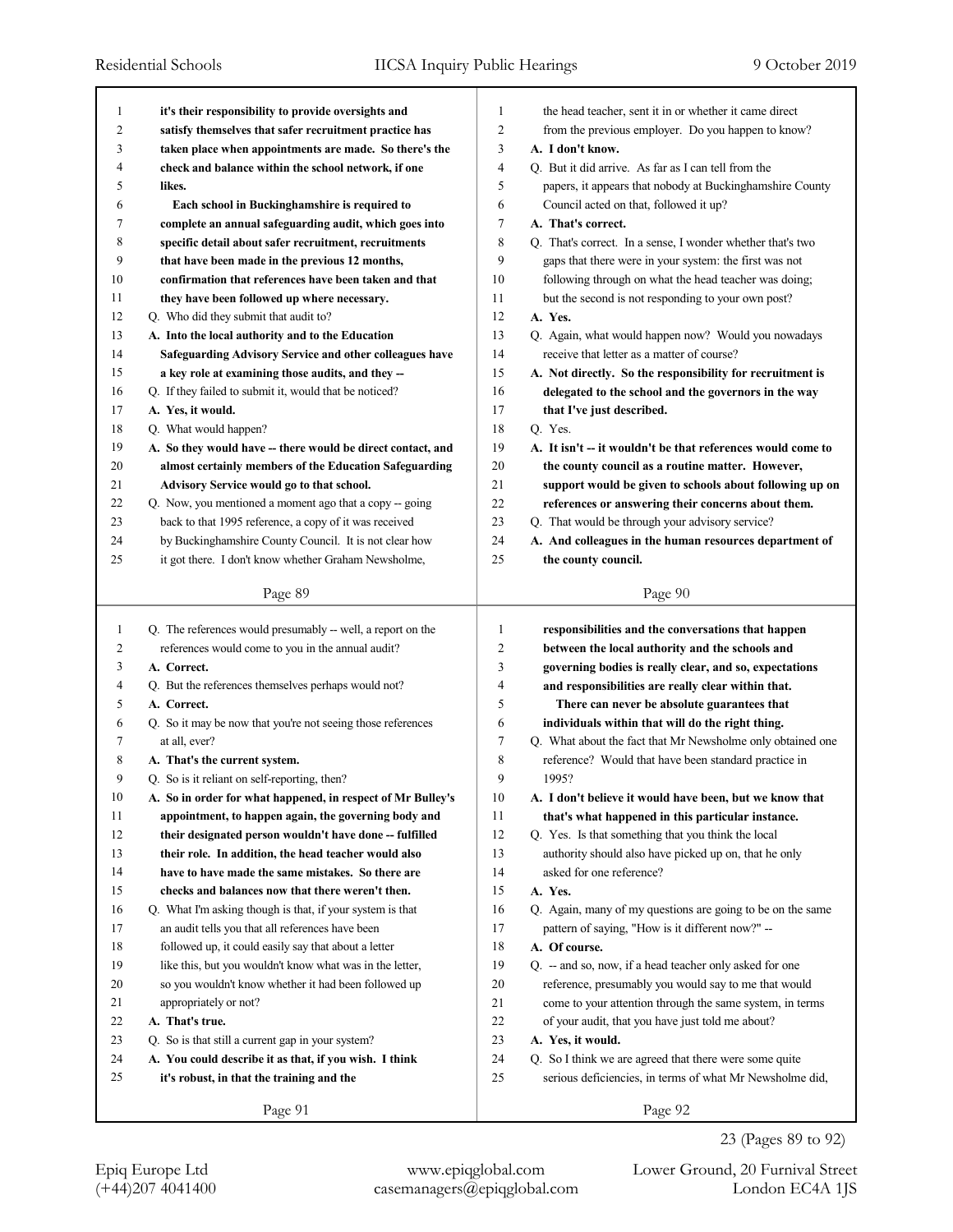it's their responsibility to provide oversights and satisfy themselves that safer recruitment practice has taken place when appointments are made. So there's the check and balance within the school network, if one likes.

Each school in Buckinghamshire is required to complete an annual safeguarding audit, which goes into specific detail about safer recruitment, recruitments that have been made in the previous 12 months, confirmation that references have been taken and that they have been followed up where necessary.

Q. Who did they submit that audit to?

A. Into the local authority and to the Education Safeguarding Advisory Service and other colleagues have a key role at examining those audits, and they --

Q. If they failed to submit it, would that be noticed?

A. Yes, it would.

Q. What would happen?

A. So they would have -- there would be direct contact, and almost certainly members of the Education Safeguarding Advisory Service would go to that school.

Q. Now, you mentioned a moment ago that a copy -- going back to that 1995 reference, a copy of it was received by Buckinghamshire County Council. It is not clear how it got there. I don't know whether Graham Newsholme, the head teacher, sent it in or whether it came direct from the previous employer. Do you happen to know?

A. I don't know.

Q. But it did arrive. As far as I can tell from the papers, it appears that nobody at Buckinghamshire County Council acted on that, followed it up?

A. That's correct.

Q. That's correct. In a sense, I wonder whether that's two gaps that there were in your system: the first was not following through on what the head teacher was doing; but the second is not responding to your own post?

A. Yes.

Q. Again, what would happen now? Would you nowadays receive that letter as a matter of course?

A. Not directly. So the responsibility for recruitment is delegated to the school and the governors in the way that I've just described.

Q. Yes.

A. It isn't -- it wouldn't be that references would come to the county council as a routine matter. However, support would be given to schools about following up on references or answering their concerns about them.

Q. That would be through your advisory service?

A. And colleagues in the human resources department of the county council.

Q. The references would presumably -- well, a report on the references would come to you in the annual audit?

A. Correct.

Q. But the references themselves perhaps would not?

A. Correct.

Q. So it may be now that you're not seeing those references at all, ever?

A. That's the current system.

Q. So is it reliant on self-reporting, then?

A. So in order for what happened, in respect of Mr Bulley's appointment, to happen again, the governing body and their designated person wouldn't have done -- fulfilled their role. In addition, the head teacher would also have to have made the same mistakes. So there are checks and balances now that there weren't then.

Q. What I'm asking though is that, if your system is that an audit tells you that all references have been followed up, it could easily say that about a letter like this, but you wouldn't know what was in the letter, so you wouldn't know whether it had been followed up appropriately or not?

A. That's true.

Q. So is that still a current gap in your system?

A. You could describe it as that, if you wish. I think it's robust, in that the training and the responsibilities and the conversations that happen between the local authority and the schools and governing bodies is really clear, and so, expectations and responsibilities are really clear within that.

There can never be absolute guarantees that individuals within that will do the right thing.

Q. What about the fact that Mr Newsholme only obtained one reference? Would that have been standard practice in 1995?

A. I don't believe it would have been, but we know that that's what happened in this particular instance.

Q. Yes. Is that something that you think the local authority should also have picked up on, that he only asked for one reference?

A. Yes.

Q. Again, many of my questions are going to be on the same pattern of saying, "How is it different now?" --

A. Of course.

Q. -- and so, now, if a head teacher only asked for one reference, presumably you would say to me that would come to your attention through the same system, in terms of your audit, that you have just told me about?

A. Yes, it would.

Q. So I think we are agreed that there were some quite serious deficiencies, in terms of what Mr Newsholme did,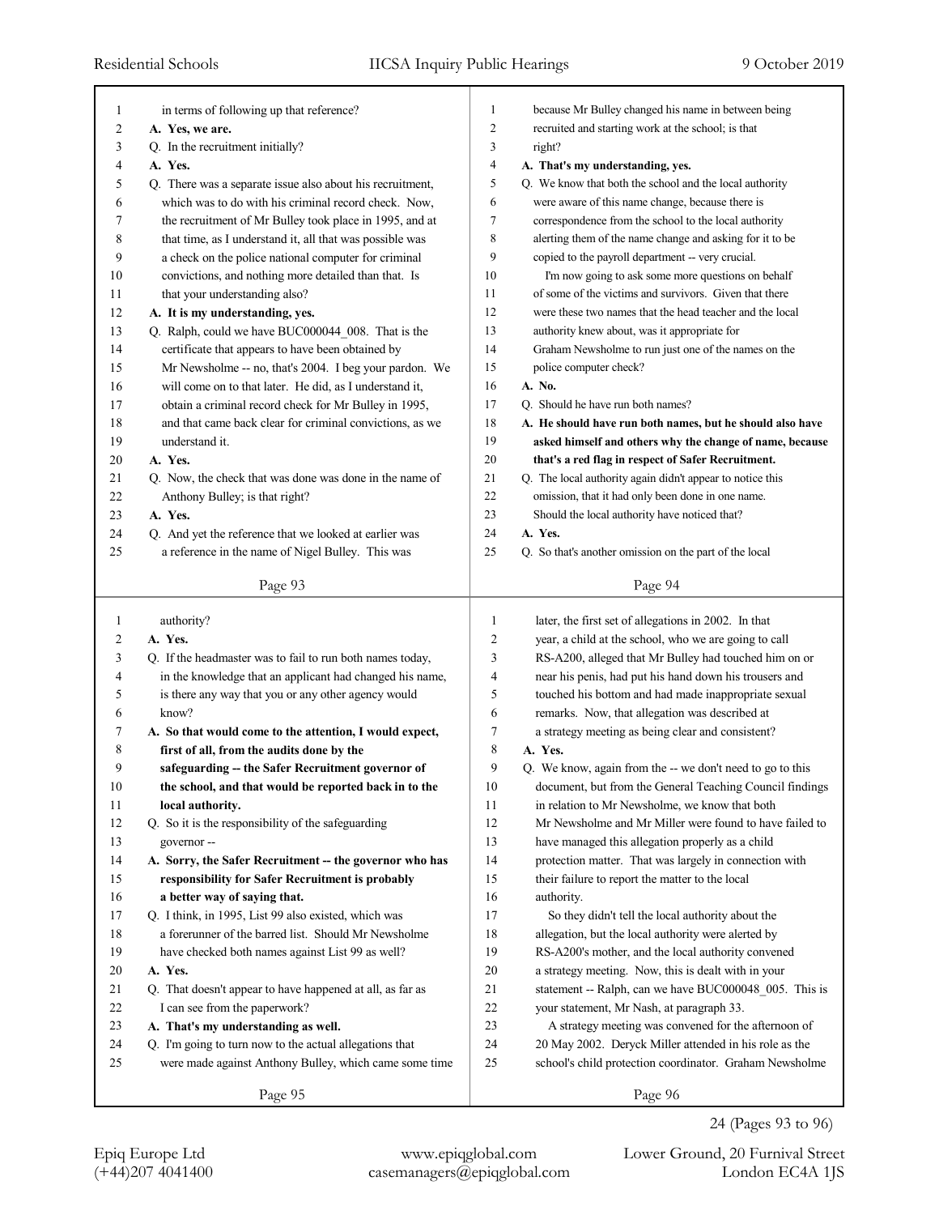in terms of following up that reference?

**A. Yes, we are.**

Q. In the recruitment initially?

**A. Yes.**

Q. There was a separate issue also about his recruitment, which was to do with his criminal record check. Now, the recruitment of Mr Bulley took place in 1995, and at that time, as I understand it, all that was possible was a check on the police national computer for criminal convictions, and nothing more detailed than that. Is that your understanding also?

**A. It is my understanding, yes.**

Q. Ralph, could we have BUC000044_008. That is the certificate that appears to have been obtained by Mr Newsholme -- no, that's 2004. I beg your pardon. We will come on to that later. He did, as I understand it, obtain a criminal record check for Mr Bulley in 1995, and that came back clear for criminal convictions, as we understand it.

**A. Yes.**

Q. Now, the check that was done was done in the name of Anthony Bulley; is that right?

**A. Yes.**

Q. And yet the reference that we looked at earlier was a reference in the name of Nigel Bulley. This was because Mr Bulley changed his name in between being recruited and starting work at the school; is that right?

**A. That's my understanding, yes.**

Q. We know that both the school and the local authority were aware of this name change, because there is correspondence from the school to the local authority alerting them of the name change and asking for it to be copied to the payroll department -- very crucial.

I'm now going to ask some more questions on behalf of some of the victims and survivors. Given that there were these two names that the head teacher and the local authority knew about, was it appropriate for Graham Newsholme to run just one of the names on the police computer check?

**A. No.**

Q. Should he have run both names?

**A. He should have run both names, but he should also have asked himself and others why the change of name, because that's a red flag in respect of Safer Recruitment.**

Q. The local authority again didn't appear to notice this omission, that it had only been done in one name. Should the local authority have noticed that?

**A. Yes.**

Q. So that's another omission on the part of the local authority?

**A. Yes.**

Q. If the headmaster was to fail to run both names today, in the knowledge that an applicant had changed his name, is there any way that you or any other agency would know?

**A. So that would come to the attention, I would expect, first of all, from the audits done by the safeguarding -- the Safer Recruitment governor of the school, and that would be reported back in to the local authority.**

Q. So it is the responsibility of the safeguarding governor --

**A. Sorry, the Safer Recruitment -- the governor who has responsibility for Safer Recruitment is probably a better way of saying that.**

Q. I think, in 1995, List 99 also existed, which was a forerunner of the barred list. Should Mr Newsholme have checked both names against List 99 as well?

**A. Yes.**

Q. That doesn't appear to have happened at all, as far as I can see from the paperwork?

**A. That's my understanding as well.**

Q. I'm going to turn now to the actual allegations that were made against Anthony Bulley, which came some time later, the first set of allegations in 2002. In that year, a child at the school, who we are going to call RS-A200, alleged that Mr Bulley had touched him on or near his penis, had put his hand down his trousers and touched his bottom and had made inappropriate sexual remarks. Now, that allegation was described at a strategy meeting as being clear and consistent?

**A. Yes.**

Q. We know, again from the -- we don't need to go to this document, but from the General Teaching Council findings in relation to Mr Newsholme, we know that both Mr Newsholme and Mr Miller were found to have failed to have managed this allegation properly as a child protection matter. That was largely in connection with their failure to report the matter to the local authority.

So they didn't tell the local authority about the allegation, but the local authority were alerted by RS-A200's mother, and the local authority convened a strategy meeting. Now, this is dealt with in your statement -- Ralph, can we have BUC000048_005. This is your statement, Mr Nash, at paragraph 33.

A strategy meeting was convened for the afternoon of 20 May 2002. Deryck Miller attended in his role as the school's child protection coordinator. Graham Newsholme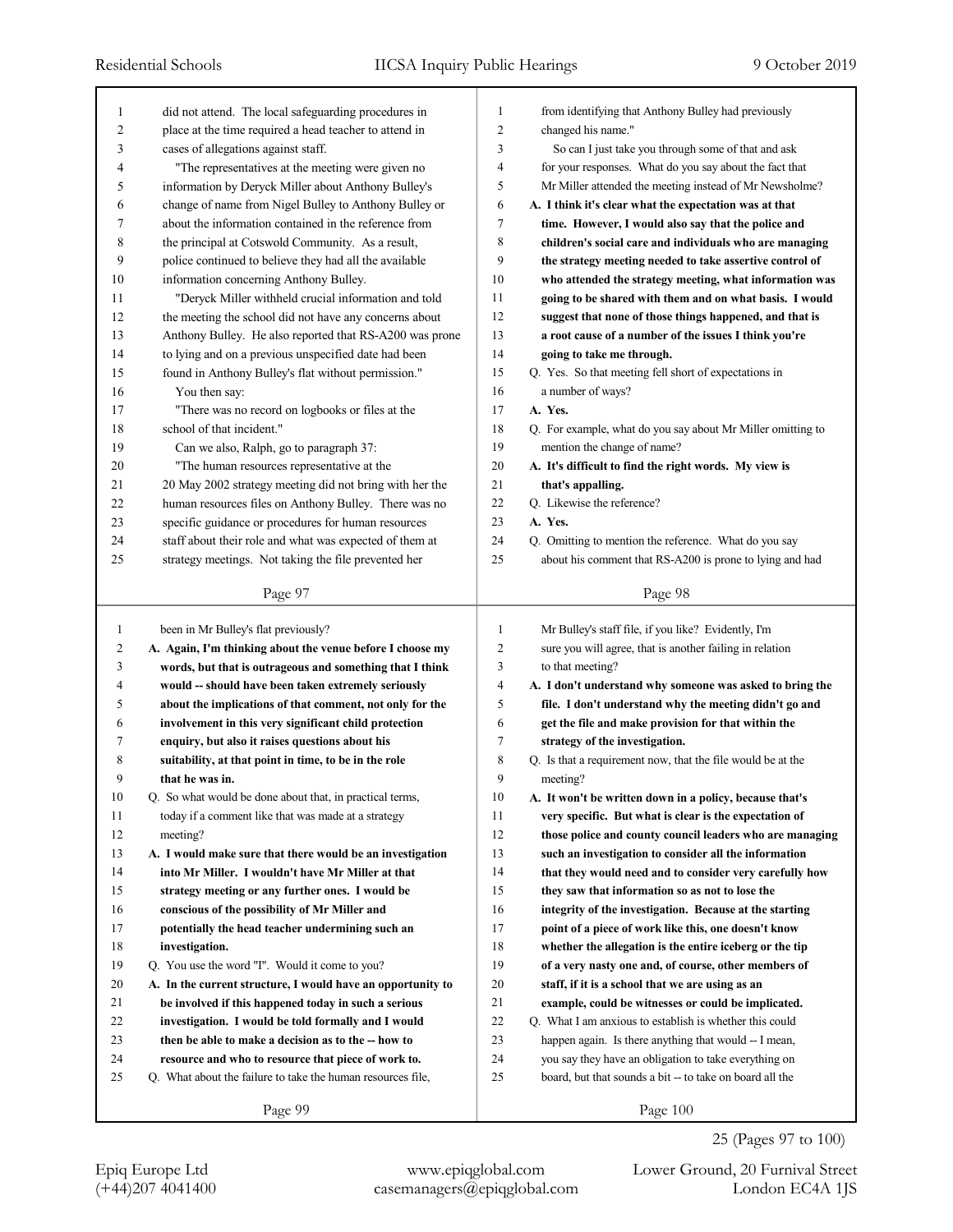did not attend. The local safeguarding procedures in place at the time required a head teacher to attend in cases of allegations against staff.

"The representatives at the meeting were given no information by Deryck Miller about Anthony Bulley's change of name from Nigel Bulley to Anthony Bulley or about the information contained in the reference from the principal at Cotswold Community. As a result, police continued to believe they had all the available information concerning Anthony Bulley.

"Deryck Miller withheld crucial information and told the meeting the school did not have any concerns about Anthony Bulley. He also reported that RS-A200 was prone to lying and on a previous unspecified date had been found in Anthony Bulley's flat without permission."

You then say:

"There was no record on logbooks or files at the school of that incident."

Can we also, Ralph, go to paragraph 37:

"The human resources representative at the 20 May 2002 strategy meeting did not bring with her the human resources files on Anthony Bulley. There was no specific guidance or procedures for human resources staff about their role and what was expected of them at strategy meetings. Not taking the file prevented her from identifying that Anthony Bulley had previously changed his name."

So can I just take you through some of that and ask for your responses. What do you say about the fact that Mr Miller attended the meeting instead of Mr Newsholme?

**A. I think it's clear what the expectation was at that time. However, I would also say that the police and children's social care and individuals who are managing the strategy meeting needed to take assertive control of who attended the strategy meeting, what information was going to be shared with them and on what basis. I would suggest that none of those things happened, and that is a root cause of a number of the issues I think you're going to take me through.**

Q. Yes. So that meeting fell short of expectations in a number of ways?

**A. Yes.**

Q. For example, what do you say about Mr Miller omitting to mention the change of name?

**A. It's difficult to find the right words. My view is that's appalling.**

Q. Likewise the reference?

**A. Yes.**

Q. Omitting to mention the reference. What do you say about his comment that RS-A200 is prone to lying and had been in Mr Bulley's flat previously?

**A. Again, I'm thinking about the venue before I choose my words, but that is outrageous and something that I think would -- should have been taken extremely seriously about the implications of that comment, not only for the involvement in this very significant child protection enquiry, but also it raises questions about his suitability, at that point in time, to be in the role that he was in.**

Q. So what would be done about that, in practical terms, today if a comment like that was made at a strategy meeting?

**A. I would make sure that there would be an investigation into Mr Miller. I wouldn't have Mr Miller at that strategy meeting or any further ones. I would be conscious of the possibility of Mr Miller and potentially the head teacher undermining such an investigation.**

Q. You use the word "I". Would it come to you?

**A. In the current structure, I would have an opportunity to be involved if this happened today in such a serious investigation. I would be told formally and I would then be able to make a decision as to the -- how to resource and who to resource that piece of work to.**

Q. What about the failure to take the human resources file, Mr Bulley's staff file, if you like? Evidently, I'm sure you will agree, that is another failing in relation to that meeting?

**A. I don't understand why someone was asked to bring the file. I don't understand why the meeting didn't go and get the file and make provision for that within the strategy of the investigation.**

Q. Is that a requirement now, that the file would be at the meeting?

**A. It won't be written down in a policy, because that's very specific. But what is clear is the expectation of those police and county council leaders who are managing such an investigation to consider all the information that they would need and to consider very carefully how they saw that information so as not to lose the integrity of the investigation. Because at the starting point of a piece of work like this, one doesn't know whether the allegation is the entire iceberg or the tip of a very nasty one and, of course, other members of staff, if it is a school that we are using as an example, could be witnesses or could be implicated.**

Q. What I am anxious to establish is whether this could happen again. Is there anything that would -- I mean, you say they have an obligation to take everything on board, but that sounds a bit -- to take on board all the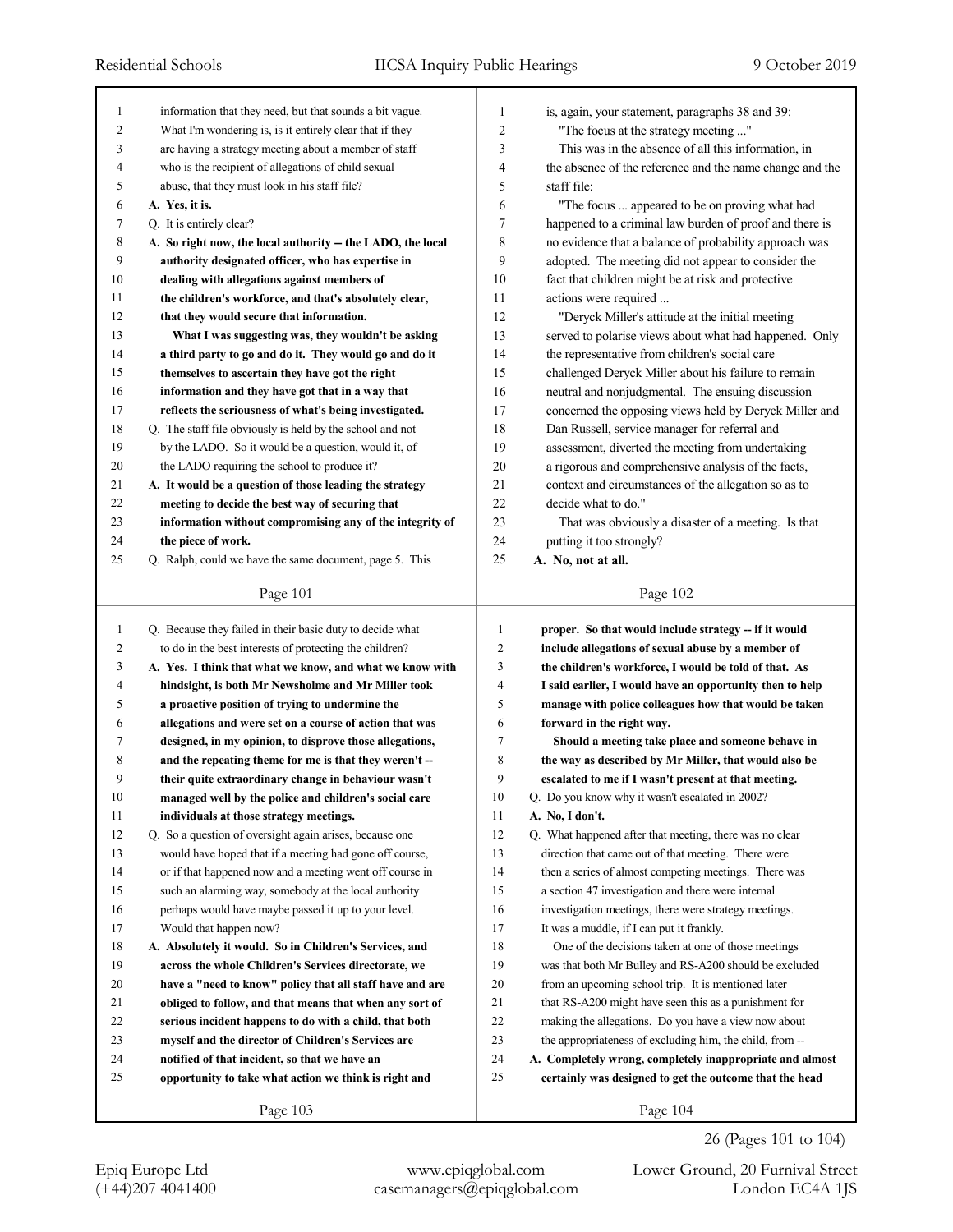information that they need, but that sounds a bit vague. What I'm wondering is, is it entirely clear that if they are having a strategy meeting about a member of staff who is the recipient of allegations of child sexual abuse, that they must look in his staff file?

**A. Yes, it is.**

Q. It is entirely clear?

**A. So right now, the local authority -- the LADO, the local authority designated officer, who has expertise in dealing with allegations against members of the children's workforce, and that's absolutely clear, that they would secure that information.**

**What I was suggesting was, they wouldn't be asking a third party to go and do it. They would go and do it themselves to ascertain they have got the right information and they have got that in a way that reflects the seriousness of what's being investigated.**

Q. The staff file obviously is held by the school and not by the LADO. So it would be a question, would it, of the LADO requiring the school to produce it?

**A. It would be a question of those leading the strategy meeting to decide the best way of securing that information without compromising any of the integrity of the piece of work.**

Q. Ralph, could we have the same document, page 5. This is, again, your statement, paragraphs 38 and 39:

"The focus at the strategy meeting ..."

This was in the absence of all this information, in the absence of the reference and the name change and the staff file:

"The focus ... appeared to be on proving what had happened to a criminal law burden of proof and there is no evidence that a balance of probability approach was adopted. The meeting did not appear to consider the fact that children might be at risk and protective actions were required ...

"Deryck Miller's attitude at the initial meeting served to polarise views about what had happened. Only the representative from children's social care challenged Deryck Miller about his failure to remain neutral and nonjudgmental. The ensuing discussion concerned the opposing views held by Deryck Miller and Dan Russell, service manager for referral and assessment, diverted the meeting from undertaking a rigorous and comprehensive analysis of the facts, context and circumstances of the allegation so as to decide what to do."

That was obviously a disaster of a meeting. Is that putting it too strongly?

**A. No, not at all.**

Q. Because they failed in their basic duty to decide what to do in the best interests of protecting the children?

**A. Yes. I think that what we know, and what we know with hindsight, is both Mr Newsholme and Mr Miller took a proactive position of trying to undermine the allegations and were set on a course of action that was designed, in my opinion, to disprove those allegations, and the repeating theme for me is that they weren't -- their quite extraordinary change in behaviour wasn't managed well by the police and children's social care individuals at those strategy meetings.**

Q. So a question of oversight again arises, because one would have hoped that if a meeting had gone off course, or if that happened now and a meeting went off course in such an alarming way, somebody at the local authority perhaps would have maybe passed it up to your level. Would that happen now?

**A. Absolutely it would. So in Children's Services, and across the whole Children's Services directorate, we have a "need to know" policy that all staff have and are obliged to follow, and that means that when any sort of serious incident happens to do with a child, that both myself and the director of Children's Services are notified of that incident, so that we have an opportunity to take what action we think is right and proper. So that would include strategy -- if it would include allegations of sexual abuse by a member of the children's workforce, I would be told of that. As I said earlier, I would have an opportunity then to help manage with police colleagues how that would be taken forward in the right way.**

**Should a meeting take place and someone behave in the way as described by Mr Miller, that would also be escalated to me if I wasn't present at that meeting.**

Q. Do you know why it wasn't escalated in 2002?

**A. No, I don't.**

Q. What happened after that meeting, there was no clear direction that came out of that meeting. There were then a series of almost competing meetings. There was a section 47 investigation and there were internal investigation meetings, there were strategy meetings. It was a muddle, if I can put it frankly.

One of the decisions taken at one of those meetings was that both Mr Bulley and RS-A200 should be excluded from an upcoming school trip. It is mentioned later that RS-A200 might have seen this as a punishment for making the allegations. Do you have a view now about the appropriateness of excluding him, the child, from --

**A. Completely wrong, completely inappropriate and almost certainly was designed to get the outcome that the head**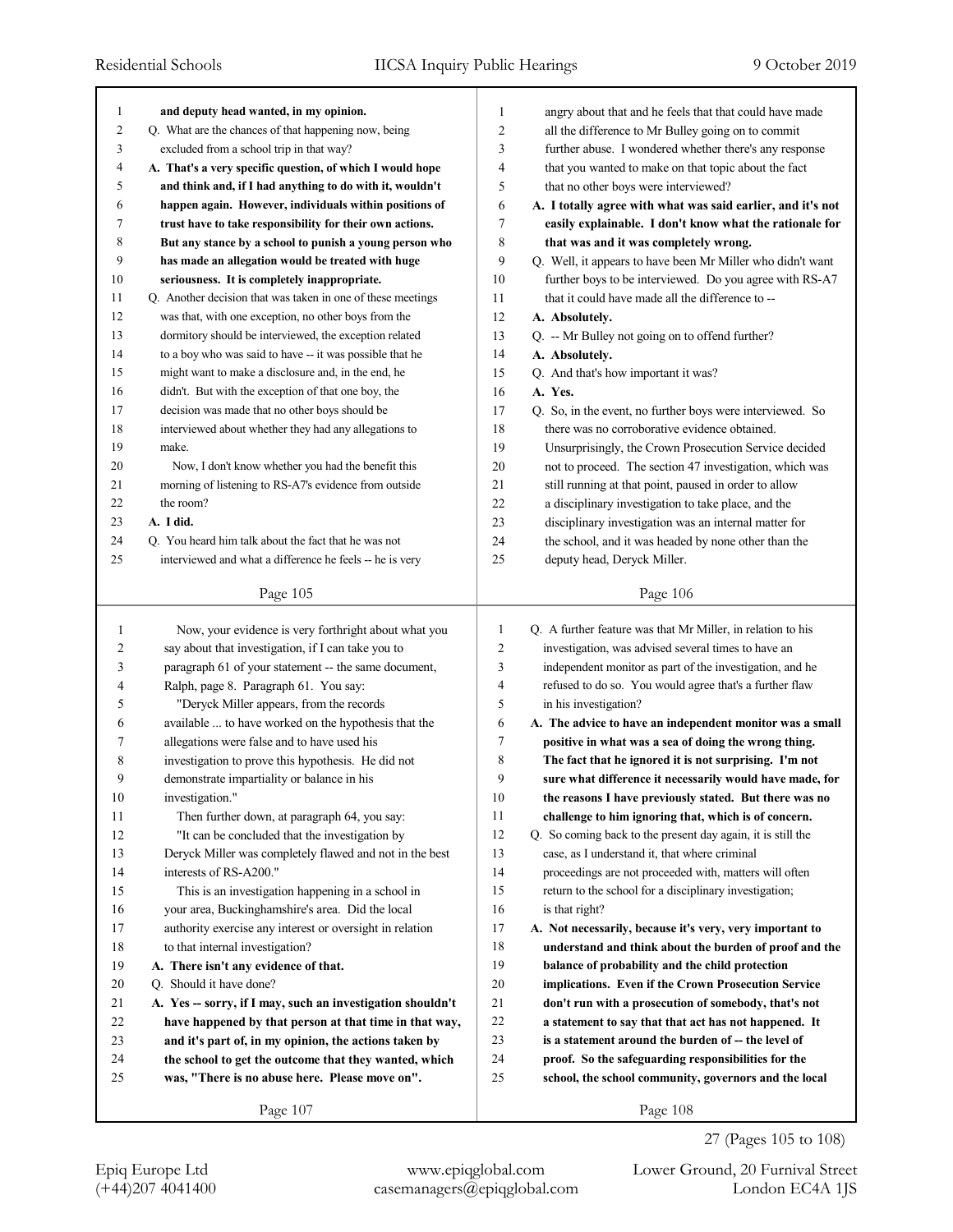**and deputy head wanted, in my opinion.**

Q. What are the chances of that happening now, being excluded from a school trip in that way?

**A. That's a very specific question, of which I would hope and think and, if I had anything to do with it, wouldn't happen again. However, individuals within positions of trust have to take responsibility for their own actions. But any stance by a school to punish a young person who has made an allegation would be treated with huge seriousness. It is completely inappropriate.**

Q. Another decision that was taken in one of these meetings was that, with one exception, no other boys from the dormitory should be interviewed, the exception related to a boy who was said to have -- it was possible that he might want to make a disclosure and, in the end, he didn't. But with the exception of that one boy, the decision was made that no other boys should be interviewed about whether they had any allegations to make.

Now, I don't know whether you had the benefit this morning of listening to RS-A7's evidence from outside the room?

**A. I did.**

Q. You heard him talk about the fact that he was not interviewed and what a difference he feels -- he is very angry about that and he feels that that could have made all the difference to Mr Bulley going on to commit further abuse. I wondered whether there's any response that you wanted to make on that topic about the fact that no other boys were interviewed?

**A. I totally agree with what was said earlier, and it's not easily explainable. I don't know what the rationale for that was and it was completely wrong.**

Q. Well, it appears to have been Mr Miller who didn't want further boys to be interviewed. Do you agree with RS-A7 that it could have made all the difference to --

**A. Absolutely.**

Q. -- Mr Bulley not going on to offend further?

**A. Absolutely.**

Q. And that's how important it was?

**A. Yes.**

Q. So, in the event, no further boys were interviewed. So there was no corroborative evidence obtained. Unsurprisingly, the Crown Prosecution Service decided not to proceed. The section 47 investigation, which was still running at that point, paused in order to allow a disciplinary investigation to take place, and the disciplinary investigation was an internal matter for the school, and it was headed by none other than the deputy head, Deryck Miller.

Now, your evidence is very forthright about what you say about that investigation, if I can take you to paragraph 61 of your statement -- the same document, Ralph, page 8. Paragraph 61. You say:

"Deryck Miller appears, from the records available ... to have worked on the hypothesis that the allegations were false and to have used his investigation to prove this hypothesis. He did not demonstrate impartiality or balance in his investigation."

Then further down, at paragraph 64, you say:

"It can be concluded that the investigation by Deryck Miller was completely flawed and not in the best interests of RS-A200."

This is an investigation happening in a school in your area, Buckinghamshire's area. Did the local authority exercise any interest or oversight in relation to that internal investigation?

**A. There isn't any evidence of that.**

Q. Should it have done?

**A. Yes -- sorry, if I may, such an investigation shouldn't have happened by that person at that time in that way, and it's part of, in my opinion, the actions taken by the school to get the outcome that they wanted, which was, "There is no abuse here. Please move on".**

Q. A further feature was that Mr Miller, in relation to his investigation, was advised several times to have an independent monitor as part of the investigation, and he refused to do so. You would agree that's a further flaw in his investigation?

**A. The advice to have an independent monitor was a small positive in what was a sea of doing the wrong thing. The fact that he ignored it is not surprising. I'm not sure what difference it necessarily would have made, for the reasons I have previously stated. But there was no challenge to him ignoring that, which is of concern.**

Q. So coming back to the present day again, it is still the case, as I understand it, that where criminal proceedings are not proceeded with, matters will often return to the school for a disciplinary investigation; is that right?

**A. Not necessarily, because it's very, very important to understand and think about the burden of proof and the balance of probability and the child protection implications. Even if the Crown Prosecution Service don't run with a prosecution of somebody, that's not a statement to say that that act has not happened. It is a statement around the burden of -- the level of proof. So the safeguarding responsibilities for the school, the school community, governors and the local**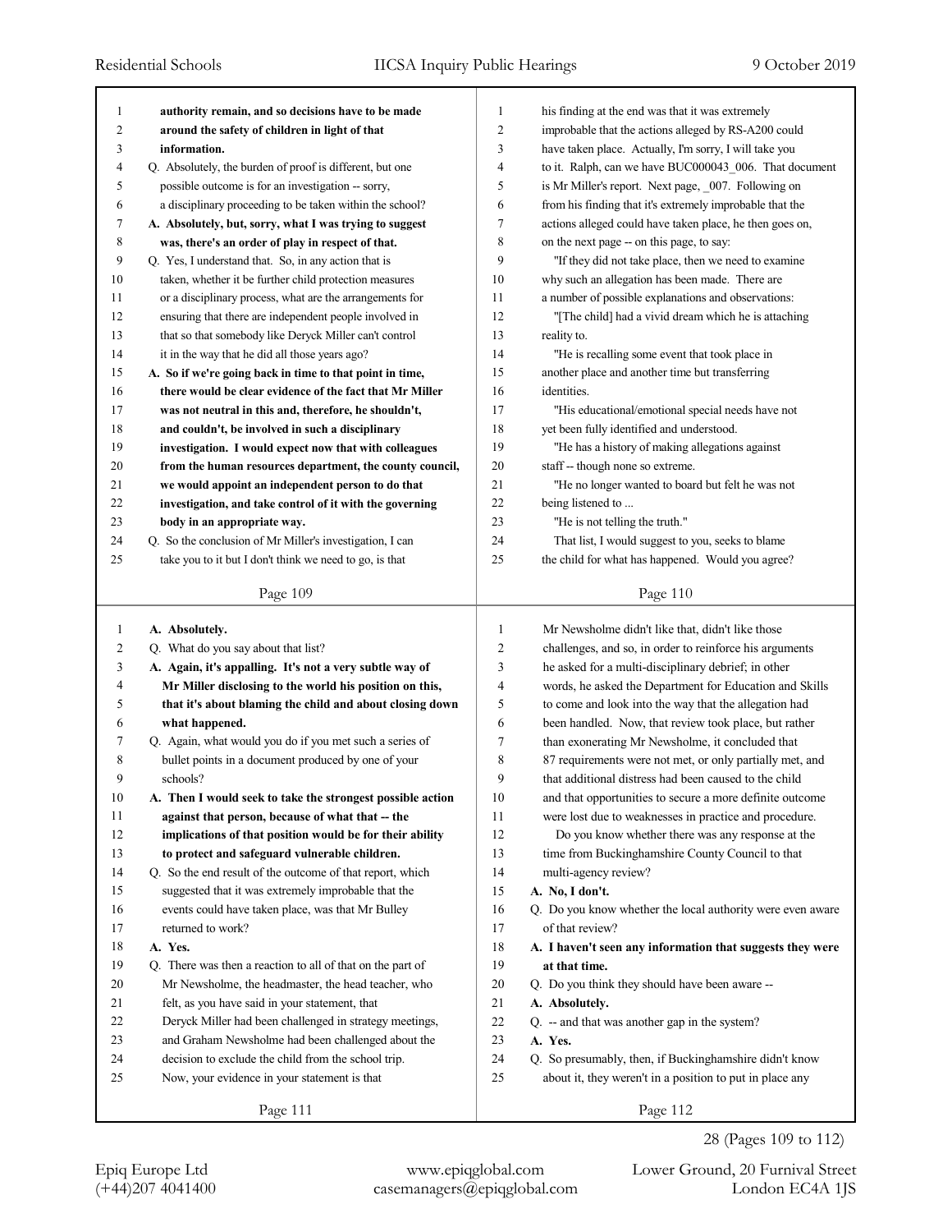**authority remain, and so decisions have to be made around the safety of children in light of that information.**

Q. Absolutely, the burden of proof is different, but one possible outcome is for an investigation -- sorry, a disciplinary proceeding to be taken within the school?

**A. Absolutely, but, sorry, what I was trying to suggest was, there's an order of play in respect of that.**

Q. Yes, I understand that. So, in any action that is taken, whether it be further child protection measures or a disciplinary process, what are the arrangements for ensuring that there are independent people involved in that so that somebody like Deryck Miller can't control it in the way that he did all those years ago?

**A. So if we're going back in time to that point in time, there would be clear evidence of the fact that Mr Miller was not neutral in this and, therefore, he shouldn't, and couldn't, be involved in such a disciplinary investigation. I would expect now that with colleagues from the human resources department, the county council, we would appoint an independent person to do that investigation, and take control of it with the governing body in an appropriate way.**

Q. So the conclusion of Mr Miller's investigation, I can take you to it but I don't think we need to go, is that his finding at the end was that it was extremely improbable that the actions alleged by RS-A200 could have taken place. Actually, I'm sorry, I will take you to it. Ralph, can we have BUC000043_006. That document is Mr Miller's report. Next page, _007. Following on from his finding that it's extremely improbable that the actions alleged could have taken place, he then goes on, on the next page -- on this page, to say:

"If they did not take place, then we need to examine why such an allegation has been made. There are a number of possible explanations and observations:

"[The child] had a vivid dream which he is attaching reality to.

"He is recalling some event that took place in another place and another time but transferring identities.

"His educational/emotional special needs have not yet been fully identified and understood.

"He has a history of making allegations against staff -- though none so extreme.

"He no longer wanted to board but felt he was not being listened to ...

"He is not telling the truth."

That list, I would suggest to you, seeks to blame the child for what has happened. Would you agree?

**A. Absolutely.**

Q. What do you say about that list?

**A. Again, it's appalling. It's not a very subtle way of Mr Miller disclosing to the world his position on this, that it's about blaming the child and about closing down what happened.**

Q. Again, what would you do if you met such a series of bullet points in a document produced by one of your schools?

**A. Then I would seek to take the strongest possible action against that person, because of what that -- the implications of that position would be for their ability to protect and safeguard vulnerable children.**

Q. So the end result of the outcome of that report, which suggested that it was extremely improbable that the events could have taken place, was that Mr Bulley returned to work?

**A. Yes.**

Q. There was then a reaction to all of that on the part of Mr Newsholme, the headmaster, the head teacher, who felt, as you have said in your statement, that Deryck Miller had been challenged in strategy meetings, and Graham Newsholme had been challenged about the decision to exclude the child from the school trip. Now, your evidence in your statement is that Mr Newsholme didn't like that, didn't like those challenges, and so, in order to reinforce his arguments he asked for a multi-disciplinary debrief; in other words, he asked the Department for Education and Skills to come and look into the way that the allegation had been handled. Now, that review took place, but rather than exonerating Mr Newsholme, it concluded that 87 requirements were not met, or only partially met, and that additional distress had been caused to the child and that opportunities to secure a more definite outcome were lost due to weaknesses in practice and procedure.

Do you know whether there was any response at the time from Buckinghamshire County Council to that multi-agency review?

**A. No, I don't.**

Q. Do you know whether the local authority were even aware of that review?

**A. I haven't seen any information that suggests they were at that time.**

Q. Do you think they should have been aware --

**A. Absolutely.**

Q. -- and that was another gap in the system?

**A. Yes.**

Q. So presumably, then, if Buckinghamshire didn't know about it, they weren't in a position to put in place any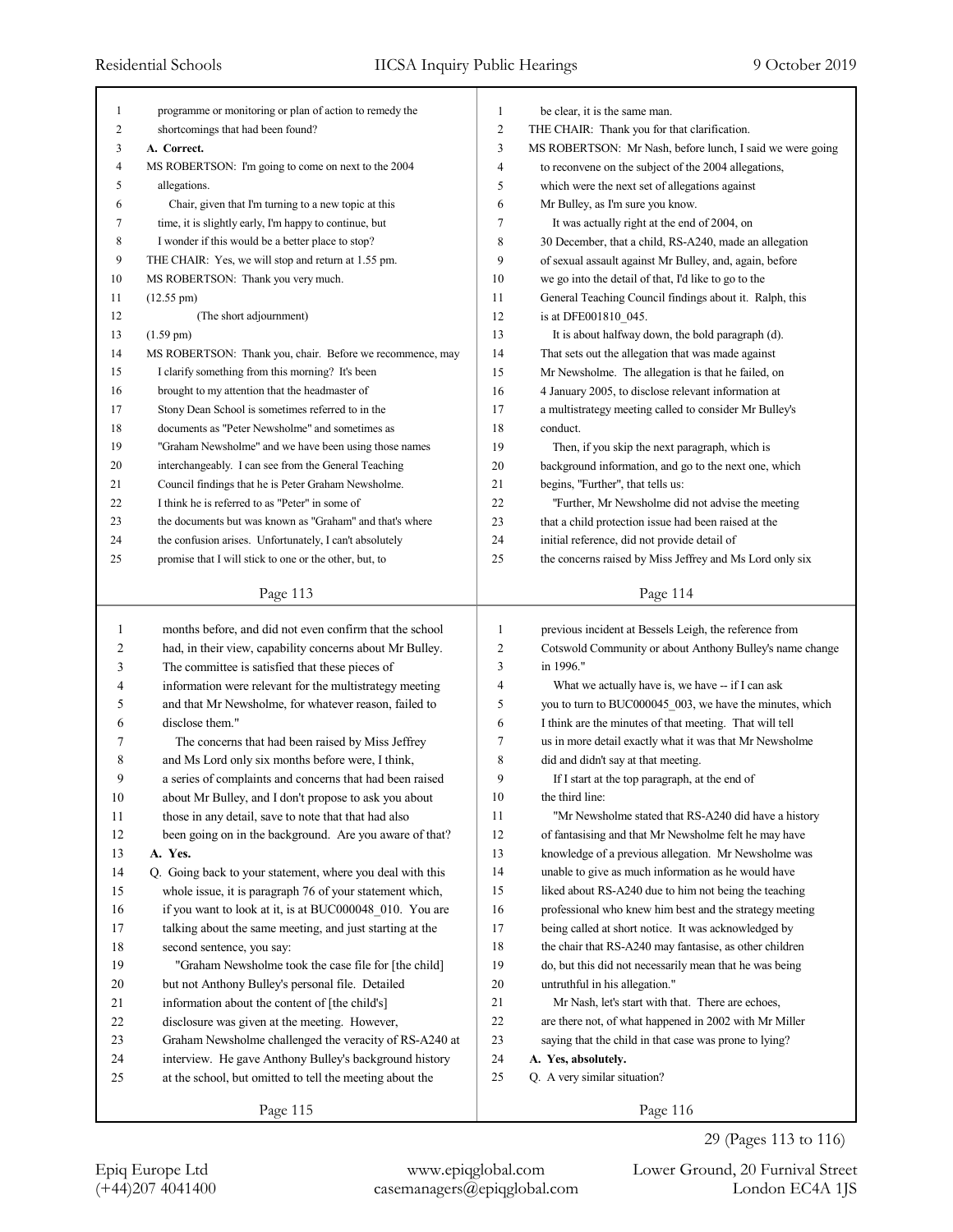programme or monitoring or plan of action to remedy the shortcomings that had been found?

**A. Correct.**

MS ROBERTSON: I'm going to come on next to the 2004 allegations.

Chair, given that I'm turning to a new topic at this time, it is slightly early, I'm happy to continue, but I wonder if this would be a better place to stop?

THE CHAIR: Yes, we will stop and return at 1.55 pm.

MS ROBERTSON: Thank you very much.

(12.55 pm)

(The short adjournment)

(1.59 pm)

MS ROBERTSON: Thank you, chair. Before we recommence, may I clarify something from this morning? It's been brought to my attention that the headmaster of Stony Dean School is sometimes referred to in the documents as "Peter Newsholme" and sometimes as "Graham Newsholme" and we have been using those names interchangeably. I can see from the General Teaching Council findings that he is Peter Graham Newsholme. I think he is referred to as "Peter" in some of the documents but was known as "Graham" and that's where the confusion arises. Unfortunately, I can't absolutely promise that I will stick to one or the other, but, to be clear, it is the same man.

THE CHAIR: Thank you for that clarification.

MS ROBERTSON: Mr Nash, before lunch, I said we were going to reconvene on the subject of the 2004 allegations, which were the next set of allegations against Mr Bulley, as I'm sure you know.

It was actually right at the end of 2004, on 30 December, that a child, RS-A240, made an allegation of sexual assault against Mr Bulley, and, again, before we go into the detail of that, I'd like to go to the General Teaching Council findings about it. Ralph, this is at DFE001810_045.

It is about halfway down, the bold paragraph (d). That sets out the allegation that was made against Mr Newsholme. The allegation is that he failed, on 4 January 2005, to disclose relevant information at a multistrategy meeting called to consider Mr Bulley's conduct.

Then, if you skip the next paragraph, which is background information, and go to the next one, which begins, "Further", that tells us:

"Further, Mr Newsholme did not advise the meeting that a child protection issue had been raised at the initial reference, did not provide detail of the concerns raised by Miss Jeffrey and Ms Lord only six months before, and did not even confirm that the school had, in their view, capability concerns about Mr Bulley. The committee is satisfied that these pieces of information were relevant for the multistrategy meeting and that Mr Newsholme, for whatever reason, failed to disclose them."

The concerns that had been raised by Miss Jeffrey and Ms Lord only six months before were, I think, a series of complaints and concerns that had been raised about Mr Bulley, and I don't propose to ask you about those in any detail, save to note that that had also been going on in the background. Are you aware of that?

**A. Yes.**

Q. Going back to your statement, where you deal with this whole issue, it is paragraph 76 of your statement which, if you want to look at it, is at BUC000048_010. You are talking about the same meeting, and just starting at the second sentence, you say:

"Graham Newsholme took the case file for [the child] but not Anthony Bulley's personal file. Detailed information about the content of [the child's] disclosure was given at the meeting. However, Graham Newsholme challenged the veracity of RS-A240 at interview. He gave Anthony Bulley's background history at the school, but omitted to tell the meeting about the previous incident at Bessels Leigh, the reference from Cotswold Community or about Anthony Bulley's name change in 1996."

What we actually have is, we have -- if I can ask you to turn to BUC000045_003, we have the minutes, which I think are the minutes of that meeting. That will tell us in more detail exactly what it was that Mr Newsholme did and didn't say at that meeting.

If I start at the top paragraph, at the end of the third line:

"Mr Newsholme stated that RS-A240 did have a history of fantasising and that Mr Newsholme felt he may have knowledge of a previous allegation. Mr Newsholme was unable to give as much information as he would have liked about RS-A240 due to him not being the teaching professional who knew him best and the strategy meeting being called at short notice. It was acknowledged by the chair that RS-A240 may fantasise, as other children do, but this did not necessarily mean that he was being untruthful in his allegation."

Mr Nash, let's start with that. There are echoes, are there not, of what happened in 2002 with Mr Miller saying that the child in that case was prone to lying?

**A. Yes, absolutely.**

Q. A very similar situation?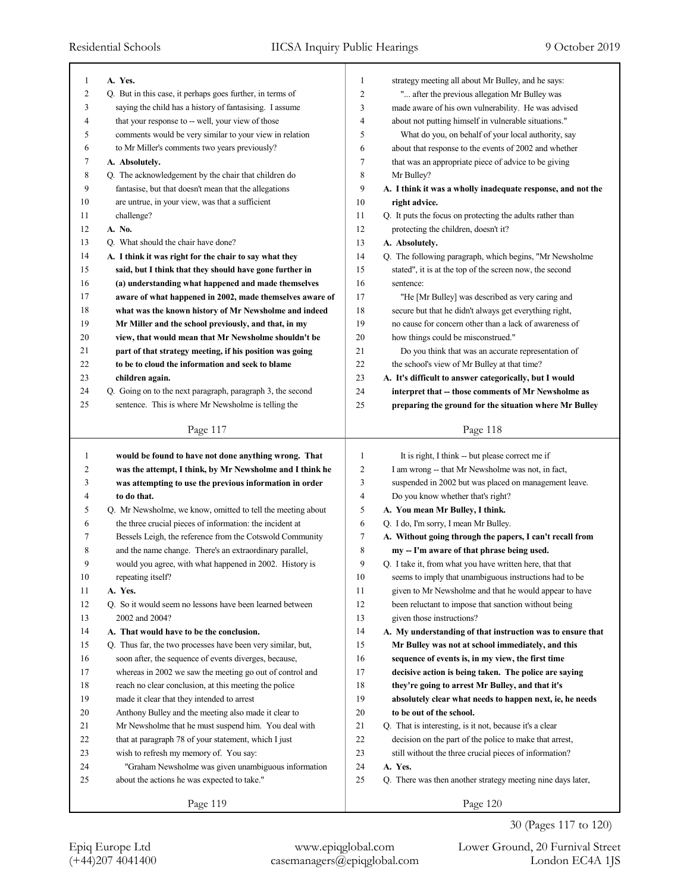A. **Yes.**

Q. But in this case, it perhaps goes further, in terms of saying the child has a history of fantasising. I assume that your response to -- well, your view of those comments would be very similar to your view in relation to Mr Miller's comments two years previously?

A. **Absolutely.**

Q. The acknowledgement by the chair that children do fantasise, but that doesn't mean that the allegations are untrue, in your view, was that a sufficient challenge?

A. **No.**

Q. What should the chair have done?

A. **I think it was right for the chair to say what they said, but I think that they should have gone further in (a) understanding what happened and made themselves aware of what happened in 2002, made themselves aware of what was the known history of Mr Newsholme and indeed Mr Miller and the school previously, and that, in my view, that would mean that Mr Newsholme shouldn't be part of that strategy meeting, if his position was going to be to cloud the information and seek to blame children again.**

Q. Going on to the next paragraph, paragraph 3, the second sentence. This is where Mr Newsholme is telling the strategy meeting all about Mr Bulley, and he says:

"... after the previous allegation Mr Bulley was made aware of his own vulnerability. He was advised about not putting himself in vulnerable situations."

What do you, on behalf of your local authority, say about that response to the events of 2002 and whether that was an appropriate piece of advice to be giving Mr Bulley?

A. **I think it was a wholly inadequate response, and not the right advice.**

Q. It puts the focus on protecting the adults rather than protecting the children, doesn't it?

A. **Absolutely.**

Q. The following paragraph, which begins, "Mr Newsholme stated", it is at the top of the screen now, the second sentence:

"He [Mr Bulley] was described as very caring and secure but that he didn't always get everything right, no cause for concern other than a lack of awareness of how things could be misconstrued."

Do you think that was an accurate representation of the school's view of Mr Bulley at that time?

A. **It's difficult to answer categorically, but I would interpret that -- those comments of Mr Newsholme as preparing the ground for the situation where Mr Bulley would be found to have not done anything wrong. That was the attempt, I think, by Mr Newsholme and I think he was attempting to use the previous information in order to do that.**

Q. Mr Newsholme, we know, omitted to tell the meeting about the three crucial pieces of information: the incident at Bessels Leigh, the reference from the Cotswold Community and the name change. There's an extraordinary parallel, would you agree, with what happened in 2002. History is repeating itself?

A. **Yes.**

Q. So it would seem no lessons have been learned between 2002 and 2004?

A. **That would have to be the conclusion.**

Q. Thus far, the two processes have been very similar, but, soon after, the sequence of events diverges, because, whereas in 2002 we saw the meeting go out of control and reach no clear conclusion, at this meeting the police made it clear that they intended to arrest Anthony Bulley and the meeting also made it clear to Mr Newsholme that he must suspend him. You deal with that at paragraph 78 of your statement, which I just wish to refresh my memory of. You say:

"Graham Newsholme was given unambiguous information about the actions he was expected to take."

It is right, I think -- but please correct me if I am wrong -- that Mr Newsholme was not, in fact, suspended in 2002 but was placed on management leave. Do you know whether that's right?

A. **You mean Mr Bulley, I think.**

Q. I do, I'm sorry, I mean Mr Bulley.

A. **Without going through the papers, I can't recall from my -- I'm aware of that phrase being used.**

Q. I take it, from what you have written here, that that seems to imply that unambiguous instructions had to be given to Mr Newsholme and that he would appear to have been reluctant to impose that sanction without being given those instructions?

A. **My understanding of that instruction was to ensure that Mr Bulley was not at school immediately, and this sequence of events is, in my view, the first time decisive action is being taken. The police are saying they're going to arrest Mr Bulley, and that it's absolutely clear what needs to happen next, ie, he needs to be out of the school.**

Q. That is interesting, is it not, because it's a clear decision on the part of the police to make that arrest, still without the three crucial pieces of information?

A. **Yes.**

Q. There was then another strategy meeting nine days later,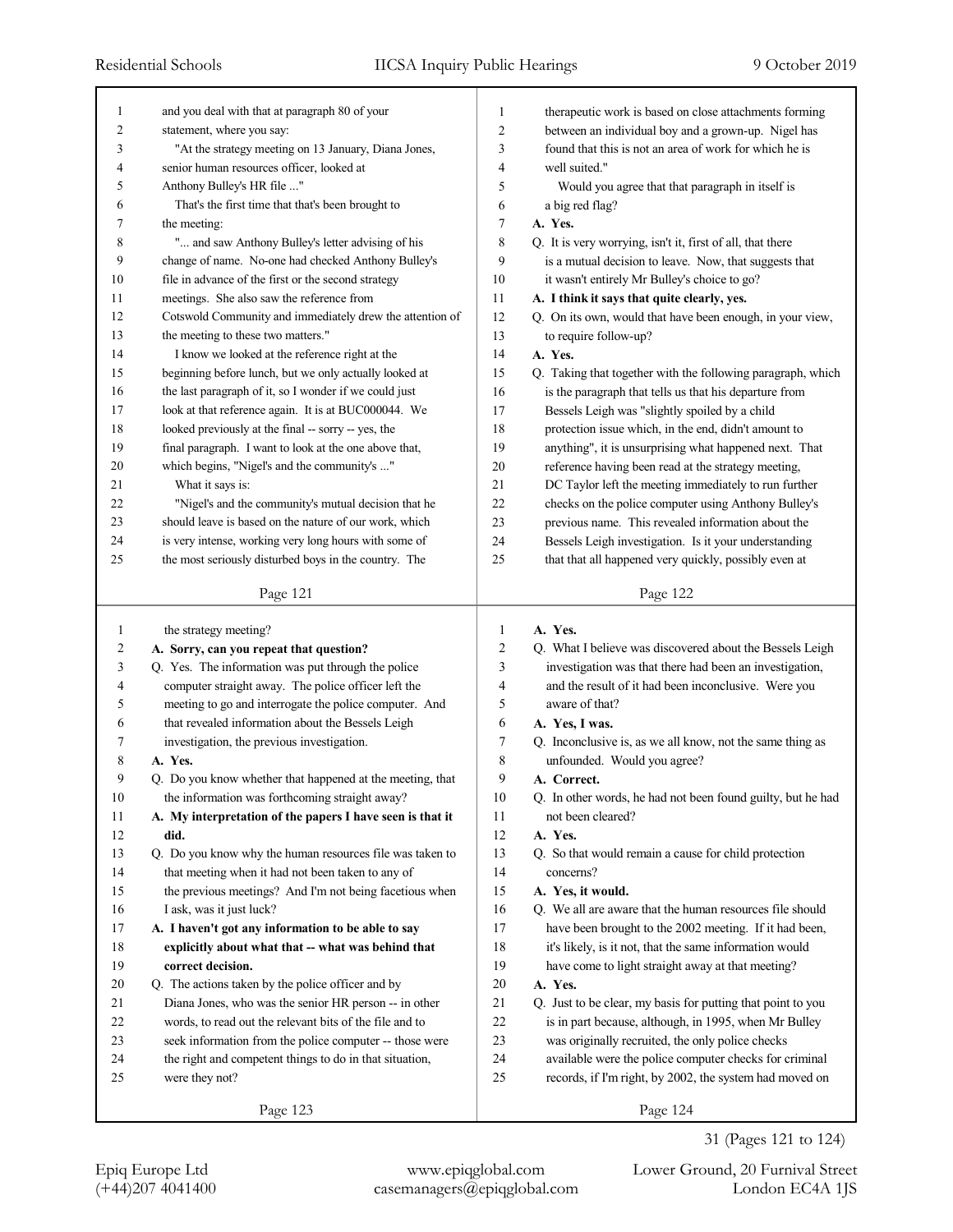and you deal with that at paragraph 80 of your statement, where you say:

"At the strategy meeting on 13 January, Diana Jones, senior human resources officer, looked at Anthony Bulley's HR file ..."

That's the first time that that's been brought to the meeting:

"... and saw Anthony Bulley's letter advising of his change of name. No-one had checked Anthony Bulley's file in advance of the first or the second strategy meetings. She also saw the reference from Cotswold Community and immediately drew the attention of the meeting to these two matters."

I know we looked at the reference right at the beginning before lunch, but we only actually looked at the last paragraph of it, so I wonder if we could just look at that reference again. It is at BUC000044. We looked previously at the final -- sorry -- yes, the final paragraph. I want to look at the one above that, which begins, "Nigel's and the community's ..."

What it says is:

"Nigel's and the community's mutual decision that he should leave is based on the nature of our work, which is very intense, working very long hours with some of the most seriously disturbed boys in the country. The therapeutic work is based on close attachments forming between an individual boy and a grown-up. Nigel has found that this is not an area of work for which he is well suited."

Would you agree that that paragraph in itself is a big red flag?

**A. Yes.**

Q. It is very worrying, isn't it, first of all, that there is a mutual decision to leave. Now, that suggests that it wasn't entirely Mr Bulley's choice to go?

**A. I think it says that quite clearly, yes.**

Q. On its own, would that have been enough, in your view, to require follow-up?

**A. Yes.**

Q. Taking that together with the following paragraph, which is the paragraph that tells us that his departure from Bessels Leigh was "slightly spoiled by a child protection issue which, in the end, didn't amount to anything", it is unsurprising what happened next. That reference having been read at the strategy meeting, DC Taylor left the meeting immediately to run further checks on the police computer using Anthony Bulley's previous name. This revealed information about the Bessels Leigh investigation. Is it your understanding that that all happened very quickly, possibly even at the strategy meeting?

**A. Sorry, can you repeat that question?**

Q. Yes. The information was put through the police computer straight away. The police officer left the meeting to go and interrogate the police computer. And that revealed information about the Bessels Leigh investigation, the previous investigation.

**A. Yes.**

Q. Do you know whether that happened at the meeting, that the information was forthcoming straight away?

**A. My interpretation of the papers I have seen is that it did.**

Q. Do you know why the human resources file was taken to that meeting when it had not been taken to any of the previous meetings? And I'm not being facetious when I ask, was it just luck?

**A. I haven't got any information to be able to say explicitly about what that -- what was behind that correct decision.**

Q. The actions taken by the police officer and by Diana Jones, who was the senior HR person -- in other words, to read out the relevant bits of the file and to seek information from the police computer -- those were the right and competent things to do in that situation, were they not?

**A. Yes.**

Q. What I believe was discovered about the Bessels Leigh investigation was that there had been an investigation, and the result of it had been inconclusive. Were you aware of that?

**A. Yes, I was.**

Q. Inconclusive is, as we all know, not the same thing as unfounded. Would you agree?

**A. Correct.**

Q. In other words, he had not been found guilty, but he had not been cleared?

**A. Yes.**

Q. So that would remain a cause for child protection concerns?

**A. Yes, it would.**

Q. We all are aware that the human resources file should have been brought to the 2002 meeting. If it had been, it's likely, is it not, that the same information would have come to light straight away at that meeting?

**A. Yes.**

Q. Just to be clear, my basis for putting that point to you is in part because, although, in 1995, when Mr Bulley was originally recruited, the only police checks available were the police computer checks for criminal records, if I'm right, by 2002, the system had moved on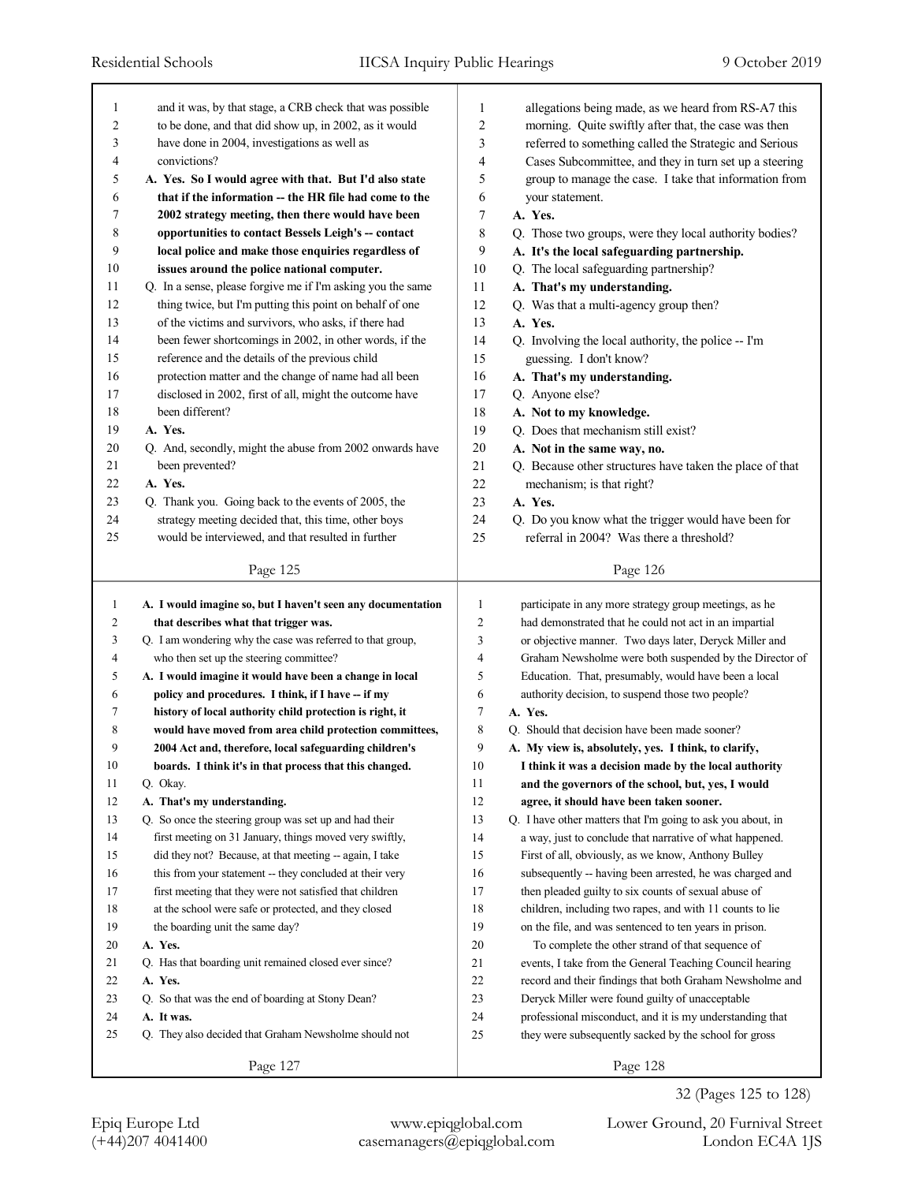and it was, by that stage, a CRB check that was possible to be done, and that did show up, in 2002, as it would have done in 2004, investigations as well as convictions?

**A. Yes. So I would agree with that. But I'd also state that if the information -- the HR file had come to the 2002 strategy meeting, then there would have been opportunities to contact Bessels Leigh's -- contact local police and make those enquiries regardless of issues around the police national computer.**

Q. In a sense, please forgive me if I'm asking you the same thing twice, but I'm putting this point on behalf of one of the victims and survivors, who asks, if there had been fewer shortcomings in 2002, in other words, if the reference and the details of the previous child protection matter and the change of name had all been disclosed in 2002, first of all, might the outcome have been different?

**A. Yes.**

Q. And, secondly, might the abuse from 2002 onwards have been prevented?

**A. Yes.**

Q. Thank you. Going back to the events of 2005, the strategy meeting decided that, this time, other boys would be interviewed, and that resulted in further allegations being made, as we heard from RS-A7 this morning. Quite swiftly after that, the case was then referred to something called the Strategic and Serious Cases Subcommittee, and they in turn set up a steering group to manage the case. I take that information from your statement.

**A. Yes.**

Q. Those two groups, were they local authority bodies?

**A. It's the local safeguarding partnership.**

Q. The local safeguarding partnership?

**A. That's my understanding.**

Q. Was that a multi-agency group then?

**A. Yes.**

Q. Involving the local authority, the police -- I'm guessing. I don't know?

**A. That's my understanding.**

Q. Anyone else?

**A. Not to my knowledge.**

Q. Does that mechanism still exist?

**A. Not in the same way, no.**

Q. Because other structures have taken the place of that mechanism; is that right?

**A. Yes.**

Q. Do you know what the trigger would have been for referral in 2004? Was there a threshold?

**A. I would imagine so, but I haven't seen any documentation that describes what that trigger was.**

Q. I am wondering why the case was referred to that group, who then set up the steering committee?

**A. I would imagine it would have been a change in local policy and procedures. I think, if I have -- if my history of local authority child protection is right, it would have moved from area child protection committees, 2004 Act and, therefore, local safeguarding children's boards. I think it's in that process that this changed.**

Q. Okay.

**A. That's my understanding.**

Q. So once the steering group was set up and had their first meeting on 31 January, things moved very swiftly, did they not? Because, at that meeting -- again, I take this from your statement -- they concluded at their very first meeting that they were not satisfied that children at the school were safe or protected, and they closed the boarding unit the same day?

**A. Yes.**

Q. Has that boarding unit remained closed ever since?

**A. Yes.**

Q. So that was the end of boarding at Stony Dean?

**A. It was.**

Q. They also decided that Graham Newsholme should not participate in any more strategy group meetings, as he had demonstrated that he could not act in an impartial or objective manner. Two days later, Deryck Miller and Graham Newsholme were both suspended by the Director of Education. That, presumably, would have been a local authority decision, to suspend those two people?

**A. Yes.**

Q. Should that decision have been made sooner?

**A. My view is, absolutely, yes. I think, to clarify, I think it was a decision made by the local authority and the governors of the school, but, yes, I would agree, it should have been taken sooner.**

Q. I have other matters that I'm going to ask you about, in a way, just to conclude that narrative of what happened. First of all, obviously, as we know, Anthony Bulley subsequently -- having been arrested, he was charged and then pleaded guilty to six counts of sexual abuse of children, including two rapes, and with 11 counts to lie on the file, and was sentenced to ten years in prison.

To complete the other strand of that sequence of events, I take from the General Teaching Council hearing record and their findings that both Graham Newsholme and Deryck Miller were found guilty of unacceptable professional misconduct, and it is my understanding that they were subsequently sacked by the school for gross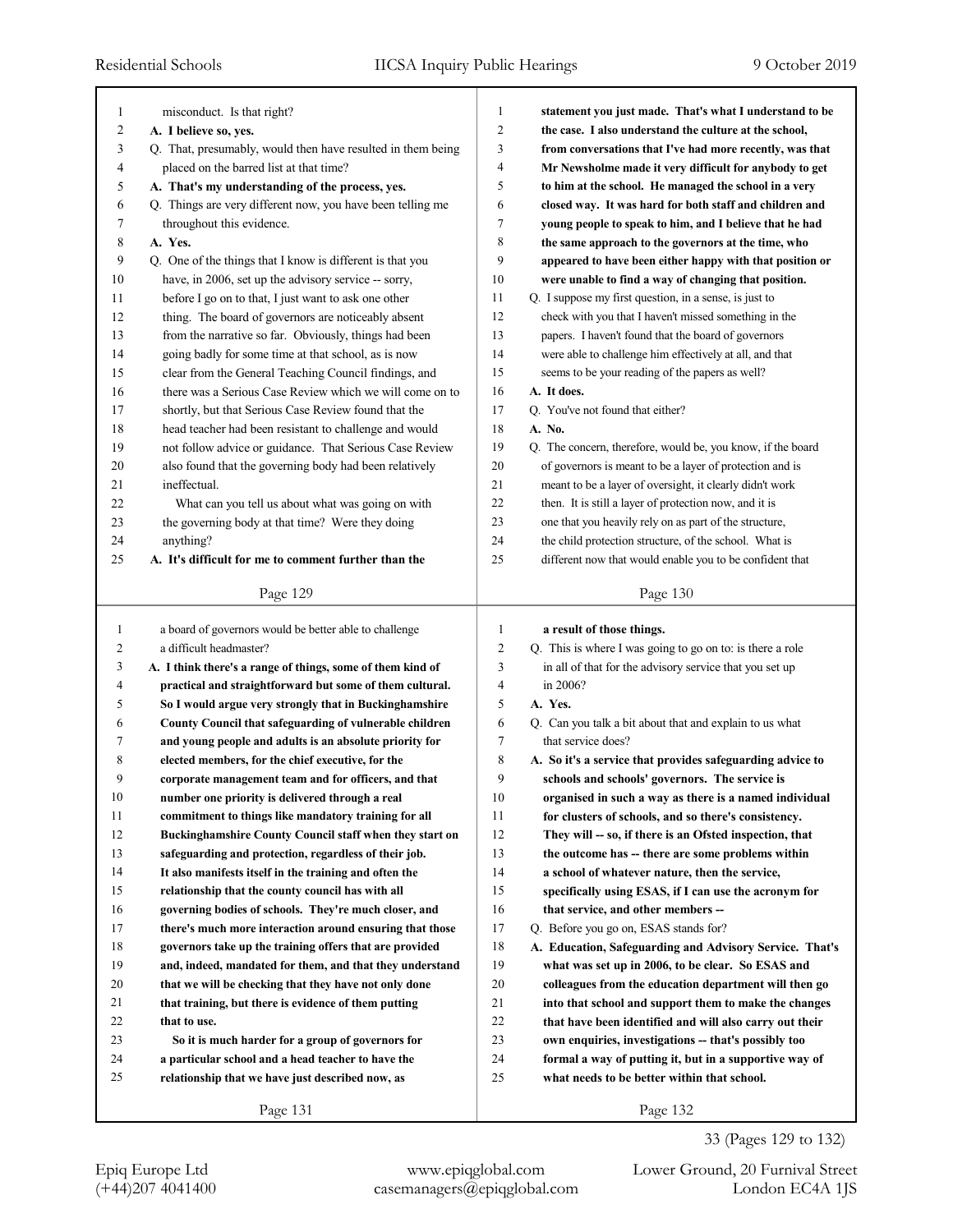misconduct. Is that right?

**A. I believe so, yes.**

Q. That, presumably, would then have resulted in them being placed on the barred list at that time?

**A. That's my understanding of the process, yes.**

Q. Things are very different now, you have been telling me throughout this evidence.

**A. Yes.**

Q. One of the things that I know is different is that you have, in 2006, set up the advisory service -- sorry, before I go on to that, I just want to ask one other thing. The board of governors are noticeably absent from the narrative so far. Obviously, things had been going badly for some time at that school, as is now clear from the General Teaching Council findings, and there was a Serious Case Review which we will come on to shortly, but that Serious Case Review found that the head teacher had been resistant to challenge and would not follow advice or guidance. That Serious Case Review also found that the governing body had been relatively ineffectual.

What can you tell us about what was going on with the governing body at that time? Were they doing anything?

**A. It's difficult for me to comment further than the statement you just made. That's what I understand to be the case. I also understand the culture at the school, from conversations that I've had more recently, was that Mr Newsholme made it very difficult for anybody to get to him at the school. He managed the school in a very closed way. It was hard for both staff and children and young people to speak to him, and I believe that he had the same approach to the governors at the time, who appeared to have been either happy with that position or were unable to find a way of changing that position.**

Q. I suppose my first question, in a sense, is just to check with you that I haven't missed something in the papers. I haven't found that the board of governors were able to challenge him effectively at all, and that seems to be your reading of the papers as well?

**A. It does.**

Q. You've not found that either?

**A. No.**

Q. The concern, therefore, would be, you know, if the board of governors is meant to be a layer of protection and is meant to be a layer of oversight, it clearly didn't work then. It is still a layer of protection now, and it is one that you heavily rely on as part of the structure, the child protection structure, of the school. What is different now that would enable you to be confident that a board of governors would be better able to challenge a difficult headmaster?

**A. I think there's a range of things, some of them kind of practical and straightforward but some of them cultural. So I would argue very strongly that in Buckinghamshire County Council that safeguarding of vulnerable children and young people and adults is an absolute priority for elected members, for the chief executive, for the corporate management team and for officers, and that number one priority is delivered through a real commitment to things like mandatory training for all Buckinghamshire County Council staff when they start on safeguarding and protection, regardless of their job. It also manifests itself in the training and often the relationship that the county council has with all governing bodies of schools. They're much closer, and there's much more interaction around ensuring that those governors take up the training offers that are provided and, indeed, mandated for them, and that they understand that we will be checking that they have not only done that training, but there is evidence of them putting that to use.**

**So it is much harder for a group of governors for a particular school and a head teacher to have the relationship that we have just described now, as a result of those things.**

Q. This is where I was going to go on to: is there a role in all of that for the advisory service that you set up in 2006?

**A. Yes.**

Q. Can you talk a bit about that and explain to us what that service does?

**A. So it's a service that provides safeguarding advice to schools and schools' governors. The service is organised in such a way as there is a named individual for clusters of schools, and so there's consistency. They will -- so, if there is an Ofsted inspection, that the outcome has -- there are some problems within a school of whatever nature, then the service, specifically using ESAS, if I can use the acronym for that service, and other members --**

Q. Before you go on, ESAS stands for?

**A. Education, Safeguarding and Advisory Service. That's what was set up in 2006, to be clear. So ESAS and colleagues from the education department will then go into that school and support them to make the changes that have been identified and will also carry out their own enquiries, investigations -- that's possibly too formal a way of putting it, but in a supportive way of what needs to be better within that school.**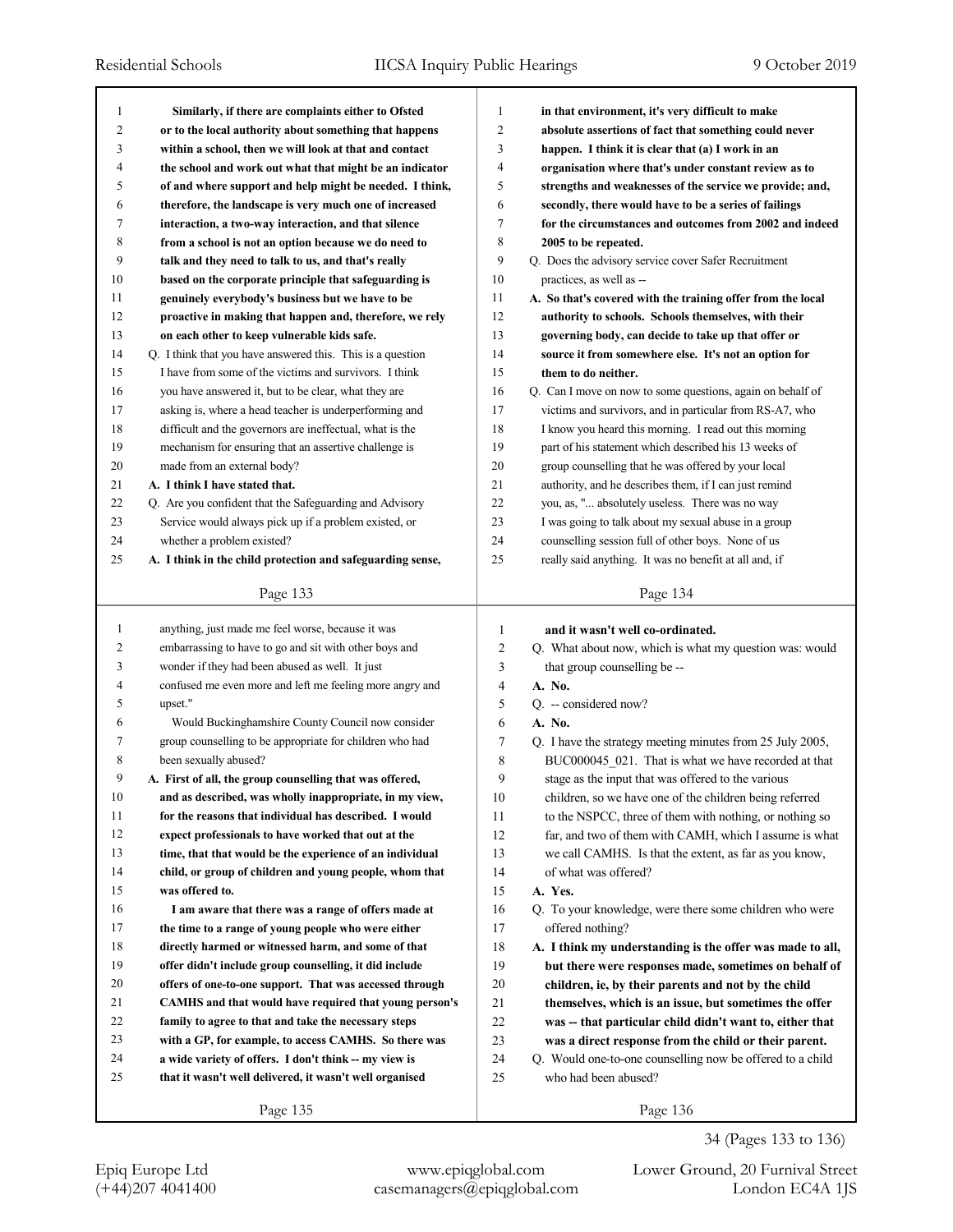**Similarly, if there are complaints either to Ofsted or to the local authority about something that happens within a school, then we will look at that and contact the school and work out what that might be an indicator of and where support and help might be needed. I think, therefore, the landscape is very much one of increased interaction, a two-way interaction, and that silence from a school is not an option because we do need to talk and they need to talk to us, and that's really based on the corporate principle that safeguarding is genuinely everybody's business but we have to be proactive in making that happen and, therefore, we rely on each other to keep vulnerable kids safe.**

Q. I think that you have answered this. This is a question I have from some of the victims and survivors. I think you have answered it, but to be clear, what they are asking is, where a head teacher is underperforming and difficult and the governors are ineffectual, what is the mechanism for ensuring that an assertive challenge is made from an external body?

**A. I think I have stated that.**

Q. Are you confident that the Safeguarding and Advisory Service would always pick up if a problem existed, or whether a problem existed?

**A. I think in the child protection and safeguarding sense, in that environment, it's very difficult to make absolute assertions of fact that something could never happen. I think it is clear that (a) I work in an organisation where that's under constant review as to strengths and weaknesses of the service we provide; and, secondly, there would have to be a series of failings for the circumstances and outcomes from 2002 and indeed 2005 to be repeated.**

Q. Does the advisory service cover Safer Recruitment practices, as well as --

**A. So that's covered with the training offer from the local authority to schools. Schools themselves, with their governing body, can decide to take up that offer or source it from somewhere else. It's not an option for them to do neither.**

Q. Can I move on now to some questions, again on behalf of victims and survivors, and in particular from RS-A7, who I know you heard this morning. I read out this morning part of his statement which described his 13 weeks of group counselling that he was offered by your local authority, and he describes them, if I can just remind you, as, "... absolutely useless. There was no way I was going to talk about my sexual abuse in a group counselling session full of other boys. None of us really said anything. It was no benefit at all and, if anything, just made me feel worse, because it was embarrassing to have to go and sit with other boys and wonder if they had been abused as well. It just confused me even more and left me feeling more angry and upset."

Would Buckinghamshire County Council now consider group counselling to be appropriate for children who had been sexually abused?

**A. First of all, the group counselling that was offered, and as described, was wholly inappropriate, in my view, for the reasons that individual has described. I would expect professionals to have worked that out at the time, that that would be the experience of an individual child, or group of children and young people, whom that was offered to.**

**I am aware that there was a range of offers made at the time to a range of young people who were either directly harmed or witnessed harm, and some of that offer didn't include group counselling, it did include offers of one-to-one support. That was accessed through CAMHS and that would have required that young person's family to agree to that and take the necessary steps with a GP, for example, to access CAMHS. So there was a wide variety of offers. I don't think -- my view is that it wasn't well delivered, it wasn't well organised and it wasn't well co-ordinated.**

Q. What about now, which is what my question was: would that group counselling be --

**A. No.**

Q. -- considered now?

**A. No.**

Q. I have the strategy meeting minutes from 25 July 2005, BUC000045_021. That is what we have recorded at that stage as the input that was offered to the various children, so we have one of the children being referred to the NSPCC, three of them with nothing, or nothing so far, and two of them with CAMH, which I assume is what we call CAMHS. Is that the extent, as far as you know, of what was offered?

**A. Yes.**

Q. To your knowledge, were there some children who were offered nothing?

**A. I think my understanding is the offer was made to all, but there were responses made, sometimes on behalf of children, ie, by their parents and not by the child themselves, which is an issue, but sometimes the offer was -- that particular child didn't want to, either that was a direct response from the child or their parent.**

Q. Would one-to-one counselling now be offered to a child who had been abused?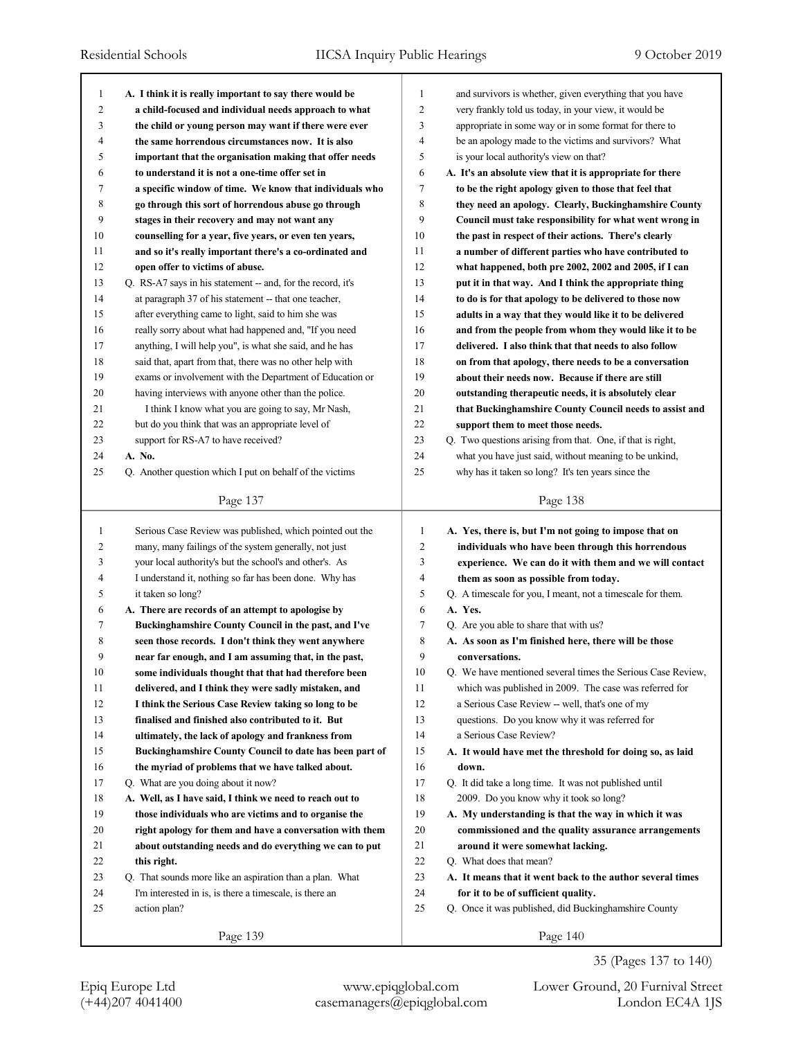A. **I think it is really important to say there would be a child-focused and individual needs approach to what the child or young person may want if there were ever the same horrendous circumstances now. It is also important that the organisation making that offer needs to understand it is not a one-time offer set in a specific window of time. We know that individuals who go through this sort of horrendous abuse go through stages in their recovery and may not want any counselling for a year, five years, or even ten years, and so it's really important there's a co-ordinated and open offer to victims of abuse.**

Q. RS-A7 says in his statement -- and, for the record, it's at paragraph 37 of his statement -- that one teacher, after everything came to light, said to him she was really sorry about what had happened and, "If you need anything, I will help you", is what she said, and he has said that, apart from that, there was no other help with exams or involvement with the Department of Education or having interviews with anyone other than the police.

I think I know what you are going to say, Mr Nash, but do you think that was an appropriate level of support for RS-A7 to have received?

A. **No.**

Q. Another question which I put on behalf of the victims and survivors is whether, given everything that you have very frankly told us today, in your view, it would be appropriate in some way or in some format for there to be an apology made to the victims and survivors? What is your local authority's view on that?

A. **It's an absolute view that it is appropriate for there to be the right apology given to those that feel that they need an apology. Clearly, Buckinghamshire County Council must take responsibility for what went wrong in the past in respect of their actions. There's clearly a number of different parties who have contributed to what happened, both pre 2002, 2002 and 2005, if I can put it in that way. And I think the appropriate thing to do is for that apology to be delivered to those now adults in a way that they would like it to be delivered and from the people from whom they would like it to be delivered. I also think that that needs to also follow on from that apology, there needs to be a conversation about their needs now. Because if there are still outstanding therapeutic needs, it is absolutely clear that Buckinghamshire County Council needs to assist and support them to meet those needs.**

Q. Two questions arising from that. One, if that is right, what you have just said, without meaning to be unkind, why has it taken so long? It's ten years since the Serious Case Review was published, which pointed out the many, many failings of the system generally, not just your local authority's but the school's and other's. As I understand it, nothing so far has been done. Why has it taken so long?

A. **There are records of an attempt to apologise by Buckinghamshire County Council in the past, and I've seen those records. I don't think they went anywhere near far enough, and I am assuming that, in the past, some individuals thought that that had therefore been delivered, and I think they were sadly mistaken, and I think the Serious Case Review taking so long to be finalised and finished also contributed to it. But ultimately, the lack of apology and frankness from Buckinghamshire County Council to date has been part of the myriad of problems that we have talked about.**

Q. What are you doing about it now?

A. **Well, as I have said, I think we need to reach out to those individuals who are victims and to organise the right apology for them and have a conversation with them about outstanding needs and do everything we can to put this right.**

Q. That sounds more like an aspiration than a plan. What I'm interested in is, is there a timescale, is there an action plan?

A. **Yes, there is, but I'm not going to impose that on individuals who have been through this horrendous experience. We can do it with them and we will contact them as soon as possible from today.**

Q. A timescale for you, I meant, not a timescale for them.

A. **Yes.**

Q. Are you able to share that with us?

A. **As soon as I'm finished here, there will be those conversations.**

Q. We have mentioned several times the Serious Case Review, which was published in 2009. The case was referred for a Serious Case Review -- well, that's one of my questions. Do you know why it was referred for a Serious Case Review?

A. **It would have met the threshold for doing so, as laid down.**

Q. It did take a long time. It was not published until 2009. Do you know why it took so long?

A. **My understanding is that the way in which it was commissioned and the quality assurance arrangements around it were somewhat lacking.**

Q. What does that mean?

A. **It means that it went back to the author several times for it to be of sufficient quality.**

Q. Once it was published, did Buckinghamshire County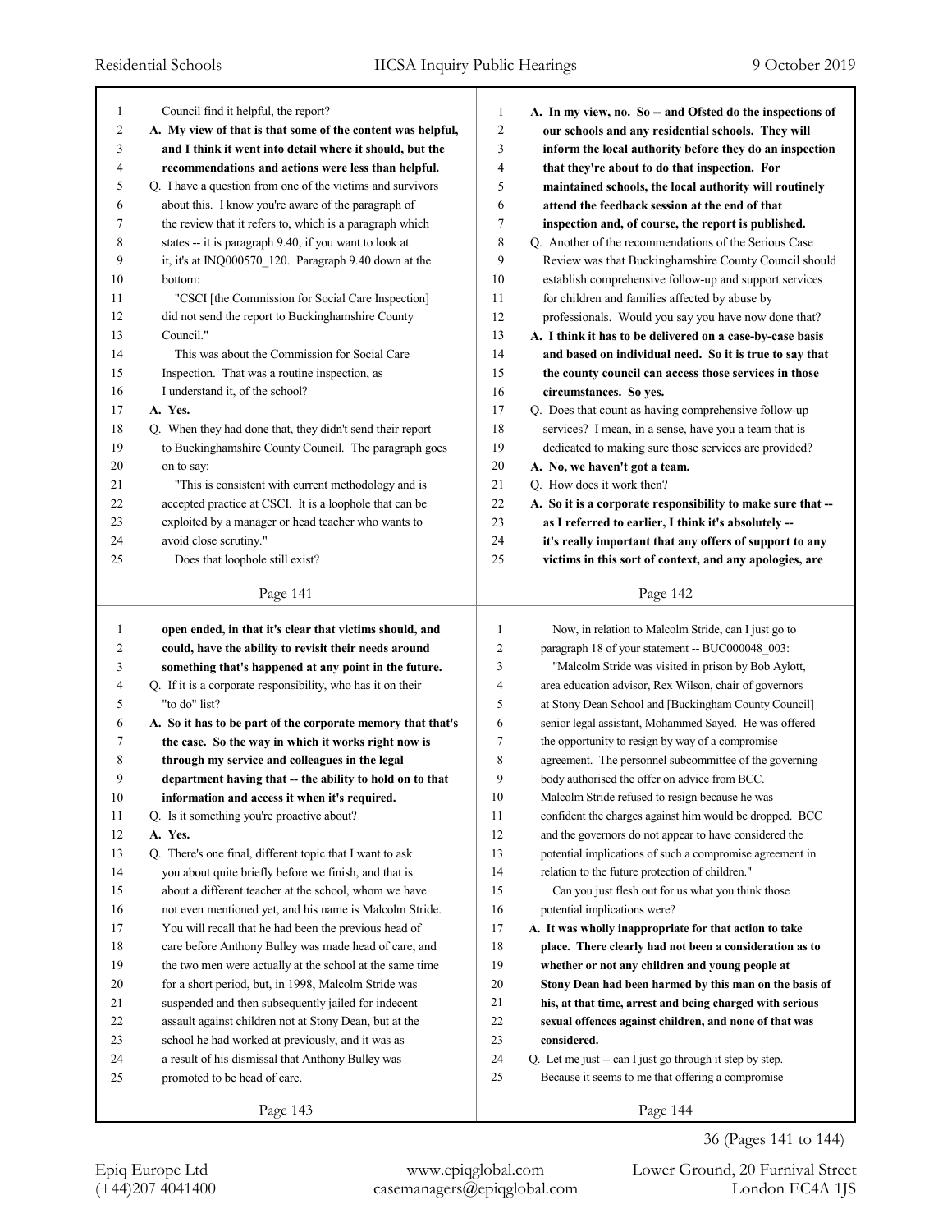Council find it helpful, the report?

**A. My view of that is that some of the content was helpful, and I think it went into detail where it should, but the recommendations and actions were less than helpful.**

Q. I have a question from one of the victims and survivors about this. I know you're aware of the paragraph of the review that it refers to, which is a paragraph which states -- it is paragraph 9.40, if you want to look at it, it's at INQ000570_120. Paragraph 9.40 down at the bottom:

"CSCI [the Commission for Social Care Inspection] did not send the report to Buckinghamshire County Council."

This was about the Commission for Social Care Inspection. That was a routine inspection, as I understand it, of the school?

**A. Yes.**

Q. When they had done that, they didn't send their report to Buckinghamshire County Council. The paragraph goes on to say:

"This is consistent with current methodology and is accepted practice at CSCI. It is a loophole that can be exploited by a manager or head teacher who wants to avoid close scrutiny."

Does that loophole still exist?

**A. In my view, no. So -- and Ofsted do the inspections of our schools and any residential schools. They will inform the local authority before they do an inspection that they're about to do that inspection. For maintained schools, the local authority will routinely attend the feedback session at the end of that inspection and, of course, the report is published.**

Q. Another of the recommendations of the Serious Case Review was that Buckinghamshire County Council should establish comprehensive follow-up and support services for children and families affected by abuse by professionals. Would you say you have now done that?

**A. I think it has to be delivered on a case-by-case basis and based on individual need. So it is true to say that the county council can access those services in those circumstances. So yes.**

Q. Does that count as having comprehensive follow-up services? I mean, in a sense, have you a team that is dedicated to making sure those services are provided?

**A. No, we haven't got a team.**

Q. How does it work then?

**A. So it is a corporate responsibility to make sure that -- as I referred to earlier, I think it's absolutely -- it's really important that any offers of support to any victims in this sort of context, and any apologies, are open ended, in that it's clear that victims should, and could, have the ability to revisit their needs around something that's happened at any point in the future.**

Q. If it is a corporate responsibility, who has it on their "to do" list?

**A. So it has to be part of the corporate memory that that's the case. So the way in which it works right now is through my service and colleagues in the legal department having that -- the ability to hold on to that information and access it when it's required.**

Q. Is it something you're proactive about?

**A. Yes.**

Q. There's one final, different topic that I want to ask you about quite briefly before we finish, and that is about a different teacher at the school, whom we have not even mentioned yet, and his name is Malcolm Stride. You will recall that he had been the previous head of care before Anthony Bulley was made head of care, and the two men were actually at the school at the same time for a short period, but, in 1998, Malcolm Stride was suspended and then subsequently jailed for indecent assault against children not at Stony Dean, but at the school he had worked at previously, and it was as a result of his dismissal that Anthony Bulley was promoted to be head of care.

Now, in relation to Malcolm Stride, can I just go to paragraph 18 of your statement -- BUC000048_003:

"Malcolm Stride was visited in prison by Bob Aylott, area education advisor, Rex Wilson, chair of governors at Stony Dean School and [Buckingham County Council] senior legal assistant, Mohammed Sayed. He was offered the opportunity to resign by way of a compromise agreement. The personnel subcommittee of the governing body authorised the offer on advice from BCC. Malcolm Stride refused to resign because he was confident the charges against him would be dropped. BCC and the governors do not appear to have considered the potential implications of such a compromise agreement in relation to the future protection of children."

Can you just flesh out for us what you think those potential implications were?

**A. It was wholly inappropriate for that action to take place. There clearly had not been a consideration as to whether or not any children and young people at Stony Dean had been harmed by this man on the basis of his, at that time, arrest and being charged with serious sexual offences against children, and none of that was considered.**

Q. Let me just -- can I just go through it step by step. Because it seems to me that offering a compromise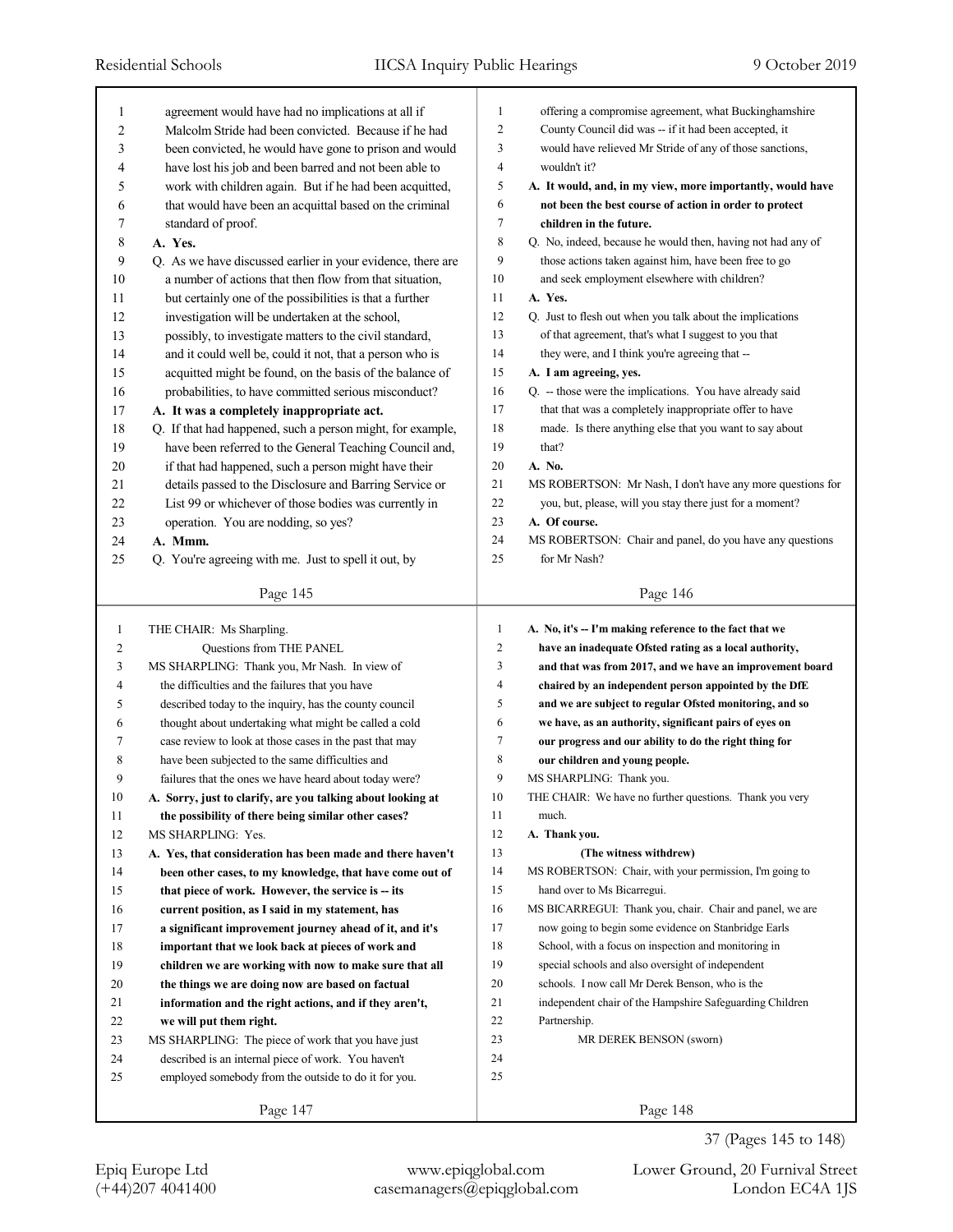agreement would have had no implications at all if Malcolm Stride had been convicted. Because if he had been convicted, he would have gone to prison and would have lost his job and been barred and not been able to work with children again. But if he had been acquitted, that would have been an acquittal based on the criminal standard of proof.

**A. Yes.**

Q. As we have discussed earlier in your evidence, there are a number of actions that then flow from that situation, but certainly one of the possibilities is that a further investigation will be undertaken at the school, possibly, to investigate matters to the civil standard, and it could well be, could it not, that a person who is acquitted might be found, on the basis of the balance of probabilities, to have committed serious misconduct?

**A. It was a completely inappropriate act.**

Q. If that had happened, such a person might, for example, have been referred to the General Teaching Council and, if that had happened, such a person might have their details passed to the Disclosure and Barring Service or List 99 or whichever of those bodies was currently in operation. You are nodding, so yes?

**A. Mmm.**

Q. You're agreeing with me. Just to spell it out, by offering a compromise agreement, what Buckinghamshire County Council did was -- if it had been accepted, it would have relieved Mr Stride of any of those sanctions, wouldn't it?

**A. It would, and, in my view, more importantly, would have not been the best course of action in order to protect children in the future.**

Q. No, indeed, because he would then, having not had any of those actions taken against him, have been free to go and seek employment elsewhere with children?

**A. Yes.**

Q. Just to flesh out when you talk about the implications of that agreement, that's what I suggest to you that they were, and I think you're agreeing that --

**A. I am agreeing, yes.**

Q. -- those were the implications. You have already said that that was a completely inappropriate offer to have made. Is there anything else that you want to say about that?

**A. No.**

MS ROBERTSON: Mr Nash, I don't have any more questions for you, but, please, will you stay there just for a moment?

**A. Of course.**

MS ROBERTSON: Chair and panel, do you have any questions for Mr Nash?

THE CHAIR: Ms Sharpling.

Questions from THE PANEL

MS SHARPLING: Thank you, Mr Nash. In view of the difficulties and the failures that you have described today to the inquiry, has the county council thought about undertaking what might be called a cold case review to look at those cases in the past that may have been subjected to the same difficulties and failures that the ones we have heard about today were?

**A. Sorry, just to clarify, are you talking about looking at the possibility of there being similar other cases?**

MS SHARPLING: Yes.

**A. Yes, that consideration has been made and there haven't been other cases, to my knowledge, that have come out of that piece of work. However, the service is -- its current position, as I said in my statement, has a significant improvement journey ahead of it, and it's important that we look back at pieces of work and children we are working with now to make sure that all the things we are doing now are based on factual information and the right actions, and if they aren't, we will put them right.**

MS SHARPLING: The piece of work that you have just described is an internal piece of work. You haven't employed somebody from the outside to do it for you.

**A. No, it's -- I'm making reference to the fact that we have an inadequate Ofsted rating as a local authority, and that was from 2017, and we have an improvement board chaired by an independent person appointed by the DfE and we are subject to regular Ofsted monitoring, and so we have, as an authority, significant pairs of eyes on our progress and our ability to do the right thing for our children and young people.**

MS SHARPLING: Thank you.

THE CHAIR: We have no further questions. Thank you very much.

**A. Thank you.**

**(The witness withdrew)**

MS ROBERTSON: Chair, with your permission, I'm going to hand over to Ms Bicarregui.

MS BICARREGUI: Thank you, chair. Chair and panel, we are now going to begin some evidence on Stanbridge Earls School, with a focus on inspection and monitoring in special schools and also oversight of independent schools. I now call Mr Derek Benson, who is the independent chair of the Hampshire Safeguarding Children Partnership.

MR DEREK BENSON (sworn)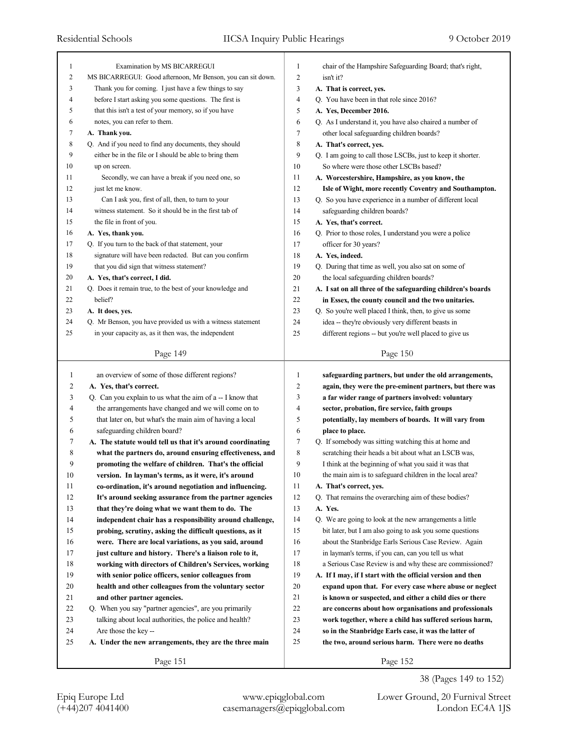Examination by MS BICARREGUI

MS BICARREGUI: Good afternoon, Mr Benson, you can sit down. Thank you for coming. I just have a few things to say before I start asking you some questions. The first is that this isn't a test of your memory, so if you have notes, you can refer to them.

**A. Thank you.**

Q. And if you need to find any documents, they should either be in the file or I should be able to bring them up on screen.

Secondly, we can have a break if you need one, so just let me know.

Can I ask you, first of all, then, to turn to your witness statement. So it should be in the first tab of the file in front of you.

**A. Yes, thank you.**

Q. If you turn to the back of that statement, your signature will have been redacted. But can you confirm that you did sign that witness statement?

**A. Yes, that's correct, I did.**

Q. Does it remain true, to the best of your knowledge and belief?

**A. It does, yes.**

Q. Mr Benson, you have provided us with a witness statement in your capacity as, as it then was, the independent chair of the Hampshire Safeguarding Board; that's right, isn't it?

**A. That is correct, yes.**

Q. You have been in that role since 2016?

**A. Yes, December 2016.**

Q. As I understand it, you have also chaired a number of other local safeguarding children boards?

**A. That's correct, yes.**

Q. I am going to call those LSCBs, just to keep it shorter. So where were those other LSCBs based?

**A. Worcestershire, Hampshire, as you know, the Isle of Wight, more recently Coventry and Southampton.**

Q. So you have experience in a number of different local safeguarding children boards?

**A. Yes, that's correct.**

Q. Prior to those roles, I understand you were a police officer for 30 years?

**A. Yes, indeed.**

Q. During that time as well, you also sat on some of the local safeguarding children boards?

**A. I sat on all three of the safeguarding children's boards in Essex, the county council and the two unitaries.**

Q. So you're well placed I think, then, to give us some idea -- they're obviously very different beasts in different regions -- but you're well placed to give us an overview of some of those different regions?

**A. Yes, that's correct.**

Q. Can you explain to us what the aim of a -- I know that the arrangements have changed and we will come on to that later on, but what's the main aim of having a local safeguarding children board?

**A. The statute would tell us that it's around coordinating what the partners do, around ensuring effectiveness, and promoting the welfare of children. That's the official version. In layman's terms, as it were, it's around co-ordination, it's around negotiation and influencing. It's around seeking assurance from the partner agencies that they're doing what we want them to do. The independent chair has a responsibility around challenge, probing, scrutiny, asking the difficult questions, as it were. There are local variations, as you said, around just culture and history. There's a liaison role to it, working with directors of Children's Services, working with senior police officers, senior colleagues from health and other colleagues from the voluntary sector and other partner agencies.**

Q. When you say "partner agencies", are you primarily talking about local authorities, the police and health? Are those the key --

**A. Under the new arrangements, they are the three main safeguarding partners, but under the old arrangements, again, they were the pre-eminent partners, but there was a far wider range of partners involved: voluntary sector, probation, fire service, faith groups potentially, lay members of boards. It will vary from place to place.**

Q. If somebody was sitting watching this at home and scratching their heads a bit about what an LSCB was, I think at the beginning of what you said it was that the main aim is to safeguard children in the local area?

**A. That's correct, yes.**

Q. That remains the overarching aim of these bodies?

**A. Yes.**

Q. We are going to look at the new arrangements a little bit later, but I am also going to ask you some questions about the Stanbridge Earls Serious Case Review. Again in layman's terms, if you can, can you tell us what a Serious Case Review is and why these are commissioned?

**A. If I may, if I start with the official version and then expand upon that. For every case where abuse or neglect is known or suspected, and either a child dies or there are concerns about how organisations and professionals work together, where a child has suffered serious harm, so in the Stanbridge Earls case, it was the latter of the two, around serious harm. There were no deaths**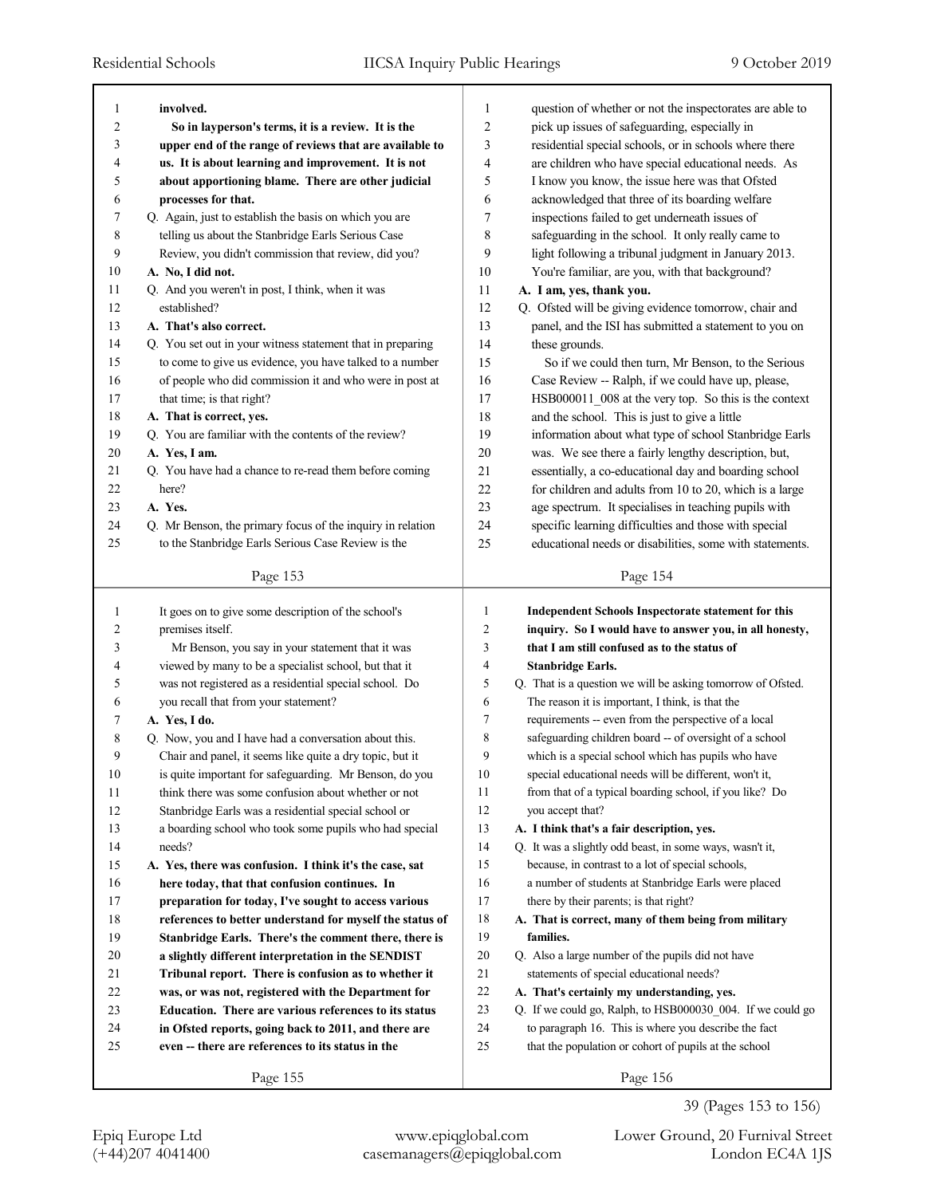involved.

**So in layperson's terms, it is a review. It is the upper end of the range of reviews that are available to us. It is about learning and improvement. It is not about apportioning blame. There are other judicial processes for that.**

Q. Again, just to establish the basis on which you are telling us about the Stanbridge Earls Serious Case Review, you didn't commission that review, did you?

**A. No, I did not.**

Q. And you weren't in post, I think, when it was established?

**A. That's also correct.**

Q. You set out in your witness statement that in preparing to come to give us evidence, you have talked to a number of people who did commission it and who were in post at that time; is that right?

**A. That is correct, yes.**

Q. You are familiar with the contents of the review?

**A. Yes, I am.**

Q. You have had a chance to re-read them before coming here?

**A. Yes.**

Q. Mr Benson, the primary focus of the inquiry in relation to the Stanbridge Earls Serious Case Review is the question of whether or not the inspectorates are able to pick up issues of safeguarding, especially in residential special schools, or in schools where there are children who have special educational needs. As I know you know, the issue here was that Ofsted acknowledged that three of its boarding welfare inspections failed to get underneath issues of safeguarding in the school. It only really came to light following a tribunal judgment in January 2013. You're familiar, are you, with that background?

**A. I am, yes, thank you.**

Q. Ofsted will be giving evidence tomorrow, chair and panel, and the ISI has submitted a statement to you on these grounds.

So if we could then turn, Mr Benson, to the Serious Case Review -- Ralph, if we could have up, please, HSB000011_008 at the very top. So this is the context and the school. This is just to give a little information about what type of school Stanbridge Earls was. We see there a fairly lengthy description but, essentially, a co-educational day and boarding school for children and adults from 10 to 20, which is a large age spectrum. It specialises in teaching pupils with specific learning difficulties and those with special educational needs or disabilities, some with statements. It goes on to give some description of the school's premises itself.

Mr Benson, you say in your statement that it was viewed by many to be a specialist school, but that it was not registered as a residential special school. Do you recall that from your statement?

**A. Yes, I do.**

Q. Now, you and I have had a conversation about this. Chair and panel, it seems like quite a dry topic, but it is quite important for safeguarding. Mr Benson, do you think there was some confusion about whether or not Stanbridge Earls was a residential special school or a boarding school who took some pupils who had special needs?

**A. Yes, there was confusion. I think it's the case, sat here today, that that confusion continues. In preparation for today, I've sought to access various references to better understand for myself the status of Stanbridge Earls. There's the comment there, there is a slightly different interpretation in the SENDIST Tribunal report. There is confusion as to whether it was, or was not, registered with the Department for Education. There are various references to its status in Ofsted reports, going back to 2011, and there are even -- there are references to its status in the Independent Schools Inspectorate statement for this inquiry. So I would have to answer you, in all honesty, that I am still confused as to the status of Stanbridge Earls.**

Q. That is a question we will be asking tomorrow of Ofsted. The reason it is important, I think, is that the requirements -- even from the perspective of a local safeguarding children board -- of oversight of a school which is a special school which has pupils who have special educational needs will be different, won't it, from that of a typical boarding school, if you like? Do you accept that?

**A. I think that's a fair description, yes.**

Q. It was a slightly odd beast, in some ways, wasn't it, because, in contrast to a lot of special schools, a number of students at Stanbridge Earls were placed there by their parents; is that right?

**A. That is correct, many of them being from military families.**

Q. Also a large number of the pupils did not have statements of special educational needs?

**A. That's certainly my understanding, yes.**

Q. If we could go, Ralph, to HSB000030_004. If we could go to paragraph 16. This is where you describe the fact that the population or cohort of pupils at the school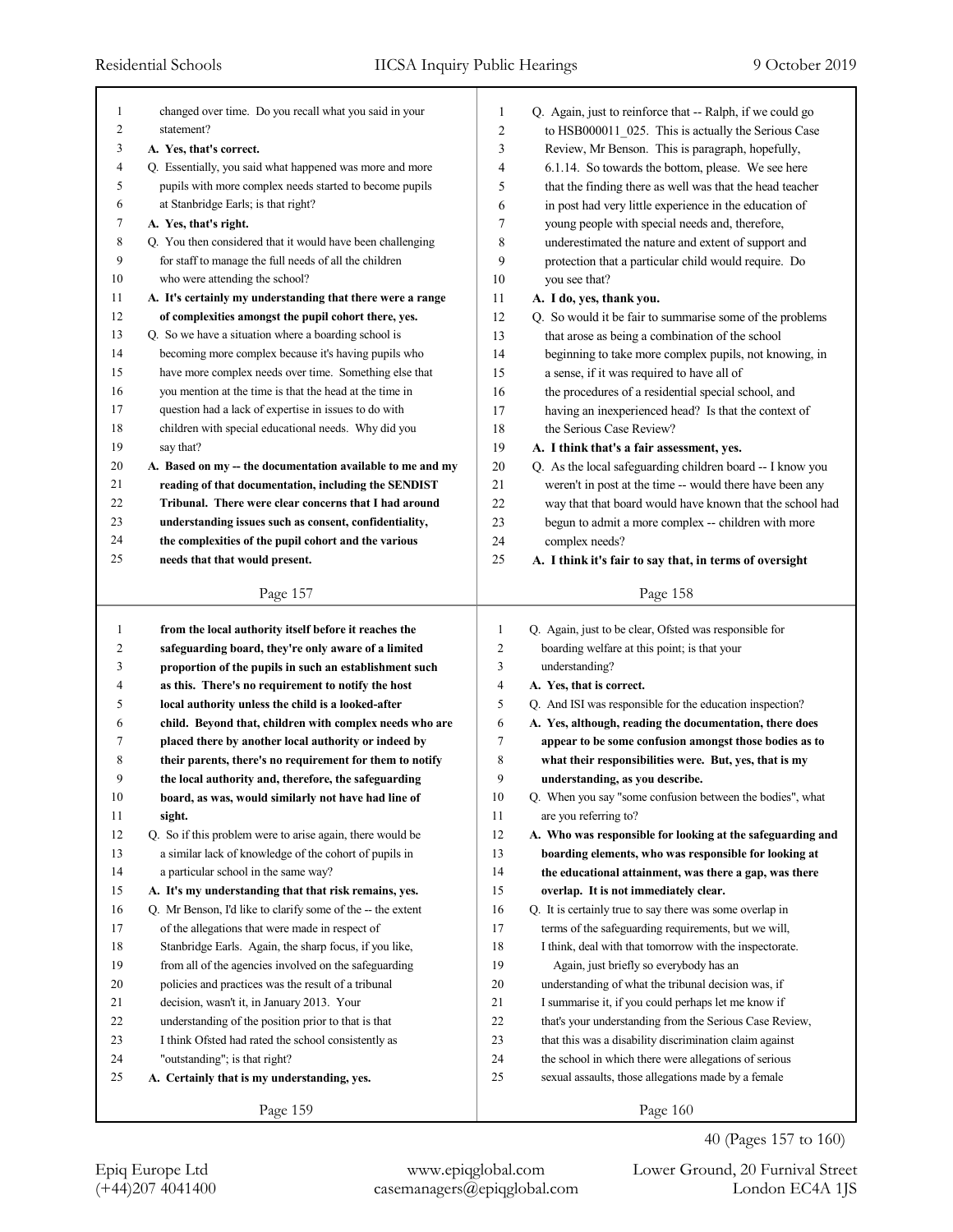changed over time. Do you recall what you said in your statement?

**A. Yes, that's correct.**

Q. Essentially, you said what happened was more and more pupils with more complex needs started to become pupils at Stanbridge Earls; is that right?

**A. Yes, that's right.**

Q. You then considered that it would have been challenging for staff to manage the full needs of all the children who were attending the school?

**A. It's certainly my understanding that there were a range of complexities amongst the pupil cohort there, yes.**

Q. So we have a situation where a boarding school is becoming more complex because it's having pupils who have more complex needs over time. Something else that you mention at the time is that the head at the time in question had a lack of expertise in issues to do with children with special educational needs. Why did you say that?

**A. Based on my -- the documentation available to me and my reading of that documentation, including the SENDIST Tribunal. There were clear concerns that I had around understanding issues such as consent, confidentiality, the complexities of the pupil cohort and the various needs that that would present.**

Q. Again, just to reinforce that -- Ralph, if we could go to HSB000011_025. This is actually the Serious Case Review, Mr Benson. This is paragraph, hopefully, 6.1.14. So towards the bottom, please. We see here that the finding there as well was that the head teacher in post had very little experience in the education of young people with special needs and, therefore, underestimated the nature and extent of support and protection that a particular child would require. Do you see that?

**A. I do, yes, thank you.**

Q. So would it be fair to summarise some of the problems that arose as being a combination of the school beginning to take more complex pupils, not knowing, in a sense, if it was required to have all of the procedures of a residential special school, and having an inexperienced head? Is that the context of the Serious Case Review?

**A. I think that's a fair assessment, yes.**

Q. As the local safeguarding children board -- I know you weren't in post at the time -- would there have been any way that that board would have known that the school had begun to admit a more complex -- children with more complex needs?

**A. I think it's fair to say that, in terms of oversight from the local authority itself before it reaches the safeguarding board, they're only aware of a limited proportion of the pupils in such an establishment such as this. There's no requirement to notify the host local authority unless the child is a looked-after child. Beyond that, children with complex needs who are placed there by another local authority or indeed by their parents, there's no requirement for them to notify the local authority and, therefore, the safeguarding board, as was, would similarly not have had line of sight.**

Q. So if this problem were to arise again, there would be a similar lack of knowledge of the cohort of pupils in a particular school in the same way?

**A. It's my understanding that that risk remains, yes.**

Q. Mr Benson, I'd like to clarify some of the -- the extent of the allegations that were made in respect of Stanbridge Earls. Again, the sharp focus, if you like, from all of the agencies involved on the safeguarding policies and practices was the result of a tribunal decision, wasn't it, in January 2013. Your understanding of the position prior to that is that I think Ofsted had rated the school consistently as "outstanding"; is that right?

**A. Certainly that is my understanding, yes.**

Q. Again, just to be clear, Ofsted was responsible for boarding welfare at this point; is that your understanding?

**A. Yes, that is correct.**

Q. And ISI was responsible for the education inspection?

**A. Yes, although, reading the documentation, there does appear to be some confusion amongst those bodies as to what their responsibilities were. But, yes, that is my understanding, as you describe.**

Q. When you say "some confusion between the bodies", what are you referring to?

**A. Who was responsible for looking at the safeguarding and boarding elements, who was responsible for looking at the educational attainment, was there a gap, was there overlap. It is not immediately clear.**

Q. It is certainly true to say there was some overlap in terms of the safeguarding requirements, but we will, I think, deal with that tomorrow with the inspectorate.

Again, just briefly so everybody has an understanding of what the tribunal decision was, if I summarise it, if you could perhaps let me know if that's your understanding from the Serious Case Review, that this was a disability discrimination claim against the school in which there were allegations of serious sexual assaults, those allegations made by a female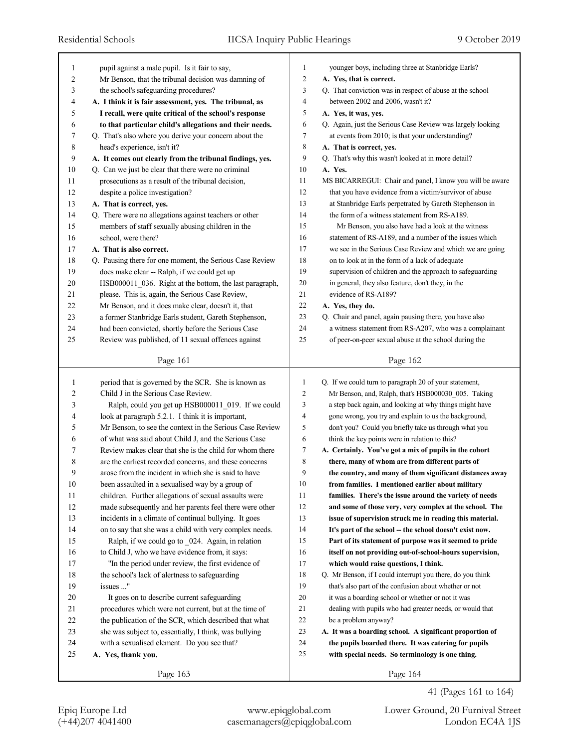pupil against a male pupil. Is it fair to say, Mr Benson, that the tribunal decision was damning of the school's safeguarding procedures?

**A. I think it is fair assessment, yes. The tribunal, as I recall, were quite critical of the school's response to that particular child's allegations and their needs.**

Q. That's also where you derive your concern about the head's experience, isn't it?

**A. It comes out clearly from the tribunal findings, yes.**

Q. Can we just be clear that there were no criminal prosecutions as a result of the tribunal decision, despite a police investigation?

**A. That is correct, yes.**

Q. There were no allegations against teachers or other members of staff sexually abusing children in the school, were there?

**A. That is also correct.**

Q. Pausing there for one moment, the Serious Case Review does make clear -- Ralph, if we could get up HSB000011_036. Right at the bottom, the last paragraph, please. This is, again, the Serious Case Review, Mr Benson, and it does make clear, doesn't it, that a former Stanbridge Earls student, Gareth Stephenson, had been convicted, shortly before the Serious Case Review was published, of 11 sexual offences against younger boys, including three at Stanbridge Earls?

**A. Yes, that is correct.**

Q. That conviction was in respect of abuse at the school between 2002 and 2006, wasn't it?

**A. Yes, it was, yes.**

Q. Again, just the Serious Case Review was largely looking at events from 2010; is that your understanding?

**A. That is correct, yes.**

Q. That's why this wasn't looked at in more detail?

**A. Yes.**

MS BICARREGUI: Chair and panel, I know you will be aware that you have evidence from a victim/survivor of abuse at Stanbridge Earls perpetrated by Gareth Stephenson in the form of a witness statement from RS-A189.

Mr Benson, you also have had a look at the witness statement of RS-A189, and a number of the issues which we see in the Serious Case Review and which we are going on to look at in the form of a lack of adequate supervision of children and the approach to safeguarding in general, they also feature, don't they, in the evidence of RS-A189?

**A. Yes, they do.**

Q. Chair and panel, again pausing there, you have also a witness statement from RS-A207, who was a complainant of peer-on-peer sexual abuse at the school during the period that is governed by the SCR. She is known as Child J in the Serious Case Review.

Ralph, could you get up HSB000011_019. If we could look at paragraph 5.2.1. I think it is important, Mr Benson, to see the context in the Serious Case Review of what was said about Child J, and the Serious Case Review makes clear that she is the child for whom there are the earliest recorded concerns, and these concerns arose from the incident in which she is said to have been assaulted in a sexualised way by a group of children. Further allegations of sexual assaults were made subsequently and her parents feel there were other incidents in a climate of continual bullying. It goes on to say that she was a child with very complex needs.

Ralph, if we could go to _024. Again, in relation to Child J, who we have evidence from, it says:

"In the period under review, the first evidence of the school's lack of alertness to safeguarding issues ..."

It goes on to describe current safeguarding procedures which were not current, but at the time of the publication of the SCR, which described that what she was subject to, essentially, I think, was bullying with a sexualised element. Do you see that?

**A. Yes, thank you.**

Q. If we could turn to paragraph 20 of your statement, Mr Benson, and, Ralph, that's HSB000030_005. Taking a step back again, and looking at why things might have gone wrong, you try and explain to us the background, don't you? Could you briefly take us through what you think the key points were in relation to this?

**A. Certainly. You've got a mix of pupils in the cohort there, many of whom are from different parts of the country, and many of them significant distances away from families. I mentioned earlier about military families. There's the issue around the variety of needs and some of those very, very complex at the school. The issue of supervision struck me in reading this material. It's part of the school -- the school doesn't exist now. Part of its statement of purpose was it seemed to pride itself on not providing out-of-school-hours supervision, which would raise questions, I think.**

Q. Mr Benson, if I could interrupt you there, do you think that's also part of the confusion about whether or not it was a boarding school or whether or not it was dealing with pupils who had greater needs, or would that be a problem anyway?

**A. It was a boarding school. A significant proportion of the pupils boarded there. It was catering for pupils with special needs. So terminology is one thing.**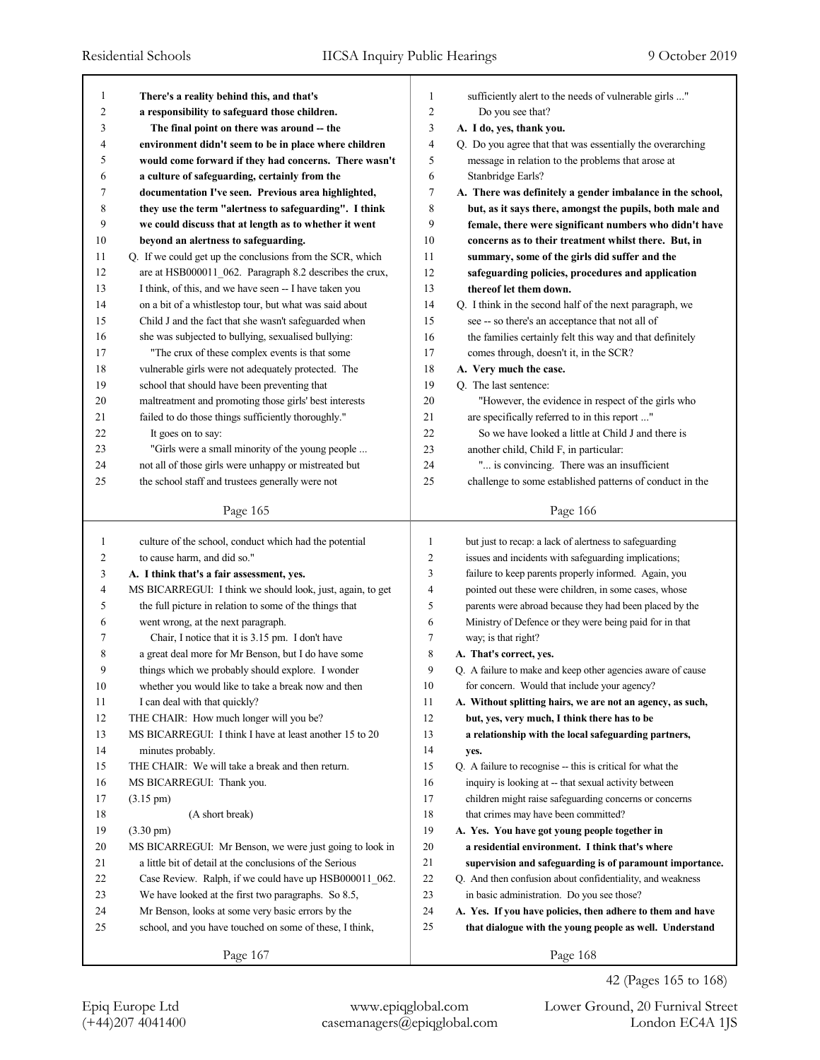**There's a reality behind this, and that's a responsibility to safeguard those children.**

**The final point on there was around -- the environment didn't seem to be in place where children would come forward if they had concerns. There wasn't a culture of safeguarding, certainly from the documentation I've seen. Previous area highlighted, they use the term "alertness to safeguarding". I think we could discuss that at length as to whether it went beyond an alertness to safeguarding.**

Q. If we could get up the conclusions from the SCR, which are at HSB000011_062. Paragraph 8.2 describes the crux, I think, of this, and we have seen -- I have taken you on a bit of a whistlestop tour, but what was said about Child J and the fact that she wasn't safeguarded when she was subjected to bullying, sexualised bullying:

"The crux of these complex events is that some vulnerable girls were not adequately protected. The school that should have been preventing that maltreatment and promoting those girls' best interests failed to do those things sufficiently thoroughly."

It goes on to say:

"Girls were a small minority of the young people ... not all of those girls were unhappy or mistreated but the school staff and trustees generally were not sufficiently alert to the needs of vulnerable girls ..."

Do you see that?

**A. I do, yes, thank you.**

Q. Do you agree that that was essentially the overarching message in relation to the problems that arose at Stanbridge Earls?

**A. There was definitely a gender imbalance in the school, but, as it says there, amongst the pupils, both male and female, there were significant numbers who didn't have concerns as to their treatment whilst there. But, in summary, some of the girls did suffer and the safeguarding policies, procedures and application thereof let them down.**

Q. I think in the second half of the next paragraph, we see -- so there's an acceptance that not all of the families certainly felt this way and that definitely comes through, doesn't it, in the SCR?

**A. Very much the case.**

Q. The last sentence:

"However, the evidence in respect of the girls who are specifically referred to in this report ..."

So we have looked a little at Child J and there is another child, Child F, in particular:

"... is convincing. There was an insufficient challenge to some established patterns of conduct in the culture of the school, conduct which had the potential to cause harm, and did so."

**A. I think that's a fair assessment, yes.**

MS BICARREGUI: I think we should look, just, again, to get the full picture in relation to some of the things that went wrong, at the next paragraph.

Chair, I notice that it is 3.15 pm. I don't have a great deal more for Mr Benson, but I do have some things which we probably should explore. I wonder whether you would like to take a break now and then I can deal with that quickly?

THE CHAIR: How much longer will you be?

MS BICARREGUI: I think I have at least another 15 to 20 minutes probably.

THE CHAIR: We will take a break and then return.

MS BICARREGUI: Thank you.

(3.15 pm)

(A short break)

(3.30 pm)

MS BICARREGUI: Mr Benson, we were just going to look in a little bit of detail at the conclusions of the Serious Case Review. Ralph, if we could have up HSB000011_062. We have looked at the first two paragraphs. So 8.5, Mr Benson, looks at some very basic errors by the school, and you have touched on some of these, I think, but just to recap: a lack of alertness to safeguarding issues and incidents with safeguarding implications; failure to keep parents properly informed. Again, you pointed out these were children, in some cases, whose parents were abroad because they had been placed by the Ministry of Defence or they were being paid for in that way; is that right?

**A. That's correct, yes.**

Q. A failure to make and keep other agencies aware of cause for concern. Would that include your agency?

**A. Without splitting hairs, we are not an agency, as such, but, yes, very much, I think there has to be a relationship with the local safeguarding partners, yes.**

Q. A failure to recognise -- this is critical for what the inquiry is looking at -- that sexual activity between children might raise safeguarding concerns or concerns that crimes may have been committed?

**A. Yes. You have got young people together in a residential environment. I think that's where supervision and safeguarding is of paramount importance.**

Q. And then confusion about confidentiality, and weakness in basic administration. Do you see those?

**A. Yes. If you have policies, then adhere to them and have that dialogue with the young people as well. Understand**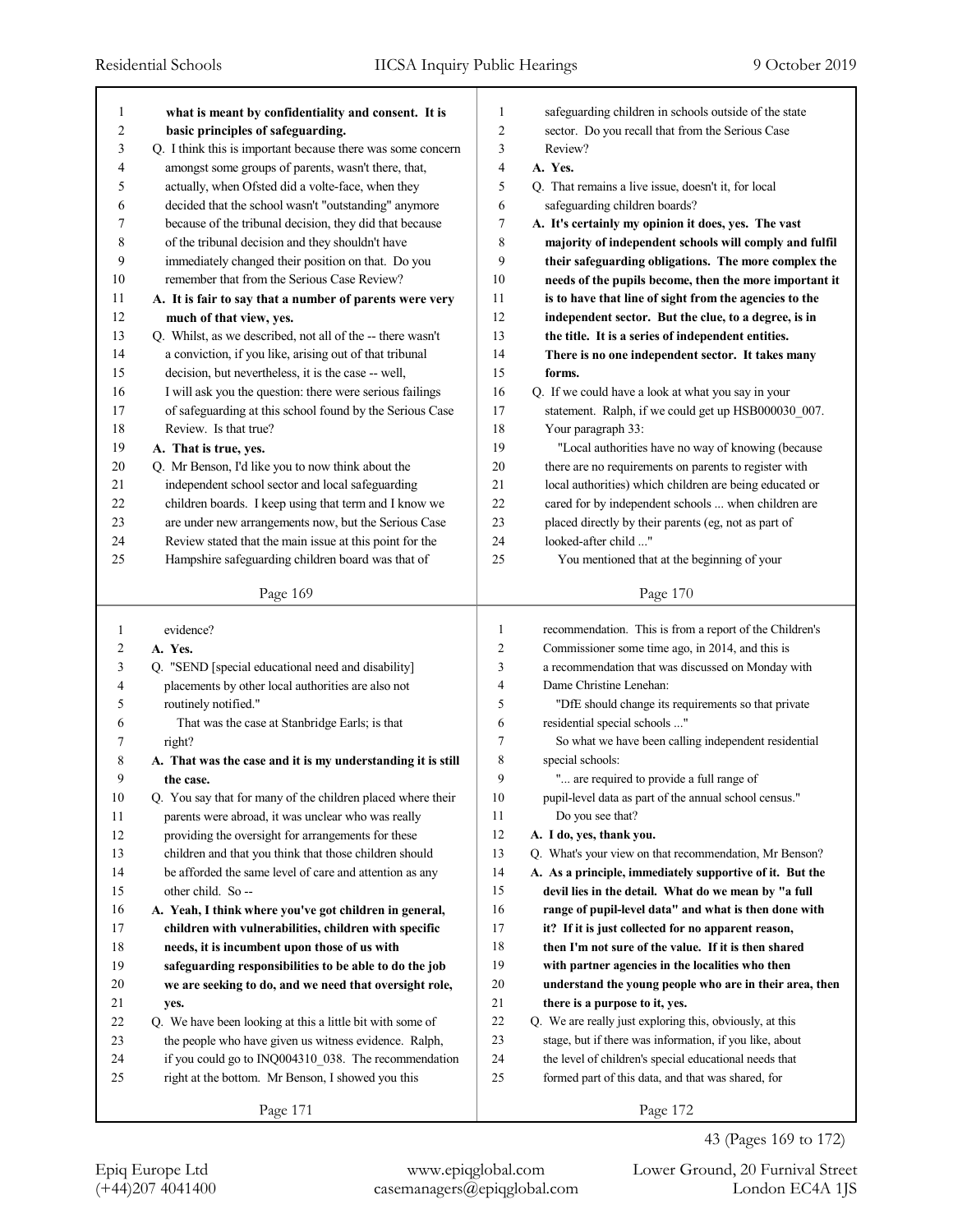what is meant by confidentiality and consent. It is basic principles of safeguarding.

Q. I think this is important because there was some concern amongst some groups of parents, wasn't there, that, actually, when Ofsted did a volte-face, when they decided that the school wasn't "outstanding" anymore because of the tribunal decision, they did that because of the tribunal decision and they shouldn't have immediately changed their position on that. Do you remember that from the Serious Case Review?

**A. It is fair to say that a number of parents were very much of that view, yes.**

Q. Whilst, as we described, not all of the -- there wasn't a conviction, if you like, arising out of that tribunal decision, but nevertheless, it is the case -- well, I will ask you the question: there were serious failings of safeguarding at this school found by the Serious Case Review. Is that true?

**A. That is true, yes.**

Q. Mr Benson, I'd like you to now think about the independent school sector and local safeguarding children boards. I keep using that term and I know we are under new arrangements now, but the Serious Case Review stated that the main issue at this point for the Hampshire safeguarding children board was that of safeguarding children in schools outside of the state sector. Do you recall that from the Serious Case Review?

**A. Yes.**

Q. That remains a live issue, doesn't it, for local safeguarding children boards?

**A. It's certainly my opinion it does, yes. The vast majority of independent schools will comply and fulfil their safeguarding obligations. The more complex the needs of the pupils become, then the more important it is to have that line of sight from the agencies to the independent sector. But the clue, to a degree, is in the title. It is a series of independent entities. There is no one independent sector. It takes many forms.**

Q. If we could have a look at what you say in your statement. Ralph, if we could get up HSB000030_007. Your paragraph 33:

"Local authorities have no way of knowing (because there are no requirements on parents to register with local authorities) which children are being educated or cared for by independent schools ... when children are placed directly by their parents (eg, not as part of looked-after child ..."

You mentioned that at the beginning of your evidence?

**A. Yes.**

Q. "SEND [special educational need and disability] placements by other local authorities are also not routinely notified."

That was the case at Stanbridge Earls; is that right?

**A. That was the case and it is my understanding it is still the case.**

Q. You say that for many of the children placed where their parents were abroad, it was unclear who was really providing the oversight for arrangements for these children and that you think that those children should be afforded the same level of care and attention as any other child. So --

**A. Yeah, I think where you've got children in general, children with vulnerabilities, children with specific needs, it is incumbent upon those of us with safeguarding responsibilities to be able to do the job we are seeking to do, and we need that oversight role, yes.**

Q. We have been looking at this a little bit with some of the people who have given us witness evidence. Ralph, if you could go to INQ004310_038. The recommendation right at the bottom. Mr Benson, I showed you this recommendation. This is from a report of the Children's Commissioner some time ago, in 2014, and this is a recommendation that was discussed on Monday with Dame Christine Lenehan:

"DfE should change its requirements so that private residential special schools ..."

So what we have been calling independent residential special schools:

"... are required to provide a full range of pupil-level data as part of the annual school census."

Do you see that?

**A. I do, yes, thank you.**

Q. What's your view on that recommendation, Mr Benson?

**A. As a principle, immediately supportive of it. But the devil lies in the detail. What do we mean by "a full range of pupil-level data" and what is then done with it? If it is just collected for no apparent reason, then I'm not sure of the value. If it is then shared with partner agencies in the localities who then understand the young people who are in their area, then there is a purpose to it, yes.**

Q. We are really just exploring this, obviously, at this stage, but if there was information, if you like, about the level of children's special educational needs that formed part of this data, and that was shared, for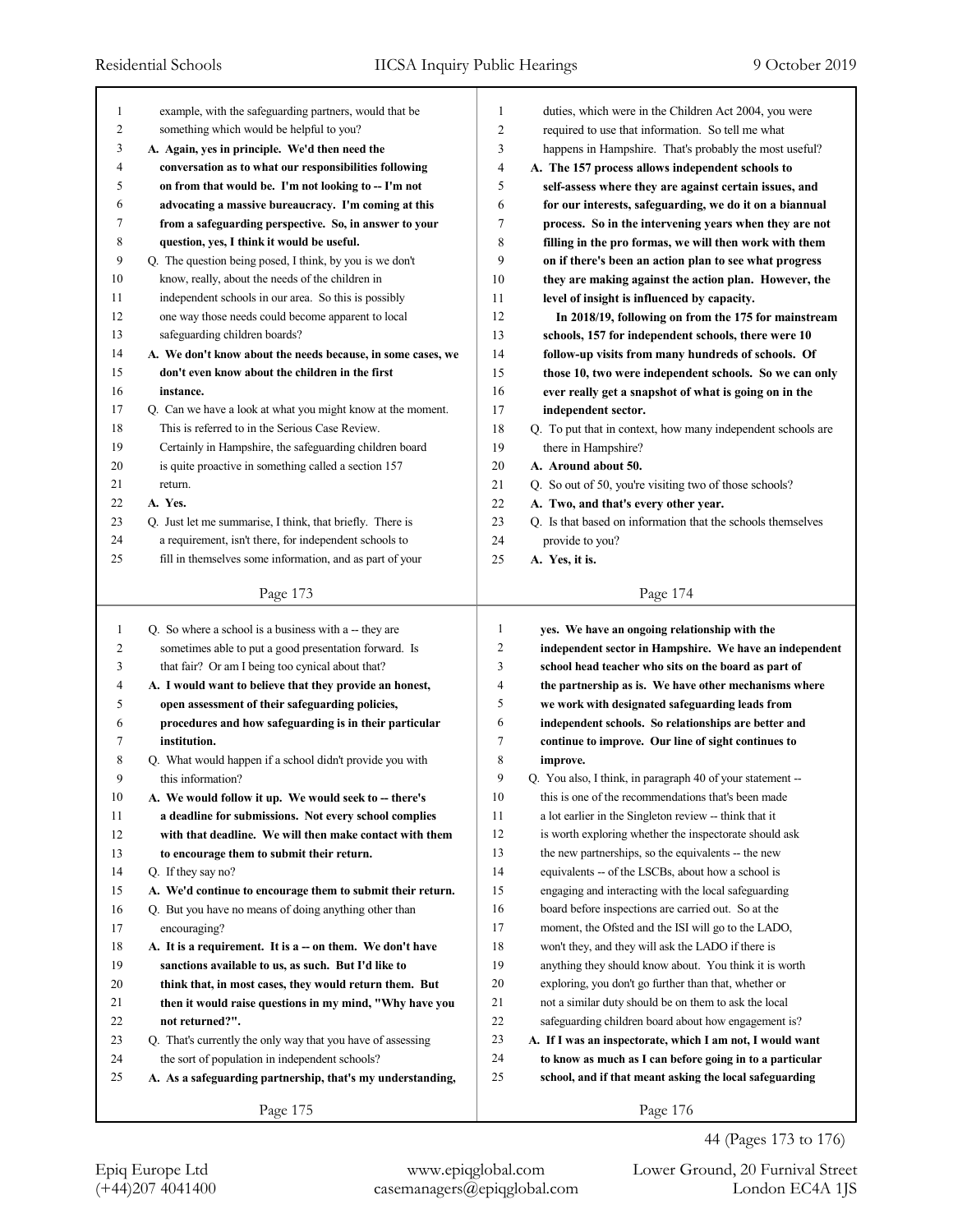example, with the safeguarding partners, would that be something which would be helpful to you?

**A. Again, yes in principle. We'd then need the conversation as to what our responsibilities following on from that would be. I'm not looking to -- I'm not advocating a massive bureaucracy. I'm coming at this from a safeguarding perspective. So, in answer to your question, yes, I think it would be useful.**

Q. The question being posed, I think, by you is we don't know, really, about the needs of the children in independent schools in our area. So this is possibly one way those needs could become apparent to local safeguarding children boards?

**A. We don't know about the needs because, in some cases, we don't even know about the children in the first instance.**

Q. Can we have a look at what you might know at the moment. This is referred to in the Serious Case Review. Certainly in Hampshire, the safeguarding children board is quite proactive in something called a section 157 return.

**A. Yes.**

Q. Just let me summarise, I think, that briefly. There is a requirement, isn't there, for independent schools to fill in themselves some information, and as part of your duties, which were in the Children Act 2004, you were required to use that information. So tell me what happens in Hampshire. That's probably the most useful?

**A. The 157 process allows independent schools to self-assess where they are against certain issues, and for our interests, safeguarding, we do it on a biannual process. So in the intervening years when they are not filling in the pro formas, we will then work with them on if there's been an action plan to see what progress they are making against the action plan. However, the level of insight is influenced by capacity.**

**In 2018/19, following on from the 175 for mainstream schools, 157 for independent schools, there were 10 follow-up visits from many hundreds of schools. Of those 10, two were independent schools. So we can only ever really get a snapshot of what is going on in the independent sector.**

Q. To put that in context, how many independent schools are there in Hampshire?

**A. Around about 50.**

Q. So out of 50, you're visiting two of those schools?

**A. Two, and that's every other year.**

Q. Is that based on information that the schools themselves provide to you?

**A. Yes, it is.**

Q. So where a school is a business with a -- they are sometimes able to put a good presentation forward. Is that fair? Or am I being too cynical about that?

**A. I would want to believe that they provide an honest, open assessment of their safeguarding policies, procedures and how safeguarding is in their particular institution.**

Q. What would happen if a school didn't provide you with this information?

**A. We would follow it up. We would seek to -- there's a deadline for submissions. Not every school complies with that deadline. We will then make contact with them to encourage them to submit their return.**

Q. If they say no?

**A. We'd continue to encourage them to submit their return.**

Q. But you have no means of doing anything other than encouraging?

**A. It is a requirement. It is a -- on them. We don't have sanctions available to us, as such. But I'd like to think that, in most cases, they would return them. But then it would raise questions in my mind, "Why have you not returned?".**

Q. That's currently the only way that you have of assessing the sort of population in independent schools?

**A. As a safeguarding partnership, that's my understanding, yes. We have an ongoing relationship with the independent sector in Hampshire. We have an independent school head teacher who sits on the board as part of the partnership as is. We have other mechanisms where we work with designated safeguarding leads from independent schools. So relationships are better and continue to improve. Our line of sight continues to improve.**

Q. You also, I think, in paragraph 40 of your statement -- this is one of the recommendations that's been made a lot earlier in the Singleton review -- think that it is worth exploring whether the inspectorate should ask the new partnerships, so the equivalents -- the new equivalents -- of the LSCBs, about how a school is engaging and interacting with the local safeguarding board before inspections are carried out. So at the moment, the Ofsted and the ISI will go to the LADO, won't they, and they will ask the LADO if there is anything they should know about. You think it is worth exploring, you don't go further than that, whether or not a similar duty should be on them to ask the local safeguarding children board about how engagement is?

**A. If I was an inspectorate, which I am not, I would want to know as much as I can before going in to a particular school, and if that meant asking the local safeguarding**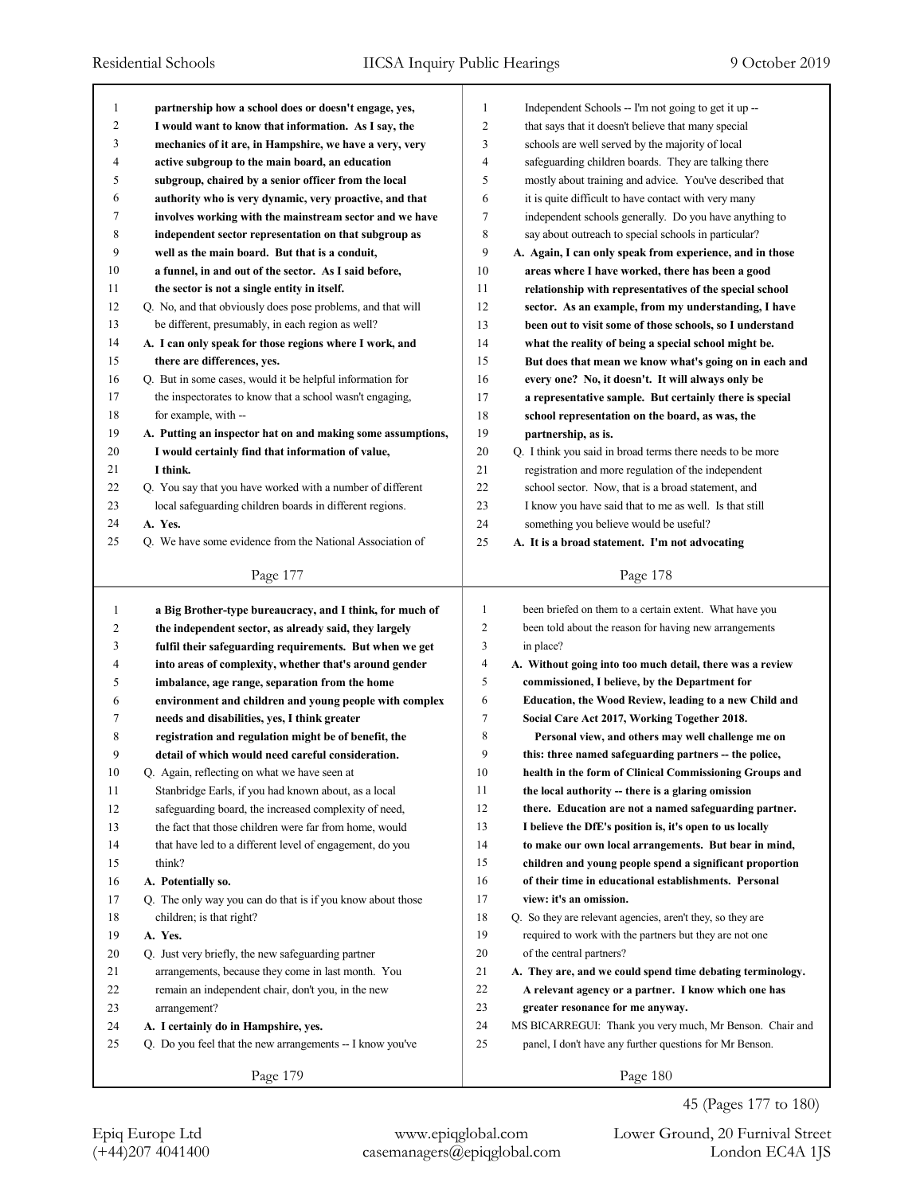partnership how a school does or doesn't engage, yes, I would want to know that information. As I say, the mechanics of it are, in Hampshire, we have a very, very active subgroup to the main board, an education subgroup, chaired by a senior officer from the local authority who is very dynamic, very proactive, and that involves working with the mainstream sector and we have independent sector representation on that subgroup as well as the main board. But that is a conduit, a funnel, in and out of the sector. As I said before, the sector is not a single entity in itself.

Q. No, and that obviously does pose problems, and that will be different, presumably, in each region as well?

A. I can only speak for those regions where I work, and there are differences, yes.

Q. But in some cases, would it be helpful information for the inspectorates to know that a school wasn't engaging, for example, with --

A. Putting an inspector hat on and making some assumptions, I would certainly find that information of value, I think.

Q. You say that you have worked with a number of different local safeguarding children boards in different regions.

A. Yes.

Q. We have some evidence from the National Association of Independent Schools -- I'm not going to get it up -- that says that it doesn't believe that many special schools are well served by the majority of local safeguarding children boards. They are talking there mostly about training and advice. You've described that it is quite difficult to have contact with very many independent schools generally. Do you have anything to say about outreach to special schools in particular?

A. Again, I can only speak from experience, and in those areas where I have worked, there has been a good relationship with representatives of the special school sector. As an example, from my understanding, I have been out to visit some of those schools, so I understand what the reality of being a special school might be. But does that mean we know what's going on in each and every one? No, it doesn't. It will always only be a representative sample. But certainly there is special school representation on the board, as was, the partnership, as is.

Q. I think you said in broad terms there needs to be more registration and more regulation of the independent school sector. Now, that is a broad statement, and I know you have said that to me as well. Is that still something you believe would be useful?

A. It is a broad statement. I'm not advocating a Big Brother-type bureaucracy, and I think, for much of the independent sector, as already said, they largely fulfil their safeguarding requirements. But when we get into areas of complexity, whether that's around gender imbalance, age range, separation from the home environment and children and young people with complex needs and disabilities, yes, I think greater registration and regulation might be of benefit, the detail of which would need careful consideration.

Q. Again, reflecting on what we have seen at Stanbridge Earls, if you had known about, as a local safeguarding board, the increased complexity of need, the fact that those children were far from home, would that have led to a different level of engagement, do you think?

A. Potentially so.

Q. The only way you can do that is if you know about those children; is that right?

A. Yes.

Q. Just very briefly, the new safeguarding partner arrangements, because they come in last month. You remain an independent chair, don't you, in the new arrangement?

A. I certainly do in Hampshire, yes.

Q. Do you feel that the new arrangements -- I know you've been briefed on them to a certain extent. What have you been told about the reason for having new arrangements in place?

A. Without going into too much detail, there was a review commissioned, I believe, by the Department for Education, the Wood Review, leading to a new Child and Social Care Act 2017, Working Together 2018.

Personal view, and others may well challenge me on this: three named safeguarding partners -- the police, health in the form of Clinical Commissioning Groups and the local authority -- there is a glaring omission there. Education are not a named safeguarding partner. I believe the DfE's position is, it's open to us locally to make our own local arrangements. But bear in mind, children and young people spend a significant proportion of their time in educational establishments. Personal view: it's an omission.

Q. So they are relevant agencies, aren't they, so they are required to work with the partners but they are not one of the central partners?

A. They are, and we could spend time debating terminology. A relevant agency or a partner. I know which one has greater resonance for me anyway.

MS BICARREGUI: Thank you very much, Mr Benson. Chair and panel, I don't have any further questions for Mr Benson.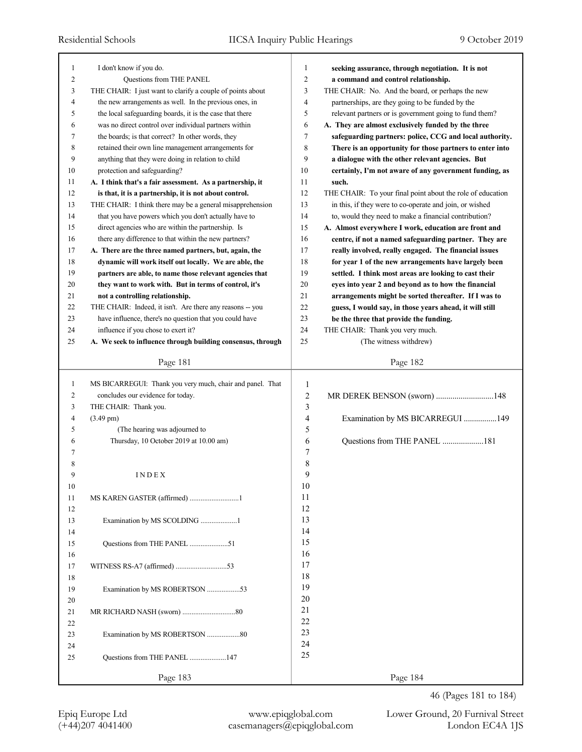I don't know if you do.

Questions from THE PANEL

THE CHAIR: I just want to clarify a couple of points about the new arrangements as well. In the previous ones, in the local safeguarding boards, it is the case that there was no direct control over individual partners within the boards; is that correct? In other words, they retained their own line management arrangements for anything that they were doing in relation to child protection and safeguarding?

**A. I think that's a fair assessment. As a partnership, it is that, it is a partnership, it is not about control.**

THE CHAIR: I think there may be a general misapprehension that you have powers which you don't actually have to direct agencies who are within the partnership. Is there any difference to that within the new partners?

**A. There are the three named partners, but, again, the dynamic will work itself out locally. We are able, the partners are able, to name those relevant agencies that they want to work with. But in terms of control, it's not a controlling relationship.**

THE CHAIR: Indeed, it isn't. Are there any reasons -- you have influence, there's no question that you could have influence if you chose to exert it?

**A. We seek to influence through building consensus, through seeking assurance, through negotiation. It is not a command and control relationship.**

THE CHAIR: No. And the board, or perhaps the new partnerships, are they going to be funded by the relevant partners or is government going to fund them?

**A. They are almost exclusively funded by the three safeguarding partners: police, CCG and local authority. There is an opportunity for those partners to enter into a dialogue with the other relevant agencies. But certainly, I'm not aware of any government funding, as such.**

THE CHAIR: To your final point about the role of education in this, if they were to co-operate and join, or wished to, would they need to make a financial contribution?

**A. Almost everywhere I work, education are front and centre, if not a named safeguarding partner. They are really involved, really engaged. The financial issues for year 1 of the new arrangements have largely been settled. I think most areas are looking to cast their eyes into year 2 and beyond as to how the financial arrangements might be sorted thereafter. If I was to guess, I would say, in those years ahead, it will still be the three that provide the funding.**

THE CHAIR: Thank you very much.

(The witness withdrew)

MS BICARREGUI: Thank you very much, chair and panel. That concludes our evidence for today.

THE CHAIR: Thank you.

(3.49 pm)

(The hearing was adjourned to Thursday, 10 October 2019 at 10.00 am)

INDEX

MS KAREN GASTER (affirmed) ...........................1

Examination by MS SCOLDING ....................1

Questions from THE PANEL .....................51

WITNESS RS-A7 (affirmed) ............................53

Examination by MS ROBERTSON ..................53

MR RICHARD NASH (sworn) ............................80

Examination by MS ROBERTSON ..................80

Questions from THE PANEL ....................147

MR DEREK BENSON (sworn) ............................148

Examination by MS BICARREGUI ................149

Questions from THE PANEL ....................181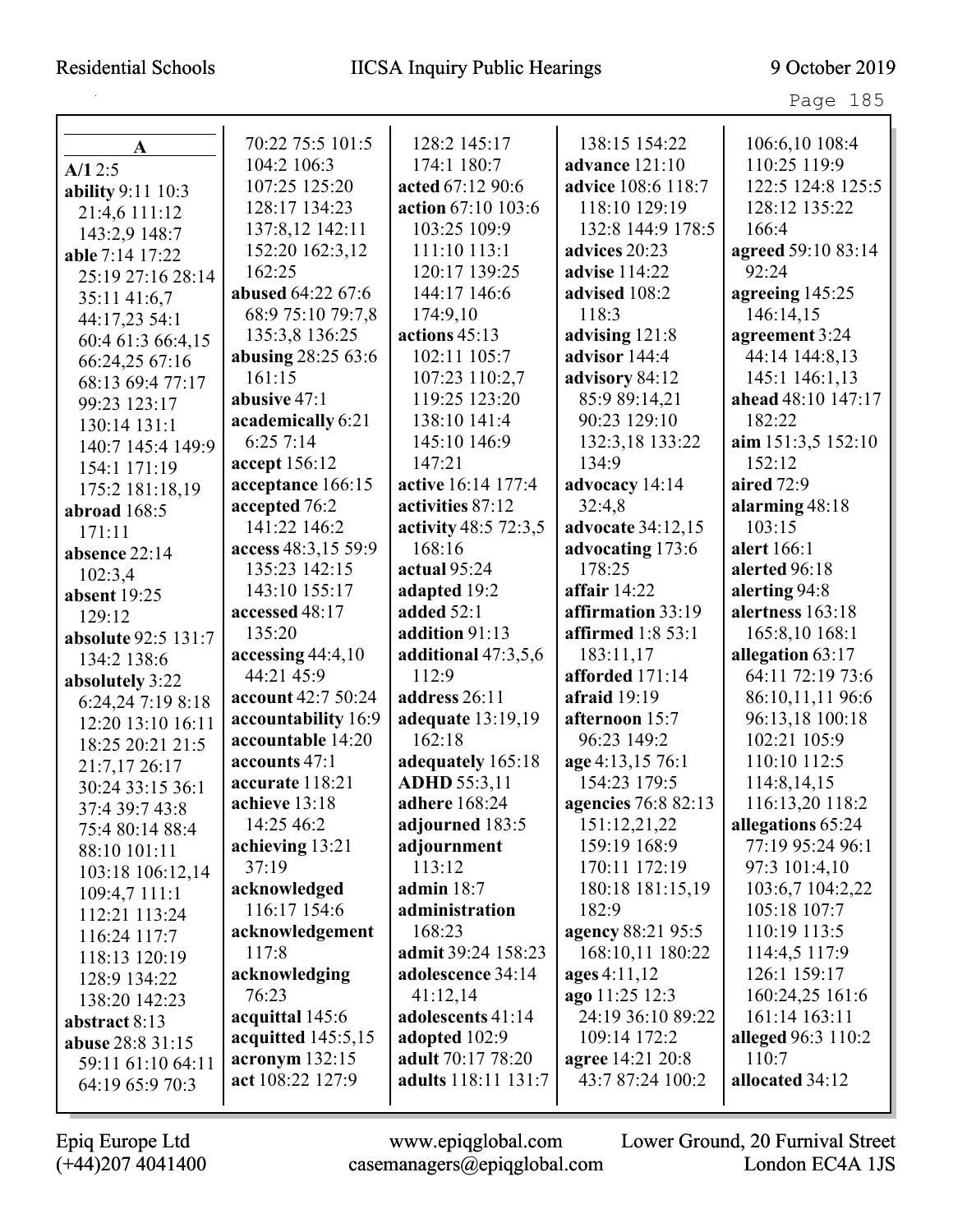**A**

**A/1** 2:5
**ability** 9:11 10:3 21:4,6 111:12 143:2,9 148:7
**able** 7:14 17:22 25:19 27:16 28:14 35:11 41:6,7 44:17,23 54:1 60:4 61:3 66:4,15 66:24,25 67:16 68:13 69:4 77:17 99:23 123:17 130:14 131:1 140:7 145:4 149:9 154:1 171:19 175:2 181:18,19
**abroad** 168:5 171:11
**absence** 22:14 102:3,4
**absent** 19:25 129:12
**absolute** 92:5 131:7 134:2 138:6
**absolutely** 3:22 6:24,24 7:19 8:18 12:20 13:10 16:11 18:25 20:21 21:5 21:7,17 26:17 30:24 33:15 36:1 37:4 39:7 43:8 75:4 80:14 88:4 88:10 101:11 103:18 106:12,14 109:4,7 111:1 112:21 113:24 116:24 117:7 118:13 120:19 128:9 134:22 138:20 142:23
**abstract** 8:13
**abuse** 28:8 31:15 59:11 61:10 64:11 64:19 65:9 70:3 70:22 75:5 101:5 104:2 106:3 107:25 125:20 128:17 134:23 137:8,12 142:11 152:20 162:3,12 162:25
**abused** 64:22 67:6 68:9 75:10 79:7,8 135:3,8 136:25
**abusing** 28:25 63:6 161:15
**abusive** 47:1
**academically** 6:21 6:25 7:14
**accept** 156:12
**acceptance** 166:15
**accepted** 76:2 141:22 146:2
**access** 48:3,15 59:9 135:23 142:15 143:10 155:17
**accessed** 48:17 135:20
**accessing** 44:4,10 44:21 45:9
**account** 42:7 50:24
**accountability** 16:9
**accountable** 14:20
**accounts** 47:1
**accurate** 118:21
**achieve** 13:18 14:25 46:2
**achieving** 13:21 37:19
**acknowledged** 116:17 154:6
**acknowledgement** 117:8
**acknowledging** 76:23
**acquittal** 145:6
**acquitted** 145:5,15
**acronym** 132:15
**act** 108:22 127:9 128:2 145:17 174:1 180:7
**acted** 67:12 90:6
**action** 67:10 103:6 103:25 109:9 111:10 113:1 120:17 139:25 144:17 146:6 174:9,10
**actions** 45:13 102:11 105:7 107:23 110:2,7 119:25 123:20 138:10 141:4 145:10 146:9 147:21
**active** 16:14 177:4
**activities** 87:12
**activity** 48:5 72:3,5 168:16
**actual** 95:24
**adapted** 19:2
**added** 52:1
**addition** 91:13
**additional** 47:3,5,6 112:9
**address** 26:11
**adequate** 13:19,19 162:18
**adequately** 165:18
**ADHD** 55:3,11
**adhere** 168:24
**adjourned** 183:5
**adjournment** 113:12
**admin** 18:7
**administration** 168:23
**admit** 39:24 158:23
**adolescence** 34:14 41:12,14
**adolescents** 41:14
**adopted** 102:9
**adult** 70:17 78:20
**adults** 118:11 131:7 138:15 154:22
**advance** 121:10
**advice** 108:6 118:7 118:10 129:19 132:8 144:9 178:5
**advices** 20:23
**advise** 114:22
**advised** 108:2 118:3
**advising** 121:8
**advisor** 144:4
**advisory** 84:12 85:9 89:14,21 90:23 129:10 132:3,18 133:22 134:9
**advocacy** 14:14 32:4,8
**advocate** 34:12,15
**advocating** 173:6 178:25
**affair** 14:22
**affirmation** 33:19
**affirmed** 1:8 53:1 183:11,17
**afforded** 171:14
**afraid** 19:19
**afternoon** 15:7 96:23 149:2
**age** 4:13,15 76:1 154:23 179:5
**agencies** 76:8 82:13 151:12,21,22 159:19 168:9 170:11 172:19 180:18 181:15,19 182:9
**agency** 88:21 95:5 168:10,11 180:22
**ages** 4:11,12
**ago** 11:25 12:3 24:19 36:10 89:22 109:14 172:2
**agree** 14:21 20:8 43:7 87:24 100:2 106:6,10 108:4 110:25 119:9 122:5 124:8 125:5 128:12 135:22 166:4
**agreed** 59:10 83:14 92:24
**agreeing** 145:25 146:14,15
**agreement** 3:24 44:14 144:8,13 145:1 146:1,13
**ahead** 48:10 147:17 182:22
**aim** 151:3,5 152:10 152:12
**aired** 72:9
**alarming** 48:18 103:15
**alert** 166:1
**alerted** 96:18
**alerting** 94:8
**alertness** 163:18 165:8,10 168:1
**allegation** 63:17 64:11 72:19 73:6 86:10,11,11 96:6 96:13,18 100:18 102:21 105:9 110:10 112:5 114:8,14,15 116:13,20 118:2
**allegations** 65:24 77:19 95:24 96:1 97:3 101:4,10 103:6,7 104:2,22 105:18 107:7 110:19 113:5 114:4,5 117:9 126:1 159:17 160:24,25 161:6 161:14 163:11
**alleged** 96:3 110:2 110:7
**allocated** 34:12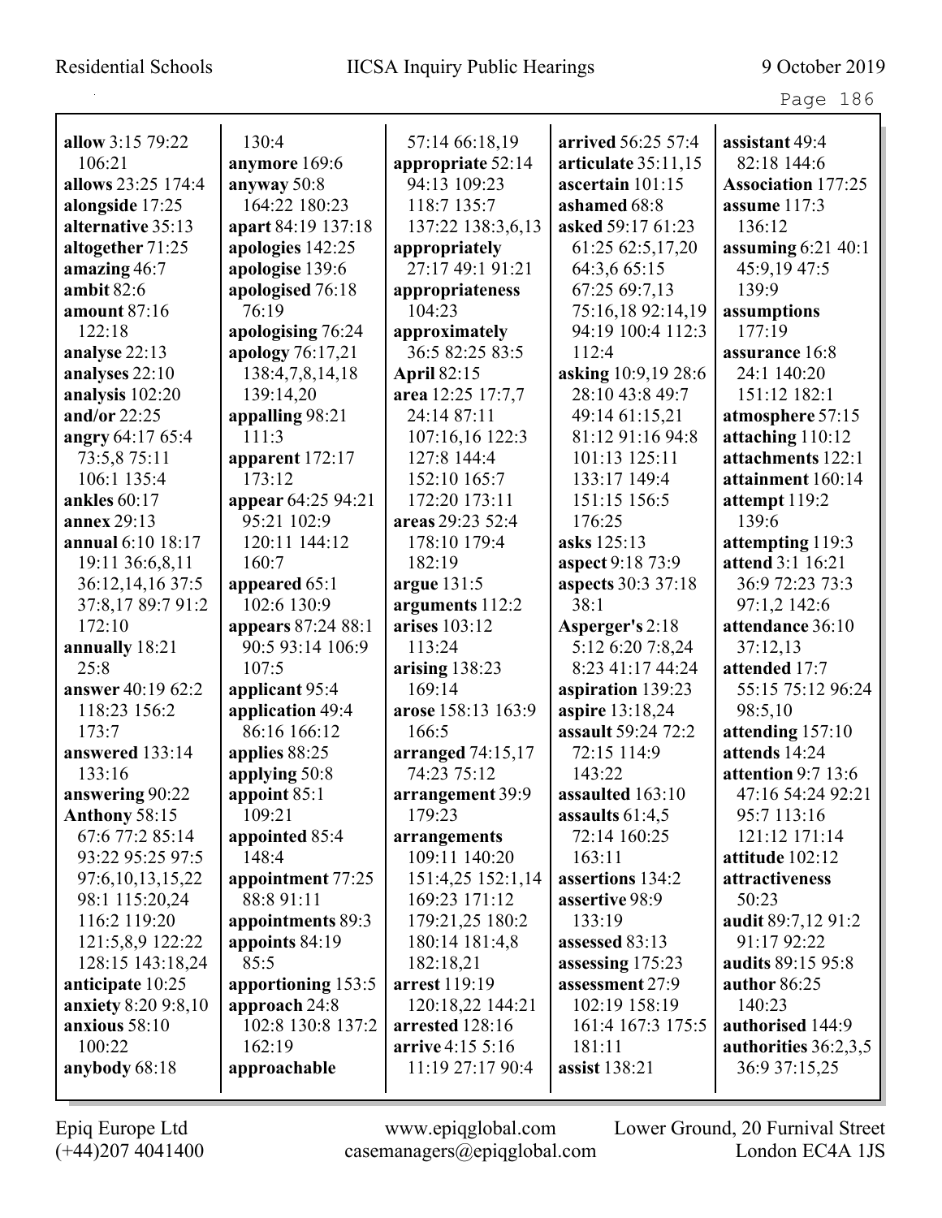**allow** 3:15 79:22 106:21
**allows** 23:25 174:4
**alongside** 17:25
**alternative** 35:13
**altogether** 71:25
**amazing** 46:7
**ambit** 82:6
**amount** 87:16 122:18
**analyse** 22:13
**analyses** 22:10
**analysis** 102:20
**and/or** 22:25
**angry** 64:17 65:4 73:5,8 75:11 106:1 135:4
**ankles** 60:17
**annex** 29:13
**annual** 6:10 18:17 19:11 36:6,8,11 36:12,14,16 37:5 37:8,17 89:7 91:2 172:10
**annually** 18:21 25:8
**answer** 40:19 62:2 118:23 156:2 173:7
**answered** 133:14 133:16
**answering** 90:22
**Anthony** 58:15 67:6 77:2 85:14 93:22 95:25 97:5 97:6,10,13,15,22 98:1 115:20,24 116:2 119:20 121:5,8,9 122:22 128:15 143:18,24
**anticipate** 10:25
**anxiety** 8:20 9:8,10
**anxious** 58:10 100:22
**anybody** 68:18
130:4
**anymore** 169:6
**anyway** 50:8 164:22 180:23
**apart** 84:19 137:18
**apologies** 142:25
**apologise** 139:6
**apologised** 76:18 76:19
**apologising** 76:24
**apology** 76:17,21 138:4,7,8,14,18 139:14,20
**appalling** 98:21 111:3
**apparent** 172:17 173:12
**appear** 64:25 94:21 95:21 102:9 120:11 144:12 160:7
**appeared** 65:1 102:6 130:9
**appears** 87:24 88:1 90:5 93:14 106:9 107:5
**applicant** 95:4
**application** 49:4 86:16 166:12
**applies** 88:25
**applying** 50:8
**appoint** 85:1 109:21
**appointed** 85:4 148:4
**appointment** 77:25 88:8 91:11
**appointments** 89:3
**appoints** 84:19 85:5
**apportioning** 153:5
**approach** 24:8 102:8 130:8 137:2 162:19
**approachable**
57:14 66:18,19
**appropriate** 52:14 94:13 109:23 118:7 135:7 137:22 138:3,6,13
**appropriately** 27:17 49:1 91:21
**appropriateness** 104:23
**approximately** 36:5 82:25 83:5
**April** 82:15
**area** 12:25 17:7,7 24:14 87:11 107:16,16 122:3 127:8 144:4 152:10 165:7 172:20 173:11
**areas** 29:23 52:4 178:10 179:4 182:19
**argue** 131:5
**arguments** 112:2
**arises** 103:12 113:24
**arising** 138:23 169:14
**arose** 158:13 163:9 166:5
**arranged** 74:15,17 74:23 75:12
**arrangement** 39:9 179:23
**arrangements** 109:11 140:20 151:4,25 152:1,14 169:23 171:12 179:21,25 180:2 180:14 181:4,8 182:18,21
**arrest** 119:19 120:18,22 144:21
**arrested** 128:16
**arrive** 4:15 5:16 11:19 27:17 90:4
**arrived** 56:25 57:4
**articulate** 35:11,15
**ascertain** 101:15
**ashamed** 68:8
**asked** 59:17 61:23 61:25 62:5,17,20 64:3,6 65:15 67:25 69:7,13 75:16,18 92:14,19 94:19 100:4 112:3 112:4
**asking** 10:9,19 28:6 28:10 43:8 49:7 49:14 61:15,21 81:12 91:16 94:8 101:13 125:11 133:17 149:4 151:15 156:5 176:25
**asks** 125:13
**aspect** 9:18 73:9
**aspects** 30:3 37:18 38:1
**Asperger's** 2:18 5:12 6:20 7:8,24 8:23 41:17 44:24
**aspiration** 139:23
**aspire** 13:18,24
**assault** 59:24 72:2 72:15 114:9 143:22
**assaulted** 163:10
**assaults** 61:4,5 72:14 160:25 163:11
**assertions** 134:2
**assertive** 98:9 133:19
**assessed** 83:13
**assessing** 175:23
**assessment** 27:9 102:19 158:19 161:4 167:3 175:5 181:11
**assist** 138:21
**assistant** 49:4 82:18 144:6
**Association** 177:25
**assume** 117:3 136:12
**assuming** 6:21 40:1 45:9,19 47:5 139:9
**assumptions** 177:19
**assurance** 16:8 24:1 140:20 151:12 182:1
**atmosphere** 57:15
**attaching** 110:12
**attachments** 122:1
**attainment** 160:14
**attempt** 119:2 139:6
**attempting** 119:3
**attend** 3:1 16:21 36:9 72:23 73:3 97:1,2 142:6
**attendance** 36:10 37:12,13
**attended** 17:7 55:15 75:12 96:24 98:5,10
**attending** 157:10
**attends** 14:24
**attention** 9:7 13:6 47:16 54:24 92:21 95:7 113:16 121:12 171:14
**attitude** 102:12
**attractiveness** 50:23
**audit** 89:7,12 91:2 91:17 92:22
**audits** 89:15 95:8
**author** 86:25 140:23
**authorised** 144:9
**authorities** 36:2,3,5 36:9 37:15,25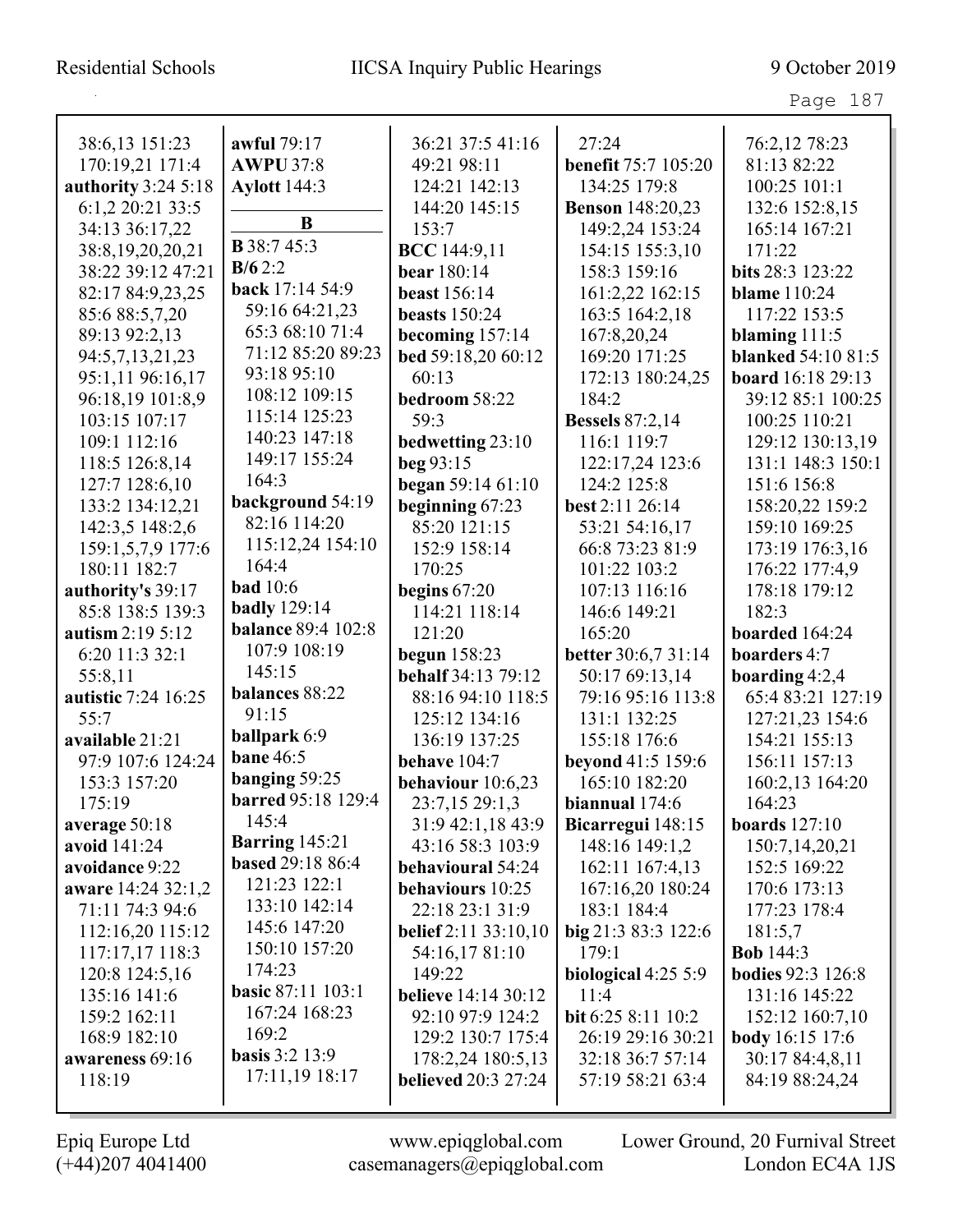38:6,13 151:23
170:19,21 171:4
**authority** 3:24 5:18
6:1,2 20:21 33:5
34:13 36:17,22
38:8,19,20,20,21
38:22 39:12 47:21
82:17 84:9,23,25
85:6 88:5,7,20
89:13 92:2,13
94:5,7,13,21,23
95:1,11 96:16,17
96:18,19 101:8,9
103:15 107:17
109:1 112:16
118:5 126:8,14
127:7 128:6,10
133:2 134:12,21
142:3,5 148:2,6
159:1,5,7,9 177:6
180:11 182:7
**authority's** 39:17
85:8 138:5 139:3
**autism** 2:19 5:12
6:20 11:3 32:1
55:8,11
**autistic** 7:24 16:25
55:7
**available** 21:21
97:9 107:6 124:24
153:3 157:20
175:19
**average** 50:18
**avoid** 141:24
**avoidance** 9:22
**aware** 14:24 32:1,2
71:11 74:3 94:6
112:16,20 115:12
117:17,17 118:3
120:8 124:5,16
135:16 141:6
159:2 162:11
168:9 182:10
**awareness** 69:16
118:19
**awful** 79:17
**AWPU** 37:8
**Aylott** 144:3

## B

**B** 38:7 45:3
**B/6** 2:2
**back** 17:14 54:9
59:16 64:21,23
65:3 68:10 71:4
71:12 85:20 89:23
93:18 95:10
108:12 109:15
115:14 125:23
140:23 147:18
149:17 155:24
164:3
**background** 54:19
82:16 114:20
115:12,24 154:10
164:4
**bad** 10:6
**badly** 129:14
**balance** 89:4 102:8
107:9 108:19
145:15
**balances** 88:22
91:15
**ballpark** 6:9
**bane** 46:5
**banging** 59:25
**barred** 95:18 129:4
145:4
**Barring** 145:21
**based** 29:18 86:4
121:23 122:1
133:10 142:14
145:6 147:20
150:10 157:20
174:23
**basic** 87:11 103:1
167:24 168:23
169:2
**basis** 3:2 13:9
17:11,19 18:17
36:21 37:5 41:16
49:21 98:11
124:21 142:13
144:20 145:15
153:7
**BCC** 144:9,11
**bear** 180:14
**beast** 156:14
**beasts** 150:24
**becoming** 157:14
**bed** 59:18,20 60:12
60:13
**bedroom** 58:22
59:3
**bedwetting** 23:10
**beg** 93:15
**began** 59:14 61:10
**beginning** 67:23
85:20 121:15
152:9 158:14
170:25
**begins** 67:20
114:21 118:14
121:20
**begun** 158:23
**behalf** 34:13 79:12
88:16 94:10 118:5
125:12 134:16
136:19 137:25
**behave** 104:7
**behaviour** 10:6,23
23:7,15 29:1,3
31:9 42:1,18 43:9
43:16 58:3 103:9
**behavioural** 54:24
**behaviours** 10:25
22:18 23:1 31:9
**belief** 2:11 33:10,10
54:16,17 81:10
149:22
**believe** 14:14 30:12
92:10 97:9 124:2
129:2 130:7 175:4
178:2,24 180:5,13
**believed** 20:3 27:24
27:24
**benefit** 75:7 105:20
134:25 179:8
**Benson** 148:20,23
149:2,24 153:24
154:15 155:3,10
158:3 159:16
161:2,22 162:15
163:5 164:2,18
167:8,20,24
169:20 171:25
172:13 180:24,25
184:2
**Bessels** 87:2,14
116:1 119:7
122:17,24 123:6
124:2 125:8
**best** 2:11 26:14
53:21 54:16,17
66:8 73:23 81:9
101:22 103:2
107:13 116:16
146:6 149:21
165:20
**better** 30:6,7 31:14
50:17 69:13,14
79:16 95:16 113:8
131:1 132:25
155:18 176:6
**beyond** 41:5 159:6
165:10 182:20
**biannual** 174:6
**Bicarregui** 148:15
148:16 149:1,2
162:11 167:4,13
167:16,20 180:24
183:1 184:4
**big** 21:3 83:3 122:6
179:1
**biological** 4:25 5:9
11:4
**bit** 6:25 8:11 10:2
26:19 29:16 30:21
32:18 36:7 57:14
57:19 58:21 63:4
76:2,12 78:23
81:13 82:22
100:25 101:1
132:6 152:8,15
165:14 167:21
171:22
**bits** 28:3 123:22
**blame** 110:24
117:22 153:5
**blaming** 111:5
**blanked** 54:10 81:5
**board** 16:18 29:13
39:12 85:1 100:25
100:25 110:21
129:12 130:13,19
131:1 148:3 150:1
151:6 156:8
158:20,22 159:2
159:10 169:25
173:19 176:3,16
176:22 177:4,9
178:18 179:12
182:3
**boarded** 164:24
**boarders** 4:7
**boarding** 4:2,4
65:4 83:21 127:19
127:21,23 154:6
154:21 155:13
156:11 157:13
160:2,13 164:20
164:23
**boards** 127:10
150:7,14,20,21
152:5 169:22
170:6 173:13
177:23 178:4
181:5,7
**Bob** 144:3
**bodies** 92:3 126:8
131:16 145:22
152:12 160:7,10
**body** 16:15 17:6
30:17 84:4,8,11
84:19 88:24,24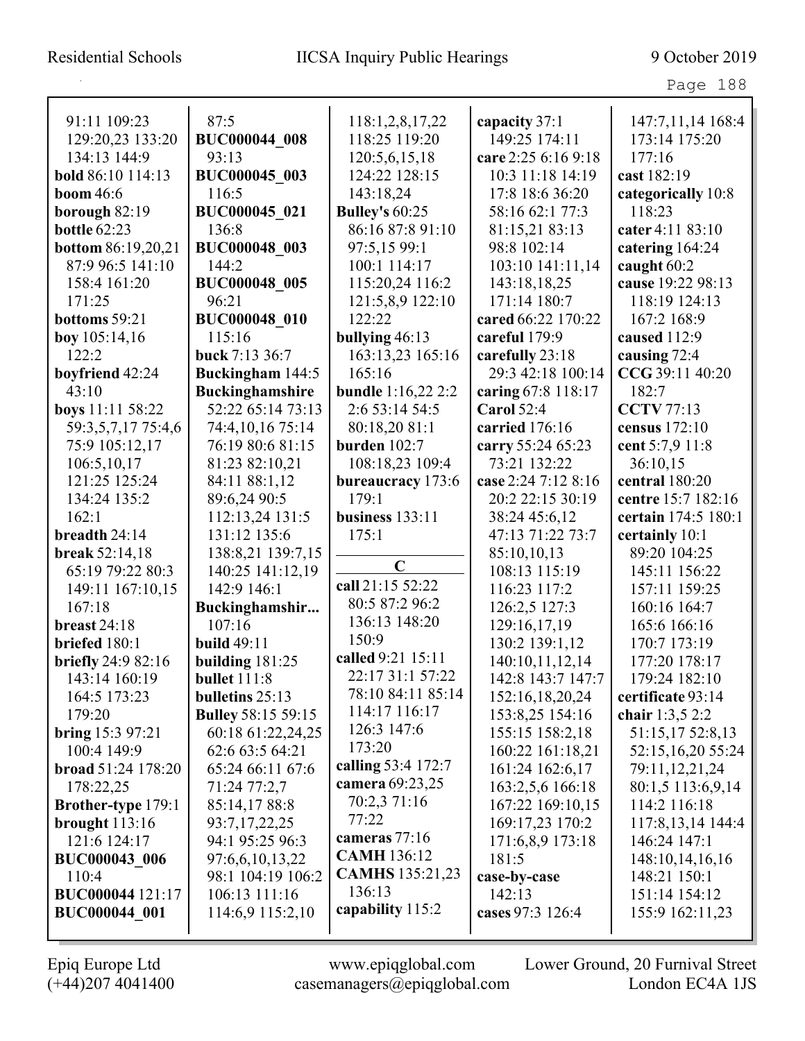91:11 109:23
129:20,23 133:20
134:13 144:9
**bold** 86:10 114:13
**boom** 46:6
**borough** 82:19
**bottle** 62:23
**bottom** 86:19,20,21
87:9 96:5 141:10
158:4 161:20
171:25
**bottoms** 59:21
**boy** 105:14,16
122:2
**boyfriend** 42:24
43:10
**boys** 11:11 58:22
59:3,5,7,17 75:4,6
75:9 105:12,17
106:5,10,17
121:25 125:24
134:24 135:2
162:1
**breadth** 24:14
**break** 52:14,18
65:19 79:22 80:3
149:11 167:10,15
167:18
**breast** 24:18
**briefed** 180:1
**briefly** 24:9 82:16
143:14 160:19
164:5 173:23
179:20
**bring** 15:3 97:21
100:4 149:9
**broad** 51:24 178:20
178:22,25
**Brother-type** 179:1
**brought** 113:16
121:6 124:17
**BUC000043_006**
110:4
**BUC000044** 121:17
**BUC000044_001**
87:5
**BUC000044_008**
93:13
**BUC000045_003**
116:5
**BUC000045_021**
136:8
**BUC000048_003**
144:2
**BUC000048_005**
96:21
**BUC000048_010**
115:16
**buck** 7:13 36:7
**Buckingham** 144:5
**Buckinghamshire**
52:22 65:14 73:13
74:4,10,16 75:14
76:19 80:6 81:15
81:23 82:10,21
84:11 88:1,12
89:6,24 90:5
112:13,24 131:5
131:12 135:6
138:8,21 139:7,15
140:25 141:12,19
142:9 146:1
**Buckinghamshir...**
107:16
**build** 49:11
**building** 181:25
**bullet** 111:8
**bulletins** 25:13
**Bulley** 58:15 59:15
60:18 61:22,24,25
62:6 63:5 64:21
65:24 66:11 67:6
71:24 77:2,7
85:14,17 88:8
93:7,17,22,25
94:1 95:25 96:3
97:6,6,10,13,22
98:1 104:19 106:2
106:13 111:16
114:6,9 115:2,10
118:1,2,8,17,22
118:25 119:20
120:5,6,15,18
124:22 128:15
143:18,24
**Bulley's** 60:25
86:16 87:8 91:10
97:5,15 99:1
100:1 114:17
115:20,24 116:2
121:5,8,9 122:10
122:22
**bullying** 46:13
163:13,23 165:16
165:16
**bundle** 1:16,22 2:2
2:6 53:14 54:5
80:18,20 81:1
**burden** 102:7
108:18,23 109:4
**bureaucracy** 173:6
179:1
**business** 133:11
175:1

**C**

**call** 21:15 52:22
80:5 87:2 96:2
136:13 148:20
150:9
**called** 9:21 15:11
22:17 31:1 57:22
78:10 84:11 85:14
114:17 116:17
126:3 147:6
173:20
**calling** 53:4 172:7
**camera** 69:23,25
70:2,3 71:16
77:22
**cameras** 77:16
**CAMH** 136:12
**CAMHS** 135:21,23
136:13
**capability** 115:2
**capacity** 37:1
149:25 174:11
**care** 2:25 6:16 9:18
10:3 11:18 14:19
17:8 18:6 36:20
58:16 62:1 77:3
81:15,21 83:13
98:8 102:14
103:10 141:11,14
143:18,18,25
171:14 180:7
**cared** 66:22 170:22
**careful** 179:9
**carefully** 23:18
29:3 42:18 100:14
**caring** 67:8 118:17
**Carol** 52:4
**carried** 176:16
**carry** 55:24 65:23
73:21 132:22
**case** 2:24 7:12 8:16
20:2 22:15 30:19
38:24 45:6,12
47:13 71:22 73:7
85:10,10,13
108:13 115:19
116:23 117:2
126:2,5 127:3
129:16,17,19
130:2 139:1,12
140:10,11,12,14
142:8 143:7 147:7
152:16,18,20,24
153:8,25 154:16
155:15 158:2,18
160:22 161:18,21
161:24 162:6,17
163:2,5,6 166:18
167:22 169:10,15
169:17,23 170:2
171:6,8,9 173:18
181:5
**case-by-case**
142:13
**cases** 97:3 126:4
147:7,11,14 168:4
173:14 175:20
177:16
**cast** 182:19
**categorically** 10:8
118:23
**cater** 4:11 83:10
**catering** 164:24
**caught** 60:2
**cause** 19:22 98:13
118:19 124:13
167:2 168:9
**caused** 112:9
**causing** 72:4
**CCG** 39:11 40:20
182:7
**CCTV** 77:13
**census** 172:10
**cent** 5:7,9 11:8
36:10,15
**central** 180:20
**centre** 15:7 182:16
**certain** 174:5 180:1
**certainly** 10:1
89:20 104:25
145:11 156:22
157:11 159:25
160:16 164:7
165:6 166:16
170:7 173:19
177:20 178:17
179:24 182:10
**certificate** 93:14
**chair** 1:3,5 2:2
51:15,17 52:8,13
52:15,16,20 55:24
79:11,12,21,24
80:1,5 113:6,9,14
114:2 116:18
117:8,13,14 144:4
146:24 147:1
148:10,14,16,16
148:21 150:1
151:14 154:12
155:9 162:11,23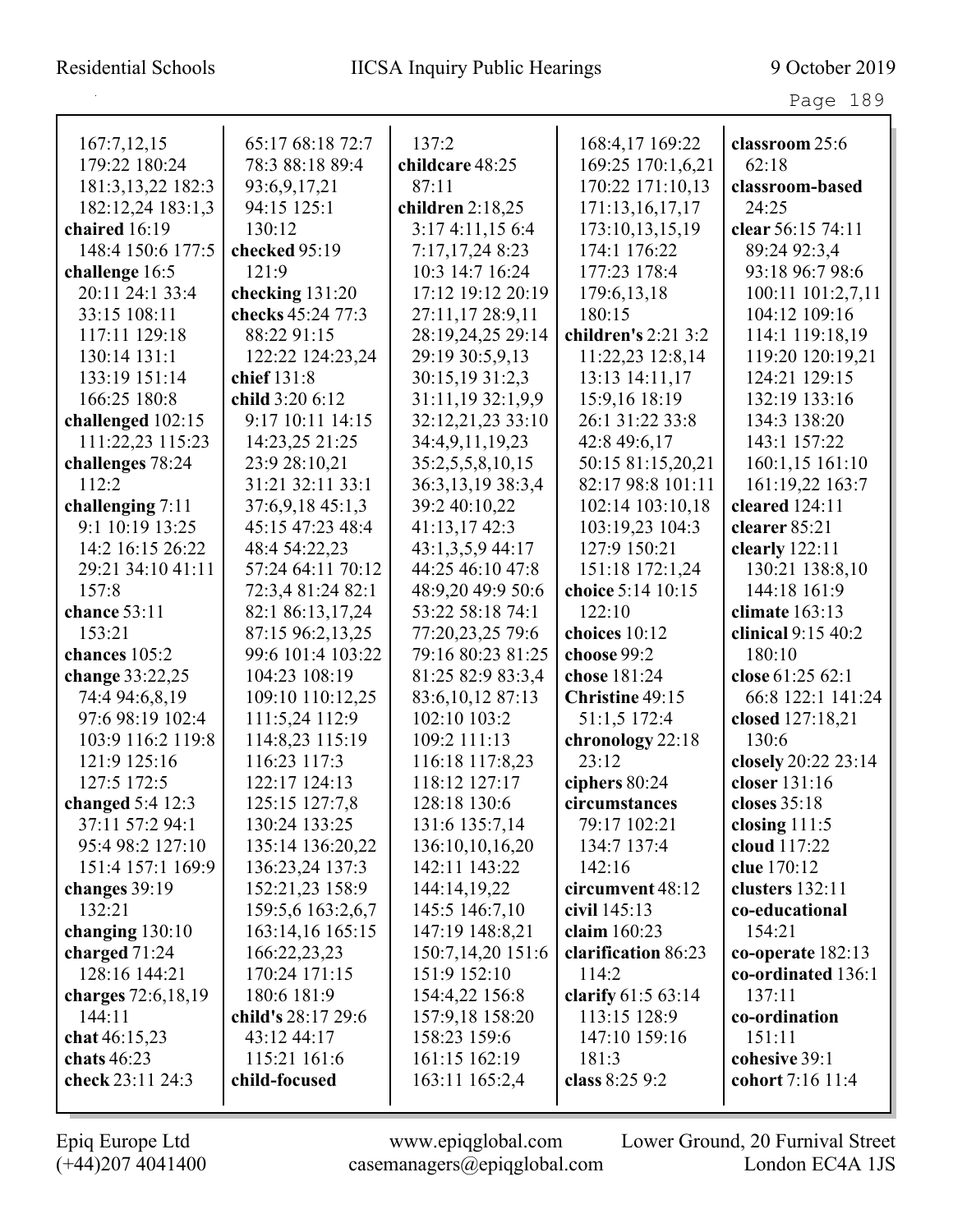167:7,12,15
179:22 180:24
181:3,13,22 182:3
182:12,24 183:1,3
**chaired** 16:19
148:4 150:6 177:5
**challenge** 16:5
20:11 24:1 33:4
33:15 108:11
117:11 129:18
130:14 131:1
133:19 151:14
166:25 180:8
**challenged** 102:15
111:22,23 115:23
**challenges** 78:24
112:2
**challenging** 7:11
9:1 10:19 13:25
14:2 16:15 26:22
29:21 34:10 41:11
157:8
**chance** 53:11
153:21
**chances** 105:2
**change** 33:22,25
74:4 94:6,8,19
97:6 98:19 102:4
103:9 116:2 119:8
121:9 125:16
127:5 172:5
**changed** 5:4 12:3
37:11 57:2 94:1
95:4 98:2 127:10
151:4 157:1 169:9
**changes** 39:19
132:21
**changing** 130:10
**charged** 71:24
128:16 144:21
**charges** 72:6,18,19
144:11
**chat** 46:15,23
**chats** 46:23
**check** 23:11 24:3
65:17 68:18 72:7
78:3 88:18 89:4
93:6,9,17,21
94:15 125:1
130:12
**checked** 95:19
121:9
**checking** 131:20
**checks** 45:24 77:3
88:22 91:15
122:22 124:23,24
**chief** 131:8
**child** 3:20 6:12
9:17 10:11 14:15
14:23,25 21:25
23:9 28:10,21
31:21 32:11 33:1
37:6,9,18 45:1,3
45:15 47:23 48:4
48:4 54:22,23
57:24 64:11 70:12
72:3,4 81:24 82:1
82:1 86:13,17,24
87:15 96:2,13,25
99:6 101:4 103:22
104:23 108:19
109:10 110:12,25
111:5,24 112:9
114:8,23 115:19
116:23 117:3
122:17 124:13
125:15 127:7,8
130:24 133:25
135:14 136:20,22
136:23,24 137:3
152:21,23 158:9
159:5,6 163:2,6,7
163:14,16 165:15
166:22,23,23
170:24 171:15
180:6 181:9
**child's** 28:17 29:6
43:12 44:17
115:21 161:6
**child-focused**
137:2
**childcare** 48:25
87:11
**children** 2:18,25
3:17 4:11,15 6:4
7:17,17,24 8:23
10:3 14:7 16:24
17:12 19:12 20:19
27:11,17 28:9,11
28:19,24,25 29:14
29:19 30:5,9,13
30:15,19 31:2,3
31:11,19 32:1,9,9
32:12,21,23 33:10
34:4,9,11,19,23
35:2,5,5,8,10,15
36:3,13,19 38:3,4
39:2 40:10,22
41:13,17 42:3
43:1,3,5,9 44:17
44:25 46:10 47:8
48:9,20 49:9 50:6
53:22 58:18 74:1
77:20,23,25 79:6
79:16 80:23 81:25
81:25 82:9 83:3,4
83:6,10,12 87:13
102:10 103:2
109:2 111:13
116:18 117:8,23
118:12 127:17
128:18 130:6
131:6 135:7,14
136:10,10,16,20
142:11 143:22
144:14,19,22
145:5 146:7,10
147:19 148:8,21
150:7,14,20 151:6
151:9 152:10
154:4,22 156:8
157:9,18 158:20
158:23 159:6
161:15 162:19
163:11 165:2,4
168:4,17 169:22
169:25 170:1,6,21
170:22 171:10,13
171:13,16,17,17
173:10,13,15,19
174:1 176:22
177:23 178:4
179:6,13,18
180:15
**children's** 2:21 3:2
11:22,23 12:8,14
13:13 14:11,17
15:9,16 18:19
26:1 31:22 33:8
42:8 49:6,17
50:15 81:15,20,21
82:17 98:8 101:11
102:14 103:10,18
103:19,23 104:3
127:9 150:21
151:18 172:1,24
**choice** 5:14 10:15
122:10
**choices** 10:12
**choose** 99:2
**chose** 181:24
**Christine** 49:15
51:1,5 172:4
**chronology** 22:18
23:12
**ciphers** 80:24
**circumstances**
79:17 102:21
134:7 137:4
142:16
**circumvent** 48:12
**civil** 145:13
**claim** 160:23
**clarification** 86:23
114:2
**clarify** 61:5 63:14
113:15 128:9
147:10 159:16
181:3
**class** 8:25 9:2
**classroom** 25:6
62:18
**classroom-based**
24:25
**clear** 56:15 74:11
89:24 92:3,4
93:18 96:7 98:6
100:11 101:2,7,11
104:12 109:16
114:1 119:18,19
119:20 120:19,21
124:21 129:15
132:19 133:16
134:3 138:20
143:1 157:22
160:1,15 161:10
161:19,22 163:7
**cleared** 124:11
**clearer** 85:21
**clearly** 122:11
130:21 138:8,10
144:18 161:9
**climate** 163:13
**clinical** 9:15 40:2
180:10
**close** 61:25 62:1
66:8 122:1 141:24
**closed** 127:18,21
130:6
**closely** 20:22 23:14
**closer** 131:16
**closes** 35:18
**closing** 111:5
**cloud** 117:22
**clue** 170:12
**clusters** 132:11
**co-educational**
154:21
**co-operate** 182:13
**co-ordinated** 136:1
137:11
**co-ordination**
151:11
**cohesive** 39:1
**cohort** 7:16 11:4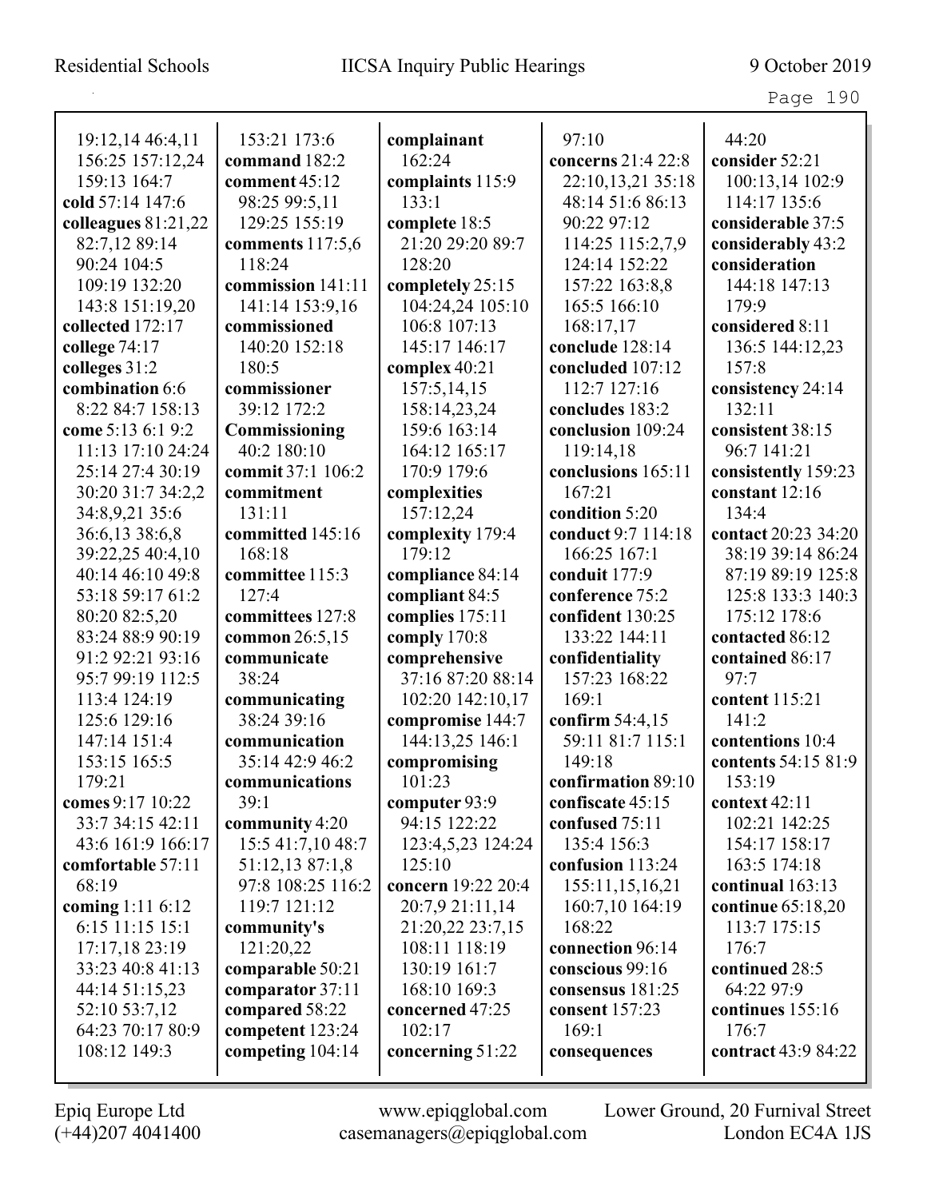19:12,14 46:4,11
156:25 157:12,24
159:13 164:7
**cold** 57:14 147:6
**colleagues** 81:21,22
82:7,12 89:14
90:24 104:5
109:19 132:20
143:8 151:19,20
**collected** 172:17
**college** 74:17
**colleges** 31:2
**combination** 6:6
8:22 84:7 158:13
**come** 5:13 6:1 9:2
11:13 17:10 24:24
25:14 27:4 30:19
30:20 31:7 34:2,2
34:8,9,21 35:6
36:6,13 38:6,8
39:22,25 40:4,10
40:14 46:10 49:8
53:18 59:17 61:2
80:20 82:5,20
83:24 88:9 90:19
91:2 92:21 93:16
95:7 99:19 112:5
113:4 124:19
125:6 129:16
147:14 151:4
153:15 165:5
179:21
**comes** 9:17 10:22
33:7 34:15 42:11
43:6 161:9 166:17
**comfortable** 57:11
68:19
**coming** 1:11 6:12
6:15 11:15 15:1
17:17,18 23:19
33:23 40:8 41:13
44:14 51:15,23
52:10 53:7,12
64:23 70:17 80:9
108:12 149:3
153:21 173:6
**command** 182:2
**comment** 45:12
98:25 99:5,11
129:25 155:19
**comments** 117:5,6
118:24
**commission** 141:11
141:14 153:9,16
**commissioned**
140:20 152:18
180:5
**commissioner**
39:12 172:2
**Commissioning**
40:2 180:10
**commit** 37:1 106:2
**commitment**
131:11
**committed** 145:16
168:18
**committee** 115:3
127:4
**committees** 127:8
**common** 26:5,15
**communicate**
38:24
**communicating**
38:24 39:16
**communication**
35:14 42:9 46:2
**communications**
39:1
**community** 4:20
15:5 41:7,10 48:7
51:12,13 87:1,8
97:8 108:25 116:2
119:7 121:12
**community's**
121:20,22
**comparable** 50:21
**comparator** 37:11
**compared** 58:22
**competent** 123:24
**competing** 104:14
**complainant**
162:24
**complaints** 115:9
133:1
**complete** 18:5
21:20 29:20 89:7
128:20
**completely** 25:15
104:24,24 105:10
106:8 107:13
145:17 146:17
**complex** 40:21
157:5,14,15
158:14,23,24
159:6 163:14
164:12 165:17
170:9 179:6
**complexities**
157:12,24
**complexity** 179:4
179:12
**compliance** 84:14
**compliant** 84:5
**complies** 175:11
**comply** 170:8
**comprehensive**
37:16 87:20 88:14
102:20 142:10,17
**compromise** 144:7
144:13,25 146:1
**compromising**
101:23
**computer** 93:9
94:15 122:22
123:4,5,23 124:24
125:10
**concern** 19:22 20:4
20:7,9 21:11,14
21:20,22 23:7,15
108:11 118:19
130:19 161:7
168:10 169:3
**concerned** 47:25
102:17
**concerning** 51:22
97:10
**concerns** 21:4 22:8
22:10,13,21 35:18
48:14 51:6 86:13
90:22 97:12
114:25 115:2,7,9
124:14 152:22
157:22 163:8,8
165:5 166:10
168:17,17
**conclude** 128:14
**concluded** 107:12
112:7 127:16
**concludes** 183:2
**conclusion** 109:24
119:14,18
**conclusions** 165:11
167:21
**condition** 5:20
**conduct** 9:7 114:18
166:25 167:1
**conduit** 177:9
**conference** 75:2
**confident** 130:25
133:22 144:11
**confidentiality**
157:23 168:22
169:1
**confirm** 54:4,15
59:11 81:7 115:1
149:18
**confirmation** 89:10
**confiscate** 45:15
**confused** 75:11
135:4 156:3
**confusion** 113:24
155:11,15,16,21
160:7,10 164:19
168:22
**connection** 96:14
**conscious** 99:16
**consensus** 181:25
**consent** 157:23
169:1
**consequences**
44:20
**consider** 52:21
100:13,14 102:9
114:17 135:6
**considerable** 37:5
**considerably** 43:2
**consideration**
144:18 147:13
179:9
**considered** 8:11
136:5 144:12,23
157:8
**consistency** 24:14
132:11
**consistent** 38:15
96:7 141:21
**consistently** 159:23
**constant** 12:16
134:4
**contact** 20:23 34:20
38:19 39:14 86:24
87:19 89:19 125:8
125:8 133:3 140:3
175:12 178:6
**contacted** 86:12
**contained** 86:17
97:7
**content** 115:21
141:2
**contentions** 10:4
**contents** 54:15 81:9
153:19
**context** 42:11
102:21 142:25
154:17 158:17
163:5 174:18
**continual** 163:13
**continue** 65:18,20
113:7 175:15
176:7
**continued** 28:5
64:22 97:9
**continues** 155:16
176:7
**contract** 43:9 84:22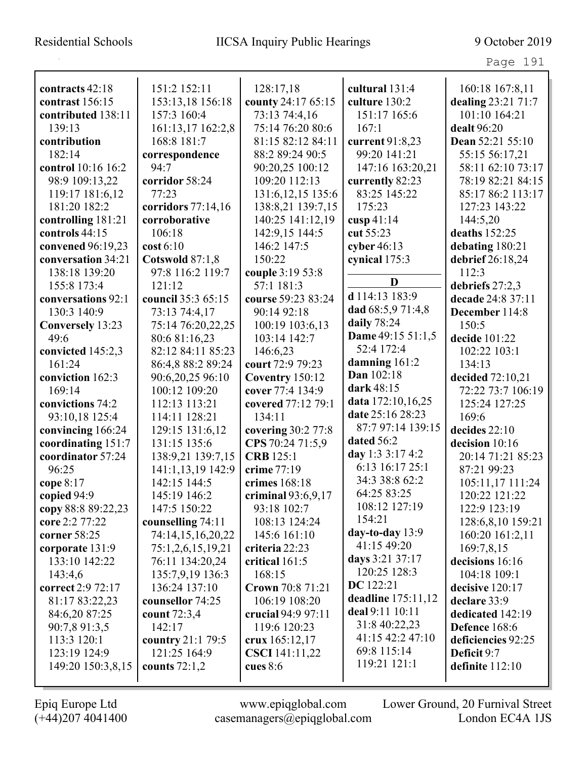**contracts** 42:18
**contrast** 156:15
**contributed** 138:11 139:13
**contribution** 182:14
**control** 10:16 16:2 98:9 109:13,22 119:17 181:6,12 181:20 182:2
**controlling** 181:21
**controls** 44:15
**convened** 96:19,23
**conversation** 34:21 138:18 139:20 155:8 173:4
**conversations** 92:1 130:3 140:9
**Conversely** 13:23 49:6
**convicted** 145:2,3 161:24
**conviction** 162:3 169:14
**convictions** 74:2 93:10,18 125:4
**convincing** 166:24
**coordinating** 151:7
**coordinator** 57:24 96:25
**cope** 8:17
**copied** 94:9
**copy** 88:8 89:22,23
**core** 2:2 77:22
**corner** 58:25
**corporate** 131:9 133:10 142:22 143:4,6
**correct** 2:9 72:17 81:17 83:22,23 84:6,20 87:25 90:7,8 91:3,5 113:3 120:1 123:19 124:9 149:20 150:3,8,15 151:2 152:11 153:13,18 156:18 157:3 160:4 161:13,17 162:2,8 168:8 181:7
**correspondence** 94:7
**corridor** 58:24 77:23
**corridors** 77:14,16
**corroborative** 106:18
**cost** 6:10
**Cotswold** 87:1,8 97:8 116:2 119:7 121:12
**council** 35:3 65:15 73:13 74:4,17 75:14 76:20,22,25 80:6 81:16,23 82:12 84:11 85:23 86:4,8 88:2 89:24 90:6,20,25 96:10 100:12 109:20 112:13 113:21 114:11 128:21 129:15 131:6,12 131:15 135:6 138:9,21 139:7,15 141:1,13,19 142:9 142:15 144:5 145:19 146:2 147:5 150:22
**counselling** 74:11 74:14,15,16,20,22 75:1,2,6,15,19,21 76:11 134:20,24 135:7,9,19 136:3 136:24 137:10
**counsellor** 74:25
**count** 72:3,4 142:17
**country** 21:1 79:5 121:25 164:9
**counts** 72:1,2 128:17,18
**county** 24:17 65:15 73:13 74:4,16 75:14 76:20 80:6 81:15 82:12 84:11 88:2 89:24 90:5 90:20,25 100:12 109:20 112:13 131:6,12,15 135:6 138:8,21 139:7,15 140:25 141:12,19 142:9,15 144:5 146:2 147:5 150:22
**couple** 3:19 53:8 57:1 181:3
**course** 59:23 83:24 90:14 92:18 100:19 103:6,13 103:14 142:7 146:6,23
**court** 72:9 79:23
**Coventry** 150:12
**cover** 77:4 134:9
**covered** 77:12 79:1 134:11
**covering** 30:2 77:8
**CPS** 70:24 71:5,9
**CRB** 125:1
**crime** 77:19
**crimes** 168:18
**criminal** 93:6,9,17 93:18 102:7 108:13 124:24 145:6 161:10
**criteria** 22:23
**critical** 161:5 168:15
**Crown** 70:8 71:21 106:19 108:20
**crucial** 94:9 97:11 119:6 120:23
**crux** 165:12,17
**CSCI** 141:11,22
**cues** 8:6
**cultural** 131:4
**culture** 130:2 151:17 165:6 167:1
**current** 91:8,23 99:20 141:21 147:16 163:20,21
**currently** 82:23 83:25 145:22 175:23
**cusp** 41:14
**cut** 55:23
**cyber** 46:13
**cynical** 175:3

## D

**d** 114:13 183:9
**dad** 68:5,9 71:4,8
**daily** 78:24
**Dame** 49:15 51:1,5 52:4 172:4
**damning** 161:2
**Dan** 102:18
**dark** 48:15
**data** 172:10,16,25
**date** 25:16 28:23 87:7 97:14 139:15
**dated** 56:2
**day** 1:3 3:17 4:2 6:13 16:17 25:1 34:3 38:8 62:2 64:25 83:25 108:12 127:19 154:21
**day-to-day** 13:9 41:15 49:20
**days** 3:21 37:17 120:25 128:3
**DC** 122:21
**deadline** 175:11,12
**deal** 9:11 10:11 31:8 40:22,23 41:15 42:2 47:10 69:8 115:14 119:21 121:1 160:18 167:8,11
**dealing** 23:21 71:7 101:10 164:21
**dealt** 96:20
**Dean** 52:21 55:10 55:15 56:17,21 58:11 62:10 73:17 78:19 82:21 84:15 85:17 86:2 113:17 127:23 143:22 144:5,20
**deaths** 152:25
**debating** 180:21
**debrief** 26:18,24 112:3
**debriefs** 27:2,3
**decade** 24:8 37:11
**December** 114:8 150:5
**decide** 101:22 102:22 103:1 134:13
**decided** 72:10,21 72:22 73:7 106:19 125:24 127:25 169:6
**decides** 22:10
**decision** 10:16 20:14 71:21 85:23 87:21 99:23 105:11,17 111:24 120:22 121:22 122:9 123:19 128:6,8,10 159:21 160:20 161:2,11 169:7,8,15
**decisions** 16:16 104:18 109:1
**decisive** 120:17
**declare** 33:9
**dedicated** 142:19
**Defence** 168:6
**deficiencies** 92:25
**Deficit** 9:7
**definite** 112:10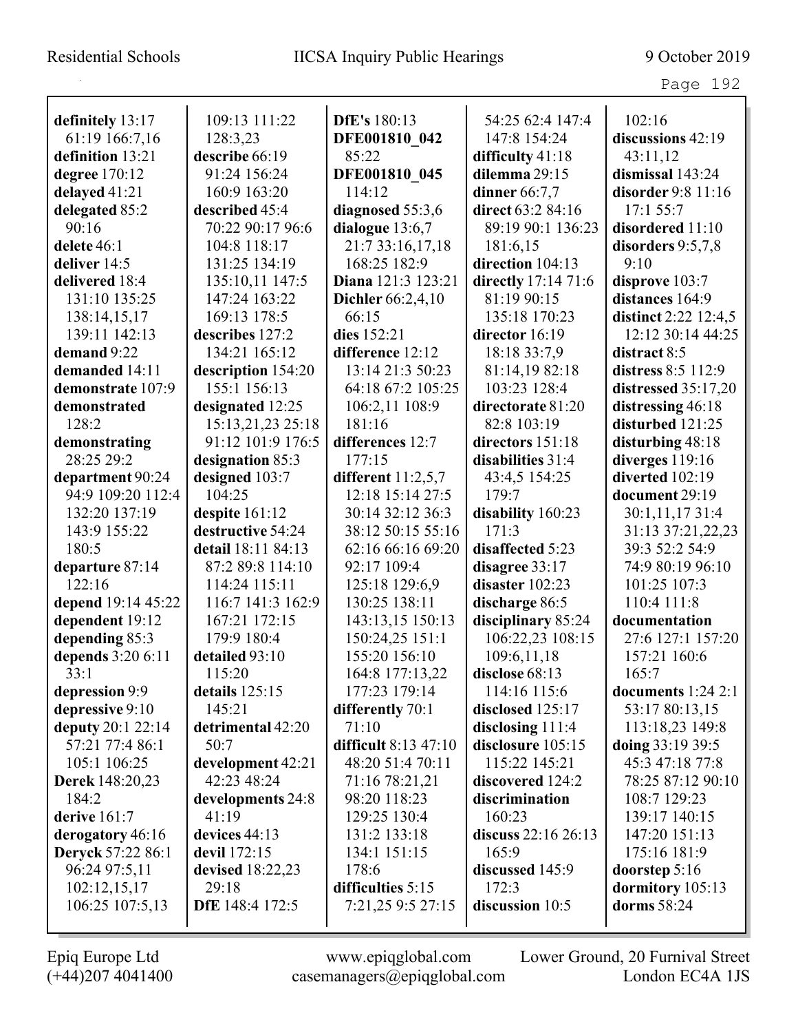**definitely** 13:17 61:19 166:7,16
**definition** 13:21
**degree** 170:12
**delayed** 41:21
**delegated** 85:2 90:16
**delete** 46:1
**deliver** 14:5
**delivered** 18:4 131:10 135:25 138:14,15,17 139:11 142:13
**demand** 9:22
**demanded** 14:11
**demonstrate** 107:9
**demonstrated** 128:2
**demonstrating** 28:25 29:2
**department** 90:24 94:9 109:20 112:4 132:20 137:19 143:9 155:22 180:5
**departure** 87:14 122:16
**depend** 19:14 45:22
**dependent** 19:12
**depending** 85:3
**depends** 3:20 6:11 33:1
**depression** 9:9
**depressive** 9:10
**deputy** 20:1 22:14 57:21 77:4 86:1 105:1 106:25
**Derek** 148:20,23 184:2
**derive** 161:7
**derogatory** 46:16
**Deryck** 57:22 86:1 96:24 97:5,11 102:12,15,17 106:25 107:5,13 109:13 111:22 128:3,23
**describe** 66:19 91:24 156:24 160:9 163:20
**described** 45:4 70:22 90:17 96:6 104:8 118:17 131:25 134:19 135:10,11 147:5 147:24 163:22 169:13 178:5
**describes** 127:2 134:21 165:12
**description** 154:20 155:1 156:13
**designated** 12:25 15:13,21,23 25:18 91:12 101:9 176:5
**designation** 85:3
**designed** 103:7 104:25
**despite** 161:12
**destructive** 54:24
**detail** 18:11 84:13 87:2 89:8 114:10 114:24 115:11 116:7 141:3 162:9 167:21 172:15 179:9 180:4
**detailed** 93:10 115:20
**details** 125:15 145:21
**detrimental** 42:20 50:7
**development** 42:21 42:23 48:24
**developments** 24:8 41:19
**devices** 44:13
**devil** 172:15
**devised** 18:22,23 29:18
**DfE** 148:4 172:5
**DfE's** 180:13
**DFE001810_042** 85:22
**DFE001810_045** 114:12
**diagnosed** 55:3,6
**dialogue** 13:6,7 21:7 33:16,17,18 168:25 182:9
**Diana** 121:3 123:21
**Dichler** 66:2,4,10 66:15
**dies** 152:21
**difference** 12:12 13:14 21:3 50:23 64:18 67:2 105:25 106:2,11 108:9 181:16
**differences** 12:7 177:15
**different** 11:2,5,7 12:18 15:14 27:5 30:14 32:12 36:3 38:12 50:15 55:16 62:16 66:16 69:20 92:17 109:4 125:18 129:6,9 130:25 138:11 143:13,15 150:13 150:24,25 151:1 155:20 156:10 164:8 177:13,22 177:23 179:14
**differently** 70:1 71:10
**difficult** 8:13 47:10 48:20 51:4 70:11 71:16 78:21,21 98:20 118:23 129:25 130:4 131:2 133:18 134:1 151:15 178:6
**difficulties** 5:15 7:21,25 9:5 27:15 54:25 62:4 147:4 147:8 154:24
**difficulty** 41:18
**dilemma** 29:15
**dinner** 66:7,7
**direct** 63:2 84:16 89:19 90:1 136:23 181:6,15
**direction** 104:13
**directly** 17:14 71:6 81:19 90:15 135:18 170:23
**director** 16:19 18:18 33:7,9 81:14,19 82:18 103:23 128:4
**directorate** 81:20 82:8 103:19
**directors** 151:18
**disabilities** 31:4 43:4,5 154:25 179:7
**disability** 160:23 171:3
**disaffected** 5:23
**disagree** 33:17
**disaster** 102:23
**discharge** 86:5
**disciplinary** 85:24 106:22,23 108:15 109:6,11,18
**disclose** 68:13 114:16 115:6
**disclosed** 125:17
**disclosing** 111:4
**disclosure** 105:15 115:22 145:21
**discovered** 124:2
**discrimination** 160:23
**discuss** 22:16 26:13 165:9
**discussed** 145:9 172:3
**discussion** 10:5 102:16
**discussions** 42:19 43:11,12
**dismissal** 143:24
**disorder** 9:8 11:16 17:1 55:7
**disordered** 11:10
**disorders** 9:5,7,8 9:10
**disprove** 103:7
**distances** 164:9
**distinct** 2:22 12:4,5 12:12 30:14 44:25
**distract** 8:5
**distress** 8:5 112:9
**distressed** 35:17,20
**distressing** 46:18
**disturbed** 121:25
**disturbing** 48:18
**diverges** 119:16
**diverted** 102:19
**document** 29:19 30:1,11,17 31:4 31:13 37:21,22,23 39:3 52:2 54:9 74:9 80:19 96:10 101:25 107:3 110:4 111:8
**documentation** 27:6 127:1 157:20 157:21 160:6 165:7
**documents** 1:24 2:1 53:17 80:13,15 113:18,23 149:8
**doing** 33:19 39:5 45:3 47:18 77:8 78:25 87:12 90:10 108:7 129:23 139:17 140:15 147:20 151:13 175:16 181:9
**doorstep** 5:16
**dormitory** 105:13
**dorms** 58:24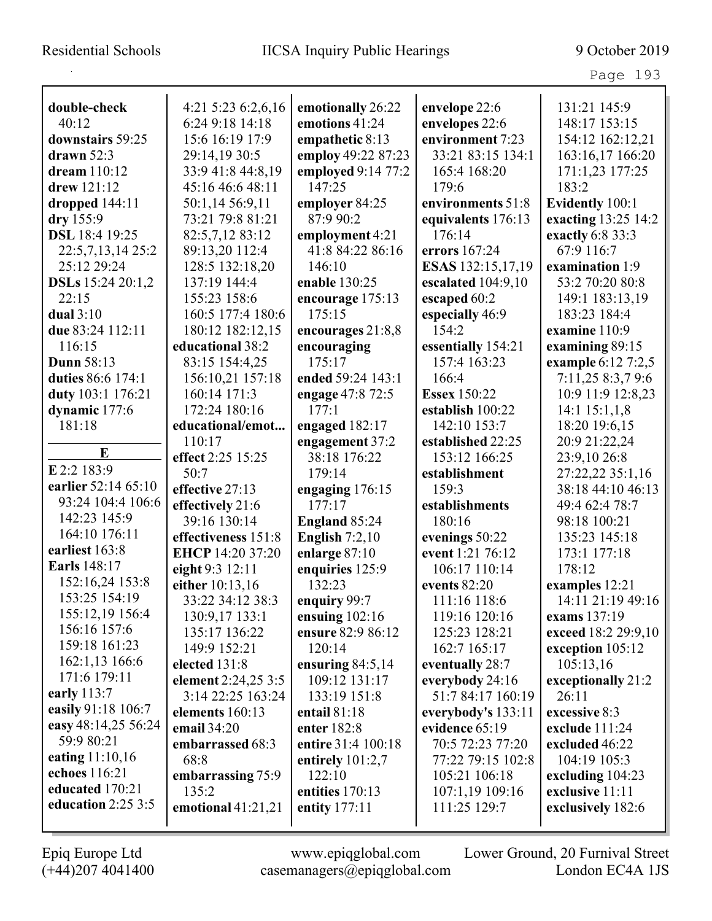**double-check** 40:12
**downstairs** 59:25
**drawn** 52:3
**dream** 110:12
**drew** 121:12
**dropped** 144:11
**dry** 155:9
**DSL** 18:4 19:25 22:5,7,13,14 25:2 25:12 29:24
**DSLs** 15:24 20:1,2 22:15
**dual** 3:10
**due** 83:24 112:11 116:15
**Dunn** 58:13
**duties** 86:6 174:1
**duty** 103:1 176:21
**dynamic** 177:6 181:18

**E**

**E** 2:2 183:9
**earlier** 52:14 65:10 93:24 104:4 106:6 142:23 145:9 164:10 176:11
**earliest** 163:8
**Earls** 148:17 152:16,24 153:8 153:25 154:19 155:12,19 156:4 156:16 157:6 159:18 161:23 162:1,13 166:6 171:6 179:11
**early** 113:7
**easily** 91:18 106:7
**easy** 48:14,25 56:24 59:9 80:21
**eating** 11:10,16
**echoes** 116:21
**educated** 170:21
**education** 2:25 3:5 4:21 5:23 6:2,6,16 6:24 9:18 14:18 15:6 16:19 17:9 29:14,19 30:5 33:9 41:8 44:8,19 45:16 46:6 48:11 50:1,14 56:9,11 73:21 79:8 81:21 82:5,7,12 83:12 89:13,20 112:4 128:5 132:18,20 137:19 144:4 155:23 158:6 160:5 177:4 180:6 180:12 182:12,15
**educational** 38:2 83:15 154:4,25 156:10,21 157:18 160:14 171:3 172:24 180:16
**educational/emot...** 110:17
**effect** 2:25 15:25 50:7
**effective** 27:13
**effectively** 21:6 39:16 130:14
**effectiveness** 151:8
**EHCP** 14:20 37:20
**eight** 9:3 12:11
**either** 10:13,16 33:22 34:12 38:3 130:9,17 133:1 135:17 136:22 149:9 152:21
**elected** 131:8
**element** 2:24,25 3:5 3:14 22:25 163:24
**elements** 160:13
**email** 34:20
**embarrassed** 68:3 68:8
**embarrassing** 75:9 135:2
**emotional** 41:21,21
**emotionally** 26:22
**emotions** 41:24
**empathetic** 8:13
**employ** 49:22 87:23
**employed** 9:14 77:2 147:25
**employer** 84:25 87:9 90:2
**employment** 4:21 41:8 84:22 86:16 146:10
**enable** 130:25
**encourage** 175:13 175:15
**encourages** 21:8,8
**encouraging** 175:17
**ended** 59:24 143:1
**engage** 47:8 72:5 177:1
**engaged** 182:17
**engagement** 37:2 38:18 176:22 179:14
**engaging** 176:15 177:17
**England** 85:24
**English** 7:2,10
**enlarge** 87:10
**enquiries** 125:9 132:23
**enquiry** 99:7
**ensuing** 102:16
**ensure** 82:9 86:12 120:14
**ensuring** 84:5,14 109:12 131:17 133:19 151:8
**entail** 81:18
**enter** 182:8
**entire** 31:4 100:18
**entirely** 101:2,7 122:10
**entities** 170:13
**entity** 177:11
**envelope** 22:6
**envelopes** 22:6
**environment** 7:23 33:21 83:15 134:1 165:4 168:20 179:6
**environments** 51:8
**equivalents** 176:13 176:14
**errors** 167:24
**ESAS** 132:15,17,19
**escalated** 104:9,10
**escaped** 60:2
**especially** 46:9 154:2
**essentially** 154:21 157:4 163:23 166:4
**Essex** 150:22
**establish** 100:22 142:10 153:7
**established** 22:25 153:12 166:25
**establishment** 159:3
**establishments** 180:16
**evenings** 50:22
**event** 1:21 76:12 106:17 110:14
**events** 82:20 111:16 118:6 119:16 120:16 125:23 128:21 162:7 165:17
**eventually** 28:7
**everybody** 24:16 51:7 84:17 160:19
**everybody's** 133:11
**evidence** 65:19 70:5 72:23 77:20 77:22 79:15 102:8 105:21 106:18 107:1,19 109:16 111:25 129:7 131:21 145:9 148:17 153:15 154:12 162:12,21 163:16,17 166:20 171:1,23 177:25 183:2
**Evidently** 100:1
**exacting** 13:25 14:2
**exactly** 6:8 33:3 67:9 116:7
**examination** 1:9 53:2 70:20 80:8 149:1 183:13,19 183:23 184:4
**examine** 110:9
**examining** 89:15
**example** 6:12 7:2,5 7:11,25 8:3,7 9:6 10:9 11:9 12:8,23 14:1 15:1,1,8 18:20 19:6,15 20:9 21:22,24 23:9,10 26:8 27:22,22 35:1,16 38:18 44:10 46:13 49:4 62:4 78:7 98:18 100:21 135:23 145:18 173:1 177:18 178:12
**examples** 12:21 14:11 21:19 49:16
**exams** 137:19
**exceed** 18:2 29:9,10
**exception** 105:12 105:13,16
**exceptionally** 21:2 26:11
**excessive** 8:3
**exclude** 111:24
**excluded** 46:22 104:19 105:3
**excluding** 104:23
**exclusive** 11:11
**exclusively** 182:6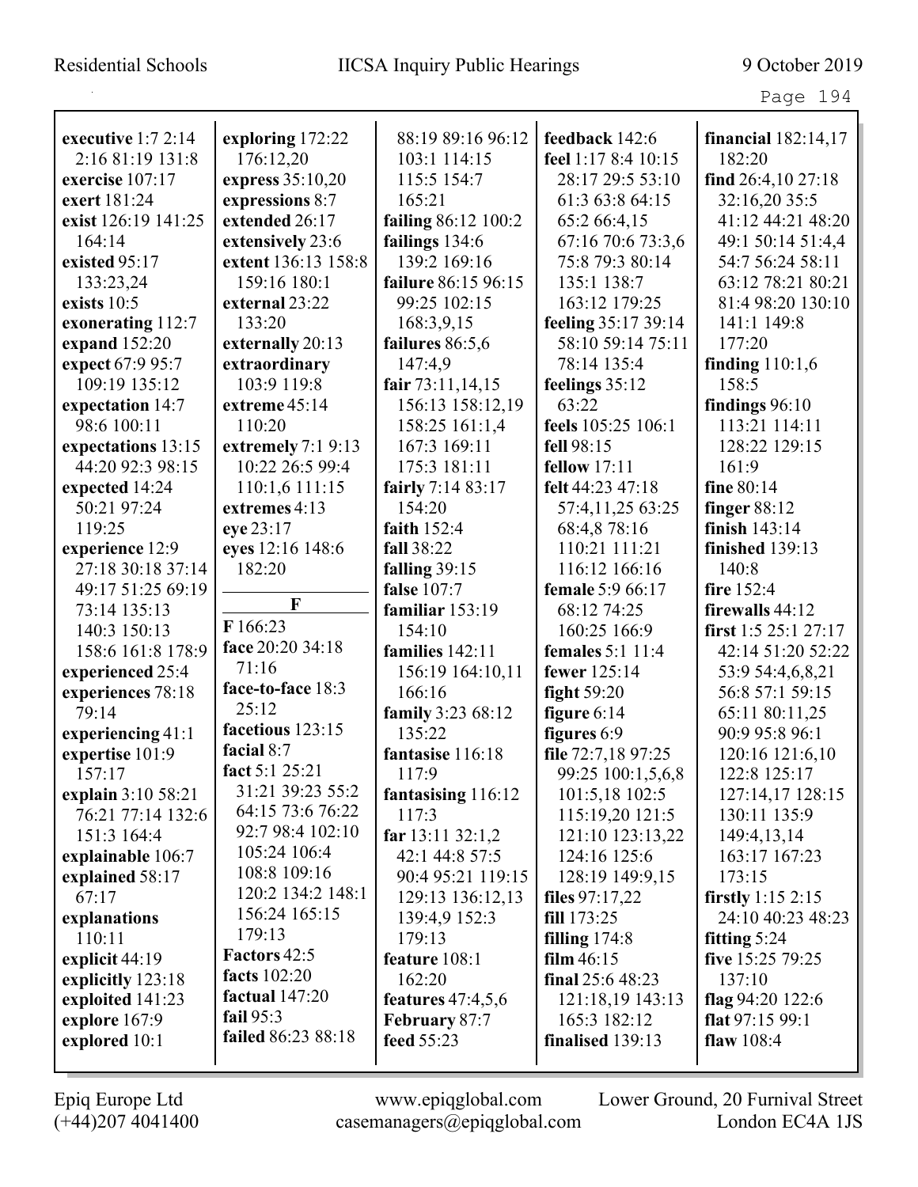**executive** 1:7 2:14 2:16 81:19 131:8
**exercise** 107:17
**exert** 181:24
**exist** 126:19 141:25 164:14
**existed** 95:17 133:23,24
**exists** 10:5
**exonerating** 112:7
**expand** 152:20
**expect** 67:9 95:7 109:19 135:12
**expectation** 14:7 98:6 100:11
**expectations** 13:15 44:20 92:3 98:15
**expected** 14:24 50:21 97:24 119:25
**experience** 12:9 27:18 30:18 37:14 49:17 51:25 69:19 73:14 135:13 140:3 150:13 158:6 161:8 178:9
**experienced** 25:4
**experiences** 78:18 79:14
**experiencing** 41:1
**expertise** 101:9 157:17
**explain** 3:10 58:21 76:21 77:14 132:6 151:3 164:4
**explainable** 106:7
**explained** 58:17 67:17
**explanations** 110:11
**explicit** 44:19
**explicitly** 123:18
**exploited** 141:23
**explore** 167:9
**explored** 10:1
**exploring** 172:22 176:12,20
**express** 35:10,20
**expressions** 8:7
**extended** 26:17
**extensively** 23:6
**extent** 136:13 158:8 159:16 180:1
**external** 23:22 133:20
**externally** 20:13
**extraordinary** 103:9 119:8
**extreme** 45:14 110:20
**extremely** 7:1 9:13 10:22 26:5 99:4 110:1,6 111:15
**extremes** 4:13
**eye** 23:17
**eyes** 12:16 148:6 182:20

**F**

**F** 166:23
**face** 20:20 34:18 71:16
**face-to-face** 18:3 25:12
**facetious** 123:15
**facial** 8:7
**fact** 5:1 25:21 31:21 39:23 55:2 64:15 73:6 76:22 92:7 98:4 102:10 105:24 106:4 108:8 109:16 120:2 134:2 148:1 156:24 165:15 179:13
**Factors** 42:5
**facts** 102:20
**factual** 147:20
**fail** 95:3
**failed** 86:23 88:18 88:19 89:16 96:12 103:1 114:15 115:5 154:7 165:21
**failing** 86:12 100:2
**failings** 134:6 139:2 169:16
**failure** 86:15 96:15 99:25 102:15 168:3,9,15
**failures** 86:5,6 147:4,9
**fair** 73:11,14,15 156:13 158:12,19 158:25 161:1,4 167:3 169:11 175:3 181:11
**fairly** 7:14 83:17 154:20
**faith** 152:4
**fall** 38:22
**falling** 39:15
**false** 107:7
**familiar** 153:19 154:10
**families** 142:11 156:19 164:10,11 166:16
**family** 3:23 68:12 135:22
**fantasise** 116:18 117:9
**fantasising** 116:12 117:3
**far** 13:11 32:1,2 42:1 44:8 57:5 90:4 95:21 119:15 129:13 136:12,13 139:4,9 152:3 179:13
**feature** 108:1 162:20
**features** 47:4,5,6
**February** 87:7
**feed** 55:23
**feedback** 142:6
**feel** 1:17 8:4 10:15 28:17 29:5 53:10 61:3 63:8 64:15 65:2 66:4,15 67:16 70:6 73:3,6 75:8 79:3 80:14 135:1 138:7 163:12 179:25
**feeling** 35:17 39:14 58:10 59:14 75:11 78:14 135:4
**feelings** 35:12 63:22
**feels** 105:25 106:1
**fell** 98:15
**fellow** 17:11
**felt** 44:23 47:18 57:4,11,25 63:25 68:4,8 78:16 110:21 111:21 116:12 166:16
**female** 5:9 66:17 68:12 74:25 160:25 166:9
**females** 5:1 11:4
**fewer** 125:14
**fight** 59:20
**figure** 6:14
**figures** 6:9
**file** 72:7,18 97:25 99:25 100:1,5,6,8 101:5,18 102:5 115:19,20 121:5 121:10 123:13,22 124:16 125:6 128:19 149:9,15
**files** 97:17,22
**fill** 173:25
**filling** 174:8
**film** 46:15
**final** 25:6 48:23 121:18,19 143:13 165:3 182:12
**finalised** 139:13
**financial** 182:14,17 182:20
**find** 26:4,10 27:18 32:16,20 35:5 41:12 44:21 48:20 49:1 50:14 51:4,4 54:7 56:24 58:11 63:12 78:21 80:21 81:4 98:20 130:10 141:1 149:8 177:20
**finding** 110:1,6 158:5
**findings** 96:10 113:21 114:11 128:22 129:15 161:9
**fine** 80:14
**finger** 88:12
**finish** 143:14
**finished** 139:13 140:8
**fire** 152:4
**firewalls** 44:12
**first** 1:5 25:1 27:17 42:14 51:20 52:22 53:9 54:4,6,8,21 56:8 57:1 59:15 65:11 80:11,25 90:9 95:8 96:1 120:16 121:6,10 122:8 125:17 127:14,17 128:15 130:11 135:9 149:4,13,14 163:17 167:23 173:15
**firstly** 1:15 2:15 24:10 40:23 48:23
**fitting** 5:24
**five** 15:25 79:25 137:10
**flag** 94:20 122:6
**flat** 97:15 99:1
**flaw** 108:4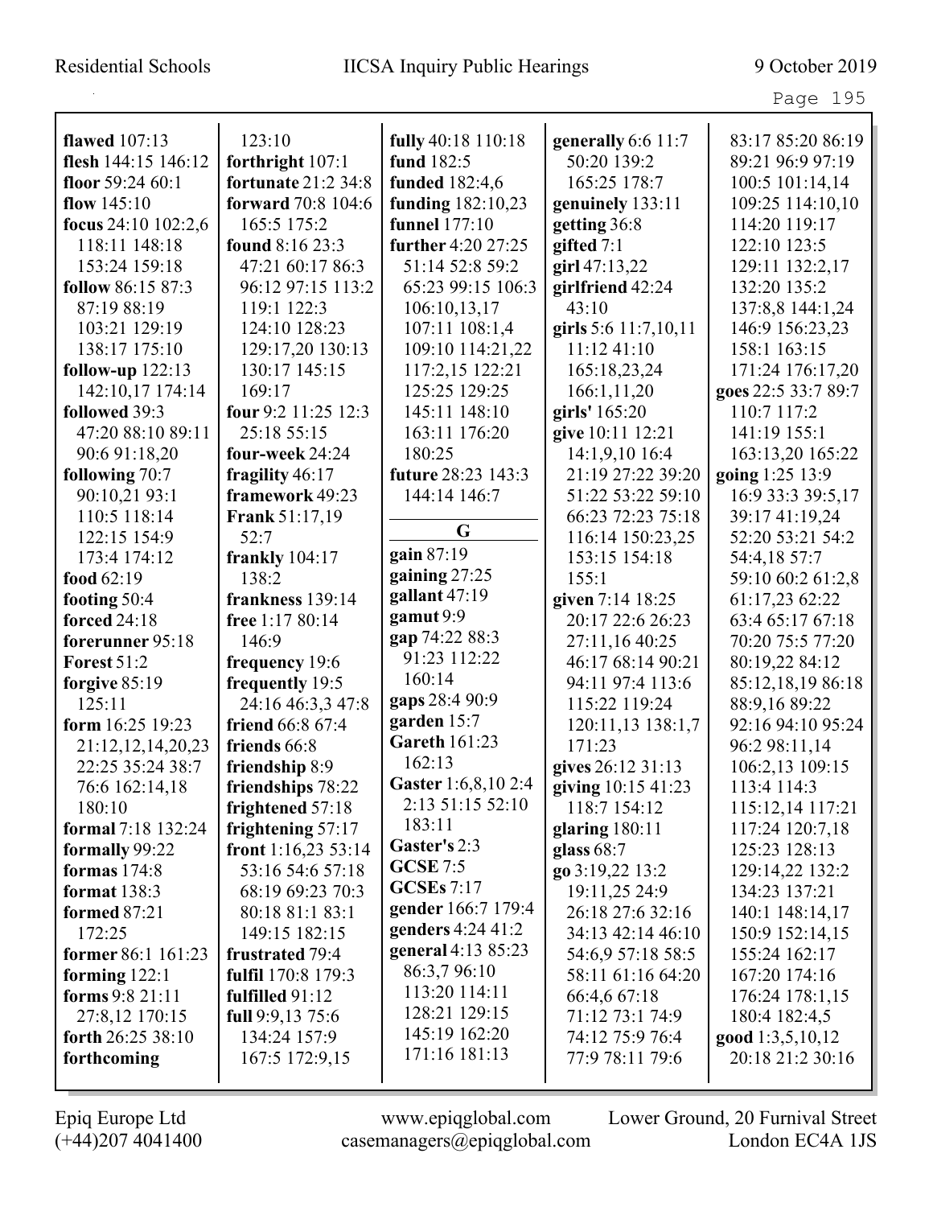**flawed** 107:13
**flesh** 144:15 146:12
**floor** 59:24 60:1
**flow** 145:10
**focus** 24:10 102:2,6 118:11 148:18 153:24 159:18
**follow** 86:15 87:3 87:19 88:19 103:21 129:19 138:17 175:10
**follow-up** 122:13 142:10,17 174:14
**followed** 39:3 47:20 88:10 89:11 90:6 91:18,20
**following** 70:7 90:10,21 93:1 110:5 118:14 122:15 154:9 173:4 174:12
**food** 62:19
**footing** 50:4
**forced** 24:18
**forerunner** 95:18
**Forest** 51:2
**forgive** 85:19 125:11
**form** 16:25 19:23 21:12,12,14,20,23 22:25 35:24 38:7 76:6 162:14,18 180:10
**formal** 7:18 132:24
**formally** 99:22
**formas** 174:8
**format** 138:3
**formed** 87:21 172:25
**former** 86:1 161:23
**forming** 122:1
**forms** 9:8 21:11 27:8,12 170:15
**forth** 26:25 38:10
**forthcoming** 123:10
**forthright** 107:1
**fortunate** 21:2 34:8
**forward** 70:8 104:6 165:5 175:2
**found** 8:16 23:3 47:21 60:17 86:3 96:12 97:15 113:2 119:1 122:3 124:10 128:23 129:17,20 130:13 130:17 145:15 169:17
**four** 9:2 11:25 12:3 25:18 55:15
**four-week** 24:24
**fragility** 46:17
**framework** 49:23
**Frank** 51:17,19 52:7
**frankly** 104:17 138:2
**frankness** 139:14
**free** 1:17 80:14 146:9
**frequency** 19:6
**frequently** 19:5 24:16 46:3,3 47:8
**friend** 66:8 67:4
**friends** 66:8
**friendship** 8:9
**friendships** 78:22
**frightened** 57:18
**frightening** 57:17
**front** 1:16,23 53:14 53:16 54:6 57:18 68:19 69:23 70:3 80:18 81:1 83:1 149:15 182:15
**frustrated** 79:4
**fulfil** 170:8 179:3
**fulfilled** 91:12
**full** 9:9,13 75:6 134:24 157:9 167:5 172:9,15
**fully** 40:18 110:18
**fund** 182:5
**funded** 182:4,6
**funding** 182:10,23
**funnel** 177:10
**further** 4:20 27:25 51:14 52:8 59:2 65:23 99:15 106:3 106:10,13,17 107:11 108:1,4 109:10 114:21,22 117:2,15 122:21 125:25 129:25 145:11 148:10 163:11 176:20 180:25
**future** 28:23 143:3 144:14 146:7

## G

**gain** 87:19
**gaining** 27:25
**gallant** 47:19
**gamut** 9:9
**gap** 74:22 88:3 91:23 112:22 160:14
**gaps** 28:4 90:9
**garden** 15:7
**Gareth** 161:23 162:13
**Gaster** 1:6,8,10 2:4 2:13 51:15 52:10 183:11
**Gaster's** 2:3
**GCSE** 7:5
**GCSEs** 7:17
**gender** 166:7 179:4
**genders** 4:24 41:2
**general** 4:13 85:23 86:3,7 96:10 113:20 114:11 128:21 129:15 145:19 162:20 171:16 181:13
**generally** 6:6 11:7 50:20 139:2 165:25 178:7
**genuinely** 133:11
**getting** 36:8
**gifted** 7:1
**girl** 47:13,22
**girlfriend** 42:24 43:10
**girls** 5:6 11:7,10,11 11:12 41:10 165:18,23,24 166:1,11,20
**girls'** 165:20
**give** 10:11 12:21 14:1,9,10 16:4 21:19 27:22 39:20 51:22 53:22 59:10 66:23 72:23 75:18 116:14 150:23,25 153:15 154:18 155:1
**given** 7:14 18:25 20:17 22:6 26:23 27:11,16 40:25 46:17 68:14 90:21 94:11 97:4 113:6 115:22 119:24 120:11,13 138:1,7 171:23
**gives** 26:12 31:13
**giving** 10:15 41:23 118:7 154:12
**glaring** 180:11
**glass** 68:7
**go** 3:19,22 13:2 19:11,25 24:9 26:18 27:6 32:16 34:13 42:14 46:10 54:6,9 57:18 58:5 58:11 61:16 64:20 66:4,6 67:18 71:12 73:1 74:9 74:12 75:9 76:4 77:9 78:11 79:6 83:17 85:20 86:19 89:21 96:9 97:19 100:5 101:14,14 109:25 114:10,10 114:20 119:17 122:10 123:5 129:11 132:2,17 132:20 135:2 137:8,8 144:1,24 146:9 156:23,23 158:1 163:15 171:24 176:17,20
**goes** 22:5 33:7 89:7 110:7 117:2 141:19 155:1 163:13,20 165:22
**going** 1:25 13:9 16:9 33:3 39:5,17 39:17 41:19,24 52:20 53:21 54:2 54:4,18 57:7 59:10 60:2 61:2,8 61:17,23 62:22 63:4 65:17 67:18 70:20 75:5 77:20 80:19,22 84:12 85:12,18,19 86:18 88:9,16 89:22 92:16 94:10 95:24 96:2 98:11,14 106:2,13 109:15 113:4 114:3 115:12,14 117:21 117:24 120:7,18 125:23 128:13 129:14,22 132:2 134:23 137:21 140:1 148:14,17 150:9 152:14,15 155:24 162:17 167:20 174:16 176:24 178:1,15 180:4 182:4,5
**good** 1:3,5,10,12 20:18 21:2 30:16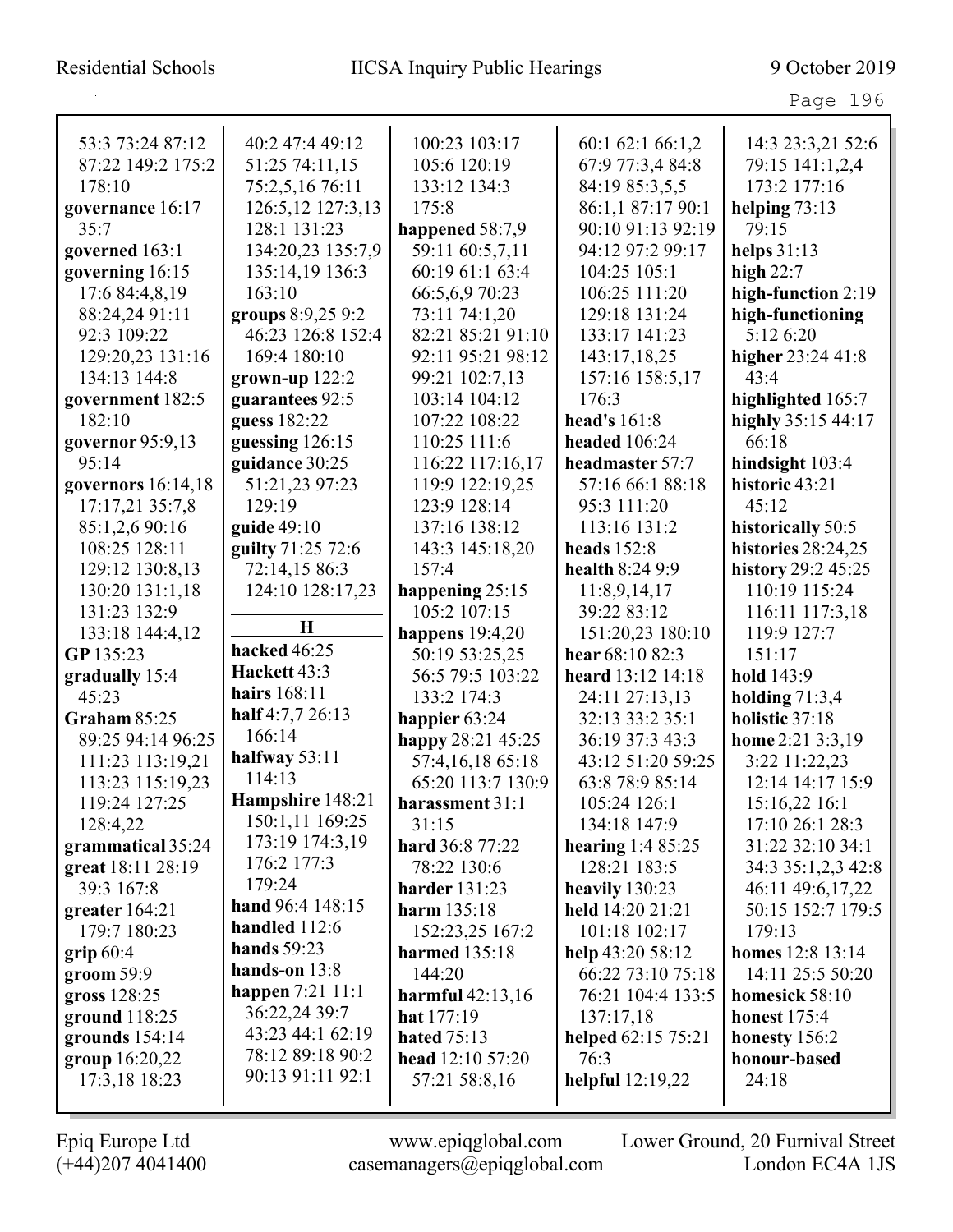53:3 73:24 87:12 87:22 149:2 175:2 178:10
**governance** 16:17 35:7
**governed** 163:1
**governing** 16:15 17:6 84:4,8,19 88:24,24 91:11 92:3 109:22 129:20,23 131:16 134:13 144:8
**government** 182:5 182:10
**governor** 95:9,13 95:14
**governors** 16:14,18 17:17,21 35:7,8 85:1,2,6 90:16 108:25 128:11 129:12 130:8,13 130:20 131:1,18 131:23 132:9 133:18 144:4,12
**GP** 135:23
**gradually** 15:4 45:23
**Graham** 85:25 89:25 94:14 96:25 111:23 113:19,21 113:23 115:19,23 119:24 127:25 128:4,22
**grammatical** 35:24
**great** 18:11 28:19 39:3 167:8
**greater** 164:21 179:7 180:23
**grip** 60:4
**groom** 59:9
**gross** 128:25
**ground** 118:25
**grounds** 154:14
**group** 16:20,22 17:3,18 18:23

40:2 47:4 49:12 51:25 74:11,15 75:2,5,16 76:11 126:5,12 127:3,13 128:1 131:23 134:20,23 135:7,9 135:14,19 136:3 163:10
**groups** 8:9,25 9:2 46:23 126:8 152:4 169:4 180:10
**grown-up** 122:2
**guarantees** 92:5
**guess** 182:22
**guessing** 126:15
**guidance** 30:25 51:21,23 97:23 129:19
**guide** 49:10
**guilty** 71:25 72:6 72:14,15 86:3 124:10 128:17,23

## H

**hacked** 46:25
**Hackett** 43:3
**hairs** 168:11
**half** 4:7,7 26:13 166:14
**halfway** 53:11 114:13
**Hampshire** 148:21 150:1,11 169:25 173:19 174:3,19 176:2 177:3 179:24
**hand** 96:4 148:15
**handled** 112:6
**hands** 59:23
**hands-on** 13:8
**happen** 7:21 11:1 36:22,24 39:7 43:23 44:1 62:19 78:12 89:18 90:2 90:13 91:11 92:1

100:23 103:17 105:6 120:19 133:12 134:3 175:8
**happened** 58:7,9 59:11 60:5,7,11 60:19 61:1 63:4 66:5,6,9 70:23 73:11 74:1,20 82:21 85:21 91:10 92:11 95:21 98:12 99:21 102:7,13 103:14 104:12 107:22 108:22 110:25 111:6 116:22 117:16,17 119:9 122:19,25 123:9 128:14 137:16 138:12 143:3 145:18,20 157:4
**happening** 25:15 105:2 107:15
**happens** 19:4,20 50:19 53:25,25 56:5 79:5 103:22 133:2 174:3
**happier** 63:24
**happy** 28:21 45:25 57:4,16,18 65:18 65:20 113:7 130:9
**harassment** 31:1 31:15
**hard** 36:8 77:22 78:22 130:6
**harder** 131:23
**harm** 135:18 152:23,25 167:2
**harmed** 135:18 144:20
**harmful** 42:13,16
**hat** 177:19
**hated** 75:13
**head** 12:10 57:20 57:21 58:8,16

60:1 62:1 66:1,2 67:9 77:3,4 84:8 84:19 85:3,5,5 86:1,1 87:17 90:1 90:10 91:13 92:19 94:12 97:2 99:17 104:25 105:1 106:25 111:20 129:18 131:24 133:17 141:23 143:17,18,25 157:16 158:5,17 176:3
**head's** 161:8
**headed** 106:24
**headmaster** 57:7 57:16 66:1 88:18 95:3 111:20 113:16 131:2
**heads** 152:8
**health** 8:24 9:9 11:8,9,14,17 39:22 83:12 151:20,23 180:10
**hear** 68:10 82:3
**heard** 13:12 14:18 24:11 27:13,13 32:13 33:2 35:1 36:19 37:3 43:3 43:12 51:20 59:25 63:8 78:9 85:14 105:24 126:1 134:18 147:9
**hearing** 1:4 85:25 128:21 183:5
**heavily** 130:23
**held** 14:20 21:21 101:18 102:17
**help** 43:20 58:12 66:22 73:10 75:18 76:21 104:4 133:5 137:17,18
**helped** 62:15 75:21 76:3
**helpful** 12:19,22

14:3 23:3,21 52:6 79:15 141:1,2,4 173:2 177:16
**helping** 73:13 79:15
**helps** 31:13
**high** 22:7
**high-function** 2:19
**high-functioning** 5:12 6:20
**higher** 23:24 41:8 43:4
**highlighted** 165:7
**highly** 35:15 44:17 66:18
**hindsight** 103:4
**historic** 43:21 45:12
**historically** 50:5
**histories** 28:24,25
**history** 29:2 45:25 110:19 115:24 116:11 117:3,18 119:9 127:7 151:17
**hold** 143:9
**holding** 71:3,4
**holistic** 37:18
**home** 2:21 3:3,19 3:22 11:22,23 12:14 14:17 15:9 15:16,22 16:1 17:10 26:1 28:3 31:22 32:10 34:1 34:3 35:1,2,3 42:8 46:11 49:6,17,22 50:15 152:7 179:5 179:13
**homes** 12:8 13:14 14:11 25:5 50:20
**homesick** 58:10
**honest** 175:4
**honesty** 156:2
**honour-based** 24:18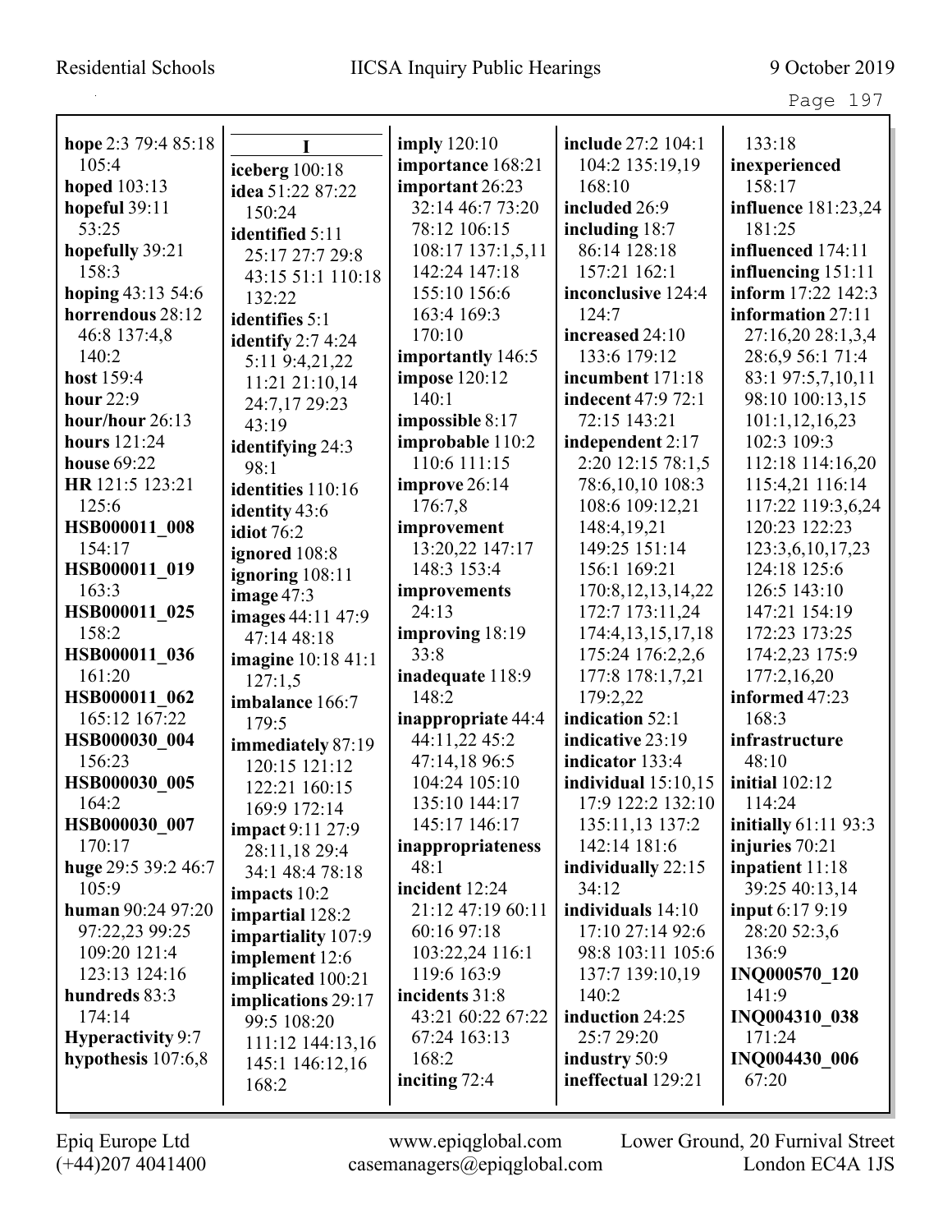**hope** 2:3 79:4 85:18 105:4
**hoped** 103:13
**hopeful** 39:11 53:25
**hopefully** 39:21 158:3
**hoping** 43:13 54:6
**horrendous** 28:12 46:8 137:4,8 140:2
**host** 159:4
**hour** 22:9
**hour/hour** 26:13
**hours** 121:24
**house** 69:22
**HR** 121:5 123:21 125:6
**HSB000011_008** 154:17
**HSB000011_019** 163:3
**HSB000011_025** 158:2
**HSB000011_036** 161:20
**HSB000011_062** 165:12 167:22
**HSB000030_004** 156:23
**HSB000030_005** 164:2
**HSB000030_007** 170:17
**huge** 29:5 39:2 46:7 105:9
**human** 90:24 97:20 97:22,23 99:25 109:20 121:4 123:13 124:16
**hundreds** 83:3 174:14
**Hyperactivity** 9:7
**hypothesis** 107:6,8

**I**

**iceberg** 100:18
**idea** 51:22 87:22 150:24
**identified** 5:11 25:17 27:7 29:8 43:15 51:1 110:18 132:22
**identifies** 5:1
**identify** 2:7 4:24 5:11 9:4,21,22 11:21 21:10,14 24:7,17 29:23 43:19
**identifying** 24:3 98:1
**identities** 110:16
**identity** 43:6
**idiot** 76:2
**ignored** 108:8
**ignoring** 108:11
**image** 47:3
**images** 44:11 47:9 47:14 48:18
**imagine** 10:18 41:1 127:1,5
**imbalance** 166:7 179:5
**immediately** 87:19 120:15 121:12 122:21 160:15 169:9 172:14
**impact** 9:11 27:9 28:11,18 29:4 34:1 48:4 78:18
**impacts** 10:2
**impartial** 128:2
**impartiality** 107:9
**implement** 12:6
**implicated** 100:21
**implications** 29:17 99:5 108:20 111:12 144:13,16 145:1 146:12,16 168:2
**imply** 120:10
**importance** 168:21
**important** 26:23 32:14 46:7 73:20 78:12 106:15 108:17 137:1,5,11 142:24 147:18 155:10 156:6 163:4 169:3 170:10
**importantly** 146:5
**impose** 120:12 140:1
**impossible** 8:17
**improbable** 110:2 110:6 111:15
**improve** 26:14 176:7,8
**improvement** 13:20,22 147:17 148:3 153:4
**improvements** 24:13
**improving** 18:19 33:8
**inadequate** 118:9 148:2
**inappropriate** 44:4 44:11,22 45:2 47:14,18 96:5 104:24 105:10 135:10 144:17 145:17 146:17
**inappropriateness** 48:1
**incident** 12:24 21:12 47:19 60:11 60:16 97:18 103:22,24 116:1 119:6 163:9
**incidents** 31:8 43:21 60:22 67:22 67:24 163:13 168:2
**inciting** 72:4
**include** 27:2 104:1 104:2 135:19,19 168:10
**included** 26:9
**including** 18:7 86:14 128:18 157:21 162:1
**inconclusive** 124:4 124:7
**increased** 24:10 133:6 179:12
**incumbent** 171:18
**indecent** 47:9 72:1 72:15 143:21
**independent** 2:17 2:20 12:15 78:1,5 78:6,10,10 108:3 108:6 109:12,21 148:4,19,21 149:25 151:14 156:1 169:21 170:8,12,13,14,22 172:7 173:11,24 174:4,13,15,17,18 175:24 176:2,2,6 177:8 178:1,7,21 179:2,22
**indication** 52:1
**indicative** 23:19
**indicator** 133:4
**individual** 15:10,15 17:9 122:2 132:10 135:11,13 137:2 142:14 181:6
**individually** 22:15 34:12
**individuals** 14:10 17:10 27:14 92:6 98:8 103:11 105:6 137:7 139:10,19 140:2
**induction** 24:25 25:7 29:20
**industry** 50:9
**ineffectual** 129:21
133:18
**inexperienced** 158:17
**influence** 181:23,24 181:25
**influenced** 174:11
**influencing** 151:11
**inform** 17:22 142:3
**information** 27:11 27:16,20 28:1,3,4 28:6,9 56:1 71:4 83:1 97:5,7,10,11 98:10 100:13,15 101:1,12,16,23 102:3 109:3 112:18 114:16,20 115:4,21 116:14 117:22 119:3,6,24 120:23 122:23 123:3,6,10,17,23 124:18 125:6 126:5 143:10 147:21 154:19 172:23 173:25 174:2,23 175:9 177:2,16,20
**informed** 47:23 168:3
**infrastructure** 48:10
**initial** 102:12 114:24
**initially** 61:11 93:3
**injuries** 70:21
**inpatient** 11:18 39:25 40:13,14
**input** 6:17 9:19 28:20 52:3,6 136:9
**INQ000570_120** 141:9
**INQ004310_038** 171:24
**INQ004430_006** 67:20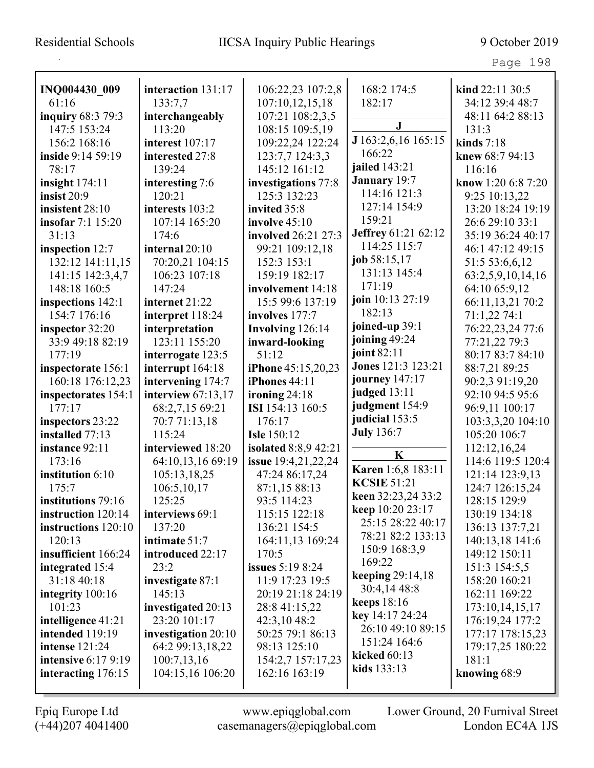**INQ004430_009** 61:16
**inquiry** 68:3 79:3 147:5 153:24 156:2 168:16
**inside** 9:14 59:19 78:17
**insight** 174:11
**insist** 20:9
**insistent** 28:10
**insofar** 7:1 15:20 31:13
**inspection** 12:7 132:12 141:11,15 141:15 142:3,4,7 148:18 160:5
**inspections** 142:1 154:7 176:16
**inspector** 32:20 33:9 49:18 82:19 177:19
**inspectorate** 156:1 160:18 176:12,23
**inspectorates** 154:1 177:17
**inspectors** 23:22
**installed** 77:13
**instance** 92:11 173:16
**institution** 6:10 175:7
**institutions** 79:16
**instruction** 120:14
**instructions** 120:10 120:13
**insufficient** 166:24
**integrated** 15:4 31:18 40:18
**integrity** 100:16 101:23
**intelligence** 41:21
**intended** 119:19
**intense** 121:24
**intensive** 6:17 9:19
**interacting** 176:15
**interaction** 131:17 133:7,7
**interchangeably** 113:20
**interest** 107:17
**interested** 27:8 139:24
**interesting** 7:6 120:21
**interests** 103:2 107:14 165:20 174:6
**internal** 20:10 70:20,21 104:15 106:23 107:18 147:24
**internet** 21:22
**interpret** 118:24
**interpretation** 123:11 155:20
**interrogate** 123:5
**interrupt** 164:18
**intervening** 174:7
**interview** 67:13,17 68:2,7,15 69:21 70:7 71:13,18 115:24
**interviewed** 18:20 64:10,13,16 69:19 105:13,18,25 106:5,10,17 125:25
**interviews** 69:1 137:20
**intimate** 51:7
**introduced** 22:17 23:2
**investigate** 87:1 145:13
**investigated** 20:13 23:20 101:17
**investigation** 20:10 64:2 99:13,18,22 100:7,13,16 104:15,16 106:20 106:22,23 107:2,8 107:10,12,15,18 107:21 108:2,3,5 108:15 109:5,19 109:22,24 122:24 123:7,7 124:3,3 145:12 161:12
**investigations** 77:8 125:3 132:23
**invited** 35:8
**involve** 45:10
**involved** 26:21 27:3 99:21 109:12,18 152:3 153:1 159:19 182:17
**involvement** 14:18 15:5 99:6 137:19
**involves** 177:7
**Involving** 126:14
**inward-looking** 51:12
**iPhone** 45:15,20,23
**iPhones** 44:11
**ironing** 24:18
**ISI** 154:13 160:5 176:17
**Isle** 150:12
**isolated** 8:8,9 42:21
**issue** 19:4,21,22,24 47:24 86:17,24 87:1,15 88:13 93:5 114:23 115:15 122:18 136:21 154:5 164:11,13 169:24 170:5
**issues** 5:19 8:24 11:9 17:23 19:5 20:19 21:18 24:19 28:8 41:15,22 42:3,10 48:2 50:25 79:1 86:13 98:13 125:10 154:2,7 157:17,23 162:16 163:19 168:2 174:5 182:17

**J**

**J** 163:2,6,16 165:15 166:22
**jailed** 143:21
**January** 19:7 114:16 121:3 127:14 154:9 159:21
**Jeffrey** 61:21 62:12 114:25 115:7
**job** 58:15,17 131:13 145:4 171:19
**join** 10:13 27:19 182:13
**joined-up** 39:1
**joining** 49:24
**joint** 82:11
**Jones** 121:3 123:21
**journey** 147:17
**judged** 13:11
**judgment** 154:9
**judicial** 153:5
**July** 136:7

**K**

**Karen** 1:6,8 183:11
**KCSIE** 51:21
**keen** 32:23,24 33:2
**keep** 10:20 23:17 25:15 28:22 40:17 78:21 82:2 133:13 150:9 168:3,9 169:22
**keeping** 29:14,18 30:4,14 48:8
**keeps** 18:16
**key** 14:17 24:24 26:10 49:10 89:15 151:24 164:6
**kicked** 60:13
**kids** 133:13
**kind** 22:11 30:5 34:12 39:4 48:7 48:11 64:2 88:13 131:3
**kinds** 7:18
**knew** 68:7 94:13 116:16
**know** 1:20 6:8 7:20 9:25 10:13,22 13:20 18:24 19:19 26:6 29:10 33:1 35:19 36:24 40:17 46:1 47:12 49:15 51:5 53:6,6,12 63:2,5,9,10,14,16 64:10 65:9,12 66:11,13,21 70:2 71:1,22 74:1 76:22,23,24 77:6 77:21,22 79:3 80:17 83:7 84:10 88:7,21 89:25 90:2,3 91:19,20 92:10 94:5 95:6 96:9,11 100:17 103:3,3,20 104:10 105:20 106:7 112:12,16,24 114:6 119:5 120:4 121:14 123:9,13 124:7 126:15,24 128:15 129:9 130:19 134:18 136:13 137:7,21 140:13,18 141:6 149:12 150:11 151:3 154:5,5 158:20 160:21 162:11 169:22 173:10,14,15,17 176:19,24 177:2 177:17 178:15,23 179:17,25 180:22 181:1
**knowing** 68:9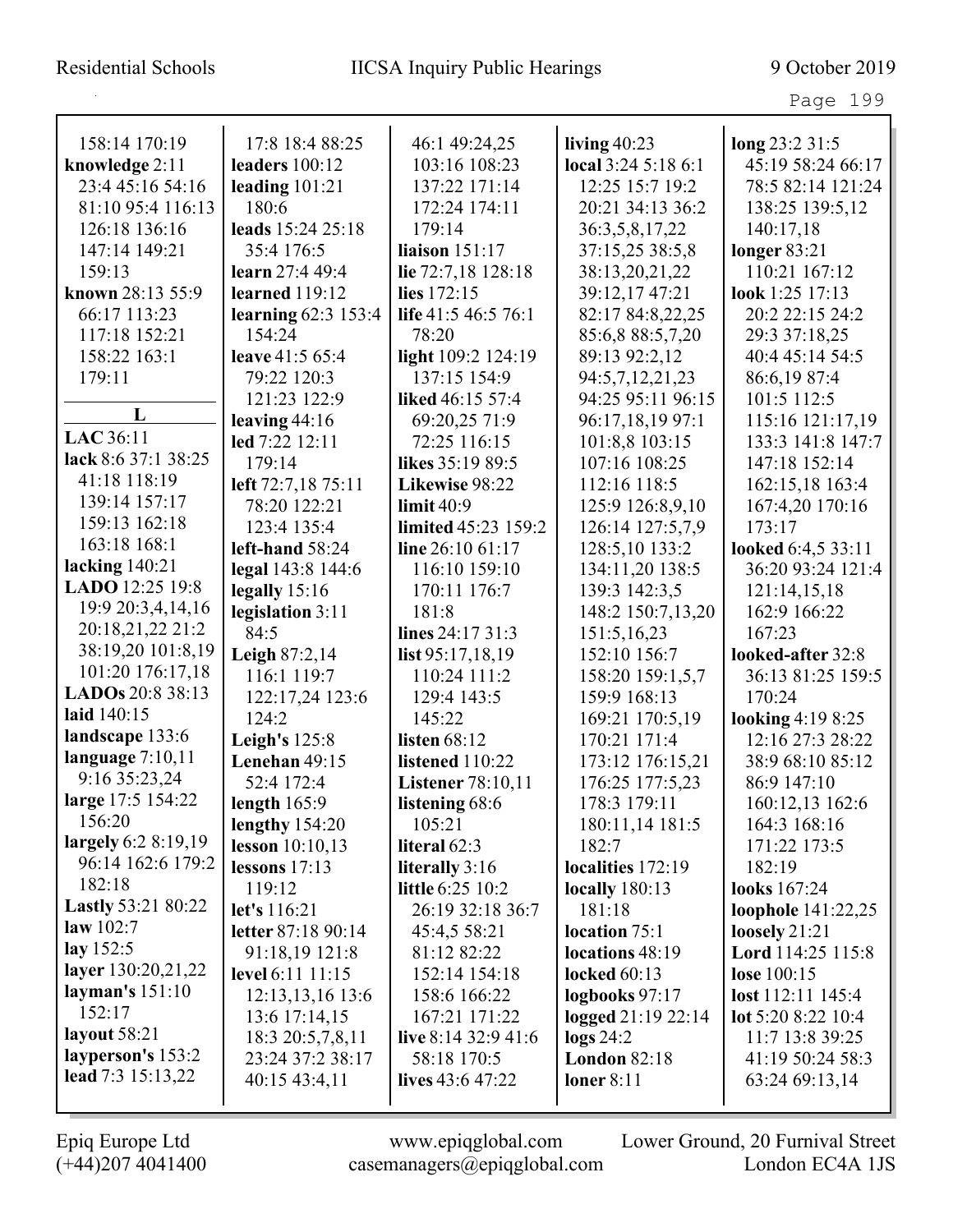158:14 170:19
**knowledge** 2:11 23:4 45:16 54:16 81:10 95:4 116:13 126:18 136:16 147:14 149:21 159:13
**known** 28:13 55:9 66:17 113:23 117:18 152:21 158:22 163:1 179:11

## L

**LAC** 36:11
**lack** 8:6 37:1 38:25 41:18 118:19 139:14 157:17 159:13 162:18 163:18 168:1
**lacking** 140:21
**LADO** 12:25 19:8 19:9 20:3,4,14,16 20:18,21,22 21:2 38:19,20 101:8,19 101:20 176:17,18
**LADOs** 20:8 38:13
**laid** 140:15
**landscape** 133:6
**language** 7:10,11 9:16 35:23,24
**large** 17:5 154:22 156:20
**largely** 6:2 8:19,19 96:14 162:6 179:2 182:18
**Lastly** 53:21 80:22
**law** 102:7
**lay** 152:5
**layer** 130:20,21,22
**layman's** 151:10 152:17
**layout** 58:21
**layperson's** 153:2
**lead** 7:3 15:13,22 17:8 18:4 88:25
**leaders** 100:12
**leading** 101:21 180:6
**leads** 15:24 25:18 35:4 176:5
**learn** 27:4 49:4
**learned** 119:12
**learning** 62:3 153:4 154:24
**leave** 41:5 65:4 79:22 120:3 121:23 122:9
**leaving** 44:16
**led** 7:22 12:11 179:14
**left** 72:7,18 75:11 78:20 122:21 123:4 135:4
**left-hand** 58:24
**legal** 143:8 144:6
**legally** 15:16
**legislation** 3:11 84:5
**Leigh** 87:2,14 116:1 119:7 122:17,24 123:6 124:2
**Leigh's** 125:8
**Lenehan** 49:15 52:4 172:4
**length** 165:9
**lengthy** 154:20
**lesson** 10:10,13
**lessons** 17:13 119:12
**let's** 116:21
**letter** 87:18 90:14 91:18,19 121:8
**level** 6:11 11:15 12:13,13,16 13:6 13:6 17:14,15 18:3 20:5,7,8,11 23:24 37:2 38:17 40:15 43:4,11 46:1 49:24,25 103:16 108:23 137:22 171:14 172:24 174:11 179:14
**liaison** 151:17
**lie** 72:7,18 128:18
**lies** 172:15
**life** 41:5 46:5 76:1 78:20
**light** 109:2 124:19 137:15 154:9
**liked** 46:15 57:4 69:20,25 71:9 72:25 116:15
**likes** 35:19 89:5
**Likewise** 98:22
**limit** 40:9
**limited** 45:23 159:2
**line** 26:10 61:17 116:10 159:10 170:11 176:7 181:8
**lines** 24:17 31:3
**list** 95:17,18,19 110:24 111:2 129:4 143:5 145:22
**listen** 68:12
**listened** 110:22
**Listener** 78:10,11
**listening** 68:6 105:21
**literal** 62:3
**literally** 3:16
**little** 6:25 10:2 26:19 32:18 36:7 45:4,5 58:21 81:12 82:22 152:14 154:18 158:6 166:22 167:21 171:22
**live** 8:14 32:9 41:6 58:18 170:5
**lives** 43:6 47:22
**living** 40:23
**local** 3:24 5:18 6:1 12:25 15:7 19:2 20:21 34:13 36:2 36:3,5,8,17,22 37:15,25 38:5,8 38:13,20,21,22 39:12,17 47:21 82:17 84:8,22,25 85:6,8 88:5,7,20 89:13 92:2,12 94:5,7,12,21,23 94:25 95:11 96:15 96:17,18,19 97:1 101:8,8 103:15 107:16 108:25 112:16 118:5 125:9 126:8,9,10 126:14 127:5,7,9 128:5,10 133:2 134:11,20 138:5 139:3 142:3,5 148:2 150:7,13,20 151:5,16,23 152:10 156:7 158:20 159:1,5,7 159:9 168:13 169:21 170:5,19 170:21 171:4 173:12 176:15,21 176:25 177:5,23 178:3 179:11 180:11,14 181:5 182:7
**localities** 172:19
**locally** 180:13 181:18
**location** 75:1
**locations** 48:19
**locked** 60:13
**logbooks** 97:17
**logged** 21:19 22:14
**logs** 24:2
**London** 82:18
**loner** 8:11
**long** 23:2 31:5 45:19 58:24 66:17 78:5 82:14 121:24 138:25 139:5,12 140:17,18
**longer** 83:21 110:21 167:12
**look** 1:25 17:13 20:2 22:15 24:2 29:3 37:18,25 40:4 45:14 54:5 86:6,19 87:4 101:5 112:5 115:16 121:17,19 133:3 141:8 147:7 147:18 152:14 162:15,18 163:4 167:4,20 170:16 173:17
**looked** 6:4,5 33:11 36:20 93:24 121:4 121:14,15,18 162:9 166:22 167:23
**looked-after** 32:8 36:13 81:25 159:5 170:24
**looking** 4:19 8:25 12:16 27:3 28:22 38:9 68:10 85:12 86:9 147:10 160:12,13 162:6 164:3 168:16 171:22 173:5 182:19
**looks** 167:24
**loophole** 141:22,25
**loosely** 21:21
**Lord** 114:25 115:8
**lose** 100:15
**lost** 112:11 145:4
**lot** 5:20 8:22 10:4 11:7 13:8 39:25 41:19 50:24 58:3 63:24 69:13,14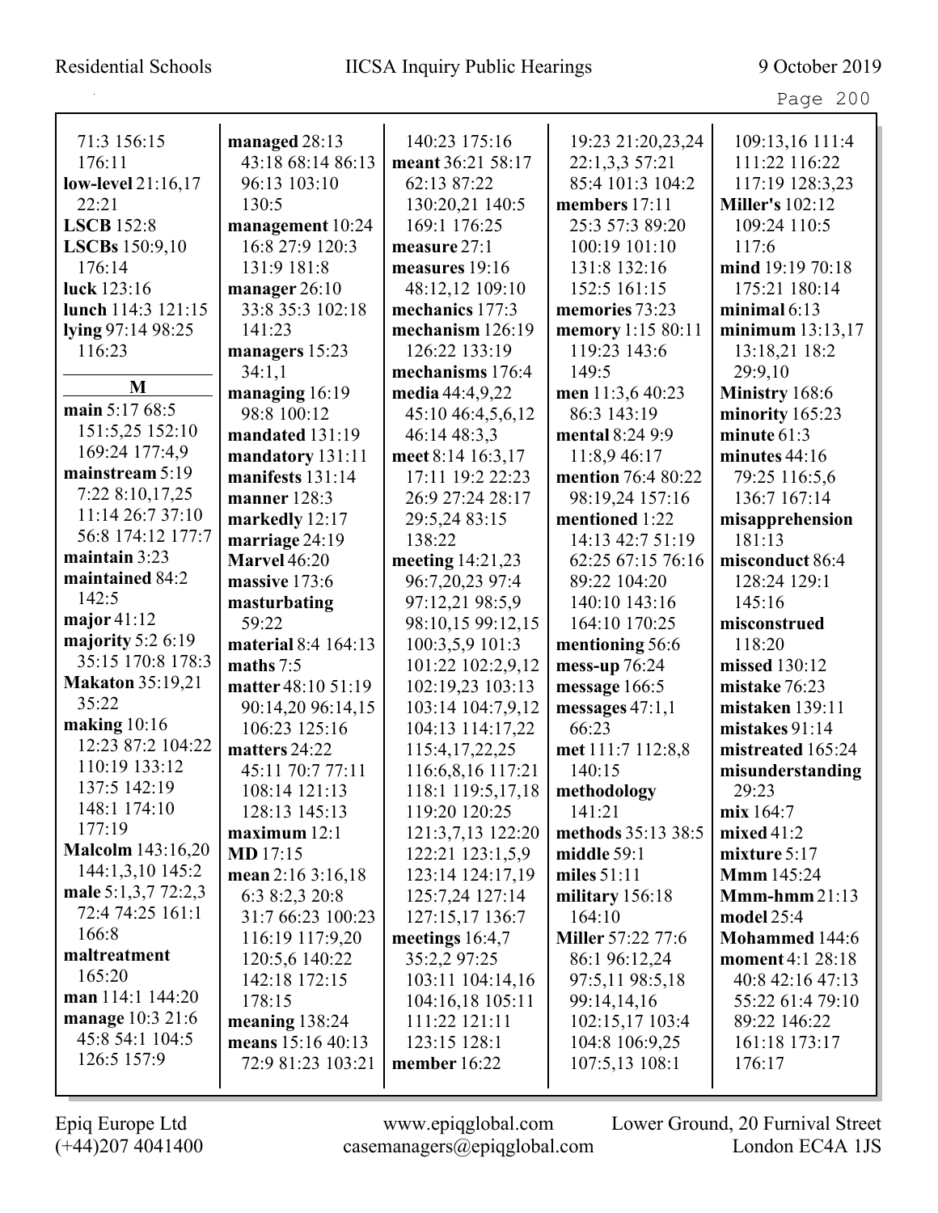71:3 156:15 176:11
**low-level** 21:16,17 22:21
**LSCB** 152:8
**LSCBs** 150:9,10 176:14
**luck** 123:16
**lunch** 114:3 121:15
**lying** 97:14 98:25 116:23

**M**

**main** 5:17 68:5 151:5,25 152:10 169:24 177:4,9
**mainstream** 5:19 7:22 8:10,17,25 11:14 26:7 37:10 56:8 174:12 177:7
**maintain** 3:23
**maintained** 84:2 142:5
**major** 41:12
**majority** 5:2 6:19 35:15 170:8 178:3
**Makaton** 35:19,21 35:22
**making** 10:16 12:23 87:2 104:22 110:19 133:12 137:5 142:19 148:1 174:10 177:19
**Malcolm** 143:16,20 144:1,3,10 145:2
**male** 5:1,3,7 72:2,3 72:4 74:25 161:1 166:8
**maltreatment** 165:20
**man** 114:1 144:20
**manage** 10:3 21:6 45:8 54:1 104:5 126:5 157:9
**managed** 28:13 43:18 68:14 86:13 96:13 103:10 130:5
**management** 10:24 16:8 27:9 120:3 131:9 181:8
**manager** 26:10 33:8 35:3 102:18 141:23
**managers** 15:23 34:1,1
**managing** 16:19 98:8 100:12
**mandated** 131:19
**mandatory** 131:11
**manifests** 131:14
**manner** 128:3
**markedly** 12:17
**marriage** 24:19
**Marvel** 46:20
**massive** 173:6
**masturbating** 59:22
**material** 8:4 164:13
**maths** 7:5
**matter** 48:10 51:19 90:14,20 96:14,15 106:23 125:16
**matters** 24:22 45:11 70:7 77:11 108:14 121:13 128:13 145:13
**maximum** 12:1
**MD** 17:15
**mean** 2:16 3:16,18 6:3 8:2,3 20:8 31:7 66:23 100:23 116:19 117:9,20 120:5,6 140:22 142:18 172:15 178:15
**meaning** 138:24
**means** 15:16 40:13 72:9 81:23 103:21 140:23 175:16
**meant** 36:21 58:17 62:13 87:22 130:20,21 140:5 169:1 176:25
**measure** 27:1
**measures** 19:16 48:12,12 109:10
**mechanics** 177:3
**mechanism** 126:19 126:22 133:19
**mechanisms** 176:4
**media** 44:4,9,22 45:10 46:4,5,6,12 46:14 48:3,3
**meet** 8:14 16:3,17 17:11 19:2 22:23 26:9 27:24 28:17 29:5,24 83:15 138:22
**meeting** 14:21,23 96:7,20,23 97:4 97:12,21 98:5,9 98:10,15 99:12,15 100:3,5,9 101:3 101:22 102:2,9,12 102:19,23 103:13 103:14 104:7,9,12 104:13 114:17,22 115:4,17,22,25 116:6,8,16 117:21 118:1 119:5,17,18 119:20 120:25 121:3,7,13 122:20 122:21 123:1,5,9 123:14 124:17,19 125:7,24 127:14 127:15,17 136:7
**meetings** 16:4,7 35:2,2 97:25 103:11 104:14,16 104:16,18 105:11 111:22 121:11 123:15 128:1
**member** 16:22
19:23 21:20,23,24 22:1,3,3 57:21 85:4 101:3 104:2
**members** 17:11 25:3 57:3 89:20 100:19 101:10 131:8 132:16 152:5 161:15
**memories** 73:23
**memory** 1:15 80:11 119:23 143:6 149:5
**men** 11:3,6 40:23 86:3 143:19
**mental** 8:24 9:9 11:8,9 46:17
**mention** 76:4 80:22 98:19,24 157:16
**mentioned** 1:22 14:13 42:7 51:19 62:25 67:15 76:16 89:22 104:20 140:10 143:16 164:10 170:25
**mentioning** 56:6
**mess-up** 76:24
**message** 166:5
**messages** 47:1,1 66:23
**met** 111:7 112:8,8 140:15
**methodology** 141:21
**methods** 35:13 38:5
**middle** 59:1
**miles** 51:11
**military** 156:18 164:10
**Miller** 57:22 77:6 86:1 96:12,24 97:5,11 98:5,18 99:14,14,16 102:15,17 103:4 104:8 106:9,25 107:5,13 108:1 109:13,16 111:4 111:22 116:22 117:19 128:3,23
**Miller's** 102:12 109:24 110:5 117:6
**mind** 19:19 70:18 175:21 180:14
**minimal** 6:13
**minimum** 13:13,17 13:18,21 18:2 29:9,10
**Ministry** 168:6
**minority** 165:23
**minute** 61:3
**minutes** 44:16 79:25 116:5,6 136:7 167:14
**misapprehension** 181:13
**misconduct** 86:4 128:24 129:1 145:16
**misconstrued** 118:20
**missed** 130:12
**mistake** 76:23
**mistaken** 139:11
**mistakes** 91:14
**mistreated** 165:24
**misunderstanding** 29:23
**mix** 164:7
**mixed** 41:2
**mixture** 5:17
**Mmm** 145:24
**Mmm-hmm** 21:13
**model** 25:4
**Mohammed** 144:6
**moment** 4:1 28:18 40:8 42:16 47:13 55:22 61:4 79:10 89:22 146:22 161:18 173:17 176:17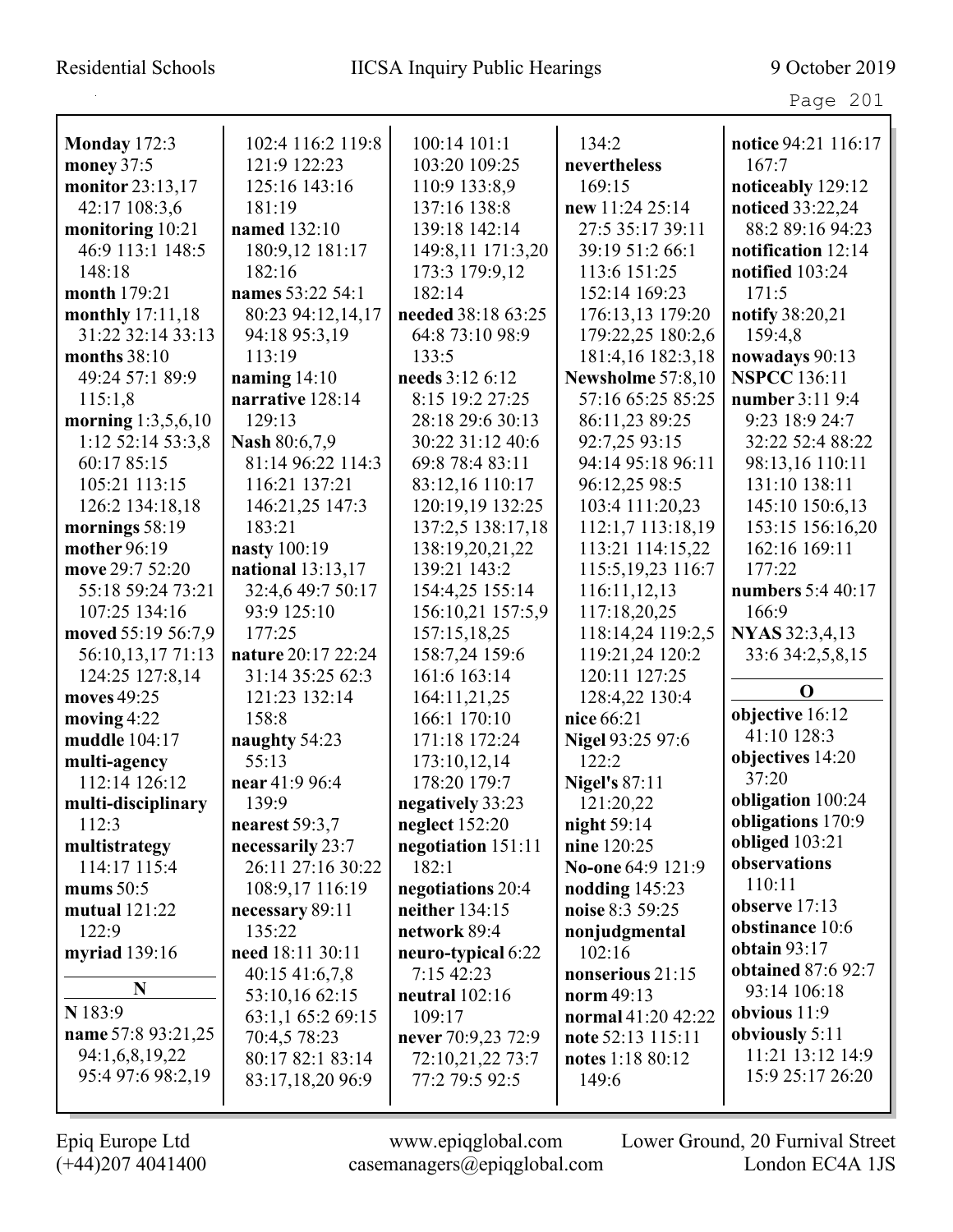**Monday** 172:3
**money** 37:5
**monitor** 23:13,17 42:17 108:3,6
**monitoring** 10:21 46:9 113:1 148:5 148:18
**month** 179:21
**monthly** 17:11,18 31:22 32:14 33:13
**months** 38:10 49:24 57:1 89:9 115:1,8
**morning** 1:3,5,6,10 1:12 52:14 53:3,8 60:17 85:15 105:21 113:15 126:2 134:18,18
**mornings** 58:19
**mother** 96:19
**move** 29:7 52:20 55:18 59:24 73:21 107:25 134:16
**moved** 55:19 56:7,9 56:10,13,17 71:13 124:25 127:8,14
**moves** 49:25
**moving** 4:22
**muddle** 104:17
**multi-agency** 112:14 126:12
**multi-disciplinary** 112:3
**multistrategy** 114:17 115:4
**mums** 50:5
**mutual** 121:22 122:9
**myriad** 139:16

**N**

**N** 183:9
**name** 57:8 93:21,25 94:1,6,8,19,22 95:4 97:6 98:2,19 102:4 116:2 119:8 121:9 122:23 125:16 143:16 181:19
**named** 132:10 180:9,12 181:17 182:16
**names** 53:22 54:1 80:23 94:12,14,17 94:18 95:3,19 113:19
**naming** 14:10
**narrative** 128:14 129:13
**Nash** 80:6,7,9 81:14 96:22 114:3 116:21 137:21 146:21,25 147:3 183:21
**nasty** 100:19
**national** 13:13,17 32:4,6 49:7 50:17 93:9 125:10 177:25
**nature** 20:17 22:24 31:14 35:25 62:3 121:23 132:14 158:8
**naughty** 54:23 55:13
**near** 41:9 96:4 139:9
**nearest** 59:3,7
**necessarily** 23:7 26:11 27:16 30:22 108:9,17 116:19
**necessary** 89:11 135:22
**need** 18:11 30:11 40:15 41:6,7,8 53:10,16 62:15 63:1,1 65:2 69:15 70:4,5 78:23 80:17 82:1 83:14 83:17,18,20 96:9 100:14 101:1 103:20 109:25 110:9 133:8,9 137:16 138:8 139:18 142:14 149:8,11 171:3,20 173:3 179:9,12 182:14
**needed** 38:18 63:25 64:8 73:10 98:9 133:5
**needs** 3:12 6:12 8:15 19:2 27:25 28:18 29:6 30:13 30:22 31:12 40:6 69:8 78:4 83:11 83:12,16 110:17 120:19,19 132:25 137:2,5 138:17,18 138:19,20,21,22 139:21 143:2 154:4,25 155:14 156:10,21 157:5,9 157:15,18,25 158:7,24 159:6 161:6 163:14 164:11,21,25 166:1 170:10 171:18 172:24 173:10,12,14 178:20 179:7
**negatively** 33:23
**neglect** 152:20
**negotiation** 151:11 182:1
**negotiations** 20:4
**neither** 134:15
**network** 89:4
**neuro-typical** 6:22 7:15 42:23
**neutral** 102:16 109:17
**never** 70:9,23 72:9 72:10,21,22 73:7 77:2 79:5 92:5 134:2
**nevertheless** 169:15
**new** 11:24 25:14 27:5 35:17 39:11 39:19 51:2 66:1 113:6 151:25 152:14 169:23 176:13,13 179:20 179:22,25 180:2,6 181:4,16 182:3,18
**Newsholme** 57:8,10 57:16 65:25 85:25 86:11,23 89:25 92:7,25 93:15 94:14 95:18 96:11 96:12,25 98:5 103:4 111:20,23 112:1,7 113:18,19 113:21 114:15,22 115:5,19,23 116:7 116:11,12,13 117:18,20,25 118:14,24 119:2,5 119:21,24 120:2 120:11 127:25 128:4,22 130:4
**nice** 66:21
**Nigel** 93:25 97:6 122:2
**Nigel's** 87:11 121:20,22
**night** 59:14
**nine** 120:25
**No-one** 64:9 121:9
**nodding** 145:23
**noise** 8:3 59:25
**nonjudgmental** 102:16
**nonserious** 21:15
**norm** 49:13
**normal** 41:20 42:22
**note** 52:13 115:11
**notes** 1:18 80:12 149:6
**notice** 94:21 116:17 167:7
**noticeably** 129:12
**noticed** 33:22,24 88:2 89:16 94:23
**notification** 12:14
**notified** 103:24 171:5
**notify** 38:20,21 159:4,8
**nowadays** 90:13
**NSPCC** 136:11
**number** 3:11 9:4 9:23 18:9 24:7 32:22 52:4 88:22 98:13,16 110:11 131:10 138:11 145:10 150:6,13 153:15 156:16,20 162:16 169:11 177:22
**numbers** 5:4 40:17 166:9
**NYAS** 32:3,4,13 33:6 34:2,5,8,15

**O**

**objective** 16:12 41:10 128:3
**objectives** 14:20 37:20
**obligation** 100:24
**obligations** 170:9
**obliged** 103:21
**observations** 110:11
**observe** 17:13
**obstinance** 10:6
**obtain** 93:17
**obtained** 87:6 92:7 93:14 106:18
**obvious** 11:9
**obviously** 5:11 11:21 13:12 14:9 15:9 25:17 26:20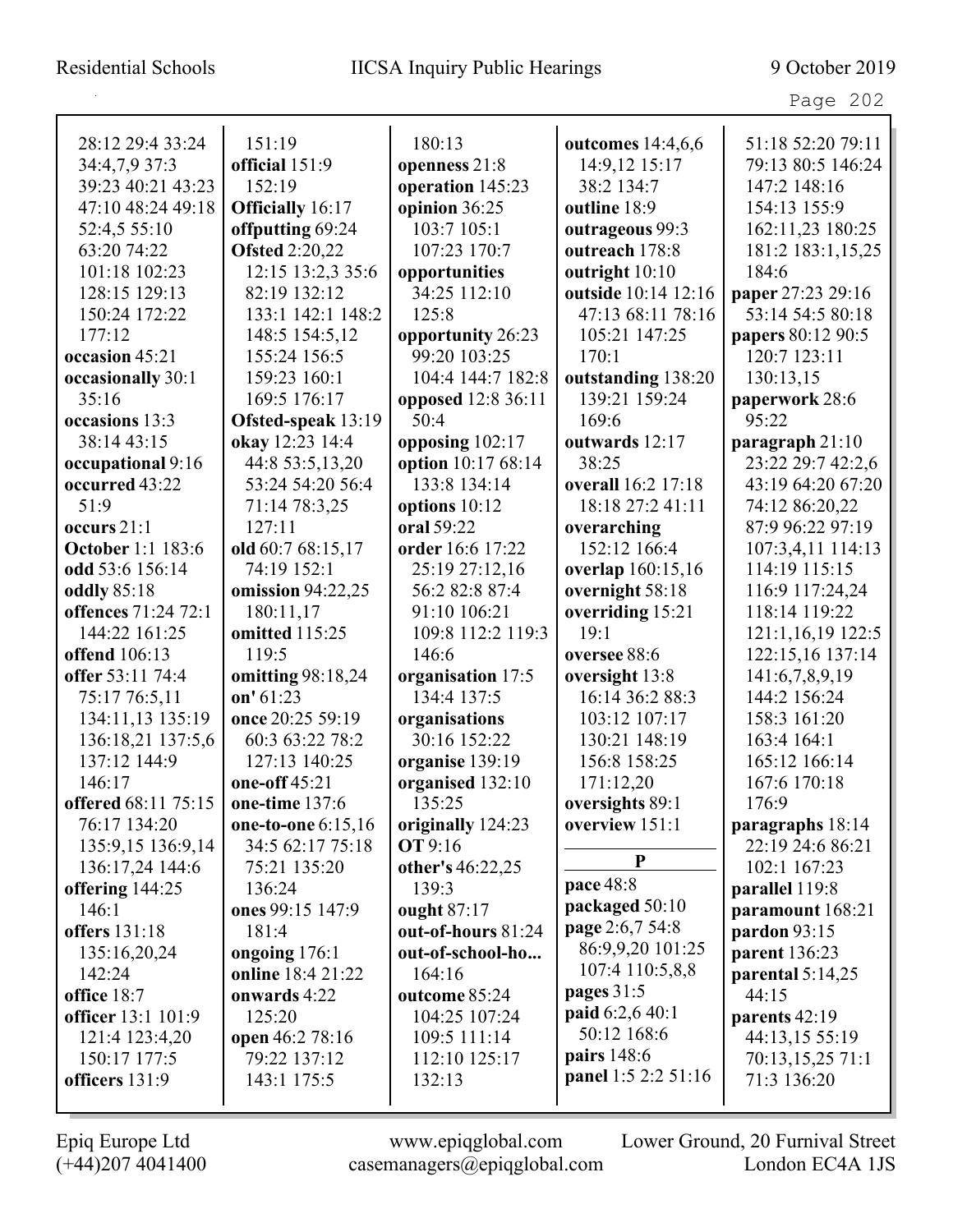28:12 29:4 33:24 34:4,7,9 37:3 39:23 40:21 43:23 47:10 48:24 49:18 52:4,5 55:10 63:20 74:22 101:18 102:23 128:15 129:13 150:24 172:22 177:12
**occasion** 45:21
**occasionally** 30:1 35:16
**occasions** 13:3 38:14 43:15
**occupational** 9:16
**occurred** 43:22 51:9
**occurs** 21:1
**October** 1:1 183:6
**odd** 53:6 156:14
**oddly** 85:18
**offences** 71:24 72:1 144:22 161:25
**offend** 106:13
**offer** 53:11 74:4 75:17 76:5,11 134:11,13 135:19 136:18,21 137:5,6 137:12 144:9 146:17
**offered** 68:11 75:15 76:17 134:20 135:9,15 136:9,14 136:17,24 144:6
**offering** 144:25 146:1
**offers** 131:18 135:16,20,24 142:24
**office** 18:7
**officer** 13:1 101:9 121:4 123:4,20 150:17 177:5
**officers** 131:9
151:19
**official** 151:9 152:19
**Officially** 16:17
**offputting** 69:24
**Ofsted** 2:20,22 12:15 13:2,3 35:6 82:19 132:12 133:1 142:1 148:2 148:5 154:5,12 155:24 156:5 159:23 160:1 169:5 176:17
**Ofsted-speak** 13:19
**okay** 12:23 14:4 44:8 53:5,13,20 53:24 54:20 56:4 71:14 78:3,25 127:11
**old** 60:7 68:15,17 74:19 152:1
**omission** 94:22,25 180:11,17
**omitted** 115:25 119:5
**omitting** 98:18,24
**on'** 61:23
**once** 20:25 59:19 60:3 63:22 78:2 127:13 140:25
**one-off** 45:21
**one-time** 137:6
**one-to-one** 6:15,16 34:5 62:17 75:18 75:21 135:20 136:24
**ones** 99:15 147:9 181:4
**ongoing** 176:1
**online** 18:4 21:22
**onwards** 4:22 125:20
**open** 46:2 78:16 79:22 137:12 143:1 175:5
180:13
**openness** 21:8
**operation** 145:23
**opinion** 36:25 103:7 105:1 107:23 170:7
**opportunities** 34:25 112:10 125:8
**opportunity** 26:23 99:20 103:25 104:4 144:7 182:8
**opposed** 12:8 36:11 50:4
**opposing** 102:17
**option** 10:17 68:14 133:8 134:14
**options** 10:12
**oral** 59:22
**order** 16:6 17:22 25:19 27:12,16 56:2 82:8 87:4 91:10 106:21 109:8 112:2 119:3 146:6
**organisation** 17:5 134:4 137:5
**organisations** 30:16 152:22
**organise** 139:19
**organised** 132:10 135:25
**originally** 124:23
**OT** 9:16
**other's** 46:22,25 139:3
**ought** 87:17
**out-of-hours** 81:24
**out-of-school-ho...** 164:16
**outcome** 85:24 104:25 107:24 109:5 111:14 112:10 125:17 132:13
**outcomes** 14:4,6,6 14:9,12 15:17 38:2 134:7
**outline** 18:9
**outrageous** 99:3
**outreach** 178:8
**outright** 10:10
**outside** 10:14 12:16 47:13 68:11 78:16 105:21 147:25 170:1
**outstanding** 138:20 139:21 159:24 169:6
**outwards** 12:17 38:25
**overall** 16:2 17:18 18:18 27:2 41:11
**overarching** 152:12 166:4
**overlap** 160:15,16
**overnight** 58:18
**overriding** 15:21 19:1
**oversee** 88:6
**oversight** 13:8 16:14 36:2 88:3 103:12 107:17 130:21 148:19 156:8 158:25 171:12,20
**oversights** 89:1
**overview** 151:1

**P**

**pace** 48:8
**packaged** 50:10
**page** 2:6,7 54:8 86:9,9,20 101:25 107:4 110:5,8,8
**pages** 31:5
**paid** 6:2,6 40:1 50:12 168:6
**pairs** 148:6
**panel** 1:5 2:2 51:16
51:18 52:20 79:11 79:13 80:5 146:24 147:2 148:16 154:13 155:9 162:11,23 180:25 181:2 183:1,15,25 184:6
**paper** 27:23 29:16 53:14 54:5 80:18
**papers** 80:12 90:5 120:7 123:11 130:13,15
**paperwork** 28:6 95:22
**paragraph** 21:10 23:22 29:7 42:2,6 43:19 64:20 67:20 74:12 86:20,22 87:9 96:22 97:19 107:3,4,11 114:13 114:19 115:15 116:9 117:24,24 118:14 119:22 121:1,16,19 122:5 122:15,16 137:14 141:6,7,8,9,19 144:2 156:24 158:3 161:20 163:4 164:1 165:12 166:14 167:6 170:18 176:9
**paragraphs** 18:14 22:19 24:6 86:21 102:1 167:23
**parallel** 119:8
**paramount** 168:21
**pardon** 93:15
**parent** 136:23
**parental** 5:14,25 44:15
**parents** 42:19 44:13,15 55:19 70:13,15,25 71:1 71:3 136:20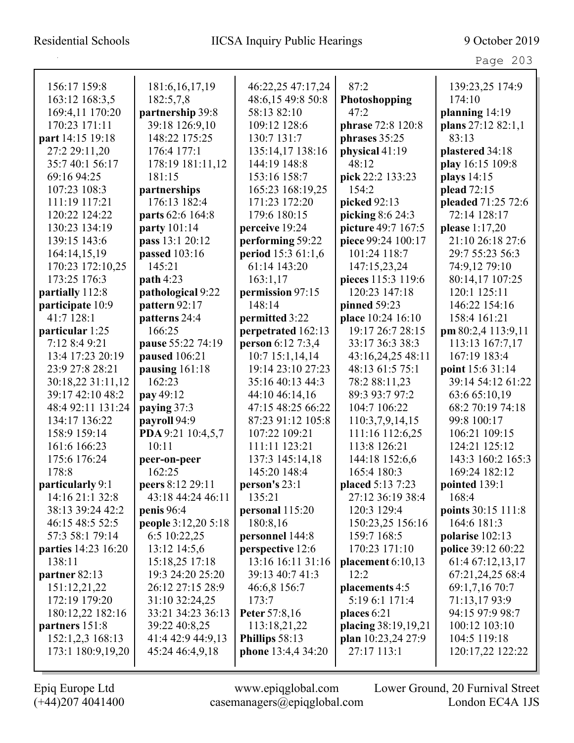156:17 159:8
163:12 168:3,5
169:4,11 170:20
170:23 171:11
**part** 14:15 19:18
27:2 29:11,20
35:7 40:1 56:17
69:16 94:25
107:23 108:3
111:19 117:21
120:22 124:22
130:23 134:19
139:15 143:6
164:14,15,19
170:23 172:10,25
173:25 176:3
**partially** 112:8
**participate** 10:9
41:7 128:1
**particular** 1:25
7:12 8:4 9:21
13:4 17:23 20:19
23:9 27:8 28:21
30:18,22 31:11,12
39:17 42:10 48:2
48:4 92:11 131:24
134:17 136:22
158:9 159:14
161:6 166:23
175:6 176:24
178:8
**particularly** 9:1
14:16 21:1 32:8
38:13 39:24 42:2
46:15 48:5 52:5
57:3 58:1 79:14
**parties** 14:23 16:20
138:11
**partner** 82:13
151:12,21,22
172:19 179:20
180:12,22 182:16
**partners** 151:8
152:1,2,3 168:13
173:1 180:9,19,20

181:6,16,17,19
182:5,7,8
**partnership** 39:8
39:18 126:9,10
148:22 175:25
176:4 177:1
178:19 181:11,12
181:15
**partnerships**
176:13 182:4
**parts** 62:6 164:8
**party** 101:14
**pass** 13:1 20:12
**passed** 103:16
145:21
**path** 4:23
**pathological** 9:22
**pattern** 92:17
**patterns** 24:4
166:25
**pause** 55:22 74:19
**paused** 106:21
**pausing** 161:18
162:23
**pay** 49:12
**paying** 37:3
**payroll** 94:9
**PDA** 9:21 10:4,5,7
10:11
**peer-on-peer**
162:25
**peers** 8:12 29:11
43:18 44:24 46:11
**penis** 96:4
**people** 3:12,20 5:18
6:5 10:22,25
13:12 14:5,6
15:18,25 17:18
19:3 24:20 25:20
26:12 27:15 28:9
31:10 32:24,25
33:21 34:23 36:13
39:22 40:8,25
41:4 42:9 44:9,13
45:24 46:4,9,18

46:22,25 47:17,24
48:6,15 49:8 50:8
58:13 82:10
109:12 128:6
130:7 131:7
135:14,17 138:16
144:19 148:8
153:16 158:7
165:23 168:19,25
171:23 172:20
179:6 180:15
**perceive** 19:24
**performing** 59:22
**period** 15:3 61:1,6
61:14 143:20
163:1,17
**permission** 97:15
148:14
**permitted** 3:22
**perpetrated** 162:13
**person** 6:12 7:3,4
10:7 15:1,14,14
19:14 23:10 27:23
35:16 40:13 44:3
44:10 46:14,16
47:15 48:25 66:22
87:23 91:12 105:8
107:22 109:21
111:11 123:21
137:3 145:14,18
145:20 148:4
**person's** 23:1
135:21
**personal** 115:20
180:8,16
**personnel** 144:8
**perspective** 12:6
13:16 16:11 31:16
39:13 40:7 41:3
46:6,8 156:7
173:7
**Peter** 57:8,16
113:18,21,22
**Phillips** 58:13
**phone** 13:4,4 34:20

87:2
**Photoshopping**
47:2
**phrase** 72:8 120:8
**phrases** 35:25
**physical** 41:19
48:12
**pick** 22:2 133:23
154:2
**picked** 92:13
**picking** 8:6 24:3
**picture** 49:7 167:5
**piece** 99:24 100:17
101:24 118:7
147:15,23,24
**pieces** 115:3 119:6
120:23 147:18
**pinned** 59:23
**place** 10:24 16:10
19:17 26:7 28:15
33:17 36:3 38:3
43:16,24,25 48:11
48:13 61:5 75:1
78:2 88:11,23
89:3 93:7 97:2
104:7 106:22
110:3,7,9,14,15
111:16 112:6,25
113:8 126:21
144:18 152:6,6
165:4 180:3
**placed** 5:13 7:23
27:12 36:19 38:4
120:3 129:4
150:23,25 156:16
159:7 168:5
170:23 171:10
**placement** 6:10,13
12:2
**placements** 4:5
5:19 6:1 171:4
**places** 6:21
**placing** 38:19,19,21
**plan** 10:23,24 27:9
27:17 113:1

139:23,25 174:9
174:10
**planning** 14:19
**plans** 27:12 82:1,1
83:13
**plastered** 34:18
**play** 16:15 109:8
**plays** 14:15
**plead** 72:15
**pleaded** 71:25 72:6
72:14 128:17
**please** 1:17,20
21:10 26:18 27:6
29:7 55:23 56:3
74:9,12 79:10
80:14,17 107:25
120:1 125:11
146:22 154:16
158:4 161:21
**pm** 80:2,4 113:9,11
113:13 167:7,17
167:19 183:4
**point** 15:6 31:14
39:14 54:12 61:22
63:6 65:10,19
68:2 70:19 74:18
99:8 100:17
106:21 109:15
124:21 125:12
143:3 160:2 165:3
169:24 182:12
**pointed** 139:1
168:4
**points** 30:15 111:8
164:6 181:3
**polarise** 102:13
**police** 39:12 60:22
61:4 67:12,13,17
67:21,24,25 68:4
69:1,7,16 70:7
71:13,17 93:9
94:15 97:9 98:7
100:12 103:10
104:5 119:18
120:17,22 122:22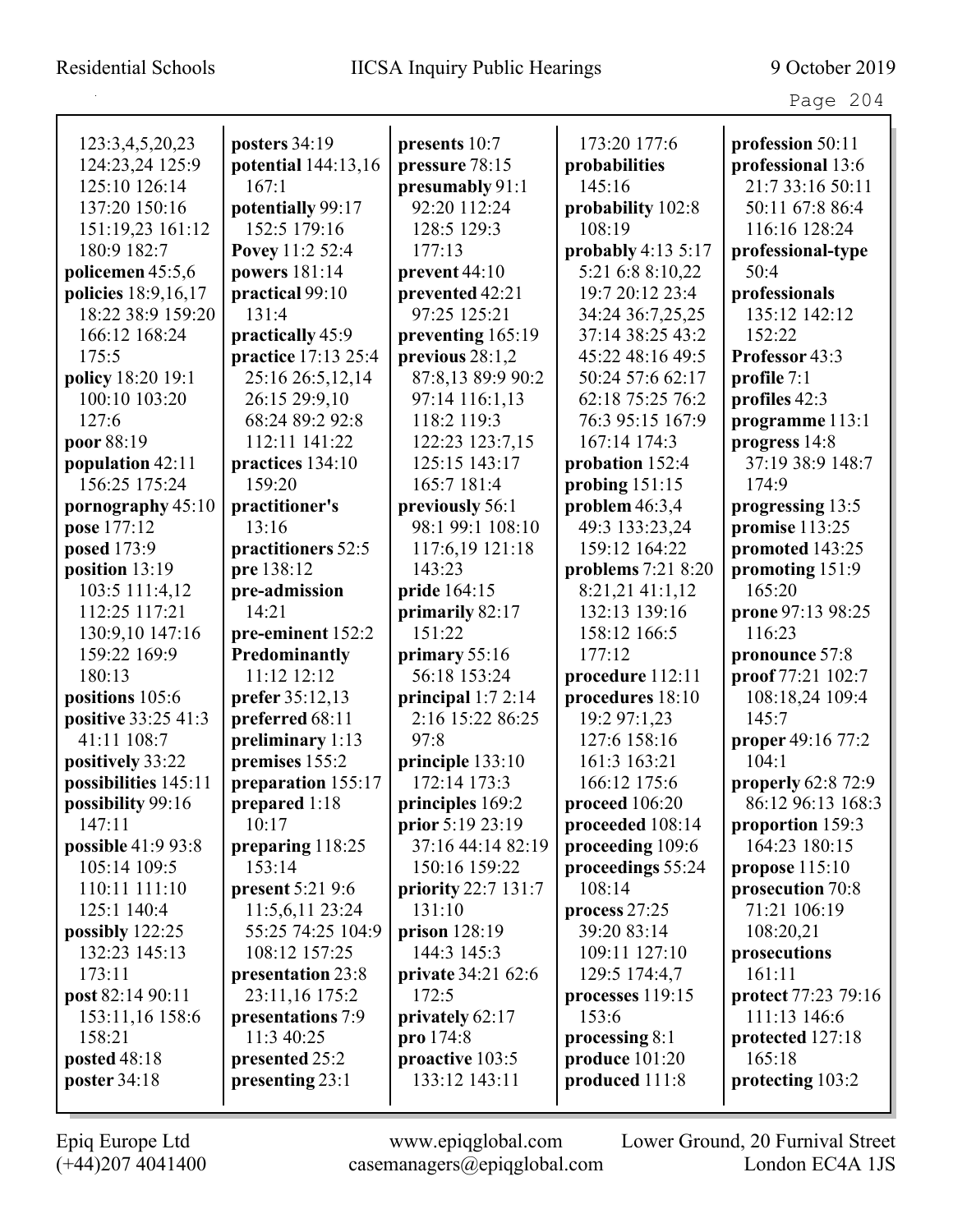123:3,4,5,20,23 124:23,24 125:9 125:10 126:14 137:20 150:16 151:19,23 161:12 180:9 182:7
**policemen** 45:5,6
**policies** 18:9,16,17 18:22 38:9 159:20 166:12 168:24 175:5
**policy** 18:20 19:1 100:10 103:20 127:6
**poor** 88:19
**population** 42:11 156:25 175:24
**pornography** 45:10
**pose** 177:12
**posed** 173:9
**position** 13:19 103:5 111:4,12 112:25 117:21 130:9,10 147:16 159:22 169:9 180:13
**positions** 105:6
**positive** 33:25 41:3 41:11 108:7
**positively** 33:22
**possibilities** 145:11
**possibility** 99:16 147:11
**possible** 41:9 93:8 105:14 109:5 110:11 111:10 125:1 140:4
**possibly** 122:25 132:23 145:13 173:11
**post** 82:14 90:11 153:11,16 158:6 158:21
**posted** 48:18
**poster** 34:18
**posters** 34:19
**potential** 144:13,16 167:1
**potentially** 99:17 152:5 179:16
**Povey** 11:2 52:4
**powers** 181:14
**practical** 99:10 131:4
**practically** 45:9
**practice** 17:13 25:4 25:16 26:5,12,14 26:15 29:9,10 68:24 89:2 92:8 112:11 141:22
**practices** 134:10 159:20
**practitioner's** 13:16
**practitioners** 52:5
**pre** 138:12
**pre-admission** 14:21
**pre-eminent** 152:2
**Predominantly** 11:12 12:12
**prefer** 35:12,13
**preferred** 68:11
**preliminary** 1:13
**premises** 155:2
**preparation** 155:17
**prepared** 1:18 10:17
**preparing** 118:25 153:14
**present** 5:21 9:6 11:5,6,11 23:24 55:25 74:25 104:9 108:12 157:25
**presentation** 23:8 23:11,16 175:2
**presentations** 7:9 11:3 40:25
**presented** 25:2
**presenting** 23:1
**presents** 10:7
**pressure** 78:15
**presumably** 91:1 92:20 112:24 128:5 129:3 177:13
**prevent** 44:10
**prevented** 42:21 97:25 125:21
**preventing** 165:19
**previous** 28:1,2 87:8,13 89:9 90:2 97:14 116:1,13 118:2 119:3 122:23 123:7,15 125:15 143:17 165:7 181:4
**previously** 56:1 98:1 99:1 108:10 117:6,19 121:18 143:23
**pride** 164:15
**primarily** 82:17 151:22
**primary** 55:16 56:18 153:24
**principal** 1:7 2:14 2:16 15:22 86:25 97:8
**principle** 133:10 172:14 173:3
**principles** 169:2
**prior** 5:19 23:19 37:16 44:14 82:19 150:16 159:22
**priority** 22:7 131:7 131:10
**prison** 128:19 144:3 145:3
**private** 34:21 62:6 172:5
**privately** 62:17
**pro** 174:8
**proactive** 103:5 133:12 143:11
173:20 177:6
**probabilities** 145:16
**probability** 102:8 108:19
**probably** 4:13 5:17 5:21 6:8 8:10,22 19:7 20:12 23:4 34:24 36:7,25,25 37:14 38:25 43:2 45:22 48:16 49:5 50:24 57:6 62:17 62:18 75:25 76:2 76:3 95:15 167:9 167:14 174:3
**probation** 152:4
**probing** 151:15
**problem** 46:3,4 49:3 133:23,24 159:12 164:22
**problems** 7:21 8:20 8:21,21 41:1,12 132:13 139:16 158:12 166:5 177:12
**procedure** 112:11
**procedures** 18:10 19:2 97:1,23 127:6 158:16 161:3 163:21 166:12 175:6
**proceed** 106:20
**proceeded** 108:14
**proceeding** 109:6
**proceedings** 55:24 108:14
**process** 27:25 39:20 83:14 109:11 127:10 129:5 174:4,7
**processes** 119:15 153:6
**processing** 8:1
**produce** 101:20
**produced** 111:8
**profession** 50:11
**professional** 13:6 21:7 33:16 50:11 50:11 67:8 86:4 116:16 128:24
**professional-type** 50:4
**professionals** 135:12 142:12 152:22
**Professor** 43:3
**profile** 7:1
**profiles** 42:3
**programme** 113:1
**progress** 14:8 37:19 38:9 148:7 174:9
**progressing** 13:5
**promise** 113:25
**promoted** 143:25
**promoting** 151:9 165:20
**prone** 97:13 98:25 116:23
**pronounce** 57:8
**proof** 77:21 102:7 108:18,24 109:4 145:7
**proper** 49:16 77:2 104:1
**properly** 62:8 72:9 86:12 96:13 168:3
**proportion** 159:3 164:23 180:15
**propose** 115:10
**prosecution** 70:8 71:21 106:19 108:20,21
**prosecutions** 161:11
**protect** 77:23 79:16 111:13 146:6
**protected** 127:18 165:18
**protecting** 103:2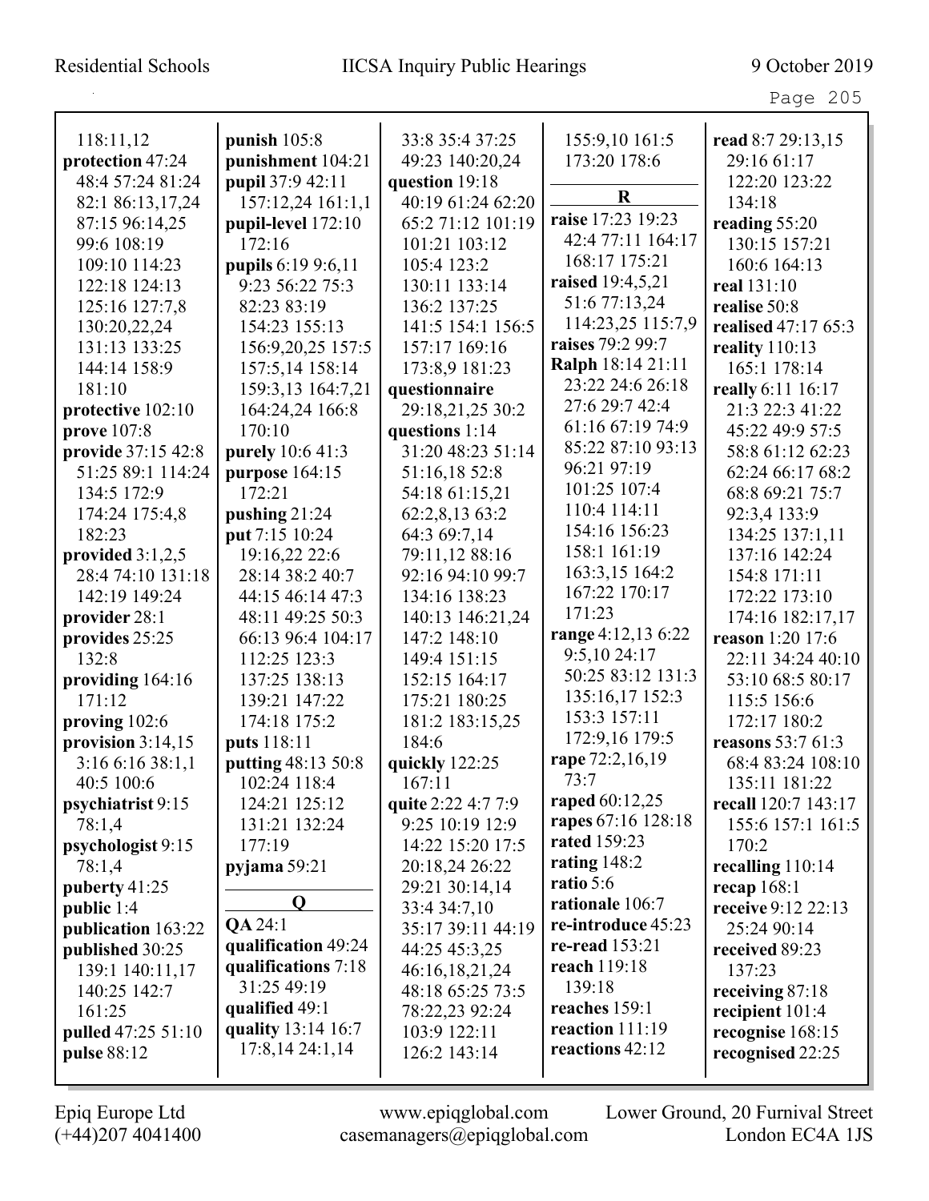118:11,12
**protection** 47:24 48:4 57:24 81:24 82:1 86:13,17,24 87:15 96:14,25 99:6 108:19 109:10 114:23 122:18 124:13 125:16 127:7,8 130:20,22,24 131:13 133:25 144:14 158:9 181:10
**protective** 102:10
**prove** 107:8
**provide** 37:15 42:8 51:25 89:1 114:24 134:5 172:9 174:24 175:4,8 182:23
**provided** 3:1,2,5 28:4 74:10 131:18 142:19 149:24
**provider** 28:1
**provides** 25:25 132:8
**providing** 164:16 171:12
**proving** 102:6
**provision** 3:14,15 3:16 6:16 38:1,1 40:5 100:6
**psychiatrist** 9:15 78:1,4
**psychologist** 9:15 78:1,4
**puberty** 41:25
**public** 1:4
**publication** 163:22
**published** 30:25 139:1 140:11,17 140:25 142:7 161:25
**pulled** 47:25 51:10
**pulse** 88:12
**punish** 105:8
**punishment** 104:21
**pupil** 37:9 42:11 157:12,24 161:1,1
**pupil-level** 172:10 172:16
**pupils** 6:19 9:6,11 9:23 56:22 75:3 82:23 83:19 154:23 155:13 156:9,20,25 157:5 157:5,14 158:14 159:3,13 164:7,21 164:24,24 166:8 170:10
**purely** 10:6 41:3
**purpose** 164:15 172:21
**pushing** 21:24
**put** 7:15 10:24 19:16,22 22:6 28:14 38:2 40:7 44:15 46:14 47:3 48:11 49:25 50:3 66:13 96:4 104:17 112:25 123:3 137:25 138:13 139:21 147:22 174:18 175:2
**puts** 118:11
**putting** 48:13 50:8 102:24 118:4 124:21 125:12 131:21 132:24 177:19
**pyjama** 59:21

**Q**

**QA** 24:1
**qualification** 49:24
**qualifications** 7:18 31:25 49:19
**qualified** 49:1
**quality** 13:14 16:7 17:8,14 24:1,14 33:8 35:4 37:25 49:23 140:20,24
**question** 19:18 40:19 61:24 62:20 65:2 71:12 101:19 101:21 103:12 105:4 123:2 130:11 133:14 136:2 137:25 141:5 154:1 156:5 157:17 169:16 173:8,9 181:23
**questionnaire** 29:18,21,25 30:2
**questions** 1:14 31:20 48:23 51:14 51:16,18 52:8 54:18 61:15,21 62:2,8,13 63:2 64:3 69:7,14 79:11,12 88:16 92:16 94:10 99:7 134:16 138:23 140:13 146:21,24 147:2 148:10 149:4 151:15 152:15 164:17 175:21 180:25 181:2 183:15,25 184:6
**quickly** 122:25 167:11
**quite** 2:22 4:7 7:9 9:25 10:19 12:9 14:22 15:20 17:5 20:18,24 26:22 29:21 30:14,14 33:4 34:7,10 35:17 39:11 44:19 44:25 45:3,25 46:16,18,21,24 48:18 65:25 73:5 78:22,23 92:24 103:9 122:11 126:2 143:14 155:9,10 161:5 173:20 178:6

**R**

**raise** 17:23 19:23 42:4 77:11 164:17 168:17 175:21
**raised** 19:4,5,21 51:6 77:13,24 114:23,25 115:7,9
**raises** 79:2 99:7
**Ralph** 18:14 21:11 23:22 24:6 26:18 27:6 29:7 42:4 61:16 67:19 74:9 85:22 87:10 93:13 96:21 97:19 101:25 107:4 110:4 114:11 154:16 156:23 158:1 161:19 163:3,15 164:2 167:22 170:17 171:23
**range** 4:12,13 6:22 9:5,10 24:17 50:25 83:12 131:3 135:16,17 152:3 153:3 157:11 172:9,16 179:5
**rape** 72:2,16,19 73:7
**raped** 60:12,25
**rapes** 67:16 128:18
**rated** 159:23
**rating** 148:2
**ratio** 5:6
**rationale** 106:7
**re-introduce** 45:23
**re-read** 153:21
**reach** 119:18 139:18
**reaches** 159:1
**reaction** 111:19
**reactions** 42:12
**read** 8:7 29:13,15 29:16 61:17 122:20 123:22 134:18
**reading** 55:20 130:15 157:21 160:6 164:13
**real** 131:10
**realise** 50:8
**realised** 47:17 65:3
**reality** 110:13 165:1 178:14
**really** 6:11 16:17 21:3 22:3 41:22 45:22 49:9 57:5 58:8 61:12 62:23 62:24 66:17 68:2 68:8 69:21 75:7 92:3,4 133:9 134:25 137:1,11 137:16 142:24 154:8 171:11 172:22 173:10 174:16 182:17,17
**reason** 1:20 17:6 22:11 34:24 40:10 53:10 68:5 80:17 115:5 156:6 172:17 180:2
**reasons** 53:7 61:3 68:4 83:24 108:10 135:11 181:22
**recall** 120:7 143:17 155:6 157:1 161:5 170:2
**recalling** 110:14
**recap** 168:1
**receive** 9:12 22:13 25:24 90:14
**received** 89:23 137:23
**receiving** 87:18
**recipient** 101:4
**recognise** 168:15
**recognised** 22:25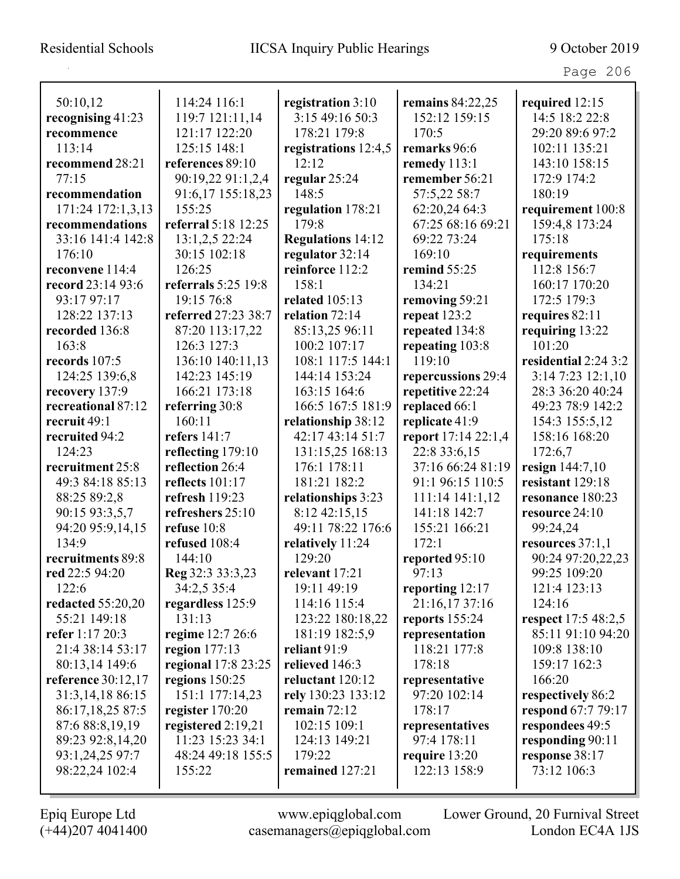50:10,12
**recognising** 41:23
**recommence** 113:14
**recommend** 28:21 77:15
**recommendation** 171:24 172:1,3,13
**recommendations** 33:16 141:4 142:8 176:10
**reconvene** 114:4
**record** 23:14 93:6 93:17 97:17 128:22 137:13
**recorded** 136:8 163:8
**records** 107:5 124:25 139:6,8
**recovery** 137:9
**recreational** 87:12
**recruit** 49:1
**recruited** 94:2 124:23
**recruitment** 25:8 49:3 84:18 85:13 88:25 89:2,8 90:15 93:3,5,7 94:20 95:9,14,15 134:9
**recruitments** 89:8
**red** 22:5 94:20 122:6
**redacted** 55:20,20 55:21 149:18
**refer** 1:17 20:3 21:4 38:14 53:17 80:13,14 149:6
**reference** 30:12,17 31:3,14,18 86:15 86:17,18,25 87:5 87:6 88:8,19,19 89:23 92:8,14,20 93:1,24,25 97:7 98:22,24 102:4 114:24 116:1 119:7 121:11,14 121:17 122:20 125:15 148:1
**references** 89:10 90:19,22 91:1,2,4 91:6,17 155:18,23 155:25
**referral** 5:18 12:25 13:1,2,5 22:24 30:15 102:18 126:25
**referrals** 5:25 19:8 19:15 76:8
**referred** 27:23 38:7 87:20 113:17,22 126:3 127:3 136:10 140:11,13 142:23 145:19 166:21 173:18
**referring** 30:8 160:11
**refers** 141:7
**reflecting** 179:10
**reflection** 26:4
**reflects** 101:17
**refresh** 119:23
**refreshers** 25:10
**refuse** 10:8
**refused** 108:4 144:10
**Reg** 32:3 33:3,23 34:2,5 35:4
**regardless** 125:9 131:13
**regime** 12:7 26:6
**region** 177:13
**regional** 17:8 23:25
**regions** 150:25 151:1 177:14,23
**register** 170:20
**registered** 2:19,21 11:23 15:23 34:1 48:24 49:18 155:5 155:22
**registration** 3:10 3:15 49:16 50:3 178:21 179:8
**registrations** 12:4,5 12:12
**regular** 25:24 148:5
**regulation** 178:21 179:8
**Regulations** 14:12
**regulator** 32:14
**reinforce** 112:2 158:1
**related** 105:13
**relation** 72:14 85:13,25 96:11 100:2 107:17 108:1 117:5 144:1 144:14 153:24 163:15 164:6 166:5 167:5 181:9
**relationship** 38:12 42:17 43:14 51:7 131:15,25 168:13 176:1 178:11 181:21 182:2
**relationships** 3:23 8:12 42:15,15 49:11 78:22 176:6
**relatively** 11:24 129:20
**relevant** 17:21 19:11 49:19 114:16 115:4 123:22 180:18,22 181:19 182:5,9
**reliant** 91:9
**relieved** 146:3
**reluctant** 120:12
**rely** 130:23 133:12
**remain** 72:12 102:15 109:1 124:13 149:21 179:22
**remained** 127:21
**remains** 84:22,25 152:12 159:15 170:5
**remarks** 96:6
**remedy** 113:1
**remember** 56:21 57:5,22 58:7 62:20,24 64:3 67:25 68:16 69:21 69:22 73:24 169:10
**remind** 55:25 134:21
**removing** 59:21
**repeat** 123:2
**repeated** 134:8
**repeating** 103:8 119:10
**repercussions** 29:4
**repetitive** 22:24
**replaced** 66:1
**replicate** 41:9
**report** 17:14 22:1,4 22:8 33:6,15 37:16 66:24 81:19 91:1 96:15 110:5 111:14 141:1,12 141:18 142:7 155:21 166:21 172:1
**reported** 95:10 97:13
**reporting** 12:17 21:16,17 37:16
**reports** 155:24
**representation** 118:21 177:8 178:18
**representative** 97:20 102:14 178:17
**representatives** 97:4 178:11
**require** 13:20 122:13 158:9
**required** 12:15 14:5 18:2 22:8 29:20 89:6 97:2 102:11 135:21 143:10 158:15 172:9 174:2 180:19
**requirement** 100:8 159:4,8 173:24 175:18
**requirements** 112:8 156:7 160:17 170:20 172:5 179:3
**requires** 82:11
**requiring** 13:22 101:20
**residential** 2:24 3:2 3:14 7:23 12:1,10 28:3 36:20 40:24 49:23 78:9 142:2 154:3 155:5,12 158:16 168:20 172:6,7
**resign** 144:7,10
**resistant** 129:18
**resonance** 180:23
**resource** 24:10 99:24,24
**resources** 37:1,1 90:24 97:20,22,23 99:25 109:20 121:4 123:13 124:16
**respect** 17:5 48:2,5 85:11 91:10 94:20 109:8 138:10 159:17 162:3 166:20
**respectively** 86:2
**respond** 67:7 79:17
**respondees** 49:5
**responding** 90:11
**response** 38:17 73:12 106:3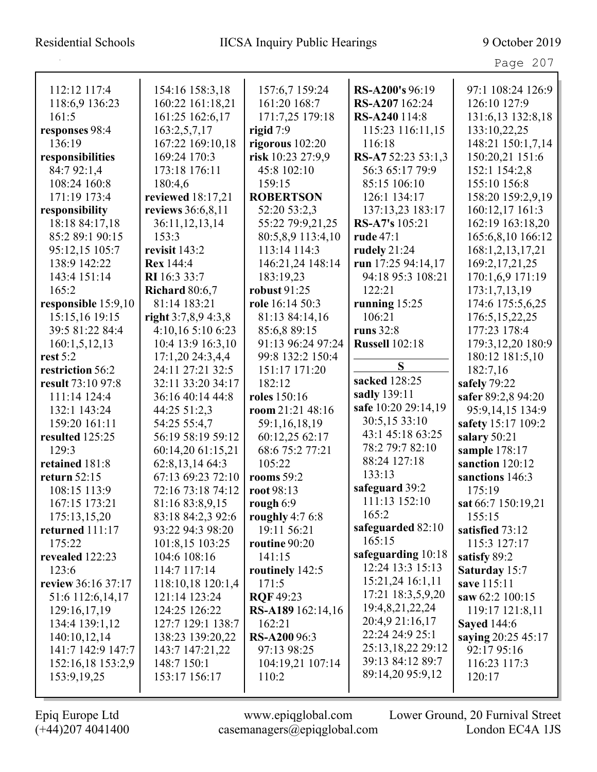112:12 117:4 118:6,9 136:23 161:5
**responses** 98:4 136:19
**responsibilities** 84:7 92:1,4 108:24 160:8 171:19 173:4
**responsibility** 18:18 84:17,18 85:2 89:1 90:15 95:12,15 105:7 138:9 142:22 143:4 151:14 165:2
**responsible** 15:9,10 15:15,16 19:15 39:5 81:22 84:4 160:1,5,12,13
**rest** 5:2
**restriction** 56:2
**result** 73:10 97:8 111:14 124:4 132:1 143:24 159:20 161:11
**resulted** 125:25 129:3
**retained** 181:8
**return** 52:15 108:15 113:9 167:15 173:21 175:13,15,20
**returned** 111:17 175:22
**revealed** 122:23 123:6
**review** 36:16 37:17 51:6 112:6,14,17 129:16,17,19 134:4 139:1,12 140:10,12,14 141:7 142:9 147:7 152:16,18 153:2,9 153:9,19,25 154:16 158:3,18 160:22 161:18,21 161:25 162:6,17 163:2,5,7,17 167:22 169:10,18 169:24 170:3 173:18 176:11 180:4,6
**reviewed** 18:17,21
**reviews** 36:6,8,11 36:11,12,13,14 153:3
**revisit** 143:2
**Rex** 144:4
**RI** 16:3 33:7
**Richard** 80:6,7 81:14 183:21
**right** 3:7,8,9 4:3,8 4:10,16 5:10 6:23 10:4 13:9 16:3,10 17:1,20 24:3,4,4 24:11 27:21 32:5 32:11 33:20 34:17 36:16 40:14 44:8 44:25 51:2,3 54:25 55:4,7 56:19 58:19 59:12 60:14,20 61:15,21 62:8,13,14 64:3 67:13 69:23 72:10 72:16 73:18 74:12 81:16 83:8,9,15 83:18 84:2,3 92:6 93:22 94:3 98:20 101:8,15 103:25 104:6 108:16 114:7 117:14 118:10,18 120:1,4 121:14 123:24 124:25 126:22 127:7 129:1 138:7 138:23 139:20,22 143:7 147:21,22 148:7 150:1 153:17 156:17 157:6,7 159:24 161:20 168:7 171:7,25 179:18
**rigid** 7:9
**rigorous** 102:20
**risk** 10:23 27:9,9 45:8 102:10 159:15
**ROBERTSON** 52:20 53:2,3 55:22 79:9,21,25 80:5,8,9 113:4,10 113:14 114:3 146:21,24 148:14 183:19,23
**robust** 91:25
**role** 16:14 50:3 81:13 84:14,16 85:6,8 89:15 91:13 96:24 97:24 99:8 132:2 150:4 151:17 171:20 182:12
**roles** 150:16
**room** 21:21 48:16 59:1,16,18,19 60:12,25 62:17 68:6 75:2 77:21 105:22
**rooms** 59:2
**root** 98:13
**rough** 6:9
**roughly** 4:7 6:8 19:11 56:21
**routine** 90:20 141:15
**routinely** 142:5 171:5
**RQF** 49:23
**RS-A189** 162:14,16 162:21
**RS-A200** 96:3 97:13 98:25 104:19,21 107:14 110:2
**RS-A200's** 96:19
**RS-A207** 162:24
**RS-A240** 114:8 115:23 116:11,15 116:18
**RS-A7** 52:23 53:1,3 56:3 65:17 79:9 85:15 106:10 126:1 134:17 137:13,23 183:17
**RS-A7's** 105:21
**rude** 47:1
**rudely** 21:24
**run** 17:25 94:14,17 94:18 95:3 108:21 122:21
**running** 15:25 106:21
**runs** 32:8
**Russell** 102:18

## S

**sacked** 128:25
**sadly** 139:11
**safe** 10:20 29:14,19 30:5,15 33:10 43:1 45:18 63:25 78:2 79:7 82:10 88:24 127:18 133:13
**safeguard** 39:2 111:13 152:10 165:2
**safeguarded** 82:10 165:15
**safeguarding** 10:18 12:24 13:3 15:13 15:21,24 16:1,11 17:21 18:3,5,9,20 19:4,8,21,22,24 20:4,9 21:16,17 22:24 24:9 25:1 25:13,18,22 29:12 39:13 84:12 89:7 89:14,20 95:9,12 97:1 108:24 126:9 126:10 127:9 131:6,13 132:8,18 133:10,22,25 148:21 150:1,7,14 150:20,21 151:6 152:1 154:2,8 155:10 156:8 158:20 159:2,9,19 160:12,17 161:3 162:19 163:18,20 165:6,8,10 166:12 168:1,2,13,17,21 169:2,17,21,25 170:1,6,9 171:19 173:1,7,13,19 174:6 175:5,6,25 176:5,15,22,25 177:23 178:4 179:3,12,20 180:9 180:12 181:5,10 182:7,16
**safely** 79:22
**safer** 89:2,8 94:20 95:9,14,15 134:9
**safety** 15:17 109:2
**salary** 50:21
**sample** 178:17
**sanction** 120:12
**sanctions** 146:3 175:19
**sat** 66:7 150:19,21 155:15
**satisfied** 73:12 115:3 127:17
**satisfy** 89:2
**Saturday** 15:7
**save** 115:11
**saw** 62:2 100:15 119:17 121:8,11
**Sayed** 144:6
**saying** 20:25 45:17 92:17 95:16 116:23 117:3 120:17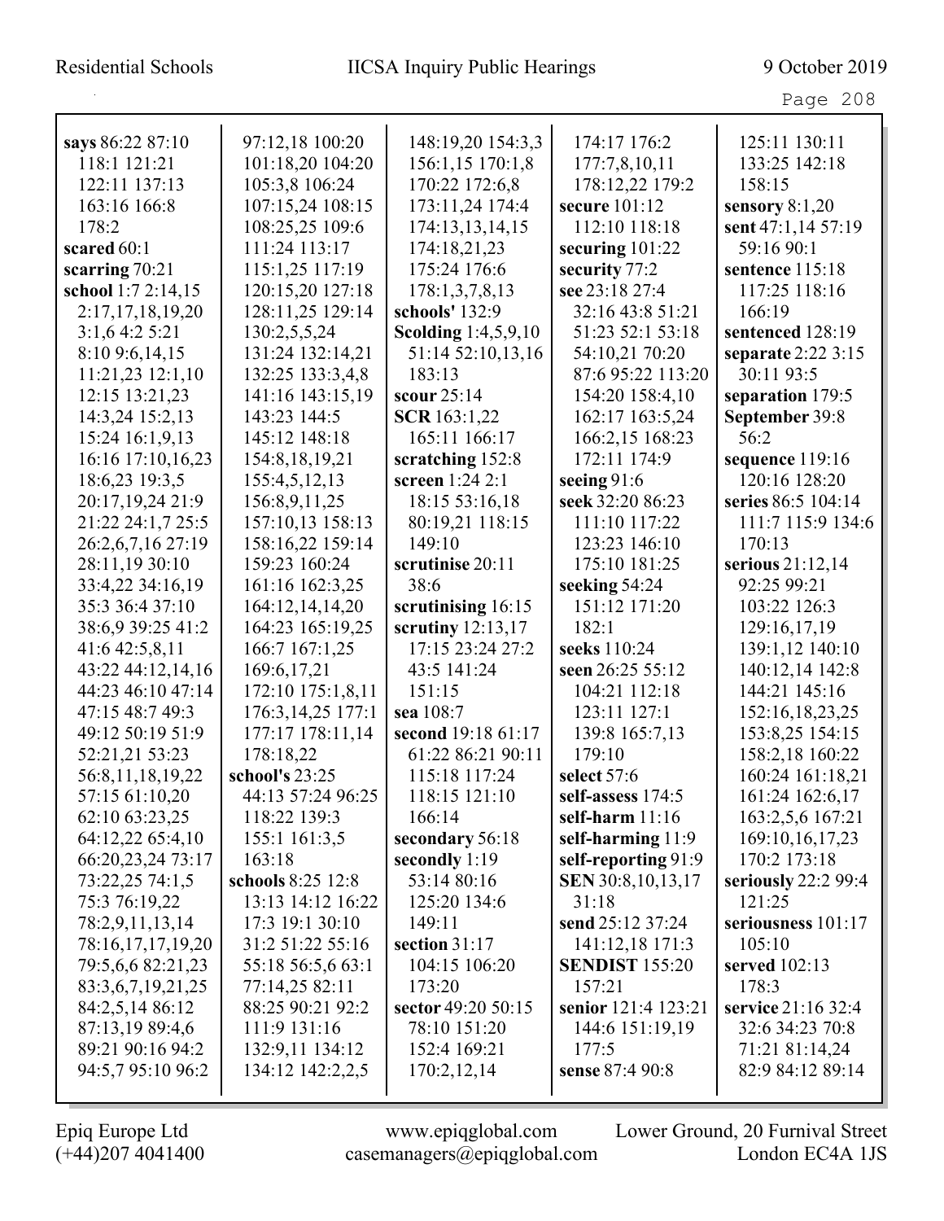**says** 86:22 87:10 118:1 121:21 122:11 137:13 163:16 166:8 178:2
**scared** 60:1
**scarring** 70:21
**school** 1:7 2:14,15 2:17,17,18,19,20 3:1,6 4:2 5:21 8:10 9:6,14,15 11:21,23 12:1,10 12:15 13:21,23 14:3,24 15:2,13 15:24 16:1,9,13 16:16 17:10,16,23 18:6,23 19:3,5 20:17,19,24 21:9 21:22 24:1,7 25:5 26:2,6,7,16 27:19 28:11,19 30:10 33:4,22 34:16,19 35:3 36:4 37:10 38:6,9 39:25 41:2 41:6 42:5,8,11 43:22 44:12,14,16 44:23 46:10 47:14 47:15 48:7 49:3 49:12 50:19 51:9 52:21,21 53:23 56:8,11,18,19,22 57:15 61:10,20 62:10 63:23,25 64:12,22 65:4,10 66:20,23,24 73:17 73:22,25 74:1,5 75:3 76:19,22 78:2,9,11,13,14 78:16,17,17,19,20 79:5,6,6 82:21,23 83:3,6,7,19,21,25 84:2,5,14 86:12 87:13,19 89:4,6 89:21 90:16 94:2 94:5,7 95:10 96:2 97:12,18 100:20 101:18,20 104:20 105:3,8 106:24 107:15,24 108:15 108:25,25 109:6 111:24 113:17 115:1,25 117:19 120:15,20 127:18 128:11,25 129:14 130:2,5,5,24 131:24 132:14,21 132:25 133:3,4,8 141:16 143:15,19 143:23 144:5 145:12 148:18 154:8,18,19,21 155:4,5,12,13 156:8,9,11,25 157:10,13 158:13 158:16,22 159:14 159:23 160:24 161:16 162:3,25 164:12,14,14,20 164:23 165:19,25 166:7 167:1,25 169:6,17,21 172:10 175:1,8,11 176:3,14,25 177:1 177:17 178:11,14 178:18,22
**school's** 23:25 44:13 57:24 96:25 118:22 139:3 155:1 161:3,5 163:18
**schools** 8:25 12:8 13:13 14:12 16:22 17:3 19:1 30:10 31:2 51:22 55:16 55:18 56:5,6 63:1 77:14,25 82:11 88:25 90:21 92:2 111:9 131:16 132:9,11 134:12 134:12 142:2,2,5 148:19,20 154:3,3 156:1,15 170:1,8 170:22 172:6,8 173:11,24 174:4 174:13,13,14,15 174:18,21,23 175:24 176:6 178:1,3,7,8,13
**schools'** 132:9
**Scolding** 1:4,5,9,10 51:14 52:10,13,16 183:13
**scour** 25:14
**SCR** 163:1,22 165:11 166:17
**scratching** 152:8
**screen** 1:24 2:1 18:15 53:16,18 80:19,21 118:15 149:10
**scrutinise** 20:11 38:6
**scrutinising** 16:15
**scrutiny** 12:13,17 17:15 23:24 27:2 43:5 141:24 151:15
**sea** 108:7
**second** 19:18 61:17 61:22 86:21 90:11 115:18 117:24 118:15 121:10 166:14
**secondary** 56:18
**secondly** 1:19 53:14 80:16 125:20 134:6 149:11
**section** 31:17 104:15 106:20 173:20
**sector** 49:20 50:15 78:10 151:20 152:4 169:21 170:2,12,14 174:17 176:2 177:7,8,10,11 178:12,22 179:2
**secure** 101:12 112:10 118:18
**securing** 101:22
**security** 77:2
**see** 23:18 27:4 32:16 43:8 51:21 51:23 52:1 53:18 54:10,21 70:20 87:6 95:22 113:20 154:20 158:4,10 162:17 163:5,24 166:2,15 168:23 172:11 174:9
**seeing** 91:6
**seek** 32:20 86:23 111:10 117:22 123:23 146:10 175:10 181:25
**seeking** 54:24 151:12 171:20 182:1
**seeks** 110:24
**seen** 26:25 55:12 104:21 112:18 123:11 127:1 139:8 165:7,13 179:10
**select** 57:6
**self-assess** 174:5
**self-harm** 11:16
**self-harming** 11:9
**self-reporting** 91:9
**SEN** 30:8,10,13,17 31:18
**send** 25:12 37:24 141:12,18 171:3
**SENDIST** 155:20 157:21
**senior** 121:4 123:21 144:6 151:19,19 177:5
**sense** 87:4 90:8 125:11 130:11 133:25 142:18 158:15
**sensory** 8:1,20
**sent** 47:1,14 57:19 59:16 90:1
**sentence** 115:18 117:25 118:16 166:19
**sentenced** 128:19
**separate** 2:22 3:15 30:11 93:5
**separation** 179:5
**September** 39:8 56:2
**sequence** 119:16 120:16 128:20
**series** 86:5 104:14 111:7 115:9 134:6 170:13
**serious** 21:12,14 92:25 99:21 103:22 126:3 129:16,17,19 139:1,12 140:10 140:12,14 142:8 144:21 145:16 152:16,18,23,25 153:8,25 154:15 158:2,18 160:22 160:24 161:18,21 161:24 162:6,17 163:2,5,6 167:21 169:10,16,17,23 170:2 173:18
**seriously** 22:2 99:4 121:25
**seriousness** 101:17 105:10
**served** 102:13 178:3
**service** 21:16 32:4 32:6 34:23 70:8 71:21 81:14,24 82:9 84:12 89:14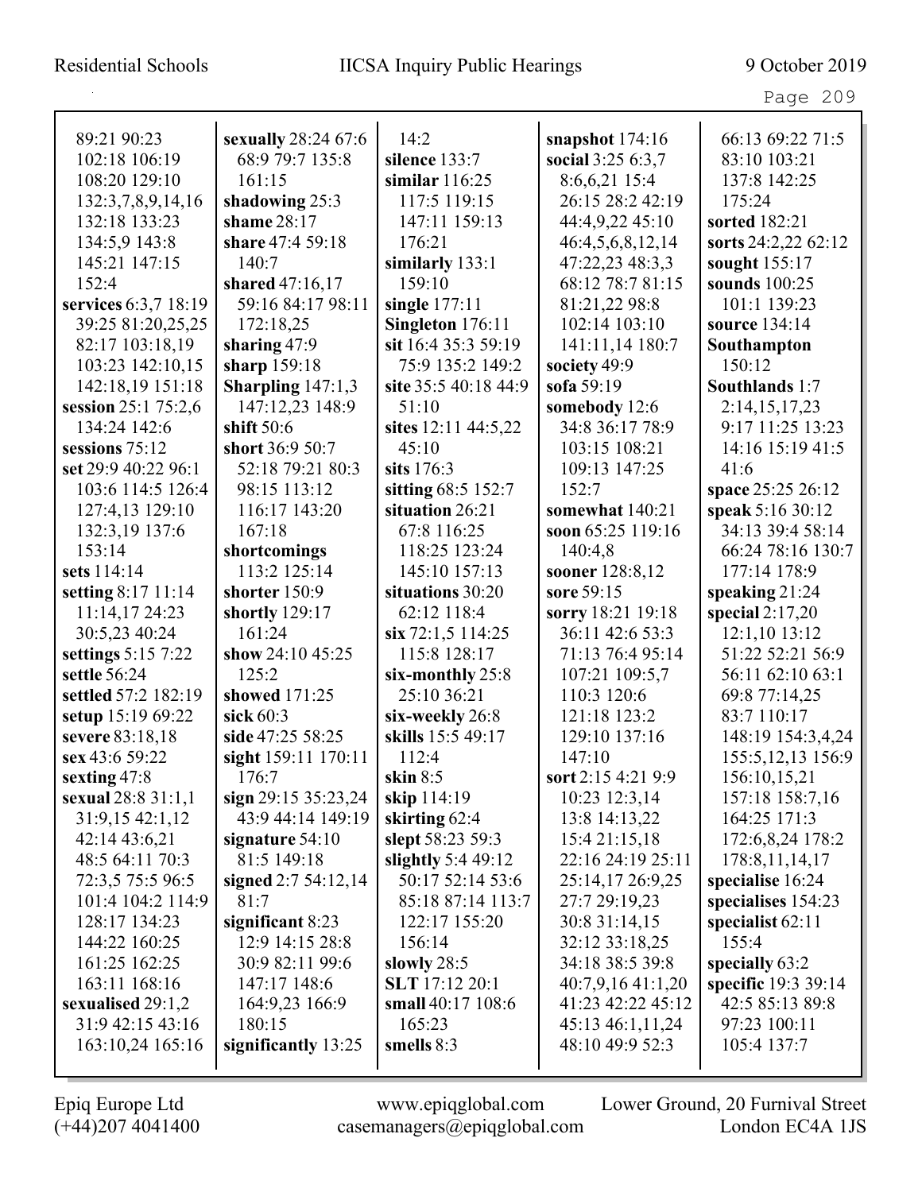89:21 90:23
102:18 106:19
108:20 129:10
132:3,7,8,9,14,16
132:18 133:23
134:5,9 143:8
145:21 147:15
152:4
**services** 6:3,7 18:19
39:25 81:20,25,25
82:17 103:18,19
103:23 142:10,15
142:18,19 151:18
**session** 25:1 75:2,6
134:24 142:6
**sessions** 75:12
**set** 29:9 40:22 96:1
103:6 114:5 126:4
127:4,13 129:10
132:3,19 137:6
153:14
**sets** 114:14
**setting** 8:17 11:14
11:14,17 24:23
30:5,23 40:24
**settings** 5:15 7:22
**settle** 56:24
**settled** 57:2 182:19
**setup** 15:19 69:22
**severe** 83:18,18
**sex** 43:6 59:22
**sexting** 47:8
**sexual** 28:8 31:1,1
31:9,15 42:1,12
42:14 43:6,21
48:5 64:11 70:3
72:3,5 75:5 96:5
101:4 104:2 114:9
128:17 134:23
144:22 160:25
161:25 162:25
163:11 168:16
**sexualised** 29:1,2
31:9 42:15 43:16
163:10,24 165:16

**sexually** 28:24 67:6
68:9 79:7 135:8
161:15
**shadowing** 25:3
**shame** 28:17
**share** 47:4 59:18
140:7
**shared** 47:16,17
59:16 84:17 98:11
172:18,25
**sharing** 47:9
**sharp** 159:18
**Sharpling** 147:1,3
147:12,23 148:9
**shift** 50:6
**short** 36:9 50:7
52:18 79:21 80:3
98:15 113:12
116:17 143:20
167:18
**shortcomings**
113:2 125:14
**shorter** 150:9
**shortly** 129:17
161:24
**show** 24:10 45:25
125:2
**showed** 171:25
**sick** 60:3
**side** 47:25 58:25
**sight** 159:11 170:11
176:7
**sign** 29:15 35:23,24
43:9 44:14 149:19
**signature** 54:10
81:5 149:18
**signed** 2:7 54:12,14
81:7
**significant** 8:23
12:9 14:15 28:8
30:9 82:11 99:6
147:17 148:6
164:9,23 166:9
180:15
**significantly** 13:25

14:2
**silence** 133:7
**similar** 116:25
117:5 119:15
147:11 159:13
176:21
**similarly** 133:1
159:10
**single** 177:11
**Singleton** 176:11
**sit** 16:4 35:3 59:19
75:9 135:2 149:2
**site** 35:5 40:18 44:9
51:10
**sites** 12:11 44:5,22
45:10
**sits** 176:3
**sitting** 68:5 152:7
**situation** 26:21
67:8 116:25
118:25 123:24
145:10 157:13
**situations** 30:20
62:12 118:4
**six** 72:1,5 114:25
115:8 128:17
**six-monthly** 25:8
25:10 36:21
**six-weekly** 26:8
**skills** 15:5 49:17
112:4
**skin** 8:5
**skip** 114:19
**skirting** 62:4
**slept** 58:23 59:3
**slightly** 5:4 49:12
50:17 52:14 53:6
85:18 87:14 113:7
122:17 155:20
156:14
**slowly** 28:5
**SLT** 17:12 20:1
**small** 40:17 108:6
165:23
**smells** 8:3

**snapshot** 174:16
**social** 3:25 6:3,7
8:6,6,21 15:4
26:15 28:2 42:19
44:4,9,22 45:10
46:4,5,6,8,12,14
47:22,23 48:3,3
68:12 78:7 81:15
81:21,22 98:8
102:14 103:10
141:11,14 180:7
**society** 49:9
**sofa** 59:19
**somebody** 12:6
34:8 36:17 78:9
103:15 108:21
109:13 147:25
152:7
**somewhat** 140:21
**soon** 65:25 119:16
140:4,8
**sooner** 128:8,12
**sore** 59:15
**sorry** 18:21 19:18
36:11 42:6 53:3
71:13 76:4 95:14
107:21 109:5,7
110:3 120:6
121:18 123:2
129:10 137:16
147:10
**sort** 2:15 4:21 9:9
10:23 12:3,14
13:8 14:13,22
15:4 21:15,18
22:16 24:19 25:11
25:14,17 26:9,25
27:7 29:19,23
30:8 31:14,15
32:12 33:18,25
34:18 38:5 39:8
40:7,9,16 41:1,20
41:23 42:22 45:12
45:13 46:1,11,24
48:10 49:9 52:3

66:13 69:22 71:5
83:10 103:21
137:8 142:25
175:24
**sorted** 182:21
**sorts** 24:2,22 62:12
**sought** 155:17
**sounds** 100:25
101:1 139:23
**source** 134:14
**Southampton**
150:12
**Southlands** 1:7
2:14,15,17,23
9:17 11:25 13:23
14:16 15:19 41:5
41:6
**space** 25:25 26:12
**speak** 5:16 30:12
34:13 39:4 58:14
66:24 78:16 130:7
177:14 178:9
**speaking** 21:24
**special** 2:17,20
12:1,10 13:12
51:22 52:21 56:9
56:11 62:10 63:1
69:8 77:14,25
83:7 110:17
148:19 154:3,4,24
155:5,12,13 156:9
156:10,15,21
157:18 158:7,16
164:25 171:3
172:6,8,24 178:2
178:8,11,14,17
**specialise** 16:24
**specialises** 154:23
**specialist** 62:11
155:4
**specially** 63:2
**specific** 19:3 39:14
42:5 85:13 89:8
97:23 100:11
105:4 137:7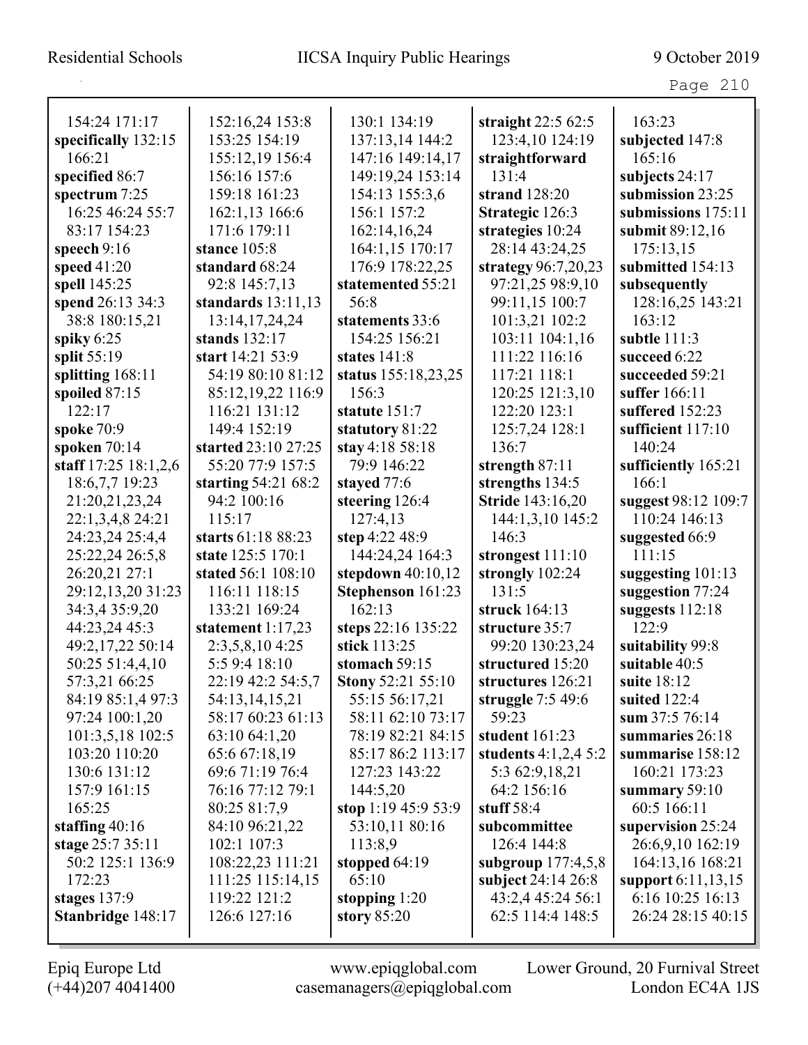154:24 171:17
**specifically** 132:15 166:21
**specified** 86:7
**spectrum** 7:25 16:25 46:24 55:7 83:17 154:23
**speech** 9:16
**speed** 41:20
**spell** 145:25
**spend** 26:13 34:3 38:8 180:15,21
**spiky** 6:25
**split** 55:19
**splitting** 168:11
**spoiled** 87:15 122:17
**spoke** 70:9
**spoken** 70:14
**staff** 17:25 18:1,2,6 18:6,7,7 19:23 21:20,21,23,24 22:1,3,4,8 24:21 24:23,24 25:4,4 25:22,24 26:5,8 26:20,21 27:1 29:12,13,20 31:23 34:3,4 35:9,20 44:23,24 45:3 49:2,17,22 50:14 50:25 51:4,4,10 57:3,21 66:25 84:19 85:1,4 97:3 97:24 100:1,20 101:3,5,18 102:5 103:20 110:20 130:6 131:12 157:9 161:15 165:25
**staffing** 40:16
**stage** 25:7 35:11 50:2 125:1 136:9 172:23
**stages** 137:9
**Stanbridge** 148:17

152:16,24 153:8 153:25 154:19 155:12,19 156:4 156:16 157:6 159:18 161:23 162:1,13 166:6 171:6 179:11
**stance** 105:8
**standard** 68:24 92:8 145:7,13
**standards** 13:11,13 13:14,17,24,24
**stands** 132:17
**start** 14:21 53:9 54:19 80:10 81:12 85:12,19,22 116:9 116:21 131:12 149:4 152:19
**started** 23:10 27:25 55:20 77:9 157:5
**starting** 54:21 68:2 94:2 100:16 115:17
**starts** 61:18 88:23
**state** 125:5 170:1
**stated** 56:1 108:10 116:11 118:15 133:21 169:24
**statement** 1:17,23 2:3,5,8,10 4:25 5:5 9:4 18:10 22:19 42:2 54:5,7 54:13,14,15,21 58:17 60:23 61:13 63:10 64:1,20 65:6 67:18,19 69:6 71:19 76:4 76:16 77:12 79:1 80:25 81:7,9 84:10 96:21,22 102:1 107:3 108:22,23 111:21 111:25 115:14,15 119:22 121:2 126:6 127:16

130:1 134:19 137:13,14 144:2 147:16 149:14,17 149:19,24 153:14 154:13 155:3,6 156:1 157:2 162:14,16,24 164:1,15 170:17 176:9 178:22,25
**statemented** 55:21 56:8
**statements** 33:6 154:25 156:21
**states** 141:8
**status** 155:18,23,25 156:3
**statute** 151:7
**statutory** 81:22
**stay** 4:18 58:18 79:9 146:22
**stayed** 77:6
**steering** 126:4 127:4,13
**step** 4:22 48:9 144:24,24 164:3
**stepdown** 40:10,12
**Stephenson** 161:23 162:13
**steps** 22:16 135:22
**stick** 113:25
**stomach** 59:15
**Stony** 52:21 55:10 55:15 56:17,21 58:11 62:10 73:17 78:19 82:21 84:15 85:17 86:2 113:17 127:23 143:22 144:5,20
**stop** 1:19 45:9 53:9 53:10,11 80:16 113:8,9
**stopped** 64:19 65:10
**stopping** 1:20
**story** 85:20

**straight** 22:5 62:5 123:4,10 124:19
**straightforward** 131:4
**strand** 128:20
**Strategic** 126:3
**strategies** 10:24 28:14 43:24,25
**strategy** 96:7,20,23 97:21,25 98:9,10 99:11,15 100:7 101:3,21 102:2 103:11 104:1,16 111:22 116:16 117:21 118:1 120:25 121:3,10 122:20 123:1 125:7,24 128:1 136:7
**strength** 87:11
**strengths** 134:5
**Stride** 143:16,20 144:1,3,10 145:2 146:3
**strongest** 111:10
**strongly** 102:24 131:5
**struck** 164:13
**structure** 35:7 99:20 130:23,24
**structured** 15:20
**structures** 126:21
**struggle** 7:5 49:6 59:23
**student** 161:23
**students** 4:1,2,4 5:2 5:3 62:9,18,21 64:2 156:16
**stuff** 58:4
**subcommittee** 126:4 144:8
**subgroup** 177:4,5,8
**subject** 24:14 26:8 43:2,4 45:24 56:1 62:5 114:4 148:5

163:23
**subjected** 147:8 165:16
**subjects** 24:17
**submission** 23:25
**submissions** 175:11
**submit** 89:12,16 175:13,15
**submitted** 154:13
**subsequently** 128:16,25 143:21 163:12
**subtle** 111:3
**succeed** 6:22
**succeeded** 59:21
**suffer** 166:11
**suffered** 152:23
**sufficient** 117:10 140:24
**sufficiently** 165:21 166:1
**suggest** 98:12 109:7 110:24 146:13
**suggested** 66:9 111:15
**suggesting** 101:13
**suggestion** 77:24
**suggests** 112:18 122:9
**suitability** 99:8
**suitable** 40:5
**suite** 18:12
**suited** 122:4
**sum** 37:5 76:14
**summaries** 26:18
**summarise** 158:12 160:21 173:23
**summary** 59:10 60:5 166:11
**supervision** 25:24 26:6,9,10 162:19 164:13,16 168:21
**support** 6:11,13,15 6:16 10:25 16:13 26:24 28:15 40:15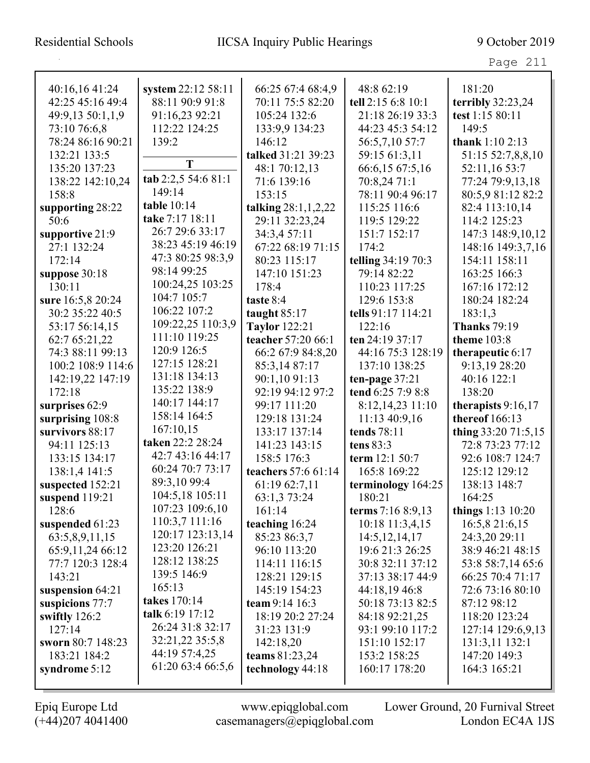40:16,16 41:24
42:25 45:16 49:4
49:9,13 50:1,1,9
73:10 76:6,8
78:24 86:16 90:21
132:21 133:5
135:20 137:23
138:22 142:10,24
158:8
**supporting** 28:22
50:6
**supportive** 21:9
27:1 132:24
172:14
**suppose** 30:18
130:11
**sure** 16:5,8 20:24
30:2 35:22 40:5
53:17 56:14,15
62:7 65:21,22
74:3 88:11 99:13
100:2 108:9 114:6
142:19,22 147:19
172:18
**surprises** 62:9
**surprising** 108:8
**survivors** 88:17
94:11 125:13
133:15 134:17
138:1,4 141:5
**suspected** 152:21
**suspend** 119:21
128:6
**suspended** 61:23
63:5,8,9,11,15
65:9,11,24 66:12
77:7 120:3 128:4
143:21
**suspension** 64:21
**suspicions** 77:7
**swiftly** 126:2
127:14
**sworn** 80:7 148:23
183:21 184:2
**syndrome** 5:12
**system** 22:12 58:11
88:11 90:9 91:8
91:16,23 92:21
112:22 124:25
139:2

**T**

**tab** 2:2,5 54:6 81:1
149:14
**table** 10:14
**take** 7:17 18:11
26:7 29:6 33:17
38:23 45:19 46:19
47:3 80:25 98:3,9
98:14 99:25
100:24,25 103:25
104:7 105:7
106:22 107:2
109:22,25 110:3,9
111:10 119:25
120:9 126:5
127:15 128:21
131:18 134:13
135:22 138:9
140:17 144:17
158:14 164:5
167:10,15
**taken** 22:2 28:24
42:7 43:16 44:17
60:24 70:7 73:17
89:3,10 99:4
104:5,18 105:11
107:23 109:6,10
110:3,7 111:16
120:17 123:13,14
123:20 126:21
128:12 138:25
139:5 146:9
165:13
**takes** 170:14
**talk** 6:19 17:12
26:24 31:8 32:17
32:21,22 35:5,8
44:19 57:4,25
61:20 63:4 66:5,6
66:25 67:4 68:4,9
70:11 75:5 82:20
105:24 132:6
133:9,9 134:23
146:12
**talked** 31:21 39:23
48:1 70:12,13
71:6 139:16
153:15
**talking** 28:1,1,2,22
29:11 32:23,24
34:3,4 57:11
67:22 68:19 71:15
80:23 115:17
147:10 151:23
178:4
**taste** 8:4
**taught** 85:17
**Taylor** 122:21
**teacher** 57:20 66:1
66:2 67:9 84:8,20
85:3,14 87:17
90:1,10 91:13
92:19 94:12 97:2
99:17 111:20
129:18 131:24
133:17 137:14
141:23 143:15
158:5 176:3
**teachers** 57:6 61:14
61:19 62:7,11
63:1,3 73:24
161:14
**teaching** 16:24
85:23 86:3,7
96:10 113:20
114:11 116:15
128:21 129:15
145:19 154:23
**team** 9:14 16:3
18:19 20:2 27:24
31:23 131:9
142:18,20
**teams** 81:23,24
**technology** 44:18
48:8 62:19
**tell** 2:15 6:8 10:1
21:18 26:19 33:3
44:23 45:3 54:12
56:5,7,10 57:7
59:15 61:3,11
66:6,15 67:5,16
70:8,24 71:1
78:11 90:4 96:17
115:25 116:6
119:5 129:22
151:7 152:17
174:2
**telling** 34:19 70:3
79:14 82:22
110:23 117:25
129:6 153:8
**tells** 91:17 114:21
122:16
**ten** 24:19 37:17
44:16 75:3 128:19
137:10 138:25
**ten-page** 37:21
**tend** 6:25 7:9 8:8
8:12,14,23 11:10
11:13 40:9,16
**tends** 78:11
**tens** 83:3
**term** 12:1 50:7
165:8 169:22
**terminology** 164:25
180:21
**terms** 7:16 8:9,13
10:18 11:3,4,15
14:5,12,14,17
19:6 21:3 26:25
30:8 32:11 37:12
37:13 38:17 44:9
44:18,19 46:8
50:18 73:13 82:5
84:18 92:21,25
93:1 99:10 117:2
151:10 152:17
153:2 158:25
160:17 178:20
181:20
**terribly** 32:23,24
**test** 1:15 80:11
149:5
**thank** 1:10 2:13
51:15 52:7,8,8,10
52:11,16 53:7
77:24 79:9,13,18
80:5,9 81:12 82:2
82:4 113:10,14
114:2 125:23
147:3 148:9,10,12
148:16 149:3,7,16
154:11 158:11
163:25 166:3
167:16 172:12
180:24 182:24
183:1,3
**Thanks** 79:19
**theme** 103:8
**therapeutic** 6:17
9:13,19 28:20
40:16 122:1
138:20
**therapists** 9:16,17
**thereof** 166:13
**thing** 33:20 71:5,15
72:8 73:23 77:12
92:6 108:7 124:7
125:12 129:12
138:13 148:7
164:25
**things** 1:13 10:20
16:5,8 21:6,15
24:3,20 29:11
38:9 46:21 48:15
53:8 58:7,14 65:6
66:25 70:4 71:17
72:6 73:16 80:10
87:12 98:12
118:20 123:24
127:14 129:6,9,13
131:3,11 132:1
147:20 149:3
164:3 165:21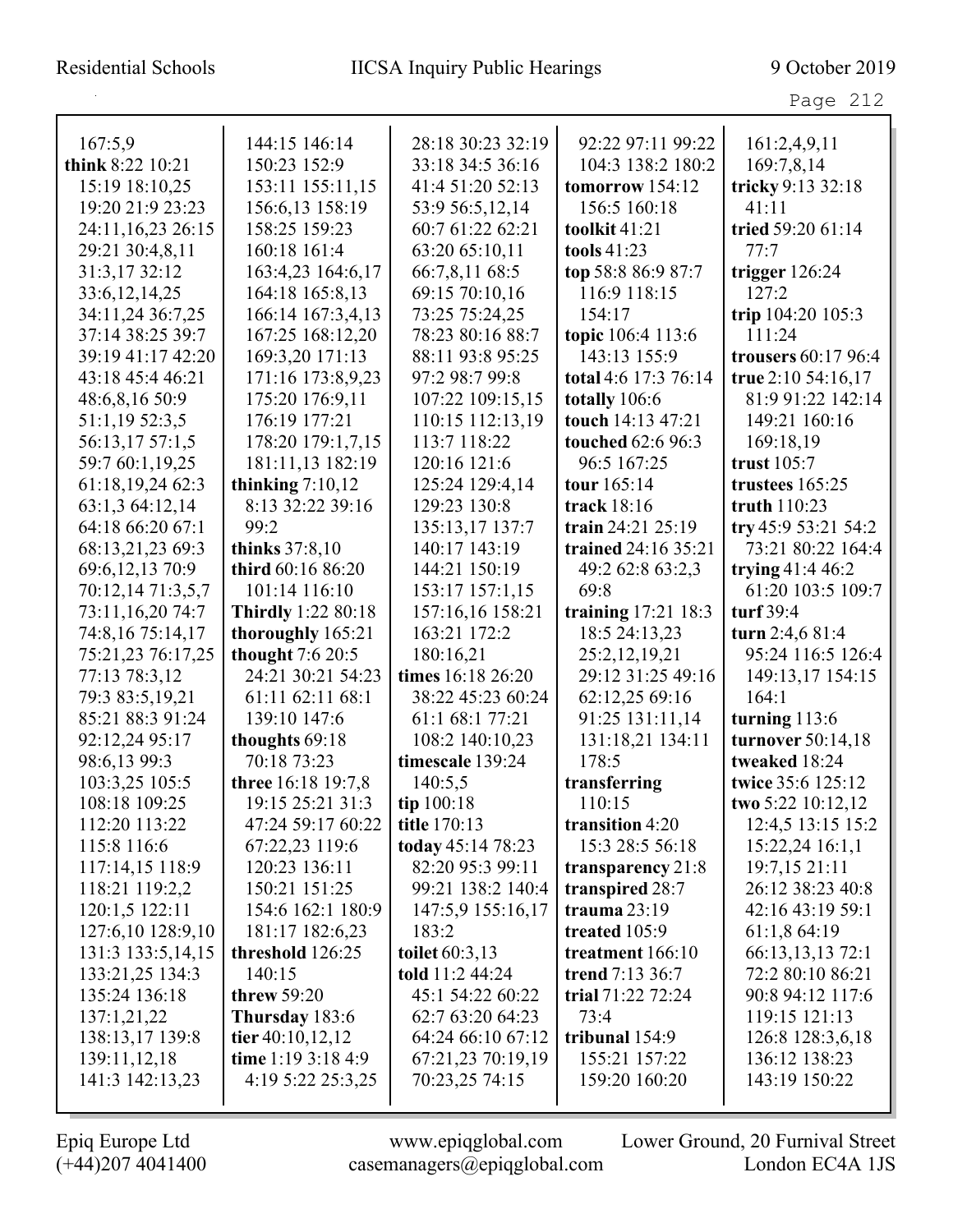167:5,9
**think** 8:22 10:21
15:19 18:10,25
19:20 21:9 23:23
24:11,16,23 26:15
29:21 30:4,8,11
31:3,17 32:12
33:6,12,14,25
34:11,24 36:7,25
37:14 38:25 39:7
39:19 41:17 42:20
43:18 45:4 46:21
48:6,8,16 50:9
51:1,19 52:3,5
56:13,17 57:1,5
59:7 60:1,19,25
61:18,19,24 62:3
63:1,3 64:12,14
64:18 66:20 67:1
68:13,21,23 69:3
69:6,12,13 70:9
70:12,14 71:3,5,7
73:11,16,20 74:7
74:8,16 75:14,17
75:21,23 76:17,25
77:13 78:3,12
79:3 83:5,19,21
85:21 88:3 91:24
92:12,24 95:17
98:6,13 99:3
103:3,25 105:5
108:18 109:25
112:20 113:22
115:8 116:6
117:14,15 118:9
118:21 119:2,2
120:1,5 122:11
127:6,10 128:9,10
131:3 133:5,14,15
133:21,25 134:3
135:24 136:18
137:1,21,22
138:13,17 139:8
139:11,12,18
141:3 142:13,23
144:15 146:14
150:23 152:9
153:11 155:11,15
156:6,13 158:19
158:25 159:23
160:18 161:4
163:4,23 164:6,17
164:18 165:8,13
166:14 167:3,4,13
167:25 168:12,20
169:3,20 171:13
171:16 173:8,9,23
175:20 176:9,11
176:19 177:21
178:20 179:1,7,15
181:11,13 182:19
**thinking** 7:10,12
8:13 32:22 39:16
99:2
**thinks** 37:8,10
**third** 60:16 86:20
101:14 116:10
**Thirdly** 1:22 80:18
**thoroughly** 165:21
**thought** 7:6 20:5
24:21 30:21 54:23
61:11 62:11 68:1
139:10 147:6
**thoughts** 69:18
70:18 73:23
**three** 16:18 19:7,8
19:15 25:21 31:3
47:24 59:17 60:22
67:22,23 119:6
120:23 136:11
150:21 151:25
154:6 162:1 180:9
181:17 182:6,23
**threshold** 126:25
140:15
**threw** 59:20
**Thursday** 183:6
**tier** 40:10,12,12
**time** 1:19 3:18 4:9
4:19 5:22 25:3,25
28:18 30:23 32:19
33:18 34:5 36:16
41:4 51:20 52:13
53:9 56:5,12,14
60:7 61:22 62:21
63:20 65:10,11
66:7,8,11 68:5
69:15 70:10,16
73:25 75:24,25
78:23 80:16 88:7
88:11 93:8 95:25
97:2 98:7 99:8
107:22 109:15,15
110:15 112:13,19
113:7 118:22
120:16 121:6
125:24 129:4,14
129:23 130:8
135:13,17 137:7
140:17 143:19
144:21 150:19
153:17 157:1,15
157:16,16 158:21
163:21 172:2
180:16,21
**times** 16:18 26:20
38:22 45:23 60:24
61:1 68:1 77:21
108:2 140:10,23
**timescale** 139:24
140:5,5
**tip** 100:18
**title** 170:13
**today** 45:14 78:23
82:20 95:3 99:11
99:21 138:2 140:4
147:5,9 155:16,17
183:2
**toilet** 60:3,13
**told** 11:2 44:24
45:1 54:22 60:22
62:7 63:20 64:23
64:24 66:10 67:12
67:21,23 70:19,19
70:23,25 74:15
92:22 97:11 99:22
104:3 138:2 180:2
**tomorrow** 154:12
156:5 160:18
**toolkit** 41:21
**tools** 41:23
**top** 58:8 86:9 87:7
116:9 118:15
154:17
**topic** 106:4 113:6
143:13 155:9
**total** 4:6 17:3 76:14
**totally** 106:6
**touch** 14:13 47:21
**touched** 62:6 96:3
96:5 167:25
**tour** 165:14
**track** 18:16
**train** 24:21 25:19
**trained** 24:16 35:21
49:2 62:8 63:2,3
69:8
**training** 17:21 18:3
18:5 24:13,23
25:2,12,19,21
29:12 31:25 49:16
62:12,25 69:16
91:25 131:11,14
131:18,21 134:11
178:5
**transferring**
110:15
**transition** 4:20
15:3 28:5 56:18
**transparency** 21:8
**transpired** 28:7
**trauma** 23:19
**treated** 105:9
**treatment** 166:10
**trend** 7:13 36:7
**trial** 71:22 72:24
73:4
**tribunal** 154:9
155:21 157:22
159:20 160:20
161:2,4,9,11
169:7,8,14
**tricky** 9:13 32:18
41:11
**tried** 59:20 61:14
77:7
**trigger** 126:24
127:2
**trip** 104:20 105:3
111:24
**trousers** 60:17 96:4
**true** 2:10 54:16,17
81:9 91:22 142:14
149:21 160:16
169:18,19
**trust** 105:7
**trustees** 165:25
**truth** 110:23
**try** 45:9 53:21 54:2
73:21 80:22 164:4
**trying** 41:4 46:2
61:20 103:5 109:7
**turf** 39:4
**turn** 2:4,6 81:4
95:24 116:5 126:4
149:13,17 154:15
164:1
**turning** 113:6
**turnover** 50:14,18
**tweaked** 18:24
**twice** 35:6 125:12
**two** 5:22 10:12,12
12:4,5 13:15 15:2
15:22,24 16:1,1
19:7,15 21:11
26:12 38:23 40:8
42:16 43:19 59:1
61:1,8 64:19
66:13,13,13 72:1
72:2 80:10 86:21
90:8 94:12 117:6
119:15 121:13
126:8 128:3,6,18
136:12 138:23
143:19 150:22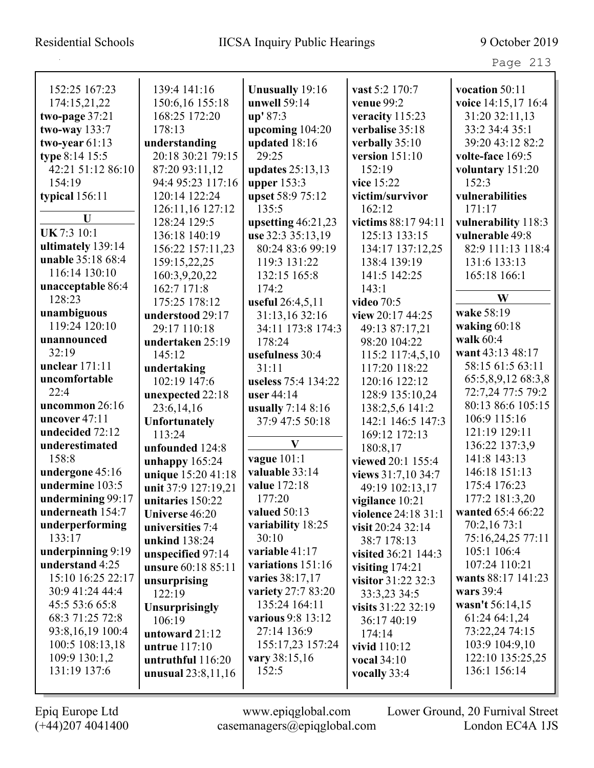152:25 167:23
174:15,21,22
**two-page** 37:21
**two-way** 133:7
**two-year** 61:13
**type** 8:14 15:5
42:21 51:12 86:10
154:19
**typical** 156:11

**U**

**UK** 7:3 10:1
**ultimately** 139:14
**unable** 35:18 68:4
116:14 130:10
**unacceptable** 86:4
128:23
**unambiguous**
119:24 120:10
**unannounced**
32:19
**unclear** 171:11
**uncomfortable**
22:4
**uncommon** 26:16
**uncover** 47:11
**undecided** 72:12
**underestimated**
158:8
**undergone** 45:16
**undermine** 103:5
**undermining** 99:17
**underneath** 154:7
**underperforming**
133:17
**underpinning** 9:19
**understand** 4:25
15:10 16:25 22:17
30:9 41:24 44:4
45:5 53:6 65:8
68:3 71:25 72:8
93:8,16,19 100:4
100:5 108:13,18
109:9 130:1,2
131:19 137:6
139:4 141:16
150:6,16 155:18
168:25 172:20
178:13
**understanding**
20:18 30:21 79:15
87:20 93:11,12
94:4 95:23 117:16
120:14 122:24
126:11,16 127:12
128:24 129:5
136:18 140:19
156:22 157:11,23
159:15,22,25
160:3,9,20,22
162:7 171:8
175:25 178:12
**understood** 29:17
29:17 110:18
**undertaken** 25:19
145:12
**undertaking**
102:19 147:6
**unexpected** 22:18
23:6,14,16
**Unfortunately**
113:24
**unfounded** 124:8
**unhappy** 165:24
**unique** 15:20 41:18
**unit** 37:9 127:19,21
**unitaries** 150:22
**Universe** 46:20
**universities** 7:4
**unkind** 138:24
**unspecified** 97:14
**unsure** 60:18 85:11
**unsurprising**
122:19
**Unsurprisingly**
106:19
**untoward** 21:12
**untrue** 117:10
**untruthful** 116:20
**unusual** 23:8,11,16
**Unusually** 19:16
**unwell** 59:14
**up'** 87:3
**upcoming** 104:20
**updated** 18:16
29:25
**updates** 25:13,13
**upper** 153:3
**upset** 58:9 75:12
135:5
**upsetting** 46:21,23
**use** 32:3 35:13,19
80:24 83:6 99:19
119:3 131:22
132:15 165:8
174:2
**useful** 26:4,5,11
31:13,16 32:16
34:11 173:8 174:3
178:24
**usefulness** 30:4
31:11
**useless** 75:4 134:22
**user** 44:14
**usually** 7:14 8:16
37:9 47:5 50:18

**V**

**vague** 101:1
**valuable** 33:14
**value** 172:18
177:20
**valued** 50:13
**variability** 18:25
30:10
**variable** 41:17
**variations** 151:16
**varies** 38:17,17
**variety** 27:7 83:20
135:24 164:11
**various** 9:8 13:12
27:14 136:9
155:17,23 157:24
**vary** 38:15,16
152:5
**vast** 5:2 170:7
**venue** 99:2
**veracity** 115:23
**verbalise** 35:18
**verbally** 35:10
**version** 151:10
152:19
**vice** 15:22
**victim/survivor**
162:12
**victims** 88:17 94:11
125:13 133:15
134:17 137:12,25
138:4 139:19
141:5 142:25
143:1
**video** 70:5
**view** 20:17 44:25
49:13 87:17,21
98:20 104:22
115:2 117:4,5,10
117:20 118:22
120:16 122:12
128:9 135:10,24
138:2,5,6 141:2
142:1 146:5 147:3
169:12 172:13
180:8,17
**viewed** 20:1 155:4
**views** 31:7,10 34:7
49:19 102:13,17
**vigilance** 10:21
**violence** 24:18 31:1
**visit** 20:24 32:14
38:7 178:13
**visited** 36:21 144:3
**visiting** 174:21
**visitor** 31:22 32:3
33:3,23 34:5
**visits** 31:22 32:19
36:17 40:19
174:14
**vivid** 110:12
**vocal** 34:10
**vocally** 33:4
**vocation** 50:11
**voice** 14:15,17 16:4
31:20 32:11,13
33:2 34:4 35:1
39:20 43:12 82:2
**volte-face** 169:5
**voluntary** 151:20
152:3
**vulnerabilities**
171:17
**vulnerability** 118:3
**vulnerable** 49:8
82:9 111:13 118:4
131:6 133:13
165:18 166:1

**W**

**wake** 58:19
**waking** 60:18
**walk** 60:4
**want** 43:13 48:17
58:15 61:5 63:11
65:5,8,9,12 68:3,8
72:7,24 77:5 79:2
80:13 86:6 105:15
106:9 115:16
121:19 129:11
136:22 137:3,9
141:8 143:13
146:18 151:13
175:4 176:23
177:2 181:3,20
**wanted** 65:4 66:22
70:2,16 73:1
75:16,24,25 77:11
105:1 106:4
107:24 110:21
**wants** 88:17 141:23
**wars** 39:4
**wasn't** 56:14,15
61:24 64:1,24
73:22,24 74:15
103:9 104:9,10
122:10 135:25,25
136:1 156:14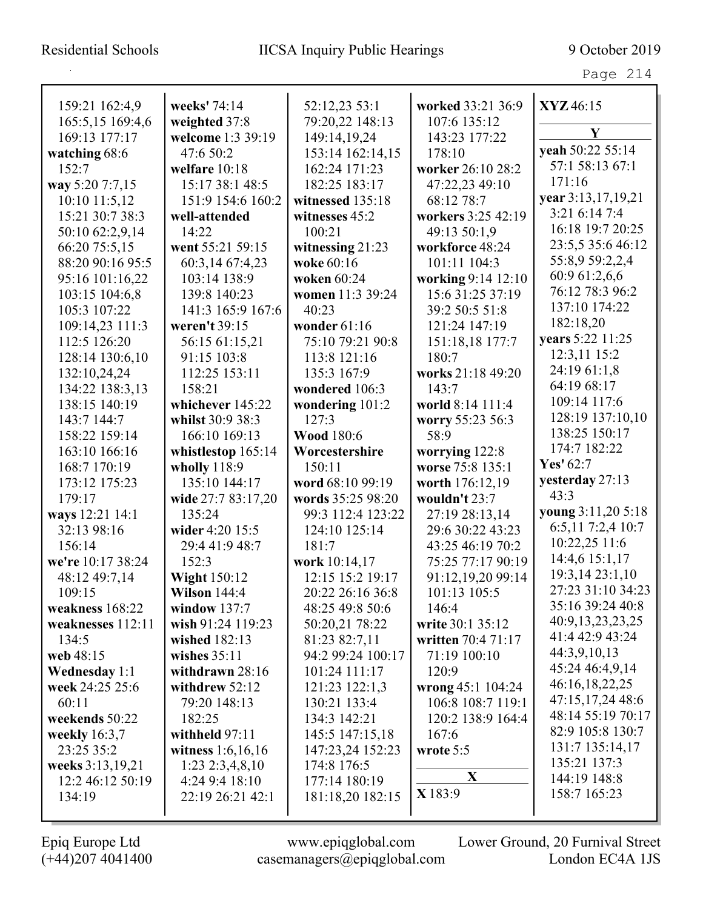159:21 162:4,9 165:5,15 169:4,6 169:13 177:17
**watching** 68:6 152:7
**way** 5:20 7:7,15 10:10 11:5,12 15:21 30:7 38:3 50:10 62:2,9,14 66:20 75:5,15 88:20 90:16 95:5 95:16 101:16,22 103:15 104:6,8 105:3 107:22 109:14,23 111:3 112:5 126:20 128:14 130:6,10 132:10,24,24 134:22 138:3,13 138:15 140:19 143:7 144:7 158:22 159:14 163:10 166:16 168:7 170:19 173:12 175:23 179:17
**ways** 12:21 14:1 32:13 98:16 156:14
**we're** 10:17 38:24 48:12 49:7,14 109:15
**weakness** 168:22
**weaknesses** 112:11 134:5
**web** 48:15
**Wednesday** 1:1
**week** 24:25 25:6 60:11
**weekends** 50:22
**weekly** 16:3,7 23:25 35:2
**weeks** 3:13,19,21 12:2 46:12 50:19 134:19
**weeks'** 74:14
**weighted** 37:8
**welcome** 1:3 39:19 47:6 50:2
**welfare** 10:18 15:17 38:1 48:5 151:9 154:6 160:2
**well-attended** 14:22
**went** 55:21 59:15 60:3,14 67:4,23 103:14 138:9 139:8 140:23 141:3 165:9 167:6
**weren't** 39:15 56:15 61:15,21 91:15 103:8 112:25 153:11 158:21
**whichever** 145:22
**whilst** 30:9 38:3 166:10 169:13
**whistlestop** 165:14
**wholly** 118:9 135:10 144:17
**wide** 27:7 83:17,20 135:24
**wider** 4:20 15:5 29:4 41:9 48:7 152:3
**Wight** 150:12
**Wilson** 144:4
**window** 137:7
**wish** 91:24 119:23
**wished** 182:13
**wishes** 35:11
**withdrawn** 28:16
**withdrew** 52:12 79:20 148:13 182:25
**withheld** 97:11
**witness** 1:6,16,16 1:23 2:3,4,8,10 4:24 9:4 18:10 22:19 26:21 42:1 52:12,23 53:1 79:20,22 148:13 149:14,19,24 153:14 162:14,15 162:24 171:23 182:25 183:17
**witnessed** 135:18
**witnesses** 45:2 100:21
**witnessing** 21:23
**woke** 60:16
**woken** 60:24
**women** 11:3 39:24 40:23
**wonder** 61:16 75:10 79:21 90:8 113:8 121:16 135:3 167:9
**wondered** 106:3
**wondering** 101:2 127:3
**Wood** 180:6
**Worcestershire** 150:11
**word** 68:10 99:19
**words** 35:25 98:20 99:3 112:4 123:22 124:10 125:14 181:7
**work** 10:14,17 12:15 15:2 19:17 20:22 26:16 36:8 48:25 49:8 50:6 50:20,21 78:22 81:23 82:7,11 94:2 99:24 100:17 101:24 111:17 121:23 122:1,3 130:21 133:4 134:3 142:21 145:5 147:15,18 147:23,24 152:23 174:8 176:5 177:14 180:19 181:18,20 182:15
**worked** 33:21 36:9 107:6 135:12 143:23 177:22 178:10
**worker** 26:10 28:2 47:22,23 49:10 68:12 78:7
**workers** 3:25 42:19 49:13 50:1,9
**workforce** 48:24 101:11 104:3
**working** 9:14 12:10 15:6 31:25 37:19 39:2 50:5 51:8 121:24 147:19 151:18,18 177:7 180:7
**works** 21:18 49:20 143:7
**world** 8:14 111:4
**worry** 55:23 56:3 58:9
**worrying** 122:8
**worse** 75:8 135:1
**worth** 176:12,19
**wouldn't** 23:7 27:19 28:13,14 29:6 30:22 43:23 43:25 46:19 70:2 75:25 77:17 90:19 91:12,19,20 99:14 101:13 105:5 146:4
**write** 30:1 35:12
**written** 70:4 71:17 71:19 100:10 120:9
**wrong** 45:1 104:24 106:8 108:7 119:1 120:2 138:9 164:4 167:6
**wrote** 5:5

**X**

**X** 183:9
**XYZ** 46:15

**Y**

**yeah** 50:22 55:14 57:1 58:13 67:1 171:16
**year** 3:13,17,19,21 3:21 6:14 7:4 16:18 19:7 20:25 23:5,5 35:6 46:12 55:8,9 59:2,2,4 60:9 61:2,6,6 76:12 78:3 96:2 137:10 174:22 182:18,20
**years** 5:22 11:25 12:3,11 15:2 24:19 61:1,8 64:19 68:17 109:14 117:6 128:19 137:10,10 138:25 150:17 174:7 182:22
**Yes'** 62:7
**yesterday** 27:13 43:3
**young** 3:11,20 5:18 6:5,11 7:2,4 10:7 10:22,25 11:6 14:4,6 15:1,17 19:3,14 23:1,10 27:23 31:10 34:23 35:16 39:24 40:8 40:9,13,23,23,25 41:4 42:9 43:24 44:3,9,10,13 45:24 46:4,9,14 46:16,18,22,25 47:15,17,24 48:6 48:14 55:19 70:17 82:9 105:8 130:7 131:7 135:14,17 135:21 137:3 144:19 148:8 158:7 165:23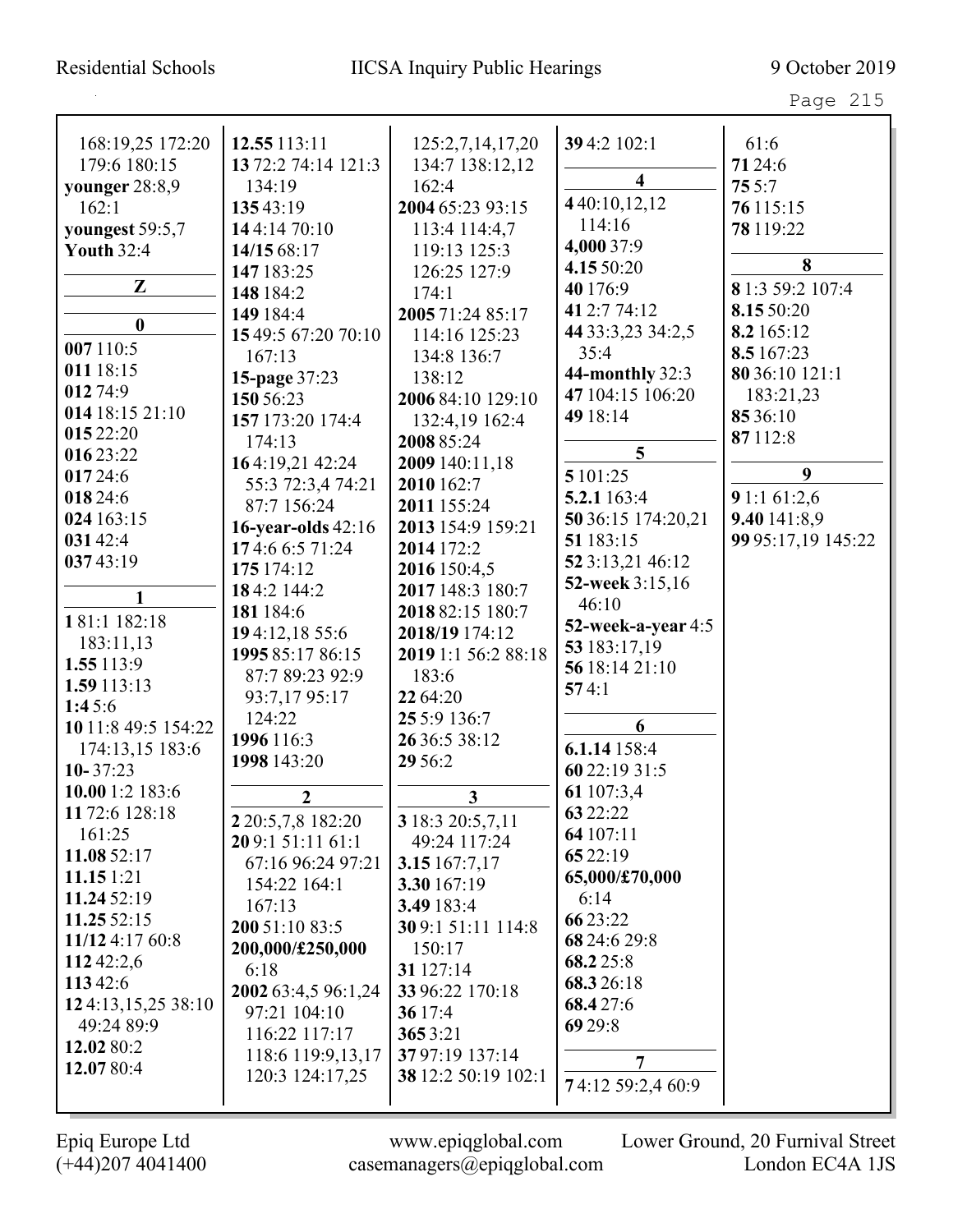168:19,25 172:20 179:6 180:15
**younger** 28:8,9 162:1
**youngest** 59:5,7
**Youth** 32:4

**Z**

**0**

**007** 110:5
**011** 18:15
**012** 74:9
**014** 18:15 21:10
**015** 22:20
**016** 23:22
**017** 24:6
**018** 24:6
**024** 163:15
**031** 42:4
**037** 43:19

**1**

**1** 81:1 182:18 183:11,13
**1.55** 113:9
**1.59** 113:13
**1:4** 5:6
**10** 11:8 49:5 154:22 174:13,15 183:6
**10-** 37:23
**10.00** 1:2 183:6
**11** 72:6 128:18 161:25
**11.08** 52:17
**11.15** 1:21
**11.24** 52:19
**11.25** 52:15
**11/12** 4:17 60:8
**112** 42:2,6
**113** 42:6
**12** 4:13,15,25 38:10 49:24 89:9
**12.02** 80:2
**12.07** 80:4
**12.55** 113:11
**13** 72:2 74:14 121:3 134:19
**135** 43:19
**14** 4:14 70:10
**14/15** 68:17
**147** 183:25
**148** 184:2
**149** 184:4
**15** 49:5 67:20 70:10 167:13
**15-page** 37:23
**150** 56:23
**157** 173:20 174:4 174:13
**16** 4:19,21 42:24 55:3 72:3,4 74:21 87:7 156:24
**16-year-olds** 42:16
**17** 4:6 6:5 71:24
**175** 174:12
**18** 4:2 144:2
**181** 184:6
**19** 4:12,18 55:6
**1995** 85:17 86:15 87:7 89:23 92:9 93:7,17 95:17 124:22
**1996** 116:3
**1998** 143:20

**2**

**2** 20:5,7,8 182:20
**20** 9:1 51:11 61:1 67:16 96:24 97:21 154:22 164:1 167:13
**200** 51:10 83:5
**200,000/£250,000** 6:18
**2002** 63:4,5 96:1,24 97:21 104:10 116:22 117:17 118:6 119:9,13,17 120:3 124:17,25 125:2,7,14,17,20 134:7 138:12,12 162:4
**2004** 65:23 93:15 113:4 114:4,7 119:13 125:3 126:25 127:9 174:1
**2005** 71:24 85:17 114:16 125:23 134:8 136:7 138:12
**2006** 84:10 129:10 132:4,19 162:4
**2008** 85:24
**2009** 140:11,18
**2010** 162:7
**2011** 155:24
**2013** 154:9 159:21
**2014** 172:2
**2016** 150:4,5
**2017** 148:3 180:7
**2018** 82:15 180:7
**2018/19** 174:12
**2019** 1:1 56:2 88:18 183:6
**22** 64:20
**25** 5:9 136:7
**26** 36:5 38:12
**29** 56:2

**3**

**3** 18:3 20:5,7,11 49:24 117:24
**3.15** 167:7,17
**3.30** 167:19
**3.49** 183:4
**30** 9:1 51:11 114:8 150:17
**31** 127:14
**33** 96:22 170:18
**36** 17:4
**365** 3:21
**37** 97:19 137:14
**38** 12:2 50:19 102:1
**39** 4:2 102:1

**4**

**4** 40:10,12,12 114:16
**4,000** 37:9
**4.15** 50:20
**40** 176:9
**41** 2:7 74:12
**44** 33:3,23 34:2,5 35:4
**44-monthly** 32:3
**47** 104:15 106:20
**49** 18:14

**5**

**5** 101:25
**5.2.1** 163:4
**50** 36:15 174:20,21
**51** 183:15
**52** 3:13,21 46:12
**52-week** 3:15,16 46:10
**52-week-a-year** 4:5
**53** 183:17,19
**56** 18:14 21:10
**57** 4:1

**6**

**6.1.14** 158:4
**60** 22:19 31:5
**61** 107:3,4
**63** 22:22
**64** 107:11
**65** 22:19
**65,000/£70,000** 6:14
**66** 23:22
**68** 24:6 29:8
**68.2** 25:8
**68.3** 26:18
**68.4** 27:6
**69** 29:8

**7**

**7** 4:12 59:2,4 60:9 61:6
**71** 24:6
**75** 5:7
**76** 115:15
**78** 119:22

**8**

**8** 1:3 59:2 107:4
**8.15** 50:20
**8.2** 165:12
**8.5** 167:23
**80** 36:10 121:1 183:21,23
**85** 36:10
**87** 112:8

**9**

**9** 1:1 61:2,6
**9.40** 141:8,9
**99** 95:17,19 145:22